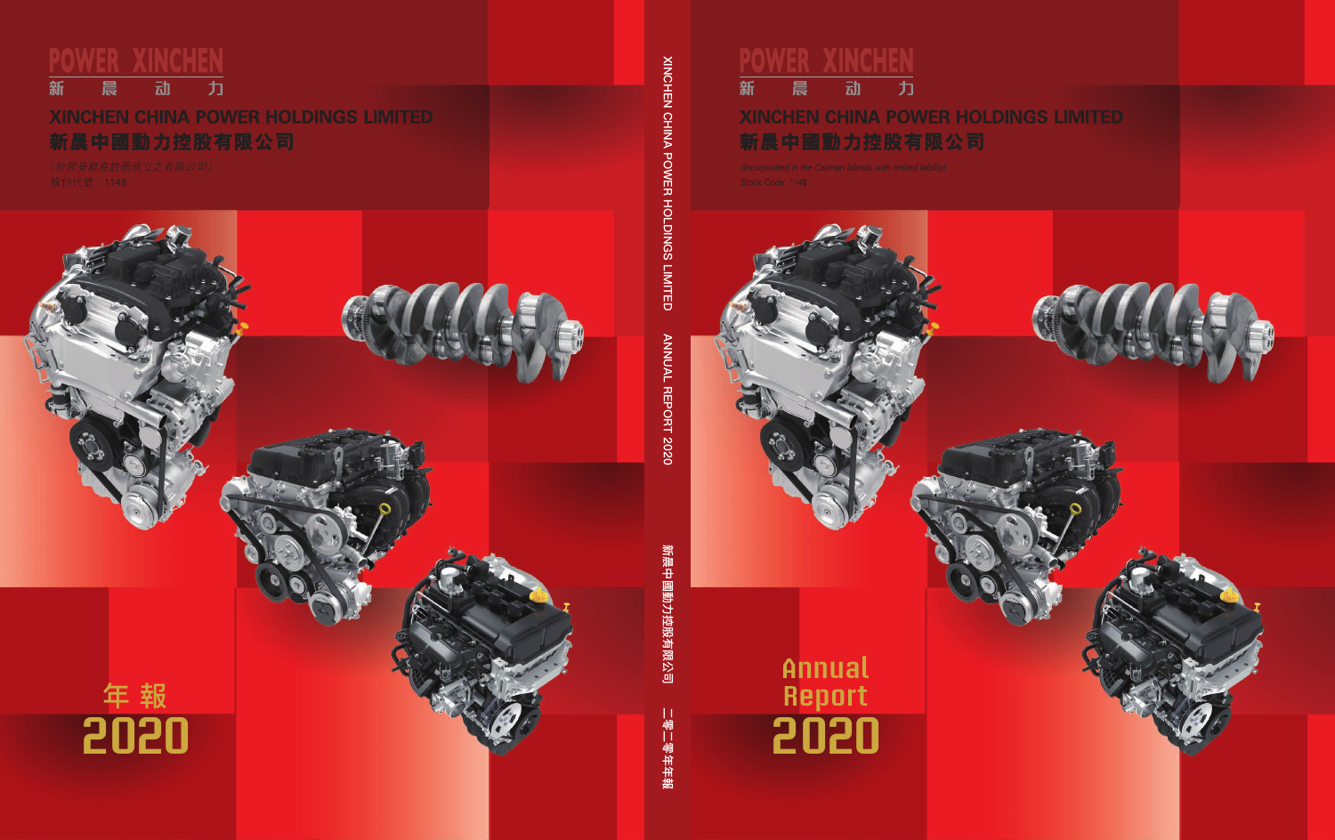POWER XINCHEN

新 晨 动 力

# XINCHEN CHINA POWER HOLDINGS LIMITED

# 新晨中國動力控股有限公司

（於開曼群島註冊成立之有限公司）

股份代號：1148

年報

2020

XINCHEN CHINA POWER HOLDINGS LIMITED ANNUAL REPORT 2020

新晨中國動力控股有限公司 二零二零年年報

POWER XINCHEN

新 晨 动 力

# XINCHEN CHINA POWER HOLDINGS LIMITED

# 新晨中國動力控股有限公司

*(Incorporated in the Cayman Islands with limited liability)*

Stock Code: 1148

Annual Report

2020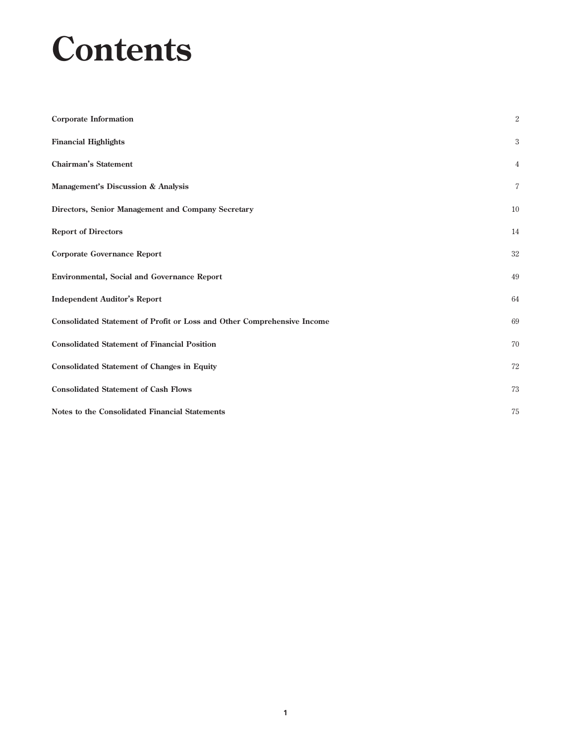# Contents

| | |
|---|---|
| **Corporate Information** | 2 |
| **Financial Highlights** | 3 |
| **Chairman's Statement** | 4 |
| **Management's Discussion & Analysis** | 7 |
| **Directors, Senior Management and Company Secretary** | 10 |
| **Report of Directors** | 14 |
| **Corporate Governance Report** | 32 |
| **Environmental, Social and Governance Report** | 49 |
| **Independent Auditor's Report** | 64 |
| **Consolidated Statement of Profit or Loss and Other Comprehensive Income** | 69 |
| **Consolidated Statement of Financial Position** | 70 |
| **Consolidated Statement of Changes in Equity** | 72 |
| **Consolidated Statement of Cash Flows** | 73 |
| **Notes to the Consolidated Financial Statements** | 75 |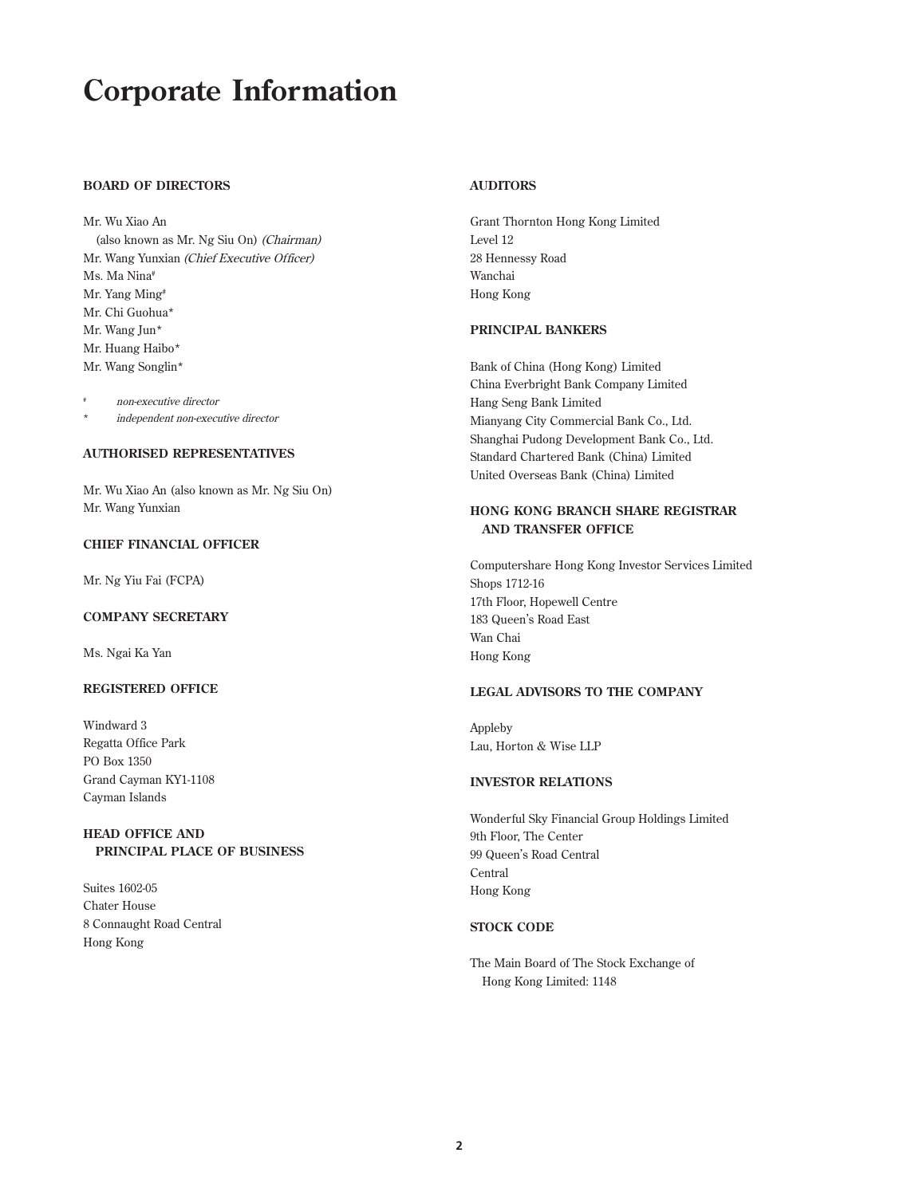# Corporate Information

## BOARD OF DIRECTORS

Mr. Wu Xiao An
(also known as Mr. Ng Siu On) *(Chairman)*
Mr. Wang Yunxian *(Chief Executive Officer)*
Ms. Ma Nina#
Mr. Yang Ming#
Mr. Chi Guohua*
Mr. Wang Jun*
Mr. Huang Haibo*
Mr. Wang Songlin*

# *non-executive director*
* *independent non-executive director*

## AUTHORISED REPRESENTATIVES

Mr. Wu Xiao An (also known as Mr. Ng Siu On)
Mr. Wang Yunxian

## CHIEF FINANCIAL OFFICER

Mr. Ng Yiu Fai (FCPA)

## COMPANY SECRETARY

Ms. Ngai Ka Yan

## REGISTERED OFFICE

Windward 3
Regatta Office Park
PO Box 1350
Grand Cayman KY1-1108
Cayman Islands

## HEAD OFFICE AND PRINCIPAL PLACE OF BUSINESS

Suites 1602-05
Chater House
8 Connaught Road Central
Hong Kong

## AUDITORS

Grant Thornton Hong Kong Limited
Level 12
28 Hennessy Road
Wanchai
Hong Kong

## PRINCIPAL BANKERS

Bank of China (Hong Kong) Limited
China Everbright Bank Company Limited
Hang Seng Bank Limited
Mianyang City Commercial Bank Co., Ltd.
Shanghai Pudong Development Bank Co., Ltd.
Standard Chartered Bank (China) Limited
United Overseas Bank (China) Limited

## HONG KONG BRANCH SHARE REGISTRAR AND TRANSFER OFFICE

Computershare Hong Kong Investor Services Limited
Shops 1712-16
17th Floor, Hopewell Centre
183 Queen's Road East
Wan Chai
Hong Kong

## LEGAL ADVISORS TO THE COMPANY

Appleby
Lau, Horton & Wise LLP

## INVESTOR RELATIONS

Wonderful Sky Financial Group Holdings Limited
9th Floor, The Center
99 Queen's Road Central
Central
Hong Kong

## STOCK CODE

The Main Board of The Stock Exchange of Hong Kong Limited: 1148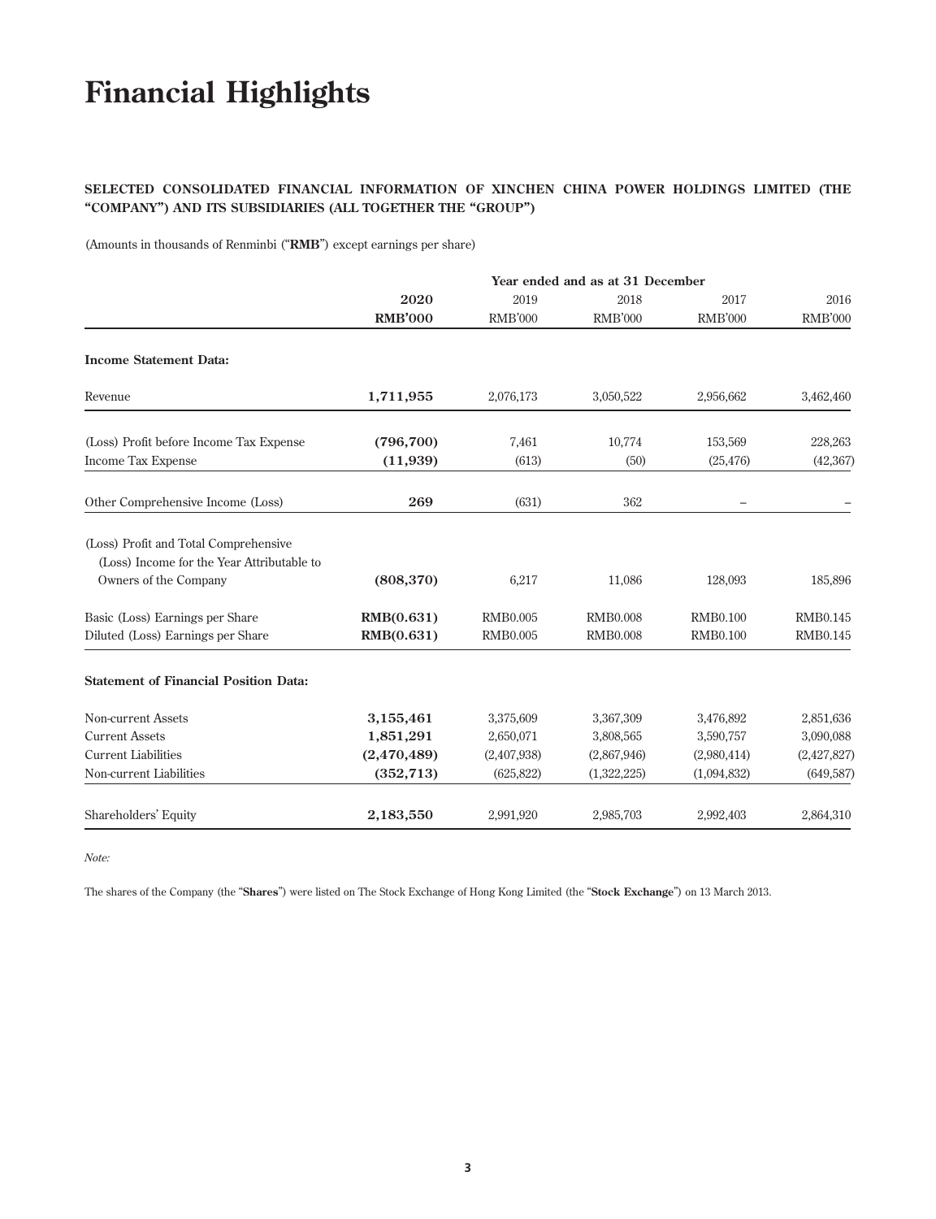# Financial Highlights

**SELECTED CONSOLIDATED FINANCIAL INFORMATION OF XINCHEN CHINA POWER HOLDINGS LIMITED (THE "COMPANY") AND ITS SUBSIDIARIES (ALL TOGETHER THE "GROUP")**

(Amounts in thousands of Renminbi ("**RMB**") except earnings per share)

| | Year ended and as at 31 December | | | | |
|---|---|---|---|---|---|
| | **2020** | 2019 | 2018 | 2017 | 2016 |
| | **RMB'000** | RMB'000 | RMB'000 | RMB'000 | RMB'000 |
| **Income Statement Data:** | | | | | |
| Revenue | **1,711,955** | 2,076,173 | 3,050,522 | 2,956,662 | 3,462,460 |
| (Loss) Profit before Income Tax Expense | **(796,700)** | 7,461 | 10,774 | 153,569 | 228,263 |
| Income Tax Expense | **(11,939)** | (613) | (50) | (25,476) | (42,367) |
| Other Comprehensive Income (Loss) | **269** | (631) | 362 | – | – |
| (Loss) Profit and Total Comprehensive (Loss) Income for the Year Attributable to Owners of the Company | **(808,370)** | 6,217 | 11,086 | 128,093 | 185,896 |
| Basic (Loss) Earnings per Share | **RMB(0.631)** | RMB0.005 | RMB0.008 | RMB0.100 | RMB0.145 |
| Diluted (Loss) Earnings per Share | **RMB(0.631)** | RMB0.005 | RMB0.008 | RMB0.100 | RMB0.145 |
| **Statement of Financial Position Data:** | | | | | |
| Non-current Assets | **3,155,461** | 3,375,609 | 3,367,309 | 3,476,892 | 2,851,636 |
| Current Assets | **1,851,291** | 2,650,071 | 3,808,565 | 3,590,757 | 3,090,088 |
| Current Liabilities | **(2,470,489)** | (2,407,938) | (2,867,946) | (2,980,414) | (2,427,827) |
| Non-current Liabilities | **(352,713)** | (625,822) | (1,322,225) | (1,094,832) | (649,587) |
| Shareholders' Equity | **2,183,550** | 2,991,920 | 2,985,703 | 2,992,403 | 2,864,310 |

*Note:*

The shares of the Company (the "**Shares**") were listed on The Stock Exchange of Hong Kong Limited (the "**Stock Exchange**") on 13 March 2013.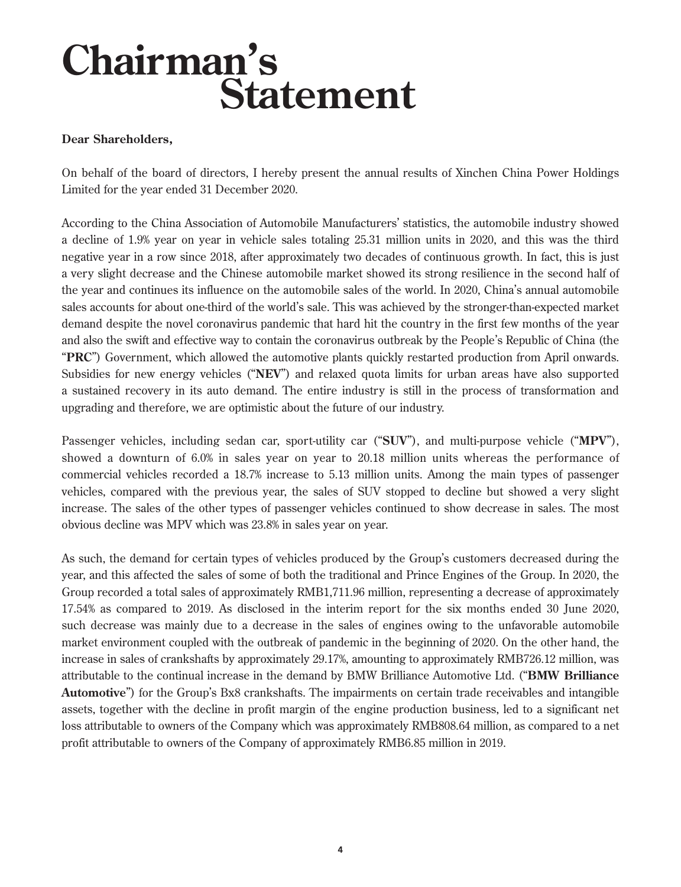# Chairman's Statement

**Dear Shareholders,**

On behalf of the board of directors, I hereby present the annual results of Xinchen China Power Holdings Limited for the year ended 31 December 2020.

According to the China Association of Automobile Manufacturers' statistics, the automobile industry showed a decline of 1.9% year on year in vehicle sales totaling 25.31 million units in 2020, and this was the third negative year in a row since 2018, after approximately two decades of continuous growth. In fact, this is just a very slight decrease and the Chinese automobile market showed its strong resilience in the second half of the year and continues its influence on the automobile sales of the world. In 2020, China's annual automobile sales accounts for about one-third of the world's sale. This was achieved by the stronger-than-expected market demand despite the novel coronavirus pandemic that hard hit the country in the first few months of the year and also the swift and effective way to contain the coronavirus outbreak by the People's Republic of China (the "**PRC**") Government, which allowed the automotive plants quickly restarted production from April onwards. Subsidies for new energy vehicles ("**NEV**") and relaxed quota limits for urban areas have also supported a sustained recovery in its auto demand. The entire industry is still in the process of transformation and upgrading and therefore, we are optimistic about the future of our industry.

Passenger vehicles, including sedan car, sport-utility car ("**SUV**"), and multi-purpose vehicle ("**MPV**"), showed a downturn of 6.0% in sales year on year to 20.18 million units whereas the performance of commercial vehicles recorded a 18.7% increase to 5.13 million units. Among the main types of passenger vehicles, compared with the previous year, the sales of SUV stopped to decline but showed a very slight increase. The sales of the other types of passenger vehicles continued to show decrease in sales. The most obvious decline was MPV which was 23.8% in sales year on year.

As such, the demand for certain types of vehicles produced by the Group's customers decreased during the year, and this affected the sales of some of both the traditional and Prince Engines of the Group. In 2020, the Group recorded a total sales of approximately RMB1,711.96 million, representing a decrease of approximately 17.54% as compared to 2019. As disclosed in the interim report for the six months ended 30 June 2020, such decrease was mainly due to a decrease in the sales of engines owing to the unfavorable automobile market environment coupled with the outbreak of pandemic in the beginning of 2020. On the other hand, the increase in sales of crankshafts by approximately 29.17%, amounting to approximately RMB726.12 million, was attributable to the continual increase in the demand by BMW Brilliance Automotive Ltd. ("**BMW Brilliance Automotive**") for the Group's Bx8 crankshafts. The impairments on certain trade receivables and intangible assets, together with the decline in profit margin of the engine production business, led to a significant net loss attributable to owners of the Company which was approximately RMB808.64 million, as compared to a net profit attributable to owners of the Company of approximately RMB6.85 million in 2019.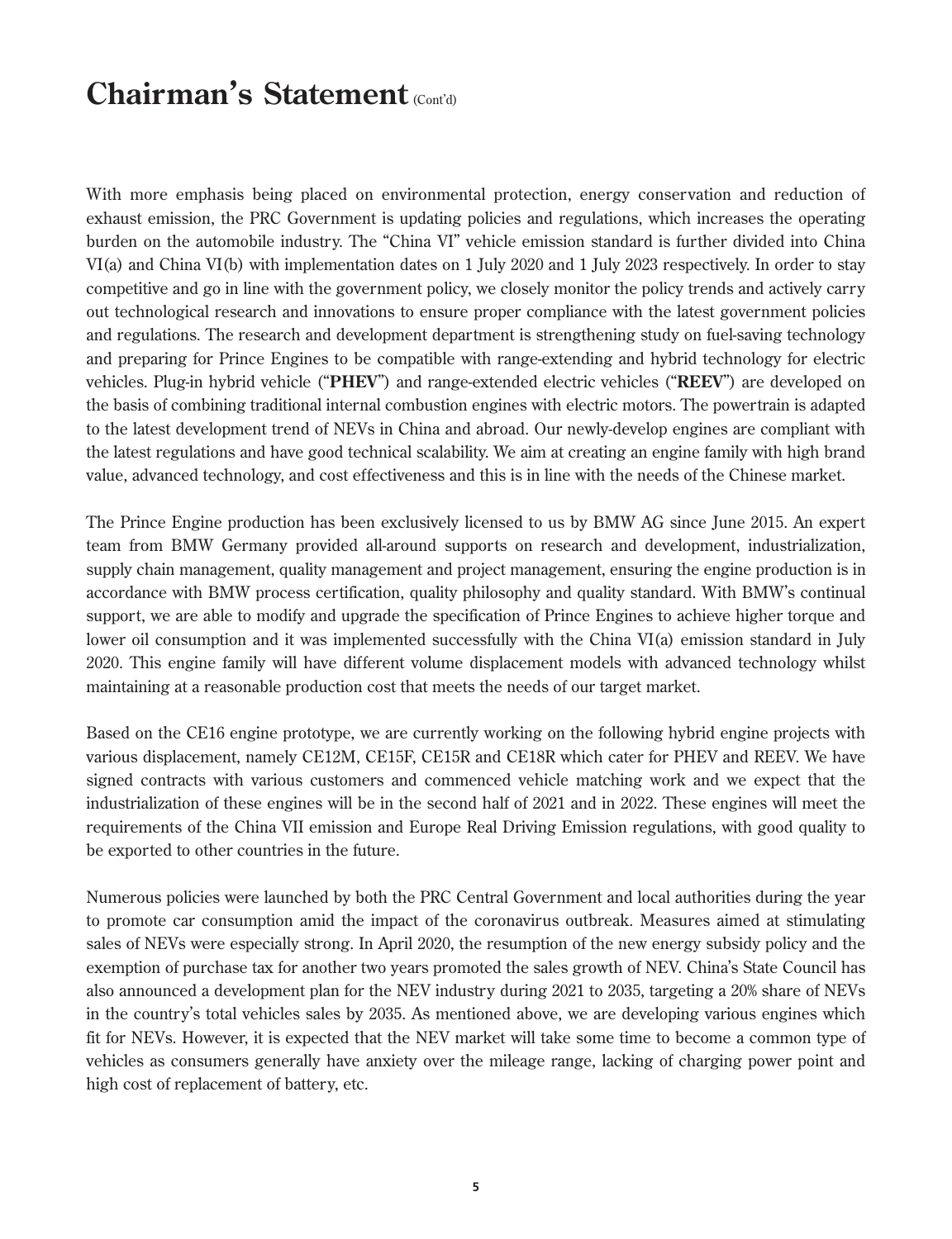# Chairman's Statement (Cont'd)

With more emphasis being placed on environmental protection, energy conservation and reduction of exhaust emission, the PRC Government is updating policies and regulations, which increases the operating burden on the automobile industry. The "China VI" vehicle emission standard is further divided into China VI(a) and China VI(b) with implementation dates on 1 July 2020 and 1 July 2023 respectively. In order to stay competitive and go in line with the government policy, we closely monitor the policy trends and actively carry out technological research and innovations to ensure proper compliance with the latest government policies and regulations. The research and development department is strengthening study on fuel-saving technology and preparing for Prince Engines to be compatible with range-extending and hybrid technology for electric vehicles. Plug-in hybrid vehicle ("**PHEV**") and range-extended electric vehicles ("**REEV**") are developed on the basis of combining traditional internal combustion engines with electric motors. The powertrain is adapted to the latest development trend of NEVs in China and abroad. Our newly-develop engines are compliant with the latest regulations and have good technical scalability. We aim at creating an engine family with high brand value, advanced technology, and cost effectiveness and this is in line with the needs of the Chinese market.

The Prince Engine production has been exclusively licensed to us by BMW AG since June 2015. An expert team from BMW Germany provided all-around supports on research and development, industrialization, supply chain management, quality management and project management, ensuring the engine production is in accordance with BMW process certification, quality philosophy and quality standard. With BMW's continual support, we are able to modify and upgrade the specification of Prince Engines to achieve higher torque and lower oil consumption and it was implemented successfully with the China VI(a) emission standard in July 2020. This engine family will have different volume displacement models with advanced technology whilst maintaining at a reasonable production cost that meets the needs of our target market.

Based on the CE16 engine prototype, we are currently working on the following hybrid engine projects with various displacement, namely CE12M, CE15F, CE15R and CE18R which cater for PHEV and REEV. We have signed contracts with various customers and commenced vehicle matching work and we expect that the industrialization of these engines will be in the second half of 2021 and in 2022. These engines will meet the requirements of the China VII emission and Europe Real Driving Emission regulations, with good quality to be exported to other countries in the future.

Numerous policies were launched by both the PRC Central Government and local authorities during the year to promote car consumption amid the impact of the coronavirus outbreak. Measures aimed at stimulating sales of NEVs were especially strong. In April 2020, the resumption of the new energy subsidy policy and the exemption of purchase tax for another two years promoted the sales growth of NEV. China's State Council has also announced a development plan for the NEV industry during 2021 to 2035, targeting a 20% share of NEVs in the country's total vehicles sales by 2035. As mentioned above, we are developing various engines which fit for NEVs. However, it is expected that the NEV market will take some time to become a common type of vehicles as consumers generally have anxiety over the mileage range, lacking of charging power point and high cost of replacement of battery, etc.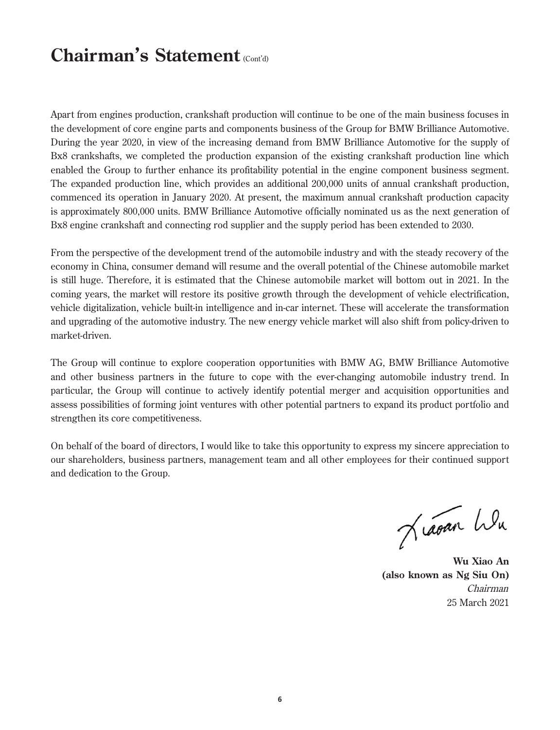# Chairman's Statement (Cont'd)

Apart from engines production, crankshaft production will continue to be one of the main business focuses in the development of core engine parts and components business of the Group for BMW Brilliance Automotive. During the year 2020, in view of the increasing demand from BMW Brilliance Automotive for the supply of Bx8 crankshafts, we completed the production expansion of the existing crankshaft production line which enabled the Group to further enhance its profitability potential in the engine component business segment. The expanded production line, which provides an additional 200,000 units of annual crankshaft production, commenced its operation in January 2020. At present, the maximum annual crankshaft production capacity is approximately 800,000 units. BMW Brilliance Automotive officially nominated us as the next generation of Bx8 engine crankshaft and connecting rod supplier and the supply period has been extended to 2030.

From the perspective of the development trend of the automobile industry and with the steady recovery of the economy in China, consumer demand will resume and the overall potential of the Chinese automobile market is still huge. Therefore, it is estimated that the Chinese automobile market will bottom out in 2021. In the coming years, the market will restore its positive growth through the development of vehicle electrification, vehicle digitalization, vehicle built-in intelligence and in-car internet. These will accelerate the transformation and upgrading of the automotive industry. The new energy vehicle market will also shift from policy-driven to market-driven.

The Group will continue to explore cooperation opportunities with BMW AG, BMW Brilliance Automotive and other business partners in the future to cope with the ever-changing automobile industry trend. In particular, the Group will continue to actively identify potential merger and acquisition opportunities and assess possibilities of forming joint ventures with other potential partners to expand its product portfolio and strengthen its core competitiveness.

On behalf of the board of directors, I would like to take this opportunity to express my sincere appreciation to our shareholders, business partners, management team and all other employees for their continued support and dedication to the Group.

**Wu Xiao An**
**(also known as Ng Siu On)**
*Chairman*
25 March 2021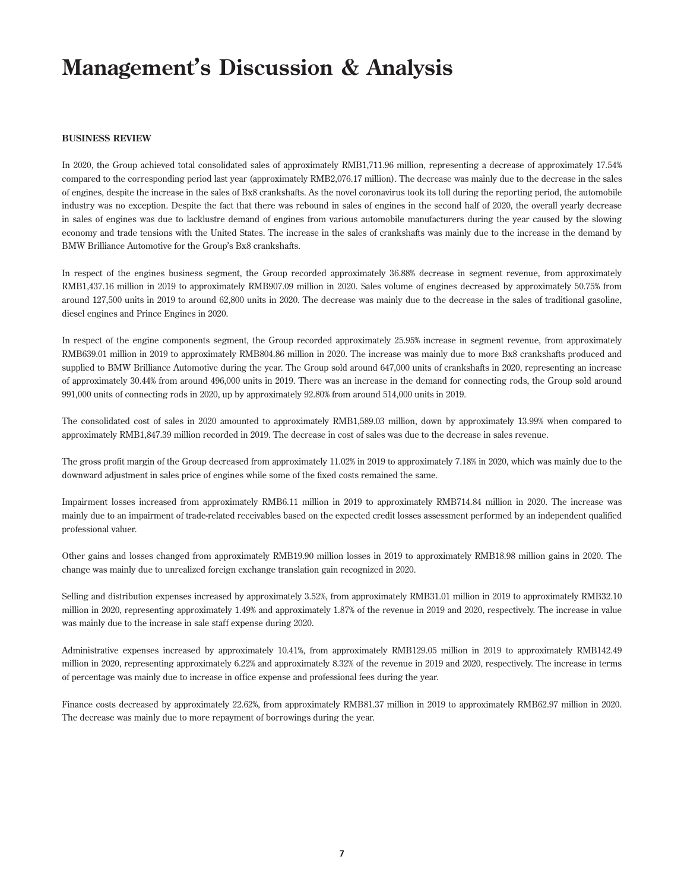# Management's Discussion & Analysis

**BUSINESS REVIEW**

In 2020, the Group achieved total consolidated sales of approximately RMB1,711.96 million, representing a decrease of approximately 17.54% compared to the corresponding period last year (approximately RMB2,076.17 million). The decrease was mainly due to the decrease in the sales of engines, despite the increase in the sales of Bx8 crankshafts. As the novel coronavirus took its toll during the reporting period, the automobile industry was no exception. Despite the fact that there was rebound in sales of engines in the second half of 2020, the overall yearly decrease in sales of engines was due to lacklustre demand of engines from various automobile manufacturers during the year caused by the slowing economy and trade tensions with the United States. The increase in the sales of crankshafts was mainly due to the increase in the demand by BMW Brilliance Automotive for the Group's Bx8 crankshafts.

In respect of the engines business segment, the Group recorded approximately 36.88% decrease in segment revenue, from approximately RMB1,437.16 million in 2019 to approximately RMB907.09 million in 2020. Sales volume of engines decreased by approximately 50.75% from around 127,500 units in 2019 to around 62,800 units in 2020. The decrease was mainly due to the decrease in the sales of traditional gasoline, diesel engines and Prince Engines in 2020.

In respect of the engine components segment, the Group recorded approximately 25.95% increase in segment revenue, from approximately RMB639.01 million in 2019 to approximately RMB804.86 million in 2020. The increase was mainly due to more Bx8 crankshafts produced and supplied to BMW Brilliance Automotive during the year. The Group sold around 647,000 units of crankshafts in 2020, representing an increase of approximately 30.44% from around 496,000 units in 2019. There was an increase in the demand for connecting rods, the Group sold around 991,000 units of connecting rods in 2020, up by approximately 92.80% from around 514,000 units in 2019.

The consolidated cost of sales in 2020 amounted to approximately RMB1,589.03 million, down by approximately 13.99% when compared to approximately RMB1,847.39 million recorded in 2019. The decrease in cost of sales was due to the decrease in sales revenue.

The gross profit margin of the Group decreased from approximately 11.02% in 2019 to approximately 7.18% in 2020, which was mainly due to the downward adjustment in sales price of engines while some of the fixed costs remained the same.

Impairment losses increased from approximately RMB6.11 million in 2019 to approximately RMB714.84 million in 2020. The increase was mainly due to an impairment of trade-related receivables based on the expected credit losses assessment performed by an independent qualified professional valuer.

Other gains and losses changed from approximately RMB19.90 million losses in 2019 to approximately RMB18.98 million gains in 2020. The change was mainly due to unrealized foreign exchange translation gain recognized in 2020.

Selling and distribution expenses increased by approximately 3.52%, from approximately RMB31.01 million in 2019 to approximately RMB32.10 million in 2020, representing approximately 1.49% and approximately 1.87% of the revenue in 2019 and 2020, respectively. The increase in value was mainly due to the increase in sale staff expense during 2020.

Administrative expenses increased by approximately 10.41%, from approximately RMB129.05 million in 2019 to approximately RMB142.49 million in 2020, representing approximately 6.22% and approximately 8.32% of the revenue in 2019 and 2020, respectively. The increase in terms of percentage was mainly due to increase in office expense and professional fees during the year.

Finance costs decreased by approximately 22.62%, from approximately RMB81.37 million in 2019 to approximately RMB62.97 million in 2020. The decrease was mainly due to more repayment of borrowings during the year.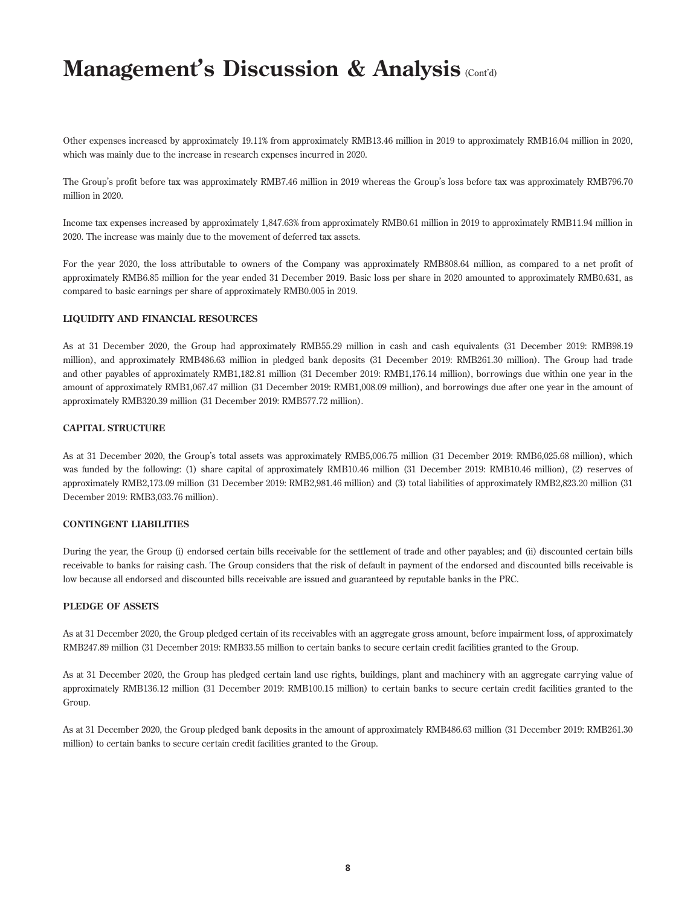# Management's Discussion & Analysis (Cont'd)

Other expenses increased by approximately 19.11% from approximately RMB13.46 million in 2019 to approximately RMB16.04 million in 2020, which was mainly due to the increase in research expenses incurred in 2020.

The Group's profit before tax was approximately RMB7.46 million in 2019 whereas the Group's loss before tax was approximately RMB796.70 million in 2020.

Income tax expenses increased by approximately 1,847.63% from approximately RMB0.61 million in 2019 to approximately RMB11.94 million in 2020. The increase was mainly due to the movement of deferred tax assets.

For the year 2020, the loss attributable to owners of the Company was approximately RMB808.64 million, as compared to a net profit of approximately RMB6.85 million for the year ended 31 December 2019. Basic loss per share in 2020 amounted to approximately RMB0.631, as compared to basic earnings per share of approximately RMB0.005 in 2019.

## LIQUIDITY AND FINANCIAL RESOURCES

As at 31 December 2020, the Group had approximately RMB55.29 million in cash and cash equivalents (31 December 2019: RMB98.19 million), and approximately RMB486.63 million in pledged bank deposits (31 December 2019: RMB261.30 million). The Group had trade and other payables of approximately RMB1,182.81 million (31 December 2019: RMB1,176.14 million), borrowings due within one year in the amount of approximately RMB1,067.47 million (31 December 2019: RMB1,008.09 million), and borrowings due after one year in the amount of approximately RMB320.39 million (31 December 2019: RMB577.72 million).

## CAPITAL STRUCTURE

As at 31 December 2020, the Group's total assets was approximately RMB5,006.75 million (31 December 2019: RMB6,025.68 million), which was funded by the following: (1) share capital of approximately RMB10.46 million (31 December 2019: RMB10.46 million), (2) reserves of approximately RMB2,173.09 million (31 December 2019: RMB2,981.46 million) and (3) total liabilities of approximately RMB2,823.20 million (31 December 2019: RMB3,033.76 million).

## CONTINGENT LIABILITIES

During the year, the Group (i) endorsed certain bills receivable for the settlement of trade and other payables; and (ii) discounted certain bills receivable to banks for raising cash. The Group considers that the risk of default in payment of the endorsed and discounted bills receivable is low because all endorsed and discounted bills receivable are issued and guaranteed by reputable banks in the PRC.

## PLEDGE OF ASSETS

As at 31 December 2020, the Group pledged certain of its receivables with an aggregate gross amount, before impairment loss, of approximately RMB247.89 million (31 December 2019: RMB33.55 million to certain banks to secure certain credit facilities granted to the Group.

As at 31 December 2020, the Group has pledged certain land use rights, buildings, plant and machinery with an aggregate carrying value of approximately RMB136.12 million (31 December 2019: RMB100.15 million) to certain banks to secure certain credit facilities granted to the Group.

As at 31 December 2020, the Group pledged bank deposits in the amount of approximately RMB486.63 million (31 December 2019: RMB261.30 million) to certain banks to secure certain credit facilities granted to the Group.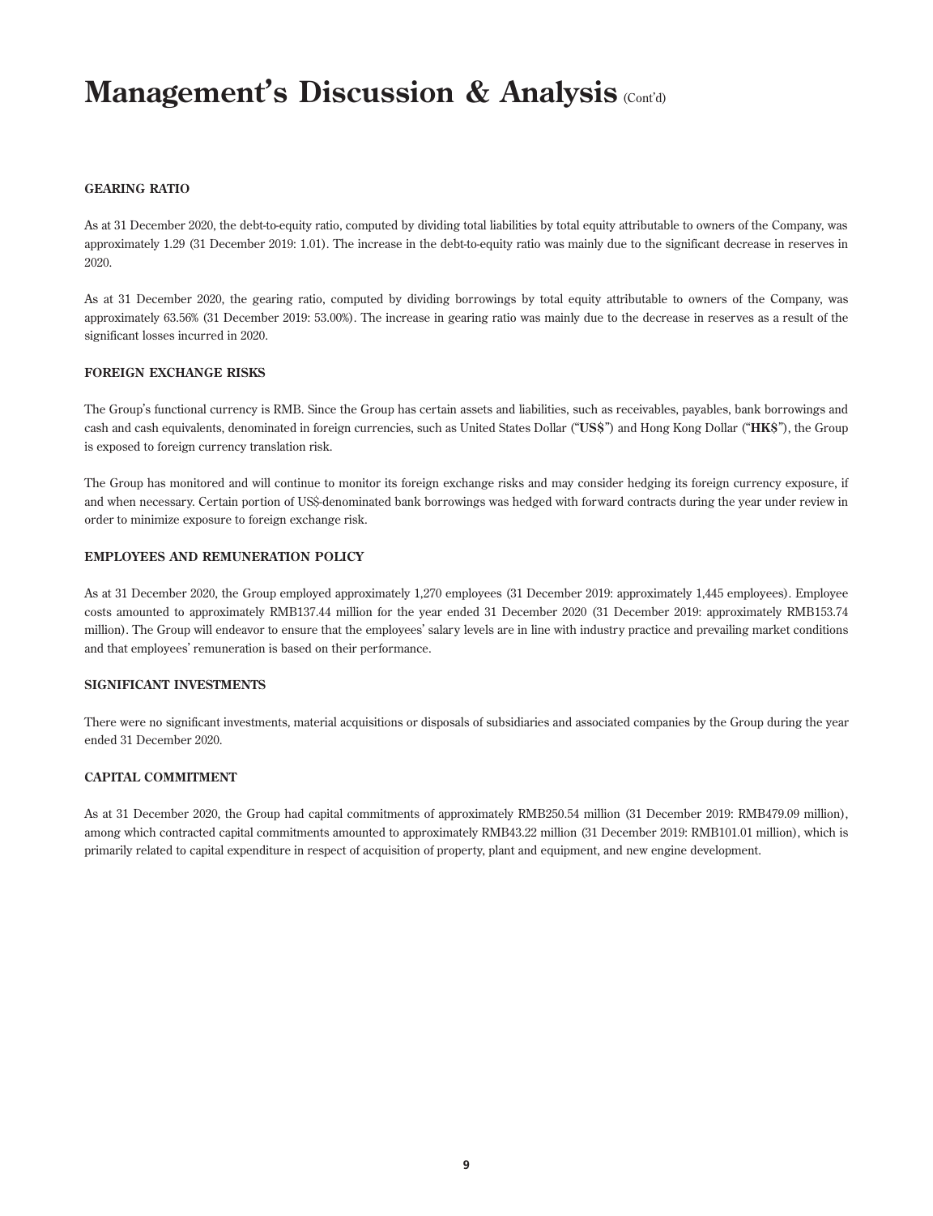# Management's Discussion & Analysis (Cont'd)

## GEARING RATIO

As at 31 December 2020, the debt-to-equity ratio, computed by dividing total liabilities by total equity attributable to owners of the Company, was approximately 1.29 (31 December 2019: 1.01). The increase in the debt-to-equity ratio was mainly due to the significant decrease in reserves in 2020.

As at 31 December 2020, the gearing ratio, computed by dividing borrowings by total equity attributable to owners of the Company, was approximately 63.56% (31 December 2019: 53.00%). The increase in gearing ratio was mainly due to the decrease in reserves as a result of the significant losses incurred in 2020.

## FOREIGN EXCHANGE RISKS

The Group's functional currency is RMB. Since the Group has certain assets and liabilities, such as receivables, payables, bank borrowings and cash and cash equivalents, denominated in foreign currencies, such as United States Dollar ("**US$**") and Hong Kong Dollar ("**HK$**"), the Group is exposed to foreign currency translation risk.

The Group has monitored and will continue to monitor its foreign exchange risks and may consider hedging its foreign currency exposure, if and when necessary. Certain portion of US$-denominated bank borrowings was hedged with forward contracts during the year under review in order to minimize exposure to foreign exchange risk.

## EMPLOYEES AND REMUNERATION POLICY

As at 31 December 2020, the Group employed approximately 1,270 employees (31 December 2019: approximately 1,445 employees). Employee costs amounted to approximately RMB137.44 million for the year ended 31 December 2020 (31 December 2019: approximately RMB153.74 million). The Group will endeavor to ensure that the employees' salary levels are in line with industry practice and prevailing market conditions and that employees' remuneration is based on their performance.

## SIGNIFICANT INVESTMENTS

There were no significant investments, material acquisitions or disposals of subsidiaries and associated companies by the Group during the year ended 31 December 2020.

## CAPITAL COMMITMENT

As at 31 December 2020, the Group had capital commitments of approximately RMB250.54 million (31 December 2019: RMB479.09 million), among which contracted capital commitments amounted to approximately RMB43.22 million (31 December 2019: RMB101.01 million), which is primarily related to capital expenditure in respect of acquisition of property, plant and equipment, and new engine development.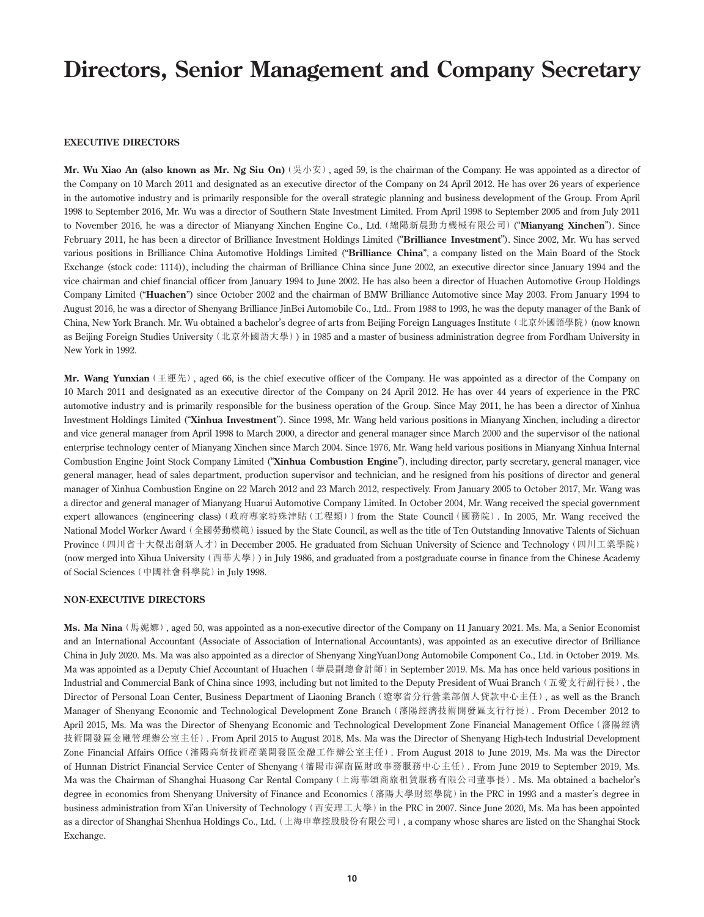# Directors, Senior Management and Company Secretary

## EXECUTIVE DIRECTORS

**Mr. Wu Xiao An (also known as Mr. Ng Siu On)** (吳小安), aged 59, is the chairman of the Company. He was appointed as a director of the Company on 10 March 2011 and designated as an executive director of the Company on 24 April 2012. He has over 26 years of experience in the automotive industry and is primarily responsible for the overall strategic planning and business development of the Group. From April 1998 to September 2016, Mr. Wu was a director of Southern State Investment Limited. From April 1998 to September 2005 and from July 2011 to November 2016, he was a director of Mianyang Xinchen Engine Co., Ltd. (綿陽新晨動力機械有限公司) ("**Mianyang Xinchen**"). Since February 2011, he has been a director of Brilliance Investment Holdings Limited ("**Brilliance Investment**"). Since 2002, Mr. Wu has served various positions in Brilliance China Automotive Holdings Limited ("**Brilliance China**", a company listed on the Main Board of the Stock Exchange (stock code: 1114)), including the chairman of Brilliance China since June 2002, an executive director since January 1994 and the vice chairman and chief financial officer from January 1994 to June 2002. He has also been a director of Huachen Automotive Group Holdings Company Limited ("**Huachen**") since October 2002 and the chairman of BMW Brilliance Automotive since May 2003. From January 1994 to August 2016, he was a director of Shenyang Brilliance JinBei Automobile Co., Ltd.. From 1988 to 1993, he was the deputy manager of the Bank of China, New York Branch. Mr. Wu obtained a bachelor's degree of arts from Beijing Foreign Languages Institute (北京外國語學院) (now known as Beijing Foreign Studies University (北京外國語大學)) in 1985 and a master of business administration degree from Fordham University in New York in 1992.

**Mr. Wang Yunxian** (王運先), aged 66, is the chief executive officer of the Company. He was appointed as a director of the Company on 10 March 2011 and designated as an executive director of the Company on 24 April 2012. He has over 44 years of experience in the PRC automotive industry and is primarily responsible for the business operation of the Group. Since May 2011, he has been a director of Xinhua Investment Holdings Limited ("**Xinhua Investment**"). Since 1998, Mr. Wang held various positions in Mianyang Xinchen, including a director and vice general manager from April 1998 to March 2000, a director and general manager since March 2000 and the supervisor of the national enterprise technology center of Mianyang Xinchen since March 2004. Since 1976, Mr. Wang held various positions in Mianyang Xinhua Internal Combustion Engine Joint Stock Company Limited ("**Xinhua Combustion Engine**"), including director, party secretary, general manager, vice general manager, head of sales department, production supervisor and technician, and he resigned from his positions of director and general manager of Xinhua Combustion Engine on 22 March 2012 and 23 March 2012, respectively. From January 2005 to October 2017, Mr. Wang was a director and general manager of Mianyang Huarui Automotive Company Limited. In October 2004, Mr. Wang received the special government expert allowances (engineering class) (政府專家特殊津貼(工程類)) from the State Council (國務院). In 2005, Mr. Wang received the National Model Worker Award (全國勞動模範) issued by the State Council, as well as the title of Ten Outstanding Innovative Talents of Sichuan Province (四川省十大傑出創新人才) in December 2005. He graduated from Sichuan University of Science and Technology (四川工業學院) (now merged into Xihua University (西華大學)) in July 1986, and graduated from a postgraduate course in finance from the Chinese Academy of Social Sciences (中國社會科學院) in July 1998.

## NON-EXECUTIVE DIRECTORS

**Ms. Ma Nina** (馬妮娜), aged 50, was appointed as a non-executive director of the Company on 11 January 2021. Ms. Ma, a Senior Economist and an International Accountant (Associate of Association of International Accountants), was appointed as an executive director of Brilliance China in July 2020. Ms. Ma was also appointed as a director of Shenyang XingYuanDong Automobile Component Co., Ltd. in October 2019. Ms. Ma was appointed as a Deputy Chief Accountant of Huachen (華晨副總會計師) in September 2019. Ms. Ma has once held various positions in Industrial and Commercial Bank of China since 1993, including but not limited to the Deputy President of Wuai Branch (五愛支行副行長), the Director of Personal Loan Center, Business Department of Liaoning Branch (遼寧省分行營業部個人貸款中心主任), as well as the Branch Manager of Shenyang Economic and Technological Development Zone Branch (瀋陽經濟技術開發區支行行長). From December 2012 to April 2015, Ms. Ma was the Director of Shenyang Economic and Technological Development Zone Financial Management Office (瀋陽經濟技術開發區金融管理辦公室主任). From April 2015 to August 2018, Ms. Ma was the Director of Shenyang High-tech Industrial Development Zone Financial Affairs Office (瀋陽高新技術產業開發區金融工作辦公室主任). From August 2018 to June 2019, Ms. Ma was the Director of Hunnan District Financial Service Center of Shenyang (瀋陽市渾南區財政事務服務中心主任). From June 2019 to September 2019, Ms. Ma was the Chairman of Shanghai Huasong Car Rental Company (上海華頌商旅租賃服務有限公司董事長). Ms. Ma obtained a bachelor's degree in economics from Shenyang University of Finance and Economics (瀋陽大學財經學院) in the PRC in 1993 and a master's degree in business administration from Xi'an University of Technology (西安理工大學) in the PRC in 2007. Since June 2020, Ms. Ma has been appointed as a director of Shanghai Shenhua Holdings Co., Ltd. (上海申華控股股份有限公司), a company whose shares are listed on the Shanghai Stock Exchange.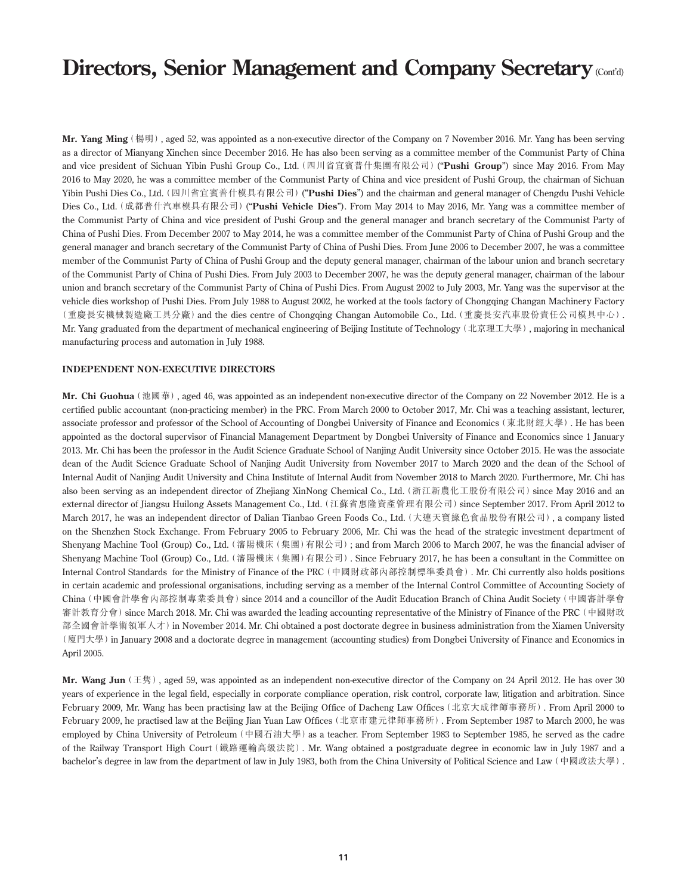# Directors, Senior Management and Company Secretary (Cont'd)

**Mr. Yang Ming** (楊明), aged 52, was appointed as a non-executive director of the Company on 7 November 2016. Mr. Yang has been serving as a director of Mianyang Xinchen since December 2016. He has also been serving as a committee member of the Communist Party of China and vice president of Sichuan Yibin Pushi Group Co., Ltd. (四川省宜賓普什集團有限公司) ("**Pushi Group**") since May 2016. From May 2016 to May 2020, he was a committee member of the Communist Party of China and vice president of Pushi Group, the chairman of Sichuan Yibin Pushi Dies Co., Ltd. (四川省宜賓普什模具有限公司) ("**Pushi Dies**") and the chairman and general manager of Chengdu Pushi Vehicle Dies Co., Ltd. (成都普什汽車模具有限公司) ("**Pushi Vehicle Dies**"). From May 2014 to May 2016, Mr. Yang was a committee member of the Communist Party of China and vice president of Pushi Group and the general manager and branch secretary of the Communist Party of China of Pushi Dies. From December 2007 to May 2014, he was the committee member of the Communist Party of China of Pushi Group and the general manager and branch secretary of the Communist Party of China of Pushi Dies. From June 2006 to December 2007, he was a committee member of the Communist Party of China of Pushi Group and the deputy general manager, chairman of the labour union and branch secretary of the Communist Party of China of Pushi Dies. From July 2003 to December 2007, he was the deputy general manager, chairman of the labour union and branch secretary of the Communist Party of China of Pushi Dies. From August 2002 to July 2003, Mr. Yang was the supervisor at the vehicle dies workshop of Pushi Dies. From July 1988 to August 2002, he worked at the tools factory of Chongqing Changan Machinery Factory (重慶長安機械製造廠工具分廠) and the dies centre of Chongqing Changan Automobile Co., Ltd. (重慶長安汽車股份責任公司模具中心). Mr. Yang graduated from the department of mechanical engineering of Beijing Institute of Technology (北京理工大學), majoring in mechanical manufacturing process and automation in July 1988.

## INDEPENDENT NON-EXECUTIVE DIRECTORS

**Mr. Chi Guohua** (池國華), aged 46, was appointed as an independent non-executive director of the Company on 22 November 2012. He is a certified public accountant (non-practicing member) in the PRC. From March 2000 to October 2017, Mr. Chi was a teaching assistant, lecturer, associate professor and professor of the School of Accounting of Dongbei University of Finance and Economics (東北財經大學). He has been appointed as the doctoral supervisor of Financial Management Department by Dongbei University of Finance and Economics since 1 January 2013. Mr. Chi has been the professor in the Audit Science Graduate School of Nanjing Audit University since October 2015. He was the associate dean of the Audit Science Graduate School of Nanjing Audit University from November 2017 to March 2020 and the dean of the School of Internal Audit of Nanjing Audit University and China Institute of Internal Audit from November 2018 to March 2020. Furthermore, Mr. Chi has also been serving as an independent director of Zhejiang XinNong Chemical Co., Ltd. (浙江新農化工股份有限公司) since May 2016 and an external director of Jiangsu Huilong Assets Management Co., Ltd. (江蘇省惠隆資產管理有限公司) since September 2017. From April 2012 to March 2017, he was an independent director of Dalian Tianbao Green Foods Co., Ltd. (大連天寶綠色食品股份有限公司), a company listed on the Shenzhen Stock Exchange. From February 2005 to February 2006, Mr. Chi was the head of the strategic investment department of Shenyang Machine Tool (Group) Co., Ltd. (瀋陽機床(集團)有限公司); and from March 2006 to March 2007, he was the financial adviser of Shenyang Machine Tool (Group) Co., Ltd. (瀋陽機床(集團)有限公司). Since February 2017, he has been a consultant in the Committee on Internal Control Standards for the Ministry of Finance of the PRC (中國財政部內部控制標準委員會). Mr. Chi currently also holds positions in certain academic and professional organisations, including serving as a member of the Internal Control Committee of Accounting Society of China (中國會計學會內部控制專業委員會) since 2014 and a councillor of the Audit Education Branch of China Audit Society (中國審計學會審計教育分會) since March 2018. Mr. Chi was awarded the leading accounting representative of the Ministry of Finance of the PRC (中國財政部全國會計學術領軍人才) in November 2014. Mr. Chi obtained a post doctorate degree in business administration from the Xiamen University (廈門大學) in January 2008 and a doctorate degree in management (accounting studies) from Dongbei University of Finance and Economics in April 2005.

**Mr. Wang Jun** (王雋), aged 59, was appointed as an independent non-executive director of the Company on 24 April 2012. He has over 30 years of experience in the legal field, especially in corporate compliance operation, risk control, corporate law, litigation and arbitration. Since February 2009, Mr. Wang has been practising law at the Beijing Office of Dacheng Law Offices (北京大成律師事務所). From April 2000 to February 2009, he practised law at the Beijing Jian Yuan Law Offices (北京市建元律師事務所). From September 1987 to March 2000, he was employed by China University of Petroleum (中國石油大學) as a teacher. From September 1983 to September 1985, he served as the cadre of the Railway Transport High Court (鐵路運輸高級法院). Mr. Wang obtained a postgraduate degree in economic law in July 1987 and a bachelor's degree in law from the department of law in July 1983, both from the China University of Political Science and Law (中國政法大學).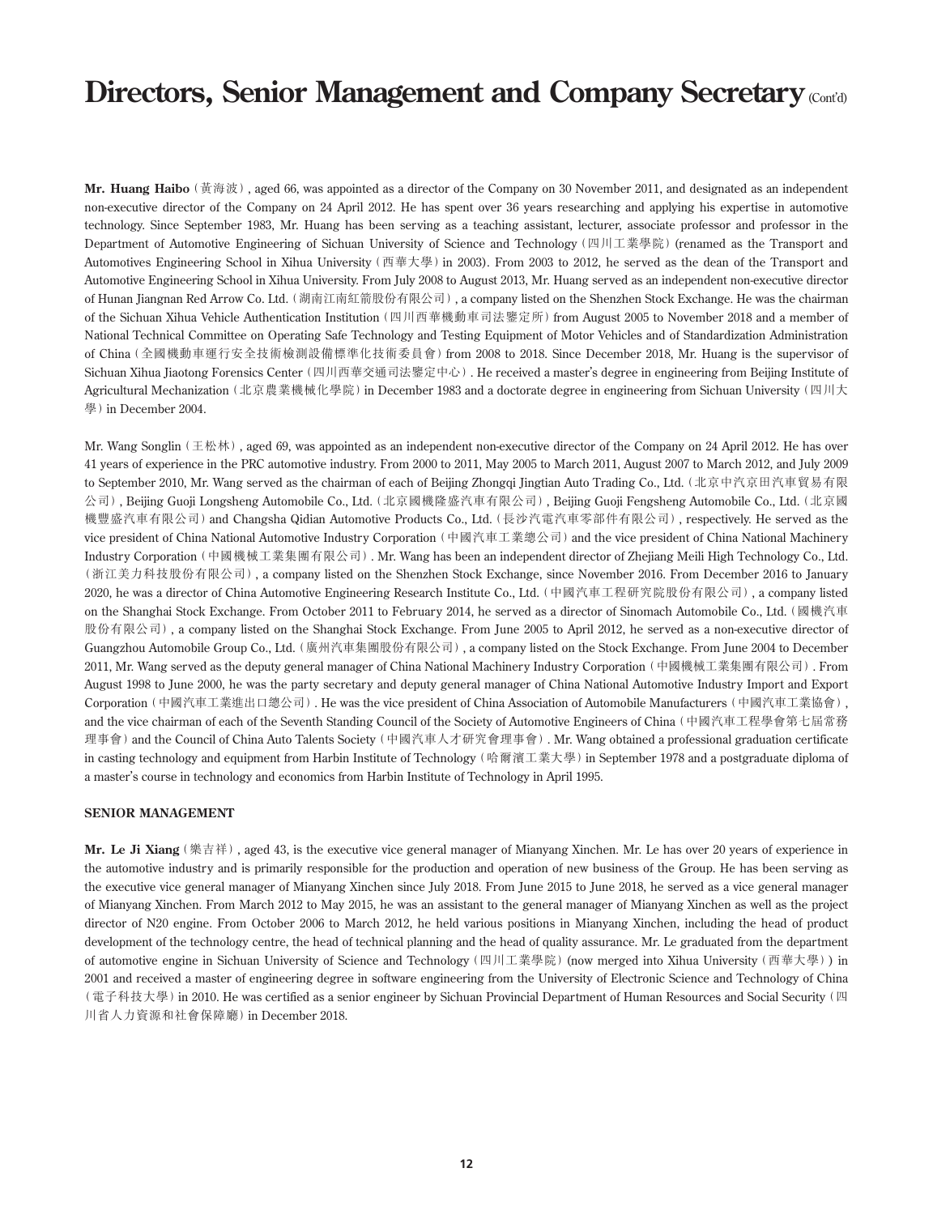# Directors, Senior Management and Company Secretary (Cont'd)

**Mr. Huang Haibo** (黃海波), aged 66, was appointed as a director of the Company on 30 November 2011, and designated as an independent non-executive director of the Company on 24 April 2012. He has spent over 36 years researching and applying his expertise in automotive technology. Since September 1983, Mr. Huang has been serving as a teaching assistant, lecturer, associate professor and professor in the Department of Automotive Engineering of Sichuan University of Science and Technology (四川工業學院) (renamed as the Transport and Automotives Engineering School in Xihua University (西華大學) in 2003). From 2003 to 2012, he served as the dean of the Transport and Automotive Engineering School in Xihua University. From July 2008 to August 2013, Mr. Huang served as an independent non-executive director of Hunan Jiangnan Red Arrow Co. Ltd. (湖南江南紅箭股份有限公司), a company listed on the Shenzhen Stock Exchange. He was the chairman of the Sichuan Xihua Vehicle Authentication Institution (四川西華機動車司法鑒定所) from August 2005 to November 2018 and a member of National Technical Committee on Operating Safe Technology and Testing Equipment of Motor Vehicles and of Standardization Administration of China (全國機動車運行安全技術檢測設備標準化技術委員會) from 2008 to 2018. Since December 2018, Mr. Huang is the supervisor of Sichuan Xihua Jiaotong Forensics Center (四川西華交通司法鑒定中心). He received a master's degree in engineering from Beijing Institute of Agricultural Mechanization (北京農業機械化學院) in December 1983 and a doctorate degree in engineering from Sichuan University (四川大學) in December 2004.

Mr. Wang Songlin (王松林), aged 69, was appointed as an independent non-executive director of the Company on 24 April 2012. He has over 41 years of experience in the PRC automotive industry. From 2000 to 2011, May 2005 to March 2011, August 2007 to March 2012, and July 2009 to September 2010, Mr. Wang served as the chairman of each of Beijing Zhongqi Jingtian Auto Trading Co., Ltd. (北京中汽京田汽車貿易有限公司), Beijing Guoji Longsheng Automobile Co., Ltd. (北京國機隆盛汽車有限公司), Beijing Guoji Fengsheng Automobile Co., Ltd. (北京國機豐盛汽車有限公司) and Changsha Qidian Automotive Products Co., Ltd. (長沙汽電汽車零部件有限公司), respectively. He served as the vice president of China National Automotive Industry Corporation (中國汽車工業總公司) and the vice president of China National Machinery Industry Corporation (中國機械工業集團有限公司). Mr. Wang has been an independent director of Zhejiang Meili High Technology Co., Ltd. (浙江美力科技股份有限公司), a company listed on the Shenzhen Stock Exchange, since November 2016. From December 2016 to January 2020, he was a director of China Automotive Engineering Research Institute Co., Ltd. (中國汽車工程研究院股份有限公司), a company listed on the Shanghai Stock Exchange. From October 2011 to February 2014, he served as a director of Sinomach Automobile Co., Ltd. (國機汽車股份有限公司), a company listed on the Shanghai Stock Exchange. From June 2005 to April 2012, he served as a non-executive director of Guangzhou Automobile Group Co., Ltd. (廣州汽車集團股份有限公司), a company listed on the Stock Exchange. From June 2004 to December 2011, Mr. Wang served as the deputy general manager of China National Machinery Industry Corporation (中國機械工業集團有限公司). From August 1998 to June 2000, he was the party secretary and deputy general manager of China National Automotive Industry Import and Export Corporation (中國汽車工業進出口總公司). He was the vice president of China Association of Automobile Manufacturers (中國汽車工業協會), and the vice chairman of each of the Seventh Standing Council of the Society of Automotive Engineers of China (中國汽車工程學會第七屆常務理事會) and the Council of China Auto Talents Society (中國汽車人才研究會理事會). Mr. Wang obtained a professional graduation certificate in casting technology and equipment from Harbin Institute of Technology (哈爾濱工業大學) in September 1978 and a postgraduate diploma of a master's course in technology and economics from Harbin Institute of Technology in April 1995.

## SENIOR MANAGEMENT

**Mr. Le Ji Xiang** (樂吉祥), aged 43, is the executive vice general manager of Mianyang Xinchen. Mr. Le has over 20 years of experience in the automotive industry and is primarily responsible for the production and operation of new business of the Group. He has been serving as the executive vice general manager of Mianyang Xinchen since July 2018. From June 2015 to June 2018, he served as a vice general manager of Mianyang Xinchen. From March 2012 to May 2015, he was an assistant to the general manager of Mianyang Xinchen as well as the project director of N20 engine. From October 2006 to March 2012, he held various positions in Mianyang Xinchen, including the head of product development of the technology centre, the head of technical planning and the head of quality assurance. Mr. Le graduated from the department of automotive engine in Sichuan University of Science and Technology (四川工業學院) (now merged into Xihua University (西華大學)) in 2001 and received a master of engineering degree in software engineering from the University of Electronic Science and Technology of China (電子科技大學) in 2010. He was certified as a senior engineer by Sichuan Provincial Department of Human Resources and Social Security (四川省人力資源和社會保障廳) in December 2018.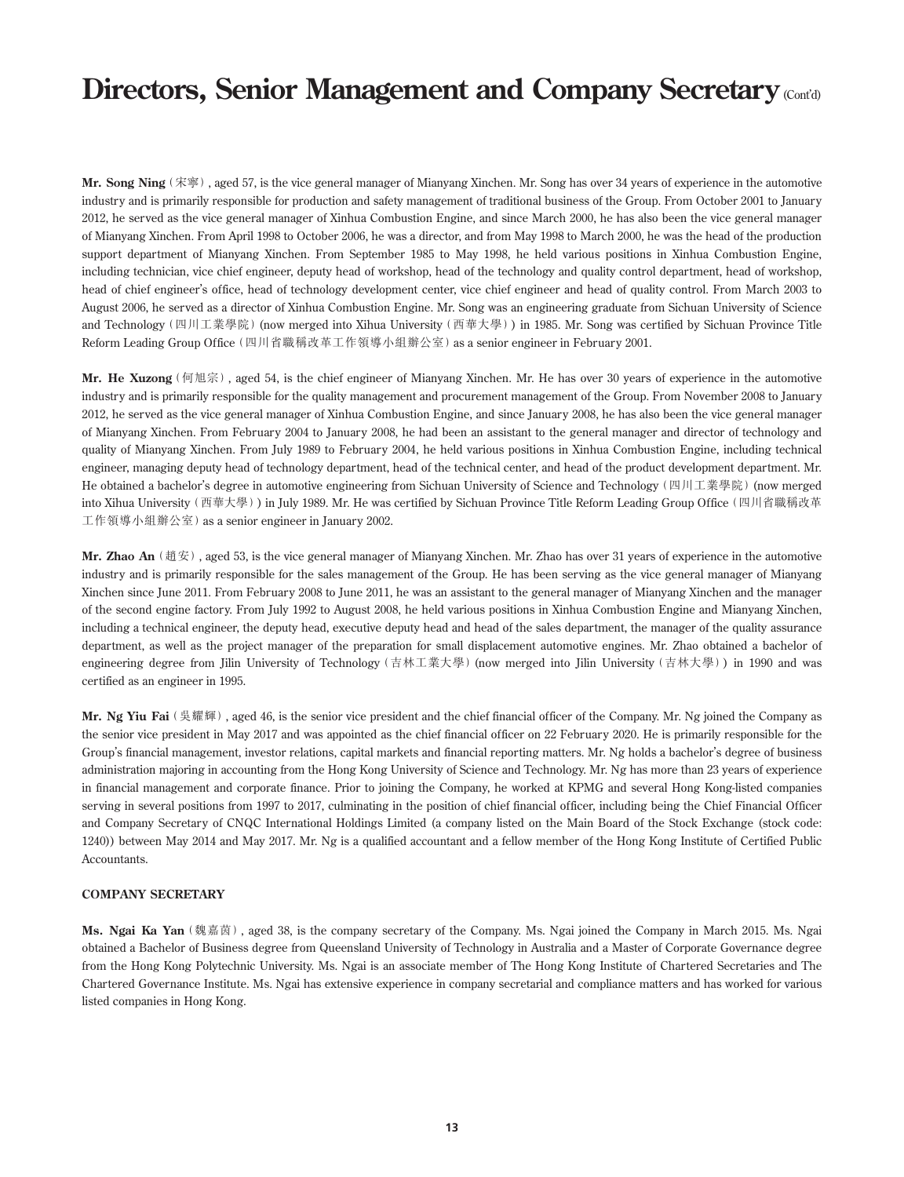# Directors, Senior Management and Company Secretary (Cont'd)

**Mr. Song Ning** (宋寧), aged 57, is the vice general manager of Mianyang Xinchen. Mr. Song has over 34 years of experience in the automotive industry and is primarily responsible for production and safety management of traditional business of the Group. From October 2001 to January 2012, he served as the vice general manager of Xinhua Combustion Engine, and since March 2000, he has also been the vice general manager of Mianyang Xinchen. From April 1998 to October 2006, he was a director, and from May 1998 to March 2000, he was the head of the production support department of Mianyang Xinchen. From September 1985 to May 1998, he held various positions in Xinhua Combustion Engine, including technician, vice chief engineer, deputy head of workshop, head of the technology and quality control department, head of workshop, head of chief engineer's office, head of technology development center, vice chief engineer and head of quality control. From March 2003 to August 2006, he served as a director of Xinhua Combustion Engine. Mr. Song was an engineering graduate from Sichuan University of Science and Technology (四川工業學院) (now merged into Xihua University (西華大學)) in 1985. Mr. Song was certified by Sichuan Province Title Reform Leading Group Office (四川省職稱改革工作領導小組辦公室) as a senior engineer in February 2001.

**Mr. He Xuzong** (何旭宗), aged 54, is the chief engineer of Mianyang Xinchen. Mr. He has over 30 years of experience in the automotive industry and is primarily responsible for the quality management and procurement management of the Group. From November 2008 to January 2012, he served as the vice general manager of Xinhua Combustion Engine, and since January 2008, he has also been the vice general manager of Mianyang Xinchen. From February 2004 to January 2008, he had been an assistant to the general manager and director of technology and quality of Mianyang Xinchen. From July 1989 to February 2004, he held various positions in Xinhua Combustion Engine, including technical engineer, managing deputy head of technology department, head of the technical center, and head of the product development department. Mr. He obtained a bachelor's degree in automotive engineering from Sichuan University of Science and Technology (四川工業學院) (now merged into Xihua University (西華大學)) in July 1989. Mr. He was certified by Sichuan Province Title Reform Leading Group Office (四川省職稱改革工作領導小組辦公室) as a senior engineer in January 2002.

**Mr. Zhao An** (趙安), aged 53, is the vice general manager of Mianyang Xinchen. Mr. Zhao has over 31 years of experience in the automotive industry and is primarily responsible for the sales management of the Group. He has been serving as the vice general manager of Mianyang Xinchen since June 2011. From February 2008 to June 2011, he was an assistant to the general manager of Mianyang Xinchen and the manager of the second engine factory. From July 1992 to August 2008, he held various positions in Xinhua Combustion Engine and Mianyang Xinchen, including a technical engineer, the deputy head, executive deputy head and head of the sales department, the manager of the quality assurance department, as well as the project manager of the preparation for small displacement automotive engines. Mr. Zhao obtained a bachelor of engineering degree from Jilin University of Technology (吉林工業大學) (now merged into Jilin University (吉林大學)) in 1990 and was certified as an engineer in 1995.

**Mr. Ng Yiu Fai** (吳耀輝), aged 46, is the senior vice president and the chief financial officer of the Company. Mr. Ng joined the Company as the senior vice president in May 2017 and was appointed as the chief financial officer on 22 February 2020. He is primarily responsible for the Group's financial management, investor relations, capital markets and financial reporting matters. Mr. Ng holds a bachelor's degree of business administration majoring in accounting from the Hong Kong University of Science and Technology. Mr. Ng has more than 23 years of experience in financial management and corporate finance. Prior to joining the Company, he worked at KPMG and several Hong Kong-listed companies serving in several positions from 1997 to 2017, culminating in the position of chief financial officer, including being the Chief Financial Officer and Company Secretary of CNQC International Holdings Limited (a company listed on the Main Board of the Stock Exchange (stock code: 1240)) between May 2014 and May 2017. Mr. Ng is a qualified accountant and a fellow member of the Hong Kong Institute of Certified Public Accountants.

## COMPANY SECRETARY

**Ms. Ngai Ka Yan** (魏嘉茵), aged 38, is the company secretary of the Company. Ms. Ngai joined the Company in March 2015. Ms. Ngai obtained a Bachelor of Business degree from Queensland University of Technology in Australia and a Master of Corporate Governance degree from the Hong Kong Polytechnic University. Ms. Ngai is an associate member of The Hong Kong Institute of Chartered Secretaries and The Chartered Governance Institute. Ms. Ngai has extensive experience in company secretarial and compliance matters and has worked for various listed companies in Hong Kong.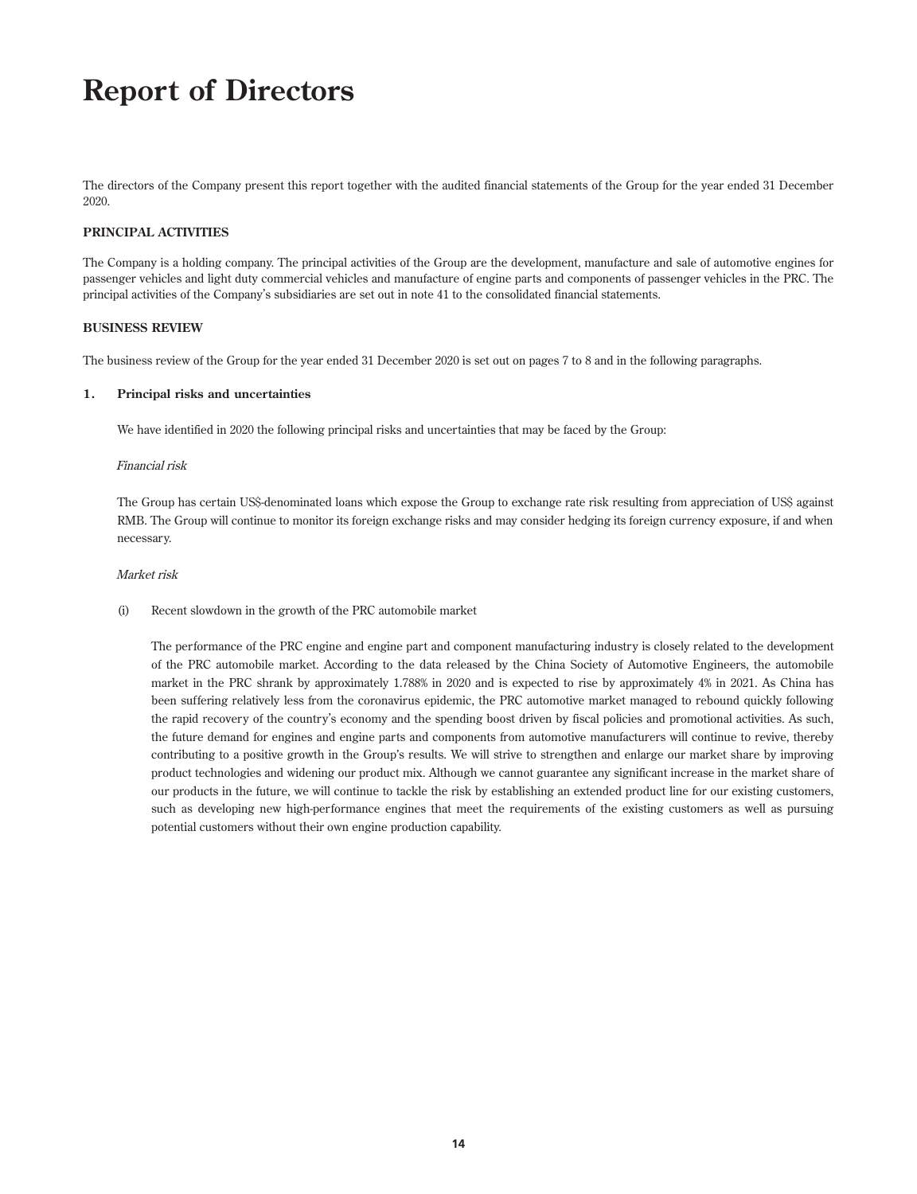# Report of Directors

The directors of the Company present this report together with the audited financial statements of the Group for the year ended 31 December 2020.

**PRINCIPAL ACTIVITIES**

The Company is a holding company. The principal activities of the Group are the development, manufacture and sale of automotive engines for passenger vehicles and light duty commercial vehicles and manufacture of engine parts and components of passenger vehicles in the PRC. The principal activities of the Company's subsidiaries are set out in note 41 to the consolidated financial statements.

**BUSINESS REVIEW**

The business review of the Group for the year ended 31 December 2020 is set out on pages 7 to 8 and in the following paragraphs.

**1. Principal risks and uncertainties**

We have identified in 2020 the following principal risks and uncertainties that may be faced by the Group:

*Financial risk*

The Group has certain US$-denominated loans which expose the Group to exchange rate risk resulting from appreciation of US$ against RMB. The Group will continue to monitor its foreign exchange risks and may consider hedging its foreign currency exposure, if and when necessary.

*Market risk*

(i) Recent slowdown in the growth of the PRC automobile market

The performance of the PRC engine and engine part and component manufacturing industry is closely related to the development of the PRC automobile market. According to the data released by the China Society of Automotive Engineers, the automobile market in the PRC shrank by approximately 1.788% in 2020 and is expected to rise by approximately 4% in 2021. As China has been suffering relatively less from the coronavirus epidemic, the PRC automotive market managed to rebound quickly following the rapid recovery of the country's economy and the spending boost driven by fiscal policies and promotional activities. As such, the future demand for engines and engine parts and components from automotive manufacturers will continue to revive, thereby contributing to a positive growth in the Group's results. We will strive to strengthen and enlarge our market share by improving product technologies and widening our product mix. Although we cannot guarantee any significant increase in the market share of our products in the future, we will continue to tackle the risk by establishing an extended product line for our existing customers, such as developing new high-performance engines that meet the requirements of the existing customers as well as pursuing potential customers without their own engine production capability.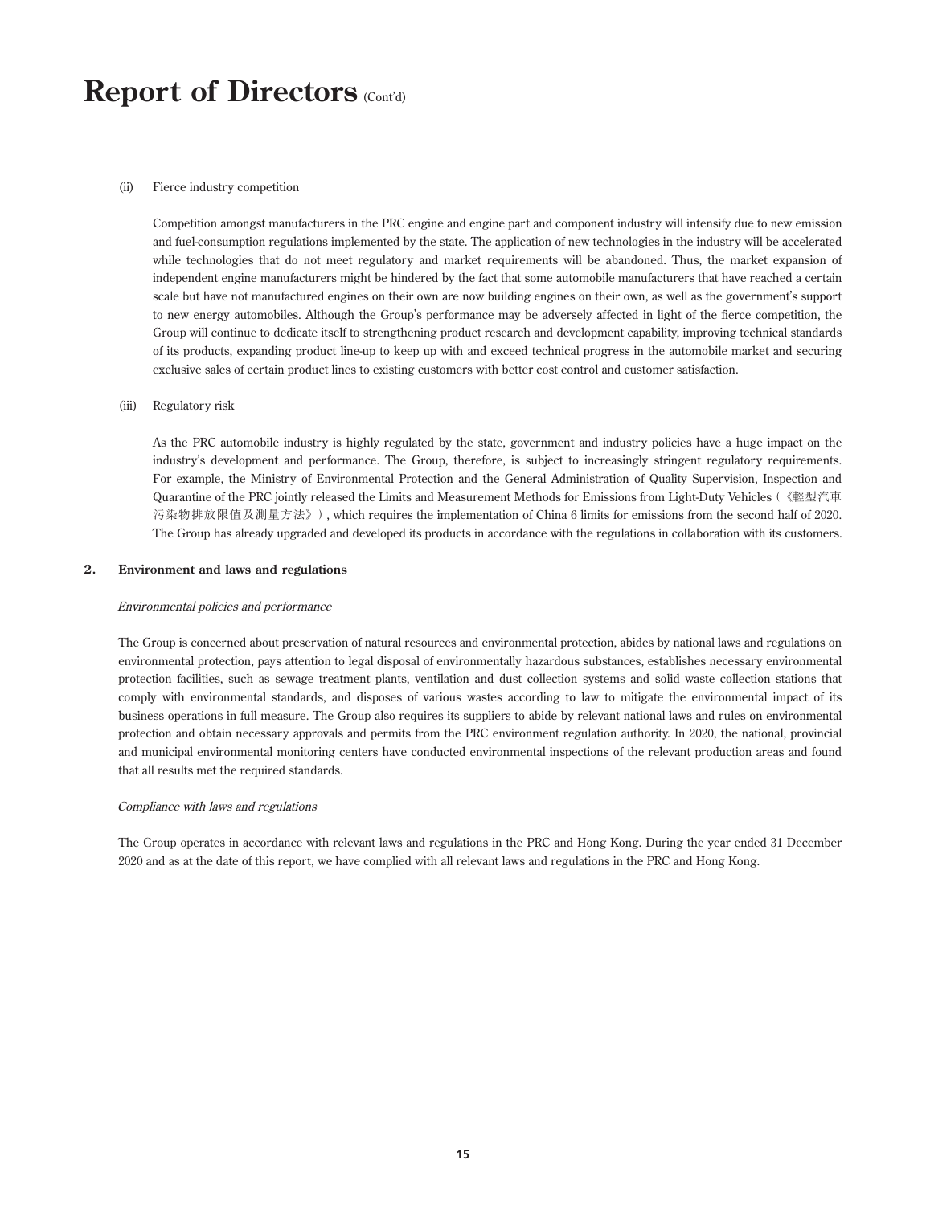(ii) Fierce industry competition

Competition amongst manufacturers in the PRC engine and engine part and component industry will intensify due to new emission and fuel-consumption regulations implemented by the state. The application of new technologies in the industry will be accelerated while technologies that do not meet regulatory and market requirements will be abandoned. Thus, the market expansion of independent engine manufacturers might be hindered by the fact that some automobile manufacturers that have reached a certain scale but have not manufactured engines on their own are now building engines on their own, as well as the government's support to new energy automobiles. Although the Group's performance may be adversely affected in light of the fierce competition, the Group will continue to dedicate itself to strengthening product research and development capability, improving technical standards of its products, expanding product line-up to keep up with and exceed technical progress in the automobile market and securing exclusive sales of certain product lines to existing customers with better cost control and customer satisfaction.

(iii) Regulatory risk

As the PRC automobile industry is highly regulated by the state, government and industry policies have a huge impact on the industry's development and performance. The Group, therefore, is subject to increasingly stringent regulatory requirements. For example, the Ministry of Environmental Protection and the General Administration of Quality Supervision, Inspection and Quarantine of the PRC jointly released the Limits and Measurement Methods for Emissions from Light-Duty Vehicles（《輕型汽車污染物排放限值及測量方法》）, which requires the implementation of China 6 limits for emissions from the second half of 2020. The Group has already upgraded and developed its products in accordance with the regulations in collaboration with its customers.

## 2. Environment and laws and regulations

*Environmental policies and performance*

The Group is concerned about preservation of natural resources and environmental protection, abides by national laws and regulations on environmental protection, pays attention to legal disposal of environmentally hazardous substances, establishes necessary environmental protection facilities, such as sewage treatment plants, ventilation and dust collection systems and solid waste collection stations that comply with environmental standards, and disposes of various wastes according to law to mitigate the environmental impact of its business operations in full measure. The Group also requires its suppliers to abide by relevant national laws and rules on environmental protection and obtain necessary approvals and permits from the PRC environment regulation authority. In 2020, the national, provincial and municipal environmental monitoring centers have conducted environmental inspections of the relevant production areas and found that all results met the required standards.

*Compliance with laws and regulations*

The Group operates in accordance with relevant laws and regulations in the PRC and Hong Kong. During the year ended 31 December 2020 and as at the date of this report, we have complied with all relevant laws and regulations in the PRC and Hong Kong.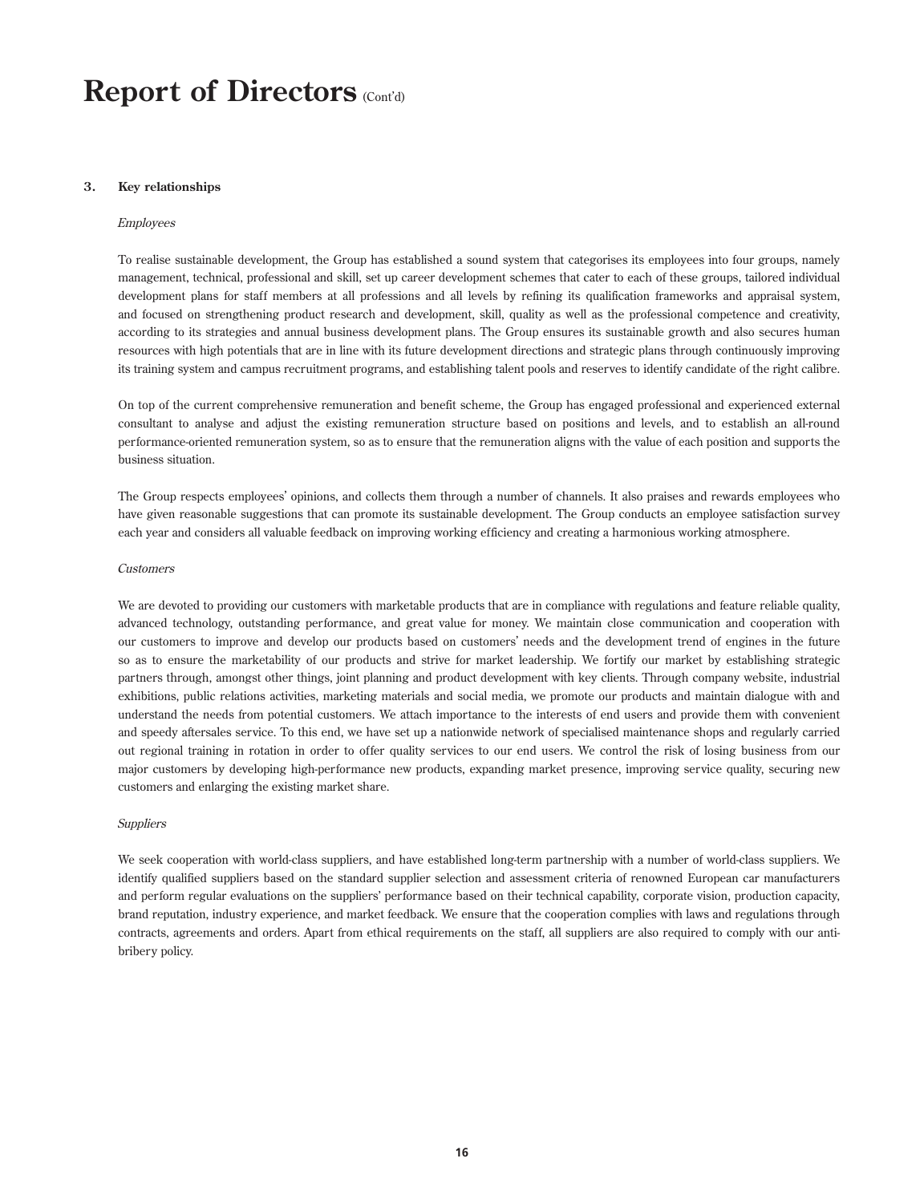# Report of Directors (Cont'd)

## 3. Key relationships

*Employees*

To realise sustainable development, the Group has established a sound system that categorises its employees into four groups, namely management, technical, professional and skill, set up career development schemes that cater to each of these groups, tailored individual development plans for staff members at all professions and all levels by refining its qualification frameworks and appraisal system, and focused on strengthening product research and development, skill, quality as well as the professional competence and creativity, according to its strategies and annual business development plans. The Group ensures its sustainable growth and also secures human resources with high potentials that are in line with its future development directions and strategic plans through continuously improving its training system and campus recruitment programs, and establishing talent pools and reserves to identify candidate of the right calibre.

On top of the current comprehensive remuneration and benefit scheme, the Group has engaged professional and experienced external consultant to analyse and adjust the existing remuneration structure based on positions and levels, and to establish an all-round performance-oriented remuneration system, so as to ensure that the remuneration aligns with the value of each position and supports the business situation.

The Group respects employees' opinions, and collects them through a number of channels. It also praises and rewards employees who have given reasonable suggestions that can promote its sustainable development. The Group conducts an employee satisfaction survey each year and considers all valuable feedback on improving working efficiency and creating a harmonious working atmosphere.

*Customers*

We are devoted to providing our customers with marketable products that are in compliance with regulations and feature reliable quality, advanced technology, outstanding performance, and great value for money. We maintain close communication and cooperation with our customers to improve and develop our products based on customers' needs and the development trend of engines in the future so as to ensure the marketability of our products and strive for market leadership. We fortify our market by establishing strategic partners through, amongst other things, joint planning and product development with key clients. Through company website, industrial exhibitions, public relations activities, marketing materials and social media, we promote our products and maintain dialogue with and understand the needs from potential customers. We attach importance to the interests of end users and provide them with convenient and speedy aftersales service. To this end, we have set up a nationwide network of specialised maintenance shops and regularly carried out regional training in rotation in order to offer quality services to our end users. We control the risk of losing business from our major customers by developing high-performance new products, expanding market presence, improving service quality, securing new customers and enlarging the existing market share.

*Suppliers*

We seek cooperation with world-class suppliers, and have established long-term partnership with a number of world-class suppliers. We identify qualified suppliers based on the standard supplier selection and assessment criteria of renowned European car manufacturers and perform regular evaluations on the suppliers' performance based on their technical capability, corporate vision, production capacity, brand reputation, industry experience, and market feedback. We ensure that the cooperation complies with laws and regulations through contracts, agreements and orders. Apart from ethical requirements on the staff, all suppliers are also required to comply with our anti-bribery policy.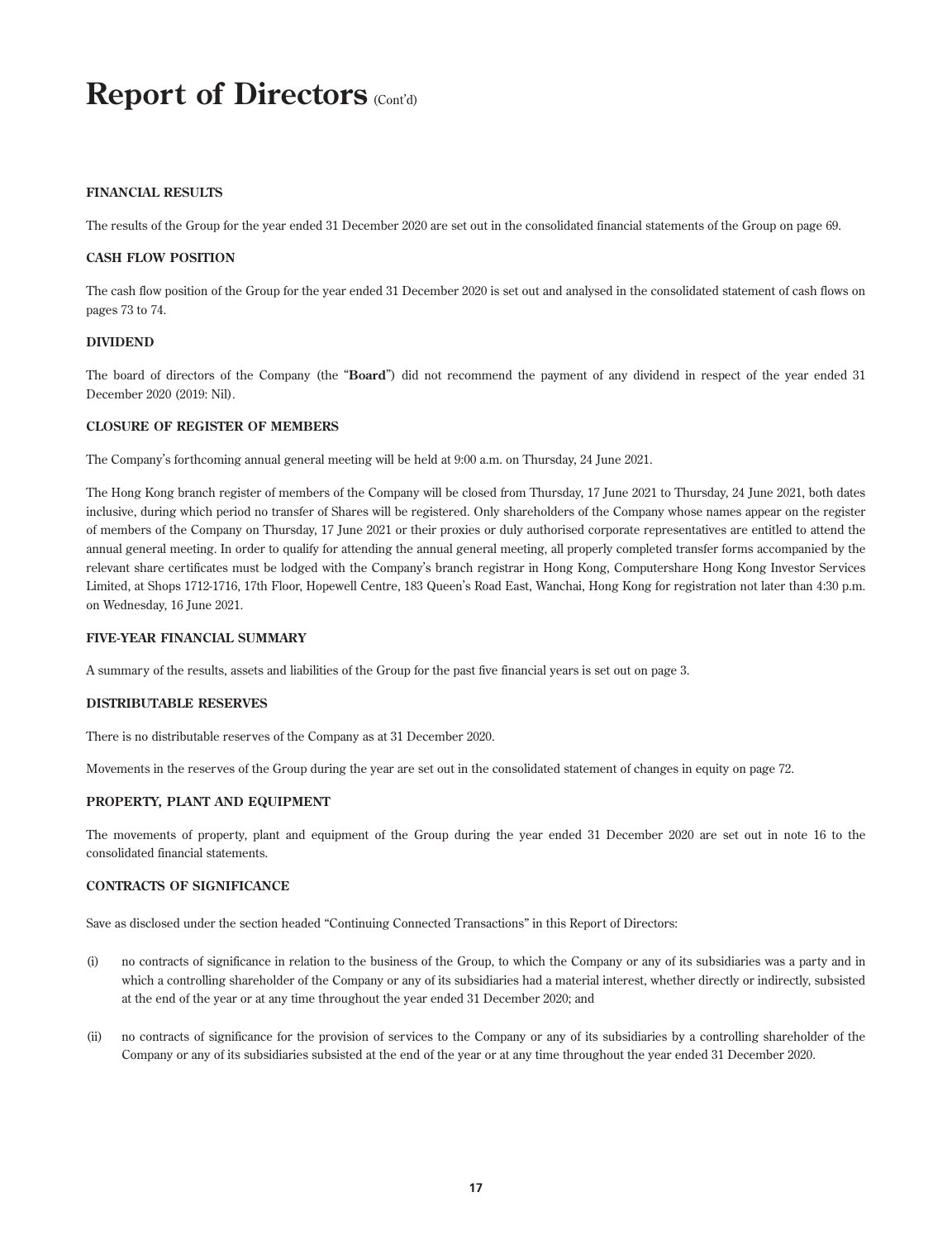# Report of Directors (Cont'd)

### FINANCIAL RESULTS

The results of the Group for the year ended 31 December 2020 are set out in the consolidated financial statements of the Group on page 69.

### CASH FLOW POSITION

The cash flow position of the Group for the year ended 31 December 2020 is set out and analysed in the consolidated statement of cash flows on pages 73 to 74.

### DIVIDEND

The board of directors of the Company (the "**Board**") did not recommend the payment of any dividend in respect of the year ended 31 December 2020 (2019: Nil).

### CLOSURE OF REGISTER OF MEMBERS

The Company's forthcoming annual general meeting will be held at 9:00 a.m. on Thursday, 24 June 2021.

The Hong Kong branch register of members of the Company will be closed from Thursday, 17 June 2021 to Thursday, 24 June 2021, both dates inclusive, during which period no transfer of Shares will be registered. Only shareholders of the Company whose names appear on the register of members of the Company on Thursday, 17 June 2021 or their proxies or duly authorised corporate representatives are entitled to attend the annual general meeting. In order to qualify for attending the annual general meeting, all properly completed transfer forms accompanied by the relevant share certificates must be lodged with the Company's branch registrar in Hong Kong, Computershare Hong Kong Investor Services Limited, at Shops 1712-1716, 17th Floor, Hopewell Centre, 183 Queen's Road East, Wanchai, Hong Kong for registration not later than 4:30 p.m. on Wednesday, 16 June 2021.

### FIVE-YEAR FINANCIAL SUMMARY

A summary of the results, assets and liabilities of the Group for the past five financial years is set out on page 3.

### DISTRIBUTABLE RESERVES

There is no distributable reserves of the Company as at 31 December 2020.

Movements in the reserves of the Group during the year are set out in the consolidated statement of changes in equity on page 72.

### PROPERTY, PLANT AND EQUIPMENT

The movements of property, plant and equipment of the Group during the year ended 31 December 2020 are set out in note 16 to the consolidated financial statements.

### CONTRACTS OF SIGNIFICANCE

Save as disclosed under the section headed "Continuing Connected Transactions" in this Report of Directors:

(i) no contracts of significance in relation to the business of the Group, to which the Company or any of its subsidiaries was a party and in which a controlling shareholder of the Company or any of its subsidiaries had a material interest, whether directly or indirectly, subsisted at the end of the year or at any time throughout the year ended 31 December 2020; and

(ii) no contracts of significance for the provision of services to the Company or any of its subsidiaries by a controlling shareholder of the Company or any of its subsidiaries subsisted at the end of the year or at any time throughout the year ended 31 December 2020.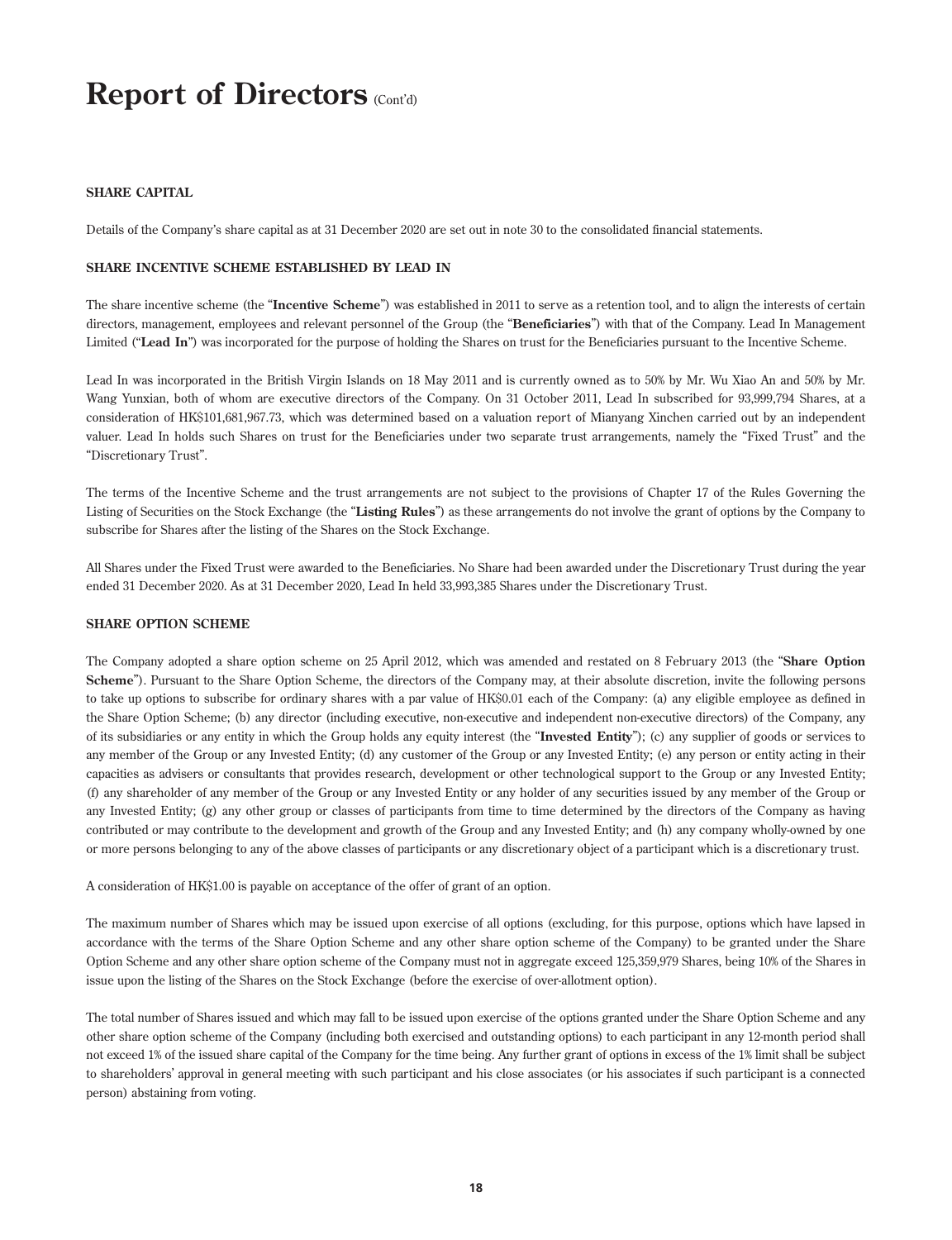# Report of Directors (Cont'd)

## SHARE CAPITAL

Details of the Company's share capital as at 31 December 2020 are set out in note 30 to the consolidated financial statements.

## SHARE INCENTIVE SCHEME ESTABLISHED BY LEAD IN

The share incentive scheme (the "**Incentive Scheme**") was established in 2011 to serve as a retention tool, and to align the interests of certain directors, management, employees and relevant personnel of the Group (the "**Beneficiaries**") with that of the Company. Lead In Management Limited ("**Lead In**") was incorporated for the purpose of holding the Shares on trust for the Beneficiaries pursuant to the Incentive Scheme.

Lead In was incorporated in the British Virgin Islands on 18 May 2011 and is currently owned as to 50% by Mr. Wu Xiao An and 50% by Mr. Wang Yunxian, both of whom are executive directors of the Company. On 31 October 2011, Lead In subscribed for 93,999,794 Shares, at a consideration of HK$101,681,967.73, which was determined based on a valuation report of Mianyang Xinchen carried out by an independent valuer. Lead In holds such Shares on trust for the Beneficiaries under two separate trust arrangements, namely the "Fixed Trust" and the "Discretionary Trust".

The terms of the Incentive Scheme and the trust arrangements are not subject to the provisions of Chapter 17 of the Rules Governing the Listing of Securities on the Stock Exchange (the "**Listing Rules**") as these arrangements do not involve the grant of options by the Company to subscribe for Shares after the listing of the Shares on the Stock Exchange.

All Shares under the Fixed Trust were awarded to the Beneficiaries. No Share had been awarded under the Discretionary Trust during the year ended 31 December 2020. As at 31 December 2020, Lead In held 33,993,385 Shares under the Discretionary Trust.

## SHARE OPTION SCHEME

The Company adopted a share option scheme on 25 April 2012, which was amended and restated on 8 February 2013 (the "**Share Option Scheme**"). Pursuant to the Share Option Scheme, the directors of the Company may, at their absolute discretion, invite the following persons to take up options to subscribe for ordinary shares with a par value of HK$0.01 each of the Company: (a) any eligible employee as defined in the Share Option Scheme; (b) any director (including executive, non-executive and independent non-executive directors) of the Company, any of its subsidiaries or any entity in which the Group holds any equity interest (the "**Invested Entity**"); (c) any supplier of goods or services to any member of the Group or any Invested Entity; (d) any customer of the Group or any Invested Entity; (e) any person or entity acting in their capacities as advisers or consultants that provides research, development or other technological support to the Group or any Invested Entity; (f) any shareholder of any member of the Group or any Invested Entity or any holder of any securities issued by any member of the Group or any Invested Entity; (g) any other group or classes of participants from time to time determined by the directors of the Company as having contributed or may contribute to the development and growth of the Group and any Invested Entity; and (h) any company wholly-owned by one or more persons belonging to any of the above classes of participants or any discretionary object of a participant which is a discretionary trust.

A consideration of HK$1.00 is payable on acceptance of the offer of grant of an option.

The maximum number of Shares which may be issued upon exercise of all options (excluding, for this purpose, options which have lapsed in accordance with the terms of the Share Option Scheme and any other share option scheme of the Company) to be granted under the Share Option Scheme and any other share option scheme of the Company must not in aggregate exceed 125,359,979 Shares, being 10% of the Shares in issue upon the listing of the Shares on the Stock Exchange (before the exercise of over-allotment option).

The total number of Shares issued and which may fall to be issued upon exercise of the options granted under the Share Option Scheme and any other share option scheme of the Company (including both exercised and outstanding options) to each participant in any 12-month period shall not exceed 1% of the issued share capital of the Company for the time being. Any further grant of options in excess of the 1% limit shall be subject to shareholders' approval in general meeting with such participant and his close associates (or his associates if such participant is a connected person) abstaining from voting.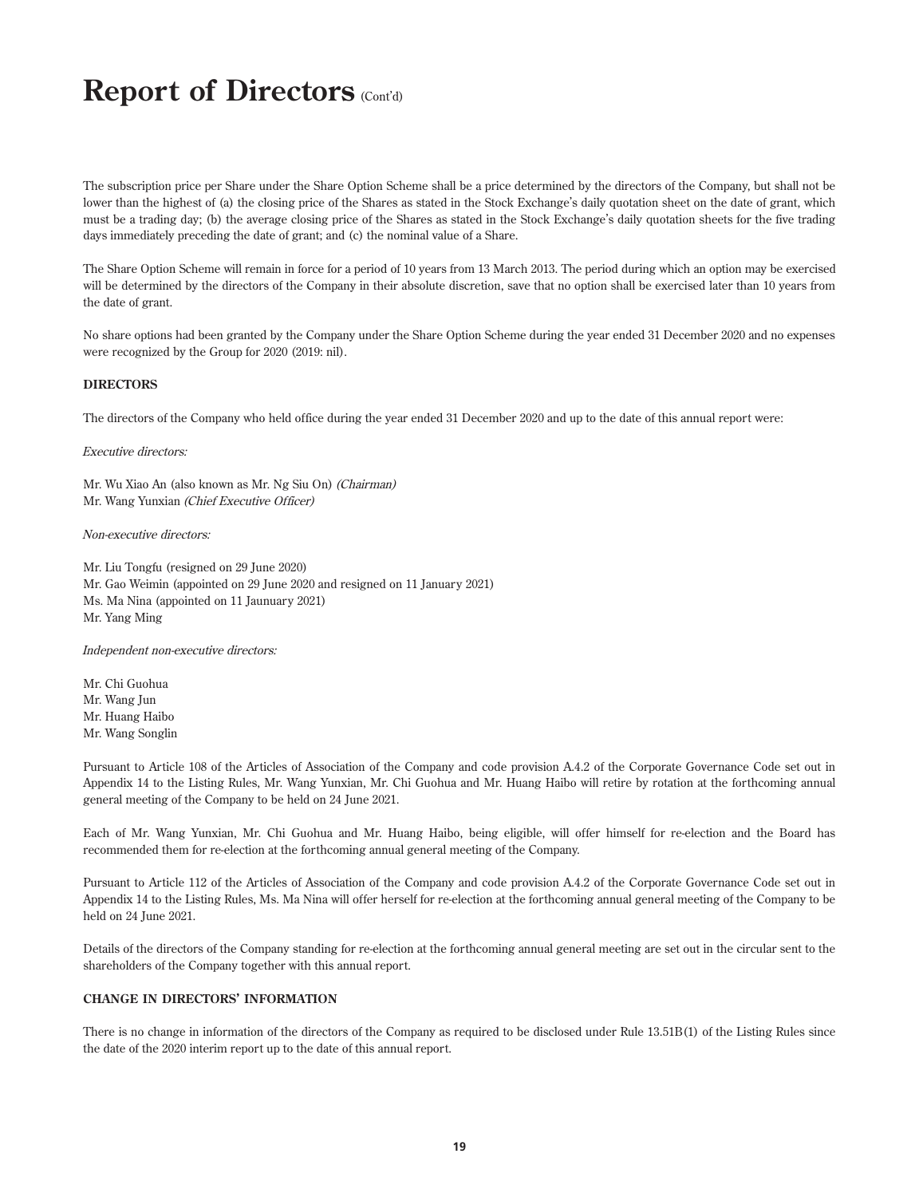# Report of Directors (Cont'd)

The subscription price per Share under the Share Option Scheme shall be a price determined by the directors of the Company, but shall not be lower than the highest of (a) the closing price of the Shares as stated in the Stock Exchange's daily quotation sheet on the date of grant, which must be a trading day; (b) the average closing price of the Shares as stated in the Stock Exchange's daily quotation sheets for the five trading days immediately preceding the date of grant; and (c) the nominal value of a Share.

The Share Option Scheme will remain in force for a period of 10 years from 13 March 2013. The period during which an option may be exercised will be determined by the directors of the Company in their absolute discretion, save that no option shall be exercised later than 10 years from the date of grant.

No share options had been granted by the Company under the Share Option Scheme during the year ended 31 December 2020 and no expenses were recognized by the Group for 2020 (2019: nil).

**DIRECTORS**

The directors of the Company who held office during the year ended 31 December 2020 and up to the date of this annual report were:

*Executive directors:*

Mr. Wu Xiao An (also known as Mr. Ng Siu On) *(Chairman)*
Mr. Wang Yunxian *(Chief Executive Officer)*

*Non-executive directors:*

Mr. Liu Tongfu (resigned on 29 June 2020)
Mr. Gao Weimin (appointed on 29 June 2020 and resigned on 11 January 2021)
Ms. Ma Nina (appointed on 11 Jaunuary 2021)
Mr. Yang Ming

*Independent non-executive directors:*

Mr. Chi Guohua
Mr. Wang Jun
Mr. Huang Haibo
Mr. Wang Songlin

Pursuant to Article 108 of the Articles of Association of the Company and code provision A.4.2 of the Corporate Governance Code set out in Appendix 14 to the Listing Rules, Mr. Wang Yunxian, Mr. Chi Guohua and Mr. Huang Haibo will retire by rotation at the forthcoming annual general meeting of the Company to be held on 24 June 2021.

Each of Mr. Wang Yunxian, Mr. Chi Guohua and Mr. Huang Haibo, being eligible, will offer himself for re-election and the Board has recommended them for re-election at the forthcoming annual general meeting of the Company.

Pursuant to Article 112 of the Articles of Association of the Company and code provision A.4.2 of the Corporate Governance Code set out in Appendix 14 to the Listing Rules, Ms. Ma Nina will offer herself for re-election at the forthcoming annual general meeting of the Company to be held on 24 June 2021.

Details of the directors of the Company standing for re-election at the forthcoming annual general meeting are set out in the circular sent to the shareholders of the Company together with this annual report.

**CHANGE IN DIRECTORS' INFORMATION**

There is no change in information of the directors of the Company as required to be disclosed under Rule 13.51B(1) of the Listing Rules since the date of the 2020 interim report up to the date of this annual report.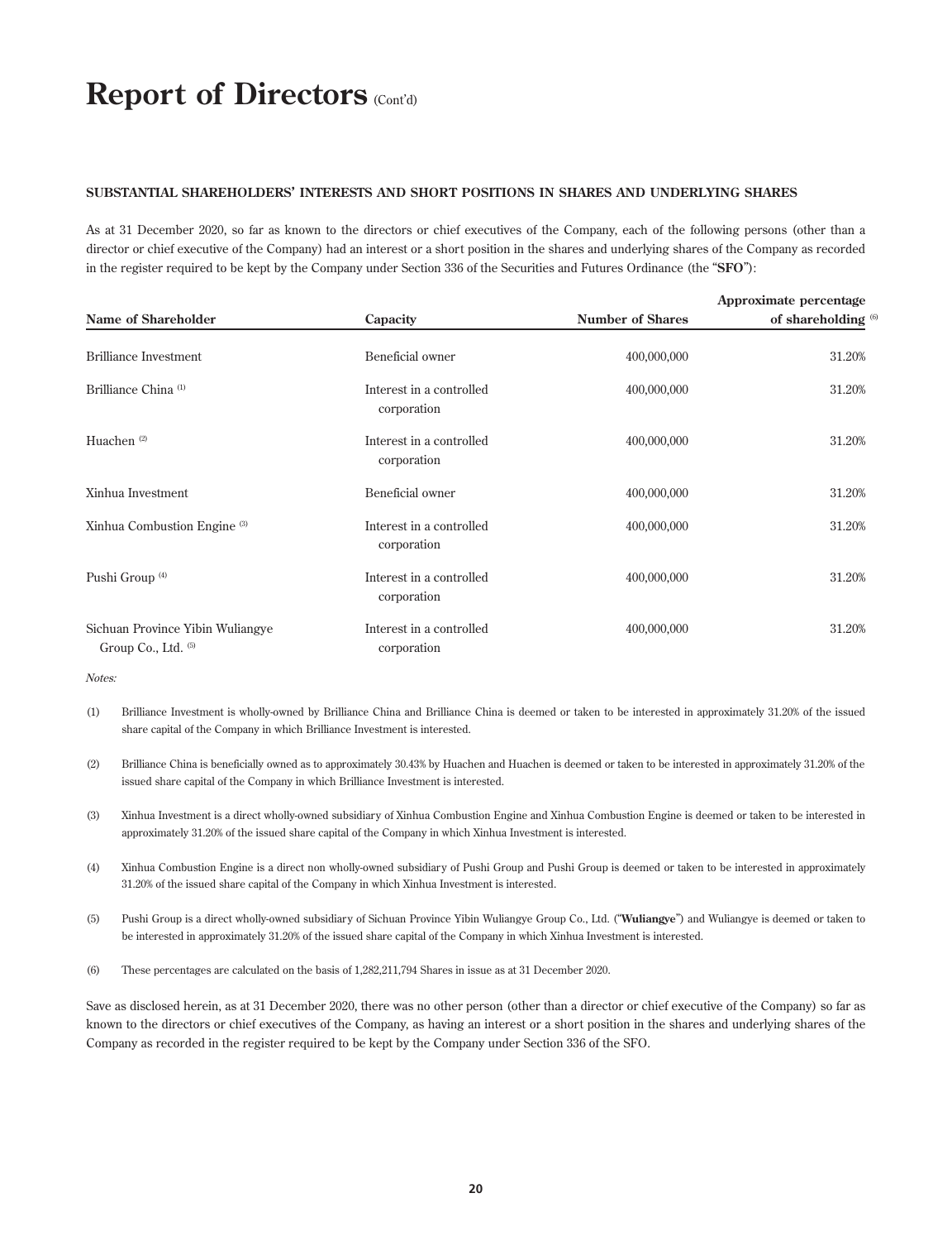# Report of Directors (Cont'd)

**SUBSTANTIAL SHAREHOLDERS' INTERESTS AND SHORT POSITIONS IN SHARES AND UNDERLYING SHARES**

As at 31 December 2020, so far as known to the directors or chief executives of the Company, each of the following persons (other than a director or chief executive of the Company) had an interest or a short position in the shares and underlying shares of the Company as recorded in the register required to be kept by the Company under Section 336 of the Securities and Futures Ordinance (the "**SFO**"):

| Name of Shareholder | Capacity | Number of Shares | Approximate percentage of shareholding [6] |
|---|---|---|---|
| Brilliance Investment | Beneficial owner | 400,000,000 | 31.20% |
| Brilliance China [1] | Interest in a controlled corporation | 400,000,000 | 31.20% |
| Huachen [2] | Interest in a controlled corporation | 400,000,000 | 31.20% |
| Xinhua Investment | Beneficial owner | 400,000,000 | 31.20% |
| Xinhua Combustion Engine [3] | Interest in a controlled corporation | 400,000,000 | 31.20% |
| Pushi Group [4] | Interest in a controlled corporation | 400,000,000 | 31.20% |
| Sichuan Province Yibin Wuliangye Group Co., Ltd. [5] | Interest in a controlled corporation | 400,000,000 | 31.20% |

*Notes:*

(1) Brilliance Investment is wholly-owned by Brilliance China and Brilliance China is deemed or taken to be interested in approximately 31.20% of the issued share capital of the Company in which Brilliance Investment is interested.

(2) Brilliance China is beneficially owned as to approximately 30.43% by Huachen and Huachen is deemed or taken to be interested in approximately 31.20% of the issued share capital of the Company in which Brilliance Investment is interested.

(3) Xinhua Investment is a direct wholly-owned subsidiary of Xinhua Combustion Engine and Xinhua Combustion Engine is deemed or taken to be interested in approximately 31.20% of the issued share capital of the Company in which Xinhua Investment is interested.

(4) Xinhua Combustion Engine is a direct non wholly-owned subsidiary of Pushi Group and Pushi Group is deemed or taken to be interested in approximately 31.20% of the issued share capital of the Company in which Xinhua Investment is interested.

(5) Pushi Group is a direct wholly-owned subsidiary of Sichuan Province Yibin Wuliangye Group Co., Ltd. ("**Wuliangye**") and Wuliangye is deemed or taken to be interested in approximately 31.20% of the issued share capital of the Company in which Xinhua Investment is interested.

(6) These percentages are calculated on the basis of 1,282,211,794 Shares in issue as at 31 December 2020.

Save as disclosed herein, as at 31 December 2020, there was no other person (other than a director or chief executive of the Company) so far as known to the directors or chief executives of the Company, as having an interest or a short position in the shares and underlying shares of the Company as recorded in the register required to be kept by the Company under Section 336 of the SFO.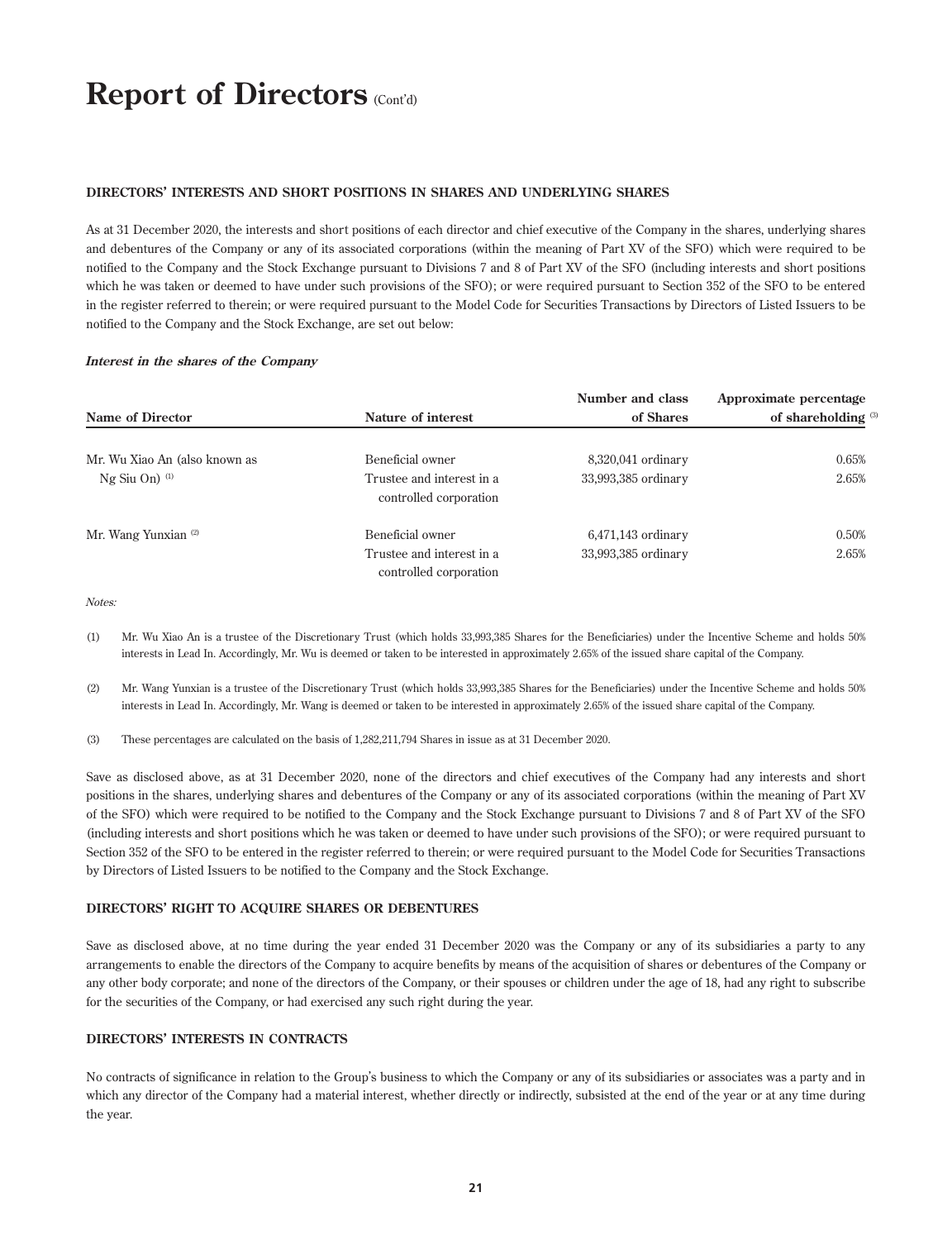# Report of Directors (Cont'd)

## DIRECTORS' INTERESTS AND SHORT POSITIONS IN SHARES AND UNDERLYING SHARES

As at 31 December 2020, the interests and short positions of each director and chief executive of the Company in the shares, underlying shares and debentures of the Company or any of its associated corporations (within the meaning of Part XV of the SFO) which were required to be notified to the Company and the Stock Exchange pursuant to Divisions 7 and 8 of Part XV of the SFO (including interests and short positions which he was taken or deemed to have under such provisions of the SFO); or were required pursuant to Section 352 of the SFO to be entered in the register referred to therein; or were required pursuant to the Model Code for Securities Transactions by Directors of Listed Issuers to be notified to the Company and the Stock Exchange, are set out below:

***Interest in the shares of the Company***

| Name of Director | Nature of interest | Number and class of Shares | Approximate percentage of shareholding [(3)] |
|---|---|---|---|
| Mr. Wu Xiao An (also known as Ng Siu On) [(1)] | Beneficial owner | 8,320,041 ordinary | 0.65% |
| | Trustee and interest in a controlled corporation | 33,993,385 ordinary | 2.65% |
| Mr. Wang Yunxian [(2)] | Beneficial owner | 6,471,143 ordinary | 0.50% |
| | Trustee and interest in a controlled corporation | 33,993,385 ordinary | 2.65% |

*Notes:*

(1) Mr. Wu Xiao An is a trustee of the Discretionary Trust (which holds 33,993,385 Shares for the Beneficiaries) under the Incentive Scheme and holds 50% interests in Lead In. Accordingly, Mr. Wu is deemed or taken to be interested in approximately 2.65% of the issued share capital of the Company.

(2) Mr. Wang Yunxian is a trustee of the Discretionary Trust (which holds 33,993,385 Shares for the Beneficiaries) under the Incentive Scheme and holds 50% interests in Lead In. Accordingly, Mr. Wang is deemed or taken to be interested in approximately 2.65% of the issued share capital of the Company.

(3) These percentages are calculated on the basis of 1,282,211,794 Shares in issue as at 31 December 2020.

Save as disclosed above, as at 31 December 2020, none of the directors and chief executives of the Company had any interests and short positions in the shares, underlying shares and debentures of the Company or any of its associated corporations (within the meaning of Part XV of the SFO) which were required to be notified to the Company and the Stock Exchange pursuant to Divisions 7 and 8 of Part XV of the SFO (including interests and short positions which he was taken or deemed to have under such provisions of the SFO); or were required pursuant to Section 352 of the SFO to be entered in the register referred to therein; or were required pursuant to the Model Code for Securities Transactions by Directors of Listed Issuers to be notified to the Company and the Stock Exchange.

## DIRECTORS' RIGHT TO ACQUIRE SHARES OR DEBENTURES

Save as disclosed above, at no time during the year ended 31 December 2020 was the Company or any of its subsidiaries a party to any arrangements to enable the directors of the Company to acquire benefits by means of the acquisition of shares or debentures of the Company or any other body corporate; and none of the directors of the Company, or their spouses or children under the age of 18, had any right to subscribe for the securities of the Company, or had exercised any such right during the year.

## DIRECTORS' INTERESTS IN CONTRACTS

No contracts of significance in relation to the Group's business to which the Company or any of its subsidiaries or associates was a party and in which any director of the Company had a material interest, whether directly or indirectly, subsisted at the end of the year or at any time during the year.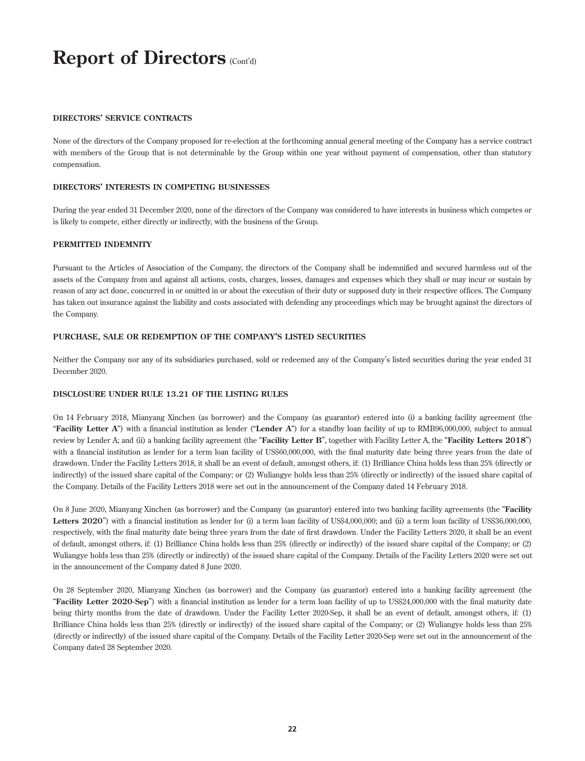# Report of Directors (Cont'd)

**DIRECTORS' SERVICE CONTRACTS**

None of the directors of the Company proposed for re-election at the forthcoming annual general meeting of the Company has a service contract with members of the Group that is not determinable by the Group within one year without payment of compensation, other than statutory compensation.

**DIRECTORS' INTERESTS IN COMPETING BUSINESSES**

During the year ended 31 December 2020, none of the directors of the Company was considered to have interests in business which competes or is likely to compete, either directly or indirectly, with the business of the Group.

**PERMITTED INDEMNITY**

Pursuant to the Articles of Association of the Company, the directors of the Company shall be indemnified and secured harmless out of the assets of the Company from and against all actions, costs, charges, losses, damages and expenses which they shall or may incur or sustain by reason of any act done, concurred in or omitted in or about the execution of their duty or supposed duty in their respective offices. The Company has taken out insurance against the liability and costs associated with defending any proceedings which may be brought against the directors of the Company.

**PURCHASE, SALE OR REDEMPTION OF THE COMPANY'S LISTED SECURITIES**

Neither the Company nor any of its subsidiaries purchased, sold or redeemed any of the Company's listed securities during the year ended 31 December 2020.

**DISCLOSURE UNDER RULE 13.21 OF THE LISTING RULES**

On 14 February 2018, Mianyang Xinchen (as borrower) and the Company (as guarantor) entered into (i) a banking facility agreement (the "**Facility Letter A**") with a financial institution as lender ("**Lender A**") for a standby loan facility of up to RMB96,000,000, subject to annual review by Lender A; and (ii) a banking facility agreement (the "**Facility Letter B**", together with Facility Letter A, the "**Facility Letters 2018**") with a financial institution as lender for a term loan facility of US$60,000,000, with the final maturity date being three years from the date of drawdown. Under the Facility Letters 2018, it shall be an event of default, amongst others, if: (1) Brilliance China holds less than 25% (directly or indirectly) of the issued share capital of the Company; or (2) Wuliangye holds less than 25% (directly or indirectly) of the issued share capital of the Company. Details of the Facility Letters 2018 were set out in the announcement of the Company dated 14 February 2018.

On 8 June 2020, Mianyang Xinchen (as borrower) and the Company (as guarantor) entered into two banking facility agreements (the "**Facility Letters 2020**") with a financial institution as lender for (i) a term loan facility of US$4,000,000; and (ii) a term loan facility of US$36,000,000, respectively, with the final maturity date being three years from the date of first drawdown. Under the Facility Letters 2020, it shall be an event of default, amongst others, if: (1) Brilliance China holds less than 25% (directly or indirectly) of the issued share capital of the Company; or (2) Wuliangye holds less than 25% (directly or indirectly) of the issued share capital of the Company. Details of the Facility Letters 2020 were set out in the announcement of the Company dated 8 June 2020.

On 28 September 2020, Mianyang Xinchen (as borrower) and the Company (as guarantor) entered into a banking facility agreement (the "**Facility Letter 2020-Sep**") with a financial institution as lender for a term loan facility of up to US$24,000,000 with the final maturity date being thirty months from the date of drawdown. Under the Facility Letter 2020-Sep, it shall be an event of default, amongst others, if: (1) Brilliance China holds less than 25% (directly or indirectly) of the issued share capital of the Company; or (2) Wuliangye holds less than 25% (directly or indirectly) of the issued share capital of the Company. Details of the Facility Letter 2020-Sep were set out in the announcement of the Company dated 28 September 2020.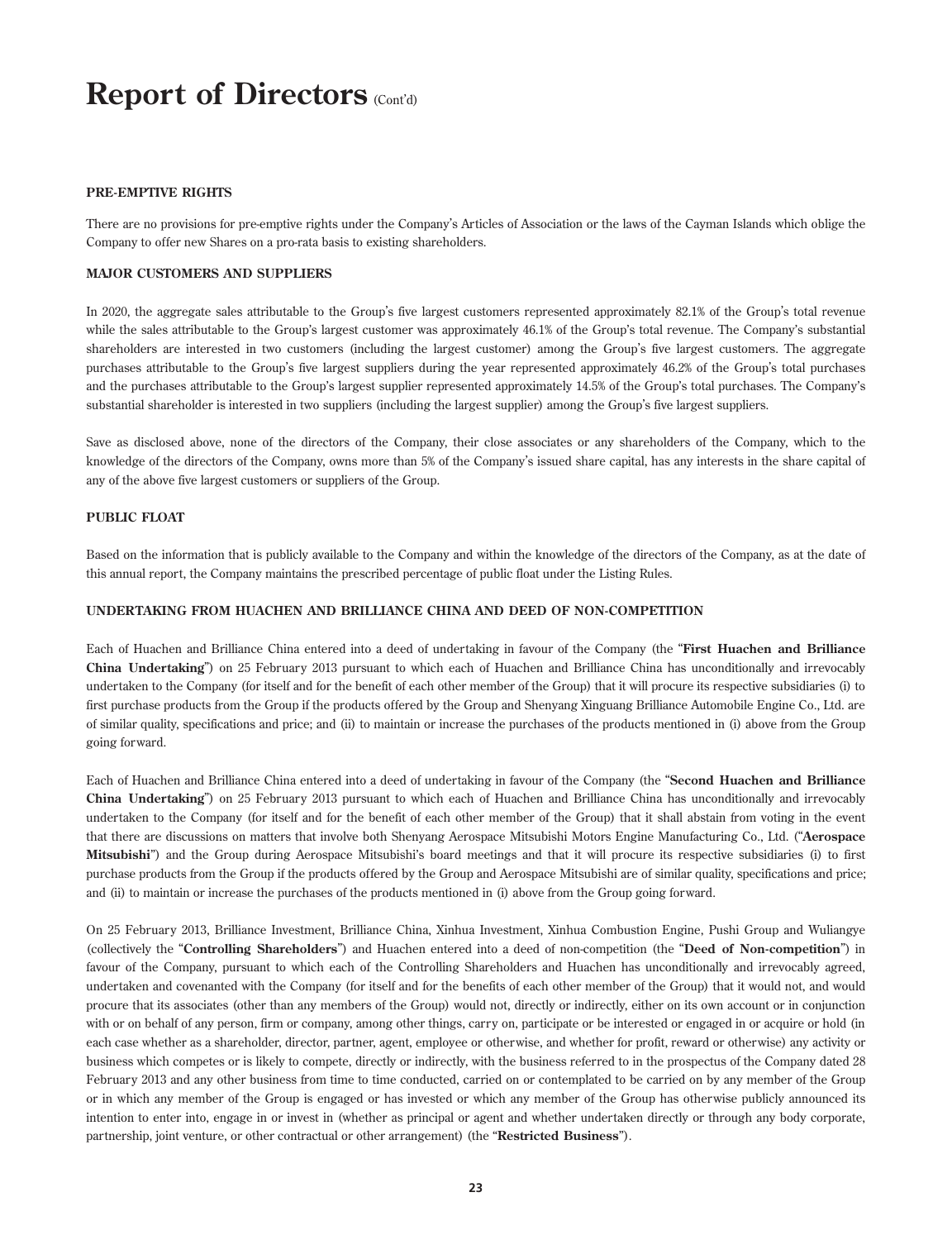# Report of Directors (Cont'd)

**PRE-EMPTIVE RIGHTS**

There are no provisions for pre-emptive rights under the Company's Articles of Association or the laws of the Cayman Islands which oblige the Company to offer new Shares on a pro-rata basis to existing shareholders.

**MAJOR CUSTOMERS AND SUPPLIERS**

In 2020, the aggregate sales attributable to the Group's five largest customers represented approximately 82.1% of the Group's total revenue while the sales attributable to the Group's largest customer was approximately 46.1% of the Group's total revenue. The Company's substantial shareholders are interested in two customers (including the largest customer) among the Group's five largest customers. The aggregate purchases attributable to the Group's five largest suppliers during the year represented approximately 46.2% of the Group's total purchases and the purchases attributable to the Group's largest supplier represented approximately 14.5% of the Group's total purchases. The Company's substantial shareholder is interested in two suppliers (including the largest supplier) among the Group's five largest suppliers.

Save as disclosed above, none of the directors of the Company, their close associates or any shareholders of the Company, which to the knowledge of the directors of the Company, owns more than 5% of the Company's issued share capital, has any interests in the share capital of any of the above five largest customers or suppliers of the Group.

**PUBLIC FLOAT**

Based on the information that is publicly available to the Company and within the knowledge of the directors of the Company, as at the date of this annual report, the Company maintains the prescribed percentage of public float under the Listing Rules.

**UNDERTAKING FROM HUACHEN AND BRILLIANCE CHINA AND DEED OF NON-COMPETITION**

Each of Huachen and Brilliance China entered into a deed of undertaking in favour of the Company (the "**First Huachen and Brilliance China Undertaking**") on 25 February 2013 pursuant to which each of Huachen and Brilliance China has unconditionally and irrevocably undertaken to the Company (for itself and for the benefit of each other member of the Group) that it will procure its respective subsidiaries (i) to first purchase products from the Group if the products offered by the Group and Shenyang Xinguang Brilliance Automobile Engine Co., Ltd. are of similar quality, specifications and price; and (ii) to maintain or increase the purchases of the products mentioned in (i) above from the Group going forward.

Each of Huachen and Brilliance China entered into a deed of undertaking in favour of the Company (the "**Second Huachen and Brilliance China Undertaking**") on 25 February 2013 pursuant to which each of Huachen and Brilliance China has unconditionally and irrevocably undertaken to the Company (for itself and for the benefit of each other member of the Group) that it shall abstain from voting in the event that there are discussions on matters that involve both Shenyang Aerospace Mitsubishi Motors Engine Manufacturing Co., Ltd. ("**Aerospace Mitsubishi**") and the Group during Aerospace Mitsubishi's board meetings and that it will procure its respective subsidiaries (i) to first purchase products from the Group if the products offered by the Group and Aerospace Mitsubishi are of similar quality, specifications and price; and (ii) to maintain or increase the purchases of the products mentioned in (i) above from the Group going forward.

On 25 February 2013, Brilliance Investment, Brilliance China, Xinhua Investment, Xinhua Combustion Engine, Pushi Group and Wuliangye (collectively the "**Controlling Shareholders**") and Huachen entered into a deed of non-competition (the "**Deed of Non-competition**") in favour of the Company, pursuant to which each of the Controlling Shareholders and Huachen has unconditionally and irrevocably agreed, undertaken and covenanted with the Company (for itself and for the benefits of each other member of the Group) that it would not, and would procure that its associates (other than any members of the Group) would not, directly or indirectly, either on its own account or in conjunction with or on behalf of any person, firm or company, among other things, carry on, participate or be interested or engaged in or acquire or hold (in each case whether as a shareholder, director, partner, agent, employee or otherwise, and whether for profit, reward or otherwise) any activity or business which competes or is likely to compete, directly or indirectly, with the business referred to in the prospectus of the Company dated 28 February 2013 and any other business from time to time conducted, carried on or contemplated to be carried on by any member of the Group or in which any member of the Group is engaged or has invested or which any member of the Group has otherwise publicly announced its intention to enter into, engage in or invest in (whether as principal or agent and whether undertaken directly or through any body corporate, partnership, joint venture, or other contractual or other arrangement) (the "**Restricted Business**").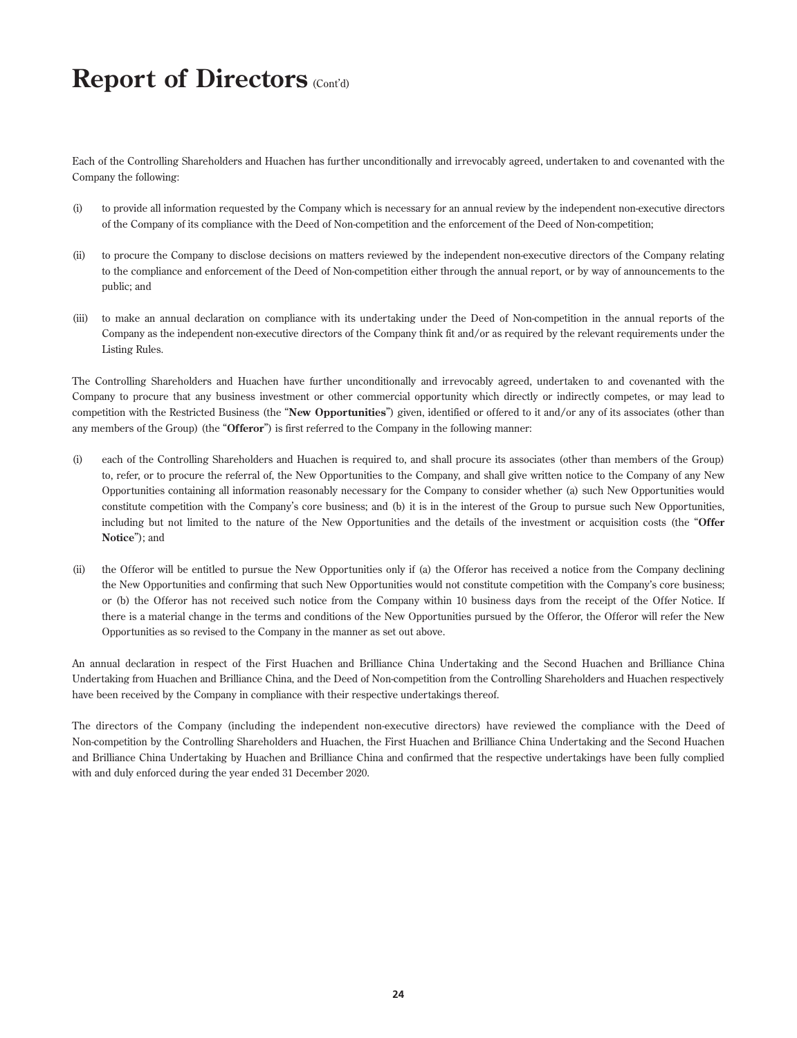# Report of Directors (Cont'd)

Each of the Controlling Shareholders and Huachen has further unconditionally and irrevocably agreed, undertaken to and covenanted with the Company the following:

(i) to provide all information requested by the Company which is necessary for an annual review by the independent non-executive directors of the Company of its compliance with the Deed of Non-competition and the enforcement of the Deed of Non-competition;

(ii) to procure the Company to disclose decisions on matters reviewed by the independent non-executive directors of the Company relating to the compliance and enforcement of the Deed of Non-competition either through the annual report, or by way of announcements to the public; and

(iii) to make an annual declaration on compliance with its undertaking under the Deed of Non-competition in the annual reports of the Company as the independent non-executive directors of the Company think fit and/or as required by the relevant requirements under the Listing Rules.

The Controlling Shareholders and Huachen have further unconditionally and irrevocably agreed, undertaken to and covenanted with the Company to procure that any business investment or other commercial opportunity which directly or indirectly competes, or may lead to competition with the Restricted Business (the "**New Opportunities**") given, identified or offered to it and/or any of its associates (other than any members of the Group) (the "**Offeror**") is first referred to the Company in the following manner:

(i) each of the Controlling Shareholders and Huachen is required to, and shall procure its associates (other than members of the Group) to, refer, or to procure the referral of, the New Opportunities to the Company, and shall give written notice to the Company of any New Opportunities containing all information reasonably necessary for the Company to consider whether (a) such New Opportunities would constitute competition with the Company's core business; and (b) it is in the interest of the Group to pursue such New Opportunities, including but not limited to the nature of the New Opportunities and the details of the investment or acquisition costs (the "**Offer Notice**"); and

(ii) the Offeror will be entitled to pursue the New Opportunities only if (a) the Offeror has received a notice from the Company declining the New Opportunities and confirming that such New Opportunities would not constitute competition with the Company's core business; or (b) the Offeror has not received such notice from the Company within 10 business days from the receipt of the Offer Notice. If there is a material change in the terms and conditions of the New Opportunities pursued by the Offeror, the Offeror will refer the New Opportunities as so revised to the Company in the manner as set out above.

An annual declaration in respect of the First Huachen and Brilliance China Undertaking and the Second Huachen and Brilliance China Undertaking from Huachen and Brilliance China, and the Deed of Non-competition from the Controlling Shareholders and Huachen respectively have been received by the Company in compliance with their respective undertakings thereof.

The directors of the Company (including the independent non-executive directors) have reviewed the compliance with the Deed of Non-competition by the Controlling Shareholders and Huachen, the First Huachen and Brilliance China Undertaking and the Second Huachen and Brilliance China Undertaking by Huachen and Brilliance China and confirmed that the respective undertakings have been fully complied with and duly enforced during the year ended 31 December 2020.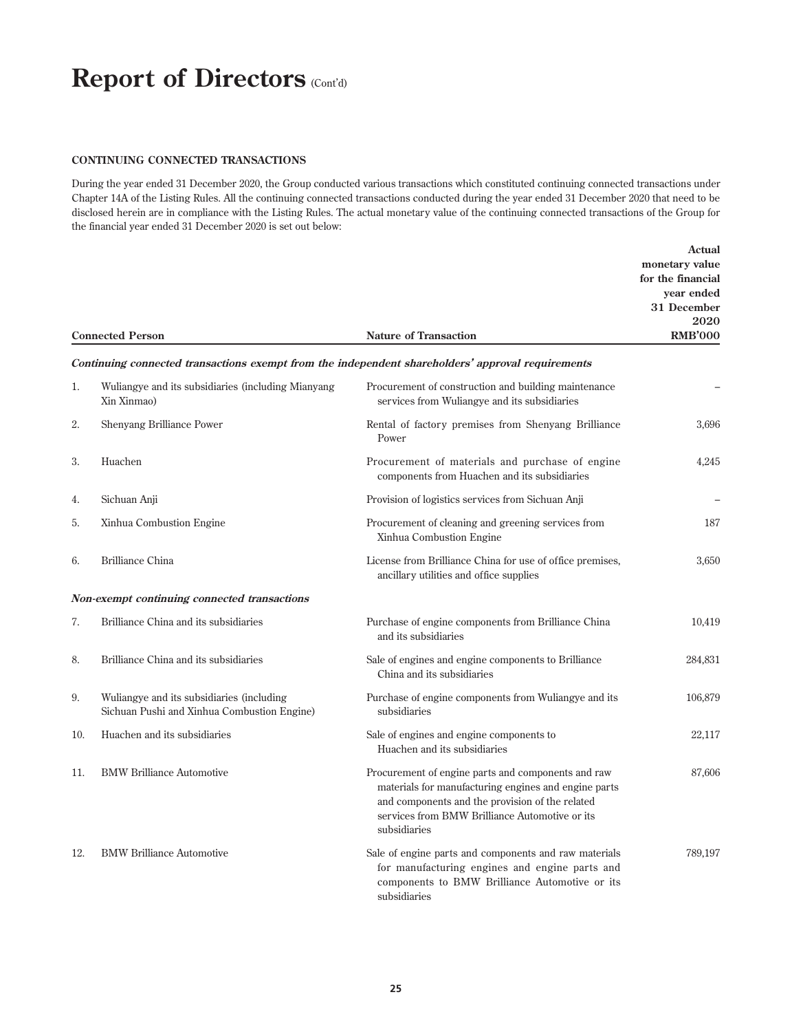# Report of Directors (Cont'd)

**CONTINUING CONNECTED TRANSACTIONS**

During the year ended 31 December 2020, the Group conducted various transactions which constituted continuing connected transactions under Chapter 14A of the Listing Rules. All the continuing connected transactions conducted during the year ended 31 December 2020 that need to be disclosed herein are in compliance with the Listing Rules. The actual monetary value of the continuing connected transactions of the Group for the financial year ended 31 December 2020 is set out below:

| | Connected Person | Nature of Transaction | Actual monetary value for the financial year ended 31 December 2020 RMB'000 |
|---|---|---|---|
| | ***Continuing connected transactions exempt from the independent shareholders' approval requirements*** | | |
| 1. | Wuliangye and its subsidiaries (including Mianyang Xin Xinmao) | Procurement of construction and building maintenance services from Wuliangye and its subsidiaries | – |
| 2. | Shenyang Brilliance Power | Rental of factory premises from Shenyang Brilliance Power | 3,696 |
| 3. | Huachen | Procurement of materials and purchase of engine components from Huachen and its subsidiaries | 4,245 |
| 4. | Sichuan Anji | Provision of logistics services from Sichuan Anji | – |
| 5. | Xinhua Combustion Engine | Procurement of cleaning and greening services from Xinhua Combustion Engine | 187 |
| 6. | Brilliance China | License from Brilliance China for use of office premises, ancillary utilities and office supplies | 3,650 |
| | ***Non-exempt continuing connected transactions*** | | |
| 7. | Brilliance China and its subsidiaries | Purchase of engine components from Brilliance China and its subsidiaries | 10,419 |
| 8. | Brilliance China and its subsidiaries | Sale of engines and engine components to Brilliance China and its subsidiaries | 284,831 |
| 9. | Wuliangye and its subsidiaries (including Sichuan Pushi and Xinhua Combustion Engine) | Purchase of engine components from Wuliangye and its subsidiaries | 106,879 |
| 10. | Huachen and its subsidiaries | Sale of engines and engine components to Huachen and its subsidiaries | 22,117 |
| 11. | BMW Brilliance Automotive | Procurement of engine parts and components and raw materials for manufacturing engines and engine parts and components and the provision of the related services from BMW Brilliance Automotive or its subsidiaries | 87,606 |
| 12. | BMW Brilliance Automotive | Sale of engine parts and components and raw materials for manufacturing engines and engine parts and components to BMW Brilliance Automotive or its subsidiaries | 789,197 |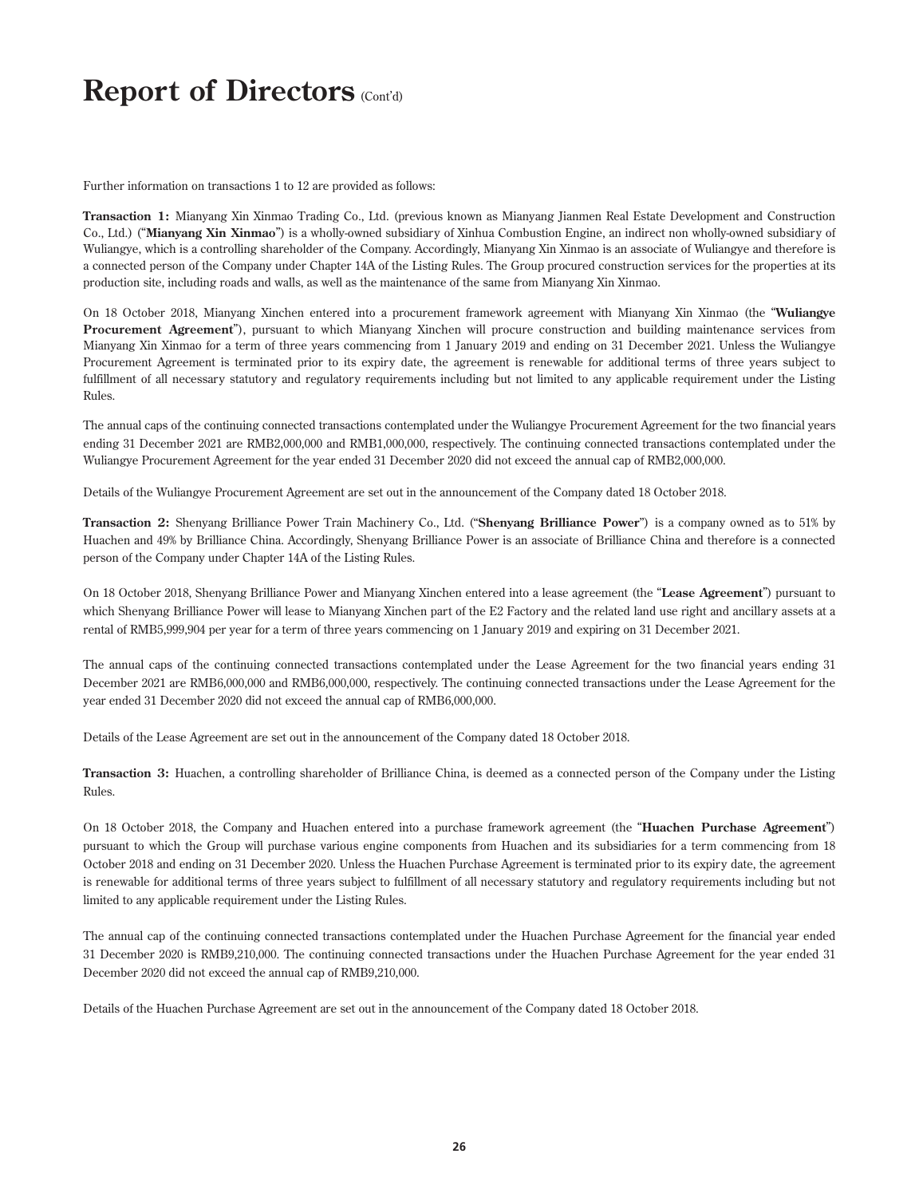# Report of Directors (Cont'd)

Further information on transactions 1 to 12 are provided as follows:

**Transaction 1:** Mianyang Xin Xinmao Trading Co., Ltd. (previous known as Mianyang Jianmen Real Estate Development and Construction Co., Ltd.) ("**Mianyang Xin Xinmao**") is a wholly-owned subsidiary of Xinhua Combustion Engine, an indirect non wholly-owned subsidiary of Wuliangye, which is a controlling shareholder of the Company. Accordingly, Mianyang Xin Xinmao is an associate of Wuliangye and therefore is a connected person of the Company under Chapter 14A of the Listing Rules. The Group procured construction services for the properties at its production site, including roads and walls, as well as the maintenance of the same from Mianyang Xin Xinmao.

On 18 October 2018, Mianyang Xinchen entered into a procurement framework agreement with Mianyang Xin Xinmao (the "**Wuliangye Procurement Agreement**"), pursuant to which Mianyang Xinchen will procure construction and building maintenance services from Mianyang Xin Xinmao for a term of three years commencing from 1 January 2019 and ending on 31 December 2021. Unless the Wuliangye Procurement Agreement is terminated prior to its expiry date, the agreement is renewable for additional terms of three years subject to fulfillment of all necessary statutory and regulatory requirements including but not limited to any applicable requirement under the Listing Rules.

The annual caps of the continuing connected transactions contemplated under the Wuliangye Procurement Agreement for the two financial years ending 31 December 2021 are RMB2,000,000 and RMB1,000,000, respectively. The continuing connected transactions contemplated under the Wuliangye Procurement Agreement for the year ended 31 December 2020 did not exceed the annual cap of RMB2,000,000.

Details of the Wuliangye Procurement Agreement are set out in the announcement of the Company dated 18 October 2018.

**Transaction 2:** Shenyang Brilliance Power Train Machinery Co., Ltd. ("**Shenyang Brilliance Power**") is a company owned as to 51% by Huachen and 49% by Brilliance China. Accordingly, Shenyang Brilliance Power is an associate of Brilliance China and therefore is a connected person of the Company under Chapter 14A of the Listing Rules.

On 18 October 2018, Shenyang Brilliance Power and Mianyang Xinchen entered into a lease agreement (the "**Lease Agreement**") pursuant to which Shenyang Brilliance Power will lease to Mianyang Xinchen part of the E2 Factory and the related land use right and ancillary assets at a rental of RMB5,999,904 per year for a term of three years commencing on 1 January 2019 and expiring on 31 December 2021.

The annual caps of the continuing connected transactions contemplated under the Lease Agreement for the two financial years ending 31 December 2021 are RMB6,000,000 and RMB6,000,000, respectively. The continuing connected transactions under the Lease Agreement for the year ended 31 December 2020 did not exceed the annual cap of RMB6,000,000.

Details of the Lease Agreement are set out in the announcement of the Company dated 18 October 2018.

**Transaction 3:** Huachen, a controlling shareholder of Brilliance China, is deemed as a connected person of the Company under the Listing Rules.

On 18 October 2018, the Company and Huachen entered into a purchase framework agreement (the "**Huachen Purchase Agreement**") pursuant to which the Group will purchase various engine components from Huachen and its subsidiaries for a term commencing from 18 October 2018 and ending on 31 December 2020. Unless the Huachen Purchase Agreement is terminated prior to its expiry date, the agreement is renewable for additional terms of three years subject to fulfillment of all necessary statutory and regulatory requirements including but not limited to any applicable requirement under the Listing Rules.

The annual cap of the continuing connected transactions contemplated under the Huachen Purchase Agreement for the financial year ended 31 December 2020 is RMB9,210,000. The continuing connected transactions under the Huachen Purchase Agreement for the year ended 31 December 2020 did not exceed the annual cap of RMB9,210,000.

Details of the Huachen Purchase Agreement are set out in the announcement of the Company dated 18 October 2018.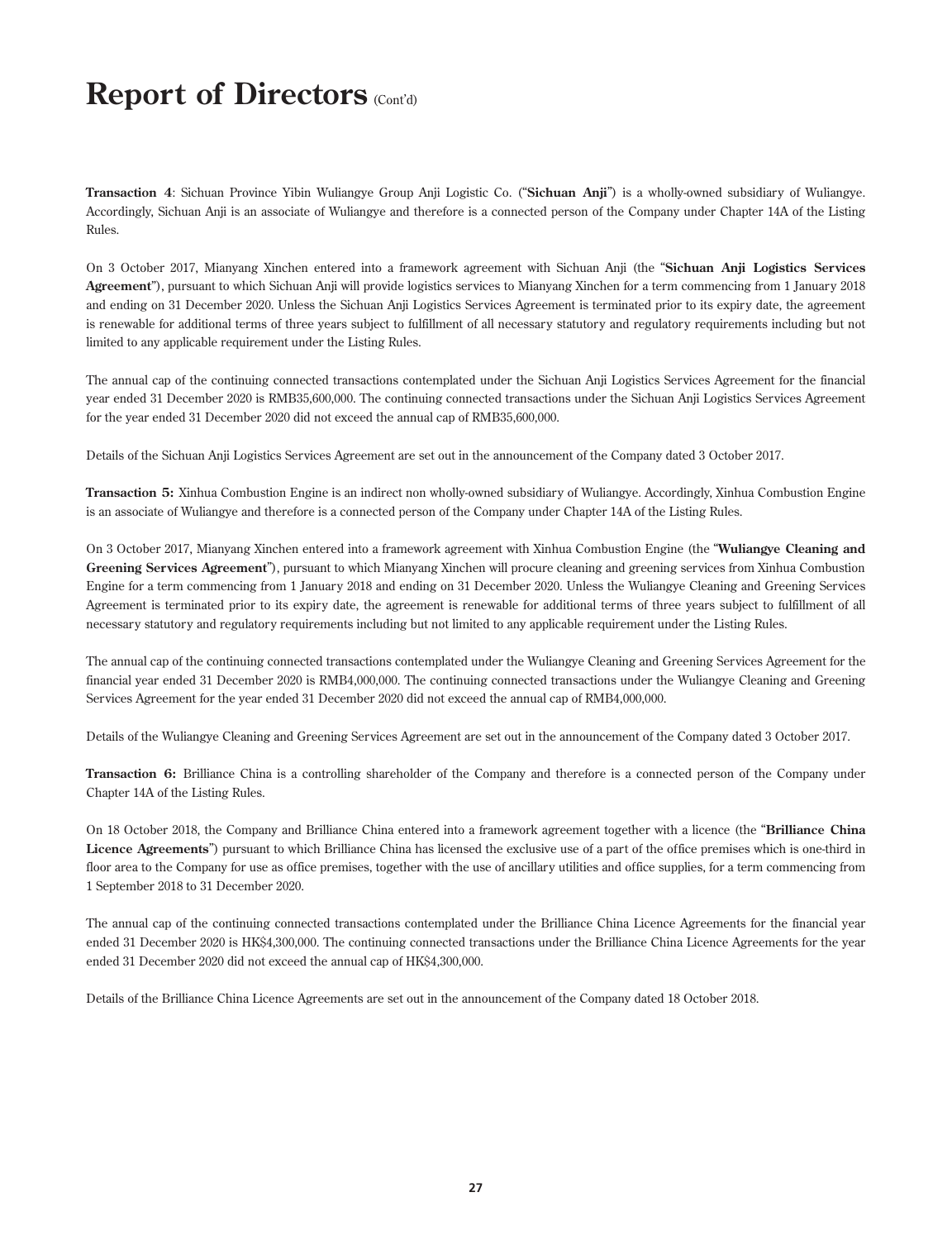# Report of Directors (Cont'd)

**Transaction 4**: Sichuan Province Yibin Wuliangye Group Anji Logistic Co. ("**Sichuan Anji**") is a wholly-owned subsidiary of Wuliangye. Accordingly, Sichuan Anji is an associate of Wuliangye and therefore is a connected person of the Company under Chapter 14A of the Listing Rules.

On 3 October 2017, Mianyang Xinchen entered into a framework agreement with Sichuan Anji (the "**Sichuan Anji Logistics Services Agreement**"), pursuant to which Sichuan Anji will provide logistics services to Mianyang Xinchen for a term commencing from 1 January 2018 and ending on 31 December 2020. Unless the Sichuan Anji Logistics Services Agreement is terminated prior to its expiry date, the agreement is renewable for additional terms of three years subject to fulfillment of all necessary statutory and regulatory requirements including but not limited to any applicable requirement under the Listing Rules.

The annual cap of the continuing connected transactions contemplated under the Sichuan Anji Logistics Services Agreement for the financial year ended 31 December 2020 is RMB35,600,000. The continuing connected transactions under the Sichuan Anji Logistics Services Agreement for the year ended 31 December 2020 did not exceed the annual cap of RMB35,600,000.

Details of the Sichuan Anji Logistics Services Agreement are set out in the announcement of the Company dated 3 October 2017.

**Transaction 5:** Xinhua Combustion Engine is an indirect non wholly-owned subsidiary of Wuliangye. Accordingly, Xinhua Combustion Engine is an associate of Wuliangye and therefore is a connected person of the Company under Chapter 14A of the Listing Rules.

On 3 October 2017, Mianyang Xinchen entered into a framework agreement with Xinhua Combustion Engine (the "**Wuliangye Cleaning and Greening Services Agreement**"), pursuant to which Mianyang Xinchen will procure cleaning and greening services from Xinhua Combustion Engine for a term commencing from 1 January 2018 and ending on 31 December 2020. Unless the Wuliangye Cleaning and Greening Services Agreement is terminated prior to its expiry date, the agreement is renewable for additional terms of three years subject to fulfillment of all necessary statutory and regulatory requirements including but not limited to any applicable requirement under the Listing Rules.

The annual cap of the continuing connected transactions contemplated under the Wuliangye Cleaning and Greening Services Agreement for the financial year ended 31 December 2020 is RMB4,000,000. The continuing connected transactions under the Wuliangye Cleaning and Greening Services Agreement for the year ended 31 December 2020 did not exceed the annual cap of RMB4,000,000.

Details of the Wuliangye Cleaning and Greening Services Agreement are set out in the announcement of the Company dated 3 October 2017.

**Transaction 6:** Brilliance China is a controlling shareholder of the Company and therefore is a connected person of the Company under Chapter 14A of the Listing Rules.

On 18 October 2018, the Company and Brilliance China entered into a framework agreement together with a licence (the "**Brilliance China Licence Agreements**") pursuant to which Brilliance China has licensed the exclusive use of a part of the office premises which is one-third in floor area to the Company for use as office premises, together with the use of ancillary utilities and office supplies, for a term commencing from 1 September 2018 to 31 December 2020.

The annual cap of the continuing connected transactions contemplated under the Brilliance China Licence Agreements for the financial year ended 31 December 2020 is HK$4,300,000. The continuing connected transactions under the Brilliance China Licence Agreements for the year ended 31 December 2020 did not exceed the annual cap of HK$4,300,000.

Details of the Brilliance China Licence Agreements are set out in the announcement of the Company dated 18 October 2018.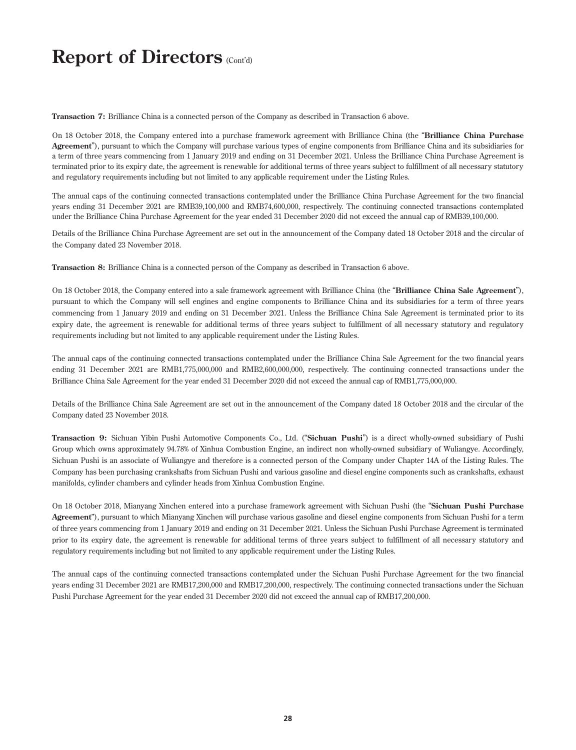# Report of Directors (Cont'd)

**Transaction 7:** Brilliance China is a connected person of the Company as described in Transaction 6 above.

On 18 October 2018, the Company entered into a purchase framework agreement with Brilliance China (the "**Brilliance China Purchase Agreement**"), pursuant to which the Company will purchase various types of engine components from Brilliance China and its subsidiaries for a term of three years commencing from 1 January 2019 and ending on 31 December 2021. Unless the Brilliance China Purchase Agreement is terminated prior to its expiry date, the agreement is renewable for additional terms of three years subject to fulfillment of all necessary statutory and regulatory requirements including but not limited to any applicable requirement under the Listing Rules.

The annual caps of the continuing connected transactions contemplated under the Brilliance China Purchase Agreement for the two financial years ending 31 December 2021 are RMB39,100,000 and RMB74,600,000, respectively. The continuing connected transactions contemplated under the Brilliance China Purchase Agreement for the year ended 31 December 2020 did not exceed the annual cap of RMB39,100,000.

Details of the Brilliance China Purchase Agreement are set out in the announcement of the Company dated 18 October 2018 and the circular of the Company dated 23 November 2018.

**Transaction 8:** Brilliance China is a connected person of the Company as described in Transaction 6 above.

On 18 October 2018, the Company entered into a sale framework agreement with Brilliance China (the "**Brilliance China Sale Agreement**"), pursuant to which the Company will sell engines and engine components to Brilliance China and its subsidiaries for a term of three years commencing from 1 January 2019 and ending on 31 December 2021. Unless the Brilliance China Sale Agreement is terminated prior to its expiry date, the agreement is renewable for additional terms of three years subject to fulfillment of all necessary statutory and regulatory requirements including but not limited to any applicable requirement under the Listing Rules.

The annual caps of the continuing connected transactions contemplated under the Brilliance China Sale Agreement for the two financial years ending 31 December 2021 are RMB1,775,000,000 and RMB2,600,000,000, respectively. The continuing connected transactions under the Brilliance China Sale Agreement for the year ended 31 December 2020 did not exceed the annual cap of RMB1,775,000,000.

Details of the Brilliance China Sale Agreement are set out in the announcement of the Company dated 18 October 2018 and the circular of the Company dated 23 November 2018.

**Transaction 9:** Sichuan Yibin Pushi Automotive Components Co., Ltd. ("**Sichuan Pushi**") is a direct wholly-owned subsidiary of Pushi Group which owns approximately 94.78% of Xinhua Combustion Engine, an indirect non wholly-owned subsidiary of Wuliangye. Accordingly, Sichuan Pushi is an associate of Wuliangye and therefore is a connected person of the Company under Chapter 14A of the Listing Rules. The Company has been purchasing crankshafts from Sichuan Pushi and various gasoline and diesel engine components such as crankshafts, exhaust manifolds, cylinder chambers and cylinder heads from Xinhua Combustion Engine.

On 18 October 2018, Mianyang Xinchen entered into a purchase framework agreement with Sichuan Pushi (the "**Sichuan Pushi Purchase Agreement**"), pursuant to which Mianyang Xinchen will purchase various gasoline and diesel engine components from Sichuan Pushi for a term of three years commencing from 1 January 2019 and ending on 31 December 2021. Unless the Sichuan Pushi Purchase Agreement is terminated prior to its expiry date, the agreement is renewable for additional terms of three years subject to fulfillment of all necessary statutory and regulatory requirements including but not limited to any applicable requirement under the Listing Rules.

The annual caps of the continuing connected transactions contemplated under the Sichuan Pushi Purchase Agreement for the two financial years ending 31 December 2021 are RMB17,200,000 and RMB17,200,000, respectively. The continuing connected transactions under the Sichuan Pushi Purchase Agreement for the year ended 31 December 2020 did not exceed the annual cap of RMB17,200,000.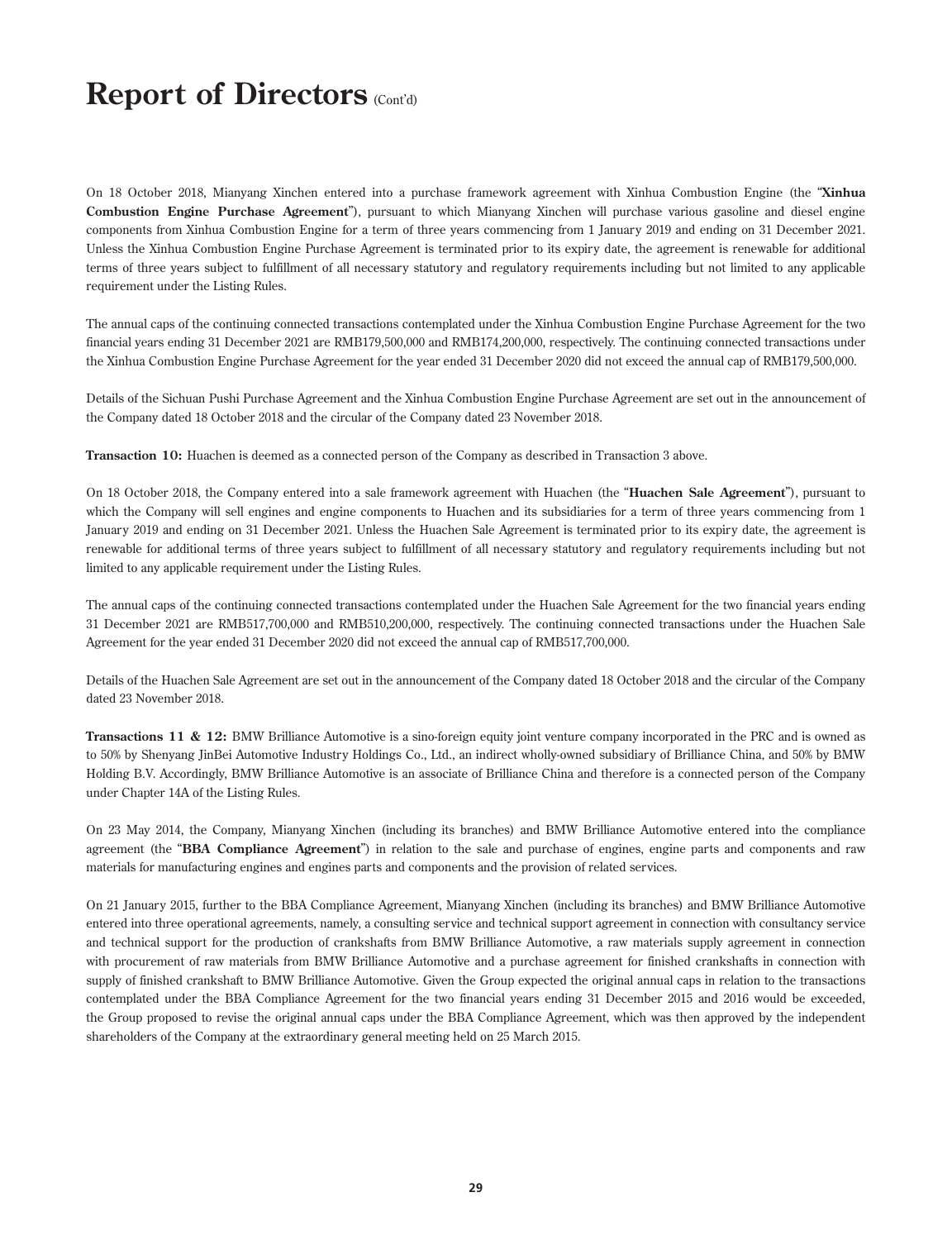On 18 October 2018, Mianyang Xinchen entered into a purchase framework agreement with Xinhua Combustion Engine (the "**Xinhua Combustion Engine Purchase Agreement**"), pursuant to which Mianyang Xinchen will purchase various gasoline and diesel engine components from Xinhua Combustion Engine for a term of three years commencing from 1 January 2019 and ending on 31 December 2021. Unless the Xinhua Combustion Engine Purchase Agreement is terminated prior to its expiry date, the agreement is renewable for additional terms of three years subject to fulfillment of all necessary statutory and regulatory requirements including but not limited to any applicable requirement under the Listing Rules.

The annual caps of the continuing connected transactions contemplated under the Xinhua Combustion Engine Purchase Agreement for the two financial years ending 31 December 2021 are RMB179,500,000 and RMB174,200,000, respectively. The continuing connected transactions under the Xinhua Combustion Engine Purchase Agreement for the year ended 31 December 2020 did not exceed the annual cap of RMB179,500,000.

Details of the Sichuan Pushi Purchase Agreement and the Xinhua Combustion Engine Purchase Agreement are set out in the announcement of the Company dated 18 October 2018 and the circular of the Company dated 23 November 2018.

**Transaction 10:** Huachen is deemed as a connected person of the Company as described in Transaction 3 above.

On 18 October 2018, the Company entered into a sale framework agreement with Huachen (the "**Huachen Sale Agreement**"), pursuant to which the Company will sell engines and engine components to Huachen and its subsidiaries for a term of three years commencing from 1 January 2019 and ending on 31 December 2021. Unless the Huachen Sale Agreement is terminated prior to its expiry date, the agreement is renewable for additional terms of three years subject to fulfillment of all necessary statutory and regulatory requirements including but not limited to any applicable requirement under the Listing Rules.

The annual caps of the continuing connected transactions contemplated under the Huachen Sale Agreement for the two financial years ending 31 December 2021 are RMB517,700,000 and RMB510,200,000, respectively. The continuing connected transactions under the Huachen Sale Agreement for the year ended 31 December 2020 did not exceed the annual cap of RMB517,700,000.

Details of the Huachen Sale Agreement are set out in the announcement of the Company dated 18 October 2018 and the circular of the Company dated 23 November 2018.

**Transactions 11 & 12:** BMW Brilliance Automotive is a sino-foreign equity joint venture company incorporated in the PRC and is owned as to 50% by Shenyang JinBei Automotive Industry Holdings Co., Ltd., an indirect wholly-owned subsidiary of Brilliance China, and 50% by BMW Holding B.V. Accordingly, BMW Brilliance Automotive is an associate of Brilliance China and therefore is a connected person of the Company under Chapter 14A of the Listing Rules.

On 23 May 2014, the Company, Mianyang Xinchen (including its branches) and BMW Brilliance Automotive entered into the compliance agreement (the "**BBA Compliance Agreement**") in relation to the sale and purchase of engines, engine parts and components and raw materials for manufacturing engines and engines parts and components and the provision of related services.

On 21 January 2015, further to the BBA Compliance Agreement, Mianyang Xinchen (including its branches) and BMW Brilliance Automotive entered into three operational agreements, namely, a consulting service and technical support agreement in connection with consultancy service and technical support for the production of crankshafts from BMW Brilliance Automotive, a raw materials supply agreement in connection with procurement of raw materials from BMW Brilliance Automotive and a purchase agreement for finished crankshafts in connection with supply of finished crankshaft to BMW Brilliance Automotive. Given the Group expected the original annual caps in relation to the transactions contemplated under the BBA Compliance Agreement for the two financial years ending 31 December 2015 and 2016 would be exceeded, the Group proposed to revise the original annual caps under the BBA Compliance Agreement, which was then approved by the independent shareholders of the Company at the extraordinary general meeting held on 25 March 2015.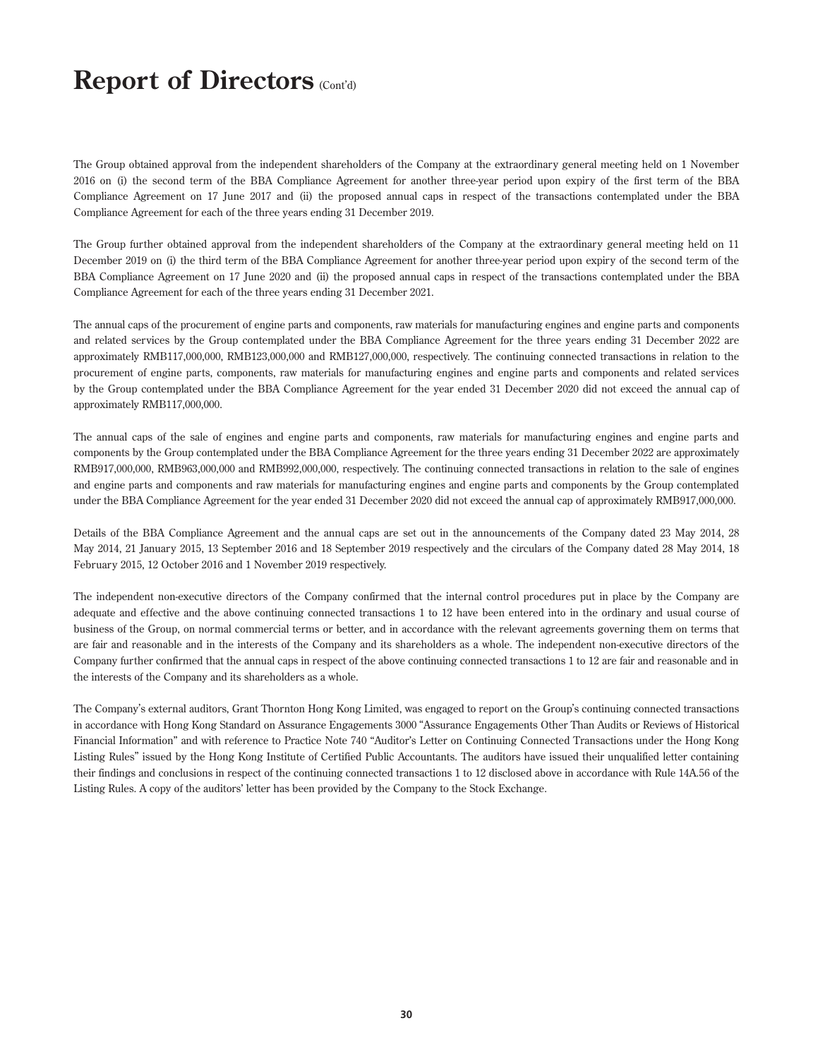# Report of Directors (Cont'd)

The Group obtained approval from the independent shareholders of the Company at the extraordinary general meeting held on 1 November 2016 on (i) the second term of the BBA Compliance Agreement for another three-year period upon expiry of the first term of the BBA Compliance Agreement on 17 June 2017 and (ii) the proposed annual caps in respect of the transactions contemplated under the BBA Compliance Agreement for each of the three years ending 31 December 2019.

The Group further obtained approval from the independent shareholders of the Company at the extraordinary general meeting held on 11 December 2019 on (i) the third term of the BBA Compliance Agreement for another three-year period upon expiry of the second term of the BBA Compliance Agreement on 17 June 2020 and (ii) the proposed annual caps in respect of the transactions contemplated under the BBA Compliance Agreement for each of the three years ending 31 December 2021.

The annual caps of the procurement of engine parts and components, raw materials for manufacturing engines and engine parts and components and related services by the Group contemplated under the BBA Compliance Agreement for the three years ending 31 December 2022 are approximately RMB117,000,000, RMB123,000,000 and RMB127,000,000, respectively. The continuing connected transactions in relation to the procurement of engine parts, components, raw materials for manufacturing engines and engine parts and components and related services by the Group contemplated under the BBA Compliance Agreement for the year ended 31 December 2020 did not exceed the annual cap of approximately RMB117,000,000.

The annual caps of the sale of engines and engine parts and components, raw materials for manufacturing engines and engine parts and components by the Group contemplated under the BBA Compliance Agreement for the three years ending 31 December 2022 are approximately RMB917,000,000, RMB963,000,000 and RMB992,000,000, respectively. The continuing connected transactions in relation to the sale of engines and engine parts and components and raw materials for manufacturing engines and engine parts and components by the Group contemplated under the BBA Compliance Agreement for the year ended 31 December 2020 did not exceed the annual cap of approximately RMB917,000,000.

Details of the BBA Compliance Agreement and the annual caps are set out in the announcements of the Company dated 23 May 2014, 28 May 2014, 21 January 2015, 13 September 2016 and 18 September 2019 respectively and the circulars of the Company dated 28 May 2014, 18 February 2015, 12 October 2016 and 1 November 2019 respectively.

The independent non-executive directors of the Company confirmed that the internal control procedures put in place by the Company are adequate and effective and the above continuing connected transactions 1 to 12 have been entered into in the ordinary and usual course of business of the Group, on normal commercial terms or better, and in accordance with the relevant agreements governing them on terms that are fair and reasonable and in the interests of the Company and its shareholders as a whole. The independent non-executive directors of the Company further confirmed that the annual caps in respect of the above continuing connected transactions 1 to 12 are fair and reasonable and in the interests of the Company and its shareholders as a whole.

The Company's external auditors, Grant Thornton Hong Kong Limited, was engaged to report on the Group's continuing connected transactions in accordance with Hong Kong Standard on Assurance Engagements 3000 "Assurance Engagements Other Than Audits or Reviews of Historical Financial Information" and with reference to Practice Note 740 "Auditor's Letter on Continuing Connected Transactions under the Hong Kong Listing Rules" issued by the Hong Kong Institute of Certified Public Accountants. The auditors have issued their unqualified letter containing their findings and conclusions in respect of the continuing connected transactions 1 to 12 disclosed above in accordance with Rule 14A.56 of the Listing Rules. A copy of the auditors' letter has been provided by the Company to the Stock Exchange.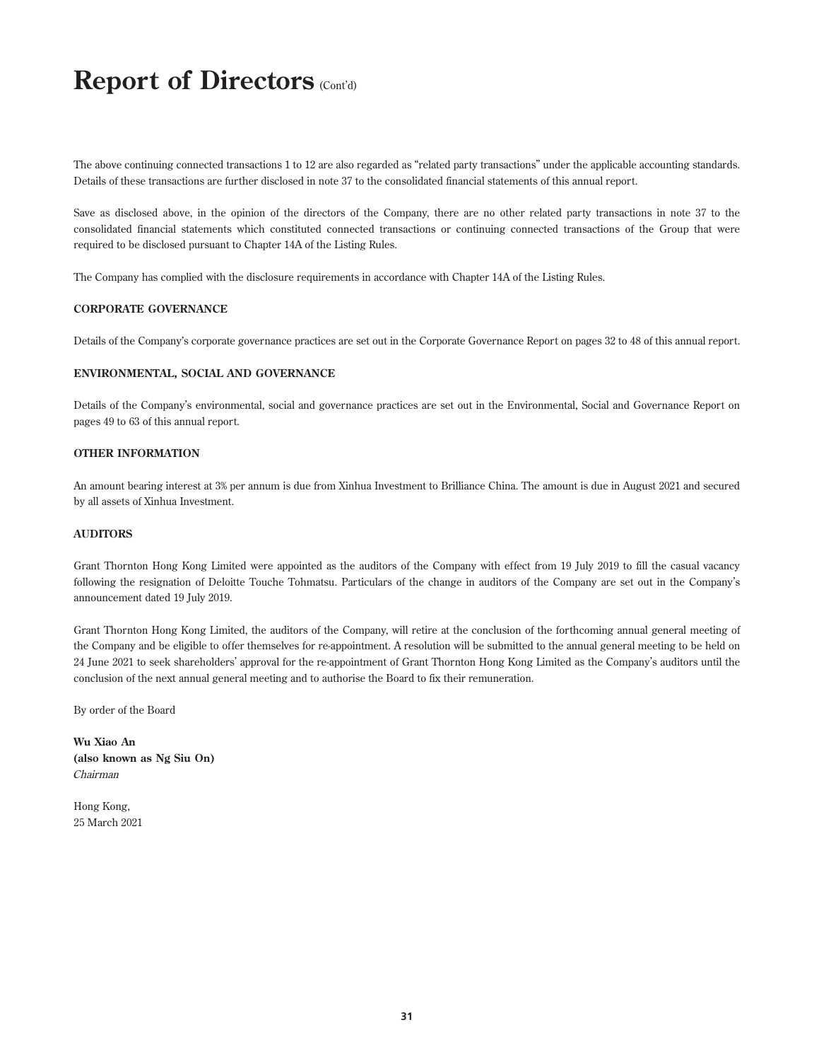# Report of Directors (Cont'd)

The above continuing connected transactions 1 to 12 are also regarded as "related party transactions" under the applicable accounting standards. Details of these transactions are further disclosed in note 37 to the consolidated financial statements of this annual report.

Save as disclosed above, in the opinion of the directors of the Company, there are no other related party transactions in note 37 to the consolidated financial statements which constituted connected transactions or continuing connected transactions of the Group that were required to be disclosed pursuant to Chapter 14A of the Listing Rules.

The Company has complied with the disclosure requirements in accordance with Chapter 14A of the Listing Rules.

**CORPORATE GOVERNANCE**

Details of the Company's corporate governance practices are set out in the Corporate Governance Report on pages 32 to 48 of this annual report.

**ENVIRONMENTAL, SOCIAL AND GOVERNANCE**

Details of the Company's environmental, social and governance practices are set out in the Environmental, Social and Governance Report on pages 49 to 63 of this annual report.

**OTHER INFORMATION**

An amount bearing interest at 3% per annum is due from Xinhua Investment to Brilliance China. The amount is due in August 2021 and secured by all assets of Xinhua Investment.

**AUDITORS**

Grant Thornton Hong Kong Limited were appointed as the auditors of the Company with effect from 19 July 2019 to fill the casual vacancy following the resignation of Deloitte Touche Tohmatsu. Particulars of the change in auditors of the Company are set out in the Company's announcement dated 19 July 2019.

Grant Thornton Hong Kong Limited, the auditors of the Company, will retire at the conclusion of the forthcoming annual general meeting of the Company and be eligible to offer themselves for re-appointment. A resolution will be submitted to the annual general meeting to be held on 24 June 2021 to seek shareholders' approval for the re-appointment of Grant Thornton Hong Kong Limited as the Company's auditors until the conclusion of the next annual general meeting and to authorise the Board to fix their remuneration.

By order of the Board

**Wu Xiao An**
**(also known as Ng Siu On)**
*Chairman*

Hong Kong,
25 March 2021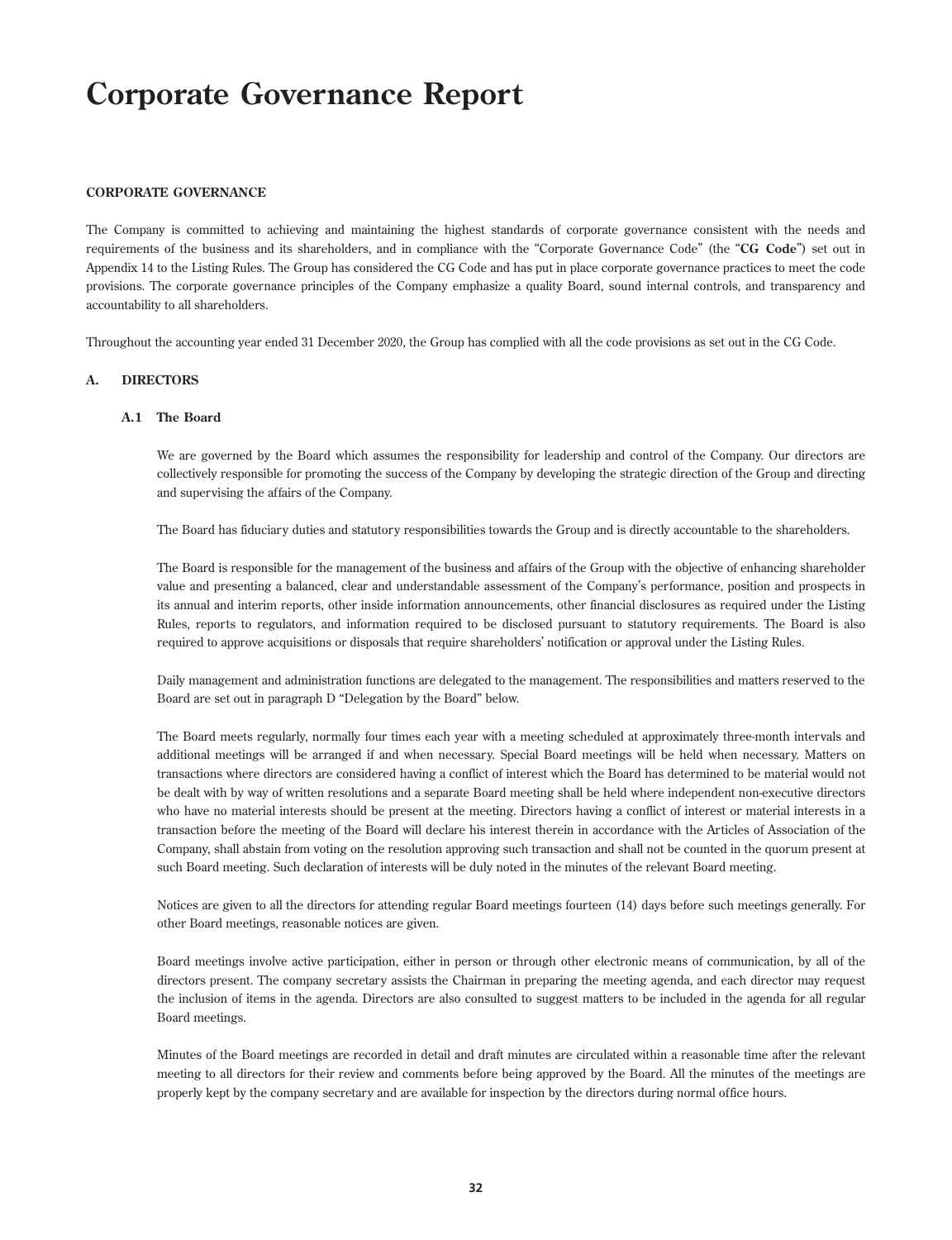# Corporate Governance Report

**CORPORATE GOVERNANCE**

The Company is committed to achieving and maintaining the highest standards of corporate governance consistent with the needs and requirements of the business and its shareholders, and in compliance with the "Corporate Governance Code" (the "**CG Code**") set out in Appendix 14 to the Listing Rules. The Group has considered the CG Code and has put in place corporate governance practices to meet the code provisions. The corporate governance principles of the Company emphasize a quality Board, sound internal controls, and transparency and accountability to all shareholders.

Throughout the accounting year ended 31 December 2020, the Group has complied with all the code provisions as set out in the CG Code.

## A. DIRECTORS

### A.1 The Board

We are governed by the Board which assumes the responsibility for leadership and control of the Company. Our directors are collectively responsible for promoting the success of the Company by developing the strategic direction of the Group and directing and supervising the affairs of the Company.

The Board has fiduciary duties and statutory responsibilities towards the Group and is directly accountable to the shareholders.

The Board is responsible for the management of the business and affairs of the Group with the objective of enhancing shareholder value and presenting a balanced, clear and understandable assessment of the Company's performance, position and prospects in its annual and interim reports, other inside information announcements, other financial disclosures as required under the Listing Rules, reports to regulators, and information required to be disclosed pursuant to statutory requirements. The Board is also required to approve acquisitions or disposals that require shareholders' notification or approval under the Listing Rules.

Daily management and administration functions are delegated to the management. The responsibilities and matters reserved to the Board are set out in paragraph D "Delegation by the Board" below.

The Board meets regularly, normally four times each year with a meeting scheduled at approximately three-month intervals and additional meetings will be arranged if and when necessary. Special Board meetings will be held when necessary. Matters on transactions where directors are considered having a conflict of interest which the Board has determined to be material would not be dealt with by way of written resolutions and a separate Board meeting shall be held where independent non-executive directors who have no material interests should be present at the meeting. Directors having a conflict of interest or material interests in a transaction before the meeting of the Board will declare his interest therein in accordance with the Articles of Association of the Company, shall abstain from voting on the resolution approving such transaction and shall not be counted in the quorum present at such Board meeting. Such declaration of interests will be duly noted in the minutes of the relevant Board meeting.

Notices are given to all the directors for attending regular Board meetings fourteen (14) days before such meetings generally. For other Board meetings, reasonable notices are given.

Board meetings involve active participation, either in person or through other electronic means of communication, by all of the directors present. The company secretary assists the Chairman in preparing the meeting agenda, and each director may request the inclusion of items in the agenda. Directors are also consulted to suggest matters to be included in the agenda for all regular Board meetings.

Minutes of the Board meetings are recorded in detail and draft minutes are circulated within a reasonable time after the relevant meeting to all directors for their review and comments before being approved by the Board. All the minutes of the meetings are properly kept by the company secretary and are available for inspection by the directors during normal office hours.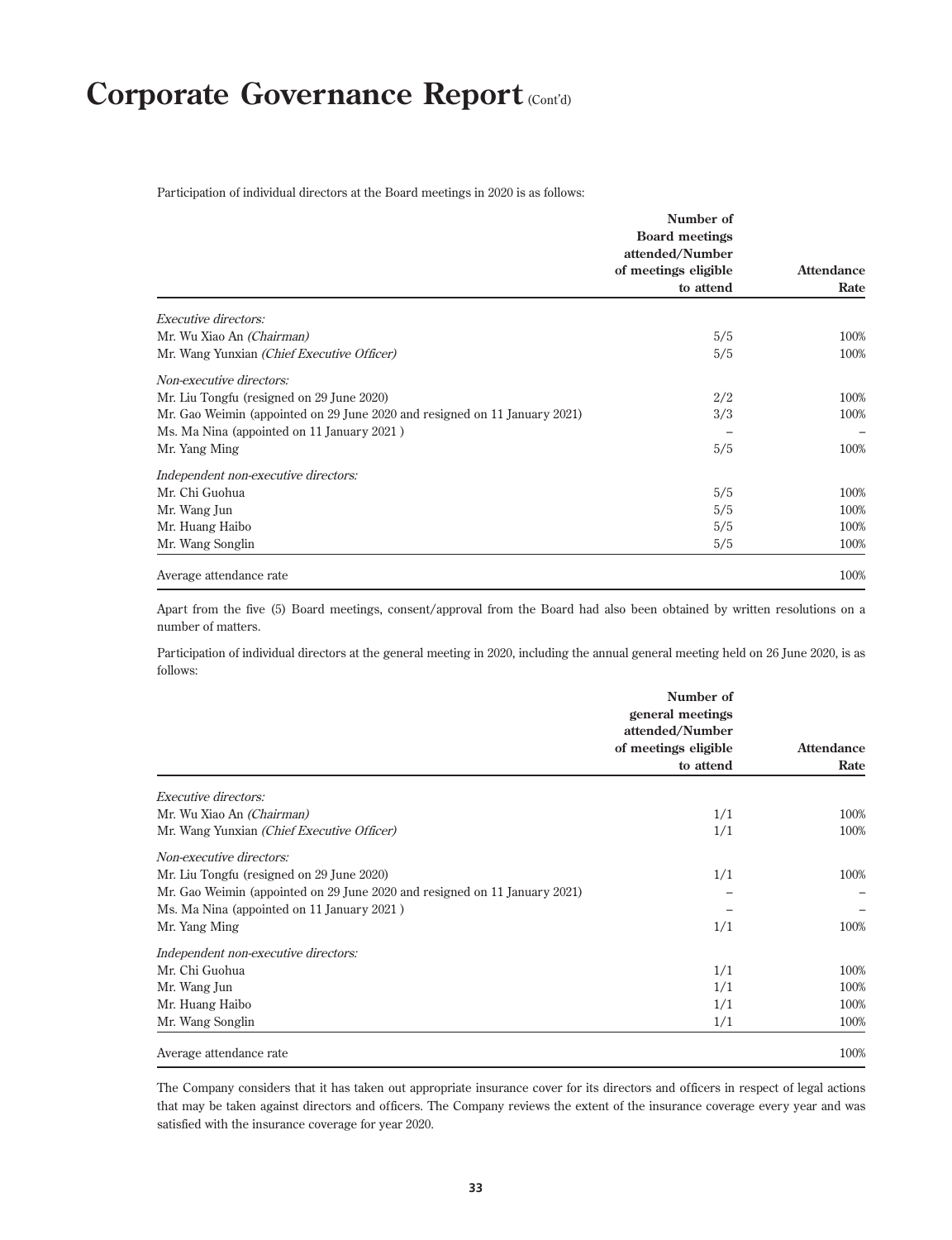# Corporate Governance Report (Cont'd)

Participation of individual directors at the Board meetings in 2020 is as follows:

| | Number of Board meetings attended/Number of meetings eligible to attend | Attendance Rate |
|---|---|---|
| *Executive directors:* | | |
| Mr. Wu Xiao An *(Chairman)* | 5/5 | 100% |
| Mr. Wang Yunxian *(Chief Executive Officer)* | 5/5 | 100% |
| *Non-executive directors:* | | |
| Mr. Liu Tongfu (resigned on 29 June 2020) | 2/2 | 100% |
| Mr. Gao Weimin (appointed on 29 June 2020 and resigned on 11 January 2021) | 3/3 | 100% |
| Ms. Ma Nina (appointed on 11 January 2021 ) | – | – |
| Mr. Yang Ming | 5/5 | 100% |
| *Independent non-executive directors:* | | |
| Mr. Chi Guohua | 5/5 | 100% |
| Mr. Wang Jun | 5/5 | 100% |
| Mr. Huang Haibo | 5/5 | 100% |
| Mr. Wang Songlin | 5/5 | 100% |
| Average attendance rate | | 100% |

Apart from the five (5) Board meetings, consent/approval from the Board had also been obtained by written resolutions on a number of matters.

Participation of individual directors at the general meeting in 2020, including the annual general meeting held on 26 June 2020, is as follows:

| | Number of general meetings attended/Number of meetings eligible to attend | Attendance Rate |
|---|---|---|
| *Executive directors:* | | |
| Mr. Wu Xiao An *(Chairman)* | 1/1 | 100% |
| Mr. Wang Yunxian *(Chief Executive Officer)* | 1/1 | 100% |
| *Non-executive directors:* | | |
| Mr. Liu Tongfu (resigned on 29 June 2020) | 1/1 | 100% |
| Mr. Gao Weimin (appointed on 29 June 2020 and resigned on 11 January 2021) | – | – |
| Ms. Ma Nina (appointed on 11 January 2021 ) | – | – |
| Mr. Yang Ming | 1/1 | 100% |
| *Independent non-executive directors:* | | |
| Mr. Chi Guohua | 1/1 | 100% |
| Mr. Wang Jun | 1/1 | 100% |
| Mr. Huang Haibo | 1/1 | 100% |
| Mr. Wang Songlin | 1/1 | 100% |
| Average attendance rate | | 100% |

The Company considers that it has taken out appropriate insurance cover for its directors and officers in respect of legal actions that may be taken against directors and officers. The Company reviews the extent of the insurance coverage every year and was satisfied with the insurance coverage for year 2020.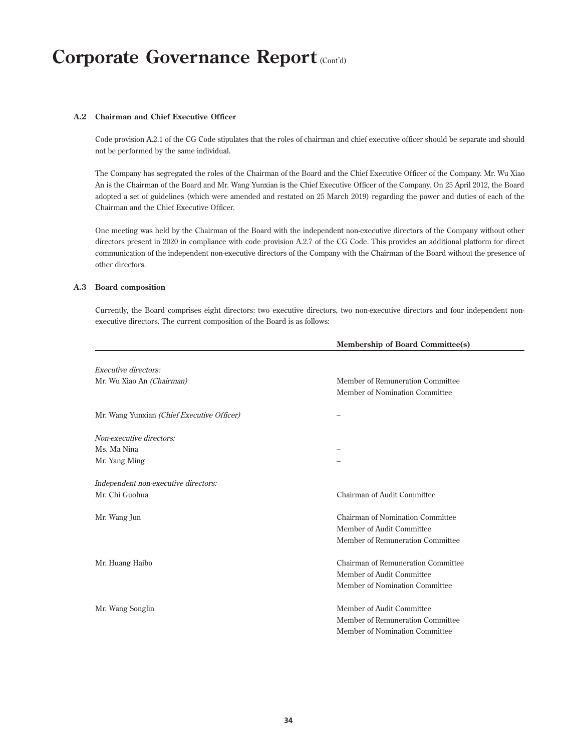# Corporate Governance Report (Cont'd)

### A.2 Chairman and Chief Executive Officer

Code provision A.2.1 of the CG Code stipulates that the roles of chairman and chief executive officer should be separate and should not be performed by the same individual.

The Company has segregated the roles of the Chairman of the Board and the Chief Executive Officer of the Company. Mr. Wu Xiao An is the Chairman of the Board and Mr. Wang Yunxian is the Chief Executive Officer of the Company. On 25 April 2012, the Board adopted a set of guidelines (which were amended and restated on 25 March 2019) regarding the power and duties of each of the Chairman and the Chief Executive Officer.

One meeting was held by the Chairman of the Board with the independent non-executive directors of the Company without other directors present in 2020 in compliance with code provision A.2.7 of the CG Code. This provides an additional platform for direct communication of the independent non-executive directors of the Company with the Chairman of the Board without the presence of other directors.

### A.3 Board composition

Currently, the Board comprises eight directors: two executive directors, two non-executive directors and four independent non-executive directors. The current composition of the Board is as follows:

| | **Membership of Board Committee(s)** |
|---|---|
| *Executive directors:* | |
| Mr. Wu Xiao An *(Chairman)* | Member of Remuneration Committee<br>Member of Nomination Committee |
| Mr. Wang Yunxian *(Chief Executive Officer)* | – |
| *Non-executive directors:* | |
| Ms. Ma Nina | – |
| Mr. Yang Ming | – |
| *Independent non-executive directors:* | |
| Mr. Chi Guohua | Chairman of Audit Committee |
| Mr. Wang Jun | Chairman of Nomination Committee<br>Member of Audit Committee<br>Member of Remuneration Committee |
| Mr. Huang Haibo | Chairman of Remuneration Committee<br>Member of Audit Committee<br>Member of Nomination Committee |
| Mr. Wang Songlin | Member of Audit Committee<br>Member of Remuneration Committee<br>Member of Nomination Committee |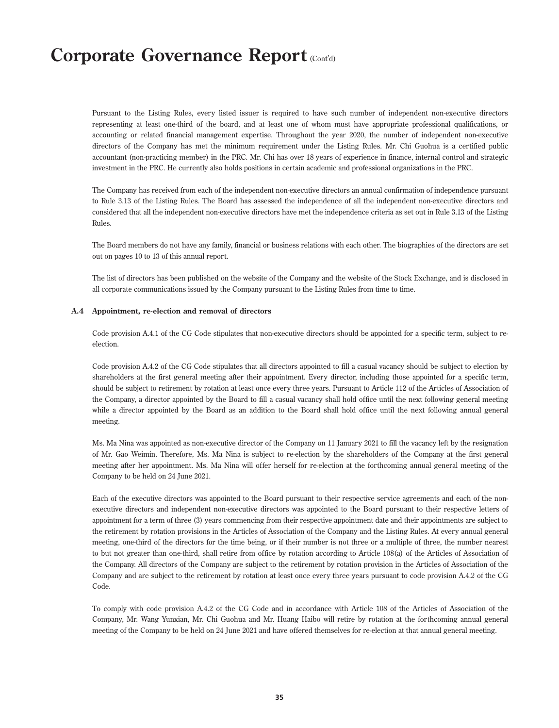Pursuant to the Listing Rules, every listed issuer is required to have such number of independent non-executive directors representing at least one-third of the board, and at least one of whom must have appropriate professional qualifications, or accounting or related financial management expertise. Throughout the year 2020, the number of independent non-executive directors of the Company has met the minimum requirement under the Listing Rules. Mr. Chi Guohua is a certified public accountant (non-practicing member) in the PRC. Mr. Chi has over 18 years of experience in finance, internal control and strategic investment in the PRC. He currently also holds positions in certain academic and professional organizations in the PRC.

The Company has received from each of the independent non-executive directors an annual confirmation of independence pursuant to Rule 3.13 of the Listing Rules. The Board has assessed the independence of all the independent non-executive directors and considered that all the independent non-executive directors have met the independence criteria as set out in Rule 3.13 of the Listing Rules.

The Board members do not have any family, financial or business relations with each other. The biographies of the directors are set out on pages 10 to 13 of this annual report.

The list of directors has been published on the website of the Company and the website of the Stock Exchange, and is disclosed in all corporate communications issued by the Company pursuant to the Listing Rules from time to time.

### A.4 Appointment, re-election and removal of directors

Code provision A.4.1 of the CG Code stipulates that non-executive directors should be appointed for a specific term, subject to re-election.

Code provision A.4.2 of the CG Code stipulates that all directors appointed to fill a casual vacancy should be subject to election by shareholders at the first general meeting after their appointment. Every director, including those appointed for a specific term, should be subject to retirement by rotation at least once every three years. Pursuant to Article 112 of the Articles of Association of the Company, a director appointed by the Board to fill a casual vacancy shall hold office until the next following general meeting while a director appointed by the Board as an addition to the Board shall hold office until the next following annual general meeting.

Ms. Ma Nina was appointed as non-executive director of the Company on 11 January 2021 to fill the vacancy left by the resignation of Mr. Gao Weimin. Therefore, Ms. Ma Nina is subject to re-election by the shareholders of the Company at the first general meeting after her appointment. Ms. Ma Nina will offer herself for re-election at the forthcoming annual general meeting of the Company to be held on 24 June 2021.

Each of the executive directors was appointed to the Board pursuant to their respective service agreements and each of the non-executive directors and independent non-executive directors was appointed to the Board pursuant to their respective letters of appointment for a term of three (3) years commencing from their respective appointment date and their appointments are subject to the retirement by rotation provisions in the Articles of Association of the Company and the Listing Rules. At every annual general meeting, one-third of the directors for the time being, or if their number is not three or a multiple of three, the number nearest to but not greater than one-third, shall retire from office by rotation according to Article 108(a) of the Articles of Association of the Company. All directors of the Company are subject to the retirement by rotation provision in the Articles of Association of the Company and are subject to the retirement by rotation at least once every three years pursuant to code provision A.4.2 of the CG Code.

To comply with code provision A.4.2 of the CG Code and in accordance with Article 108 of the Articles of Association of the Company, Mr. Wang Yunxian, Mr. Chi Guohua and Mr. Huang Haibo will retire by rotation at the forthcoming annual general meeting of the Company to be held on 24 June 2021 and have offered themselves for re-election at that annual general meeting.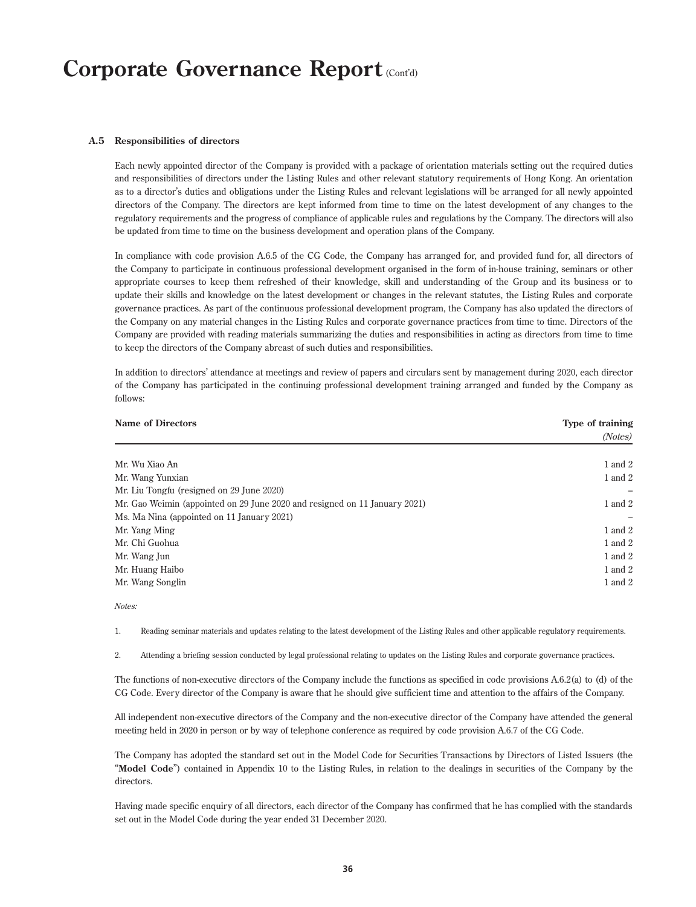# Corporate Governance Report (Cont'd)

### A.5 Responsibilities of directors

Each newly appointed director of the Company is provided with a package of orientation materials setting out the required duties and responsibilities of directors under the Listing Rules and other relevant statutory requirements of Hong Kong. An orientation as to a director's duties and obligations under the Listing Rules and relevant legislations will be arranged for all newly appointed directors of the Company. The directors are kept informed from time to time on the latest development of any changes to the regulatory requirements and the progress of compliance of applicable rules and regulations by the Company. The directors will also be updated from time to time on the business development and operation plans of the Company.

In compliance with code provision A.6.5 of the CG Code, the Company has arranged for, and provided fund for, all directors of the Company to participate in continuous professional development organised in the form of in-house training, seminars or other appropriate courses to keep them refreshed of their knowledge, skill and understanding of the Group and its business or to update their skills and knowledge on the latest development or changes in the relevant statutes, the Listing Rules and corporate governance practices. As part of the continuous professional development program, the Company has also updated the directors of the Company on any material changes in the Listing Rules and corporate governance practices from time to time. Directors of the Company are provided with reading materials summarizing the duties and responsibilities in acting as directors from time to time to keep the directors of the Company abreast of such duties and responsibilities.

In addition to directors' attendance at meetings and review of papers and circulars sent by management during 2020, each director of the Company has participated in the continuing professional development training arranged and funded by the Company as follows:

| Name of Directors | Type of training *(Notes)* |
|---|---|
| Mr. Wu Xiao An | 1 and 2 |
| Mr. Wang Yunxian | 1 and 2 |
| Mr. Liu Tongfu (resigned on 29 June 2020) | – |
| Mr. Gao Weimin (appointed on 29 June 2020 and resigned on 11 January 2021) | 1 and 2 |
| Ms. Ma Nina (appointed on 11 January 2021) | – |
| Mr. Yang Ming | 1 and 2 |
| Mr. Chi Guohua | 1 and 2 |
| Mr. Wang Jun | 1 and 2 |
| Mr. Huang Haibo | 1 and 2 |
| Mr. Wang Songlin | 1 and 2 |

*Notes:*

1. Reading seminar materials and updates relating to the latest development of the Listing Rules and other applicable regulatory requirements.

2. Attending a briefing session conducted by legal professional relating to updates on the Listing Rules and corporate governance practices.

The functions of non-executive directors of the Company include the functions as specified in code provisions A.6.2(a) to (d) of the CG Code. Every director of the Company is aware that he should give sufficient time and attention to the affairs of the Company.

All independent non-executive directors of the Company and the non-executive director of the Company have attended the general meeting held in 2020 in person or by way of telephone conference as required by code provision A.6.7 of the CG Code.

The Company has adopted the standard set out in the Model Code for Securities Transactions by Directors of Listed Issuers (the "**Model Code**") contained in Appendix 10 to the Listing Rules, in relation to the dealings in securities of the Company by the directors.

Having made specific enquiry of all directors, each director of the Company has confirmed that he has complied with the standards set out in the Model Code during the year ended 31 December 2020.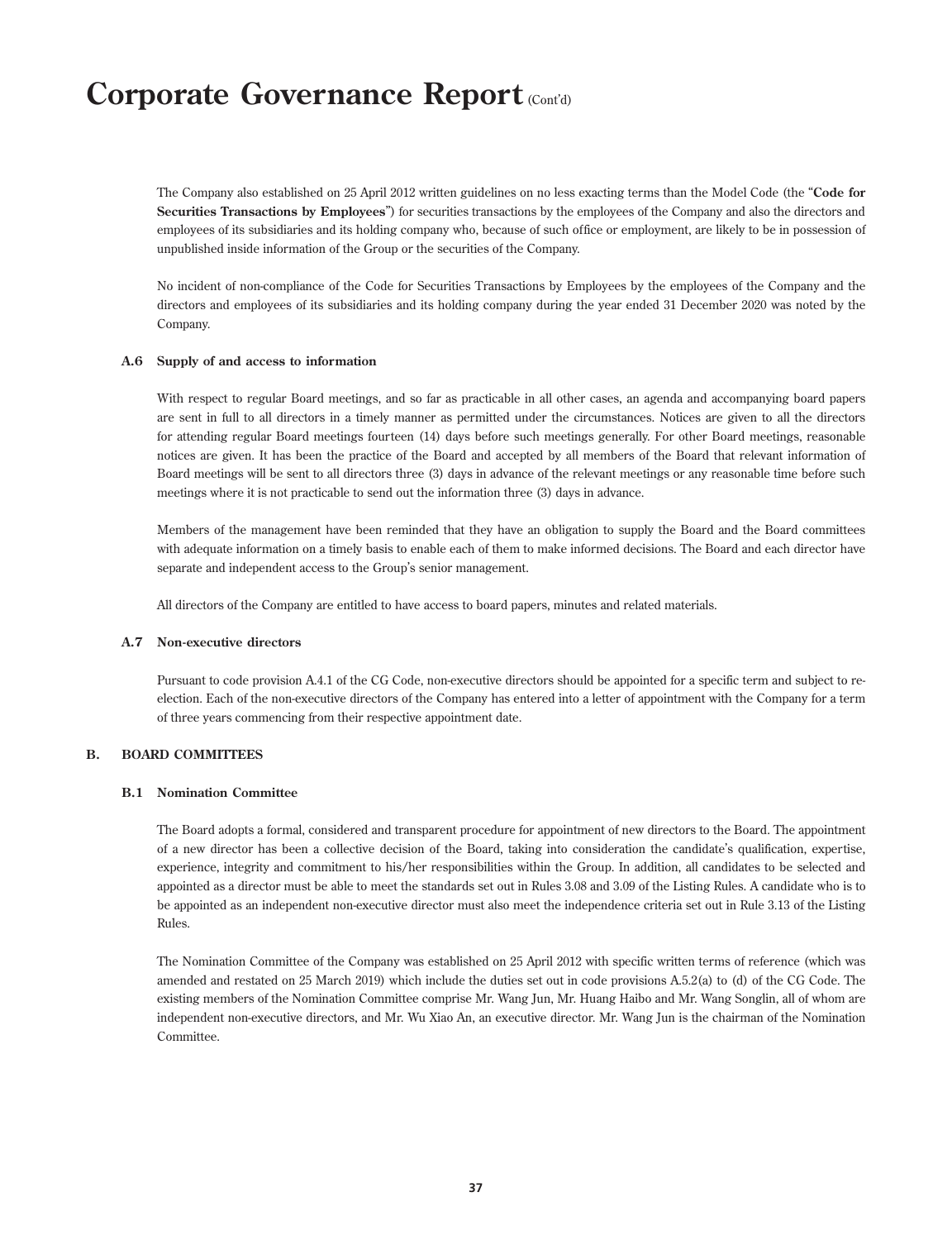The Company also established on 25 April 2012 written guidelines on no less exacting terms than the Model Code (the "**Code for Securities Transactions by Employees**") for securities transactions by the employees of the Company and also the directors and employees of its subsidiaries and its holding company who, because of such office or employment, are likely to be in possession of unpublished inside information of the Group or the securities of the Company.

No incident of non-compliance of the Code for Securities Transactions by Employees by the employees of the Company and the directors and employees of its subsidiaries and its holding company during the year ended 31 December 2020 was noted by the Company.

### A.6 Supply of and access to information

With respect to regular Board meetings, and so far as practicable in all other cases, an agenda and accompanying board papers are sent in full to all directors in a timely manner as permitted under the circumstances. Notices are given to all the directors for attending regular Board meetings fourteen (14) days before such meetings generally. For other Board meetings, reasonable notices are given. It has been the practice of the Board and accepted by all members of the Board that relevant information of Board meetings will be sent to all directors three (3) days in advance of the relevant meetings or any reasonable time before such meetings where it is not practicable to send out the information three (3) days in advance.

Members of the management have been reminded that they have an obligation to supply the Board and the Board committees with adequate information on a timely basis to enable each of them to make informed decisions. The Board and each director have separate and independent access to the Group's senior management.

All directors of the Company are entitled to have access to board papers, minutes and related materials.

### A.7 Non-executive directors

Pursuant to code provision A.4.1 of the CG Code, non-executive directors should be appointed for a specific term and subject to re-election. Each of the non-executive directors of the Company has entered into a letter of appointment with the Company for a term of three years commencing from their respective appointment date.

## B. BOARD COMMITTEES

### B.1 Nomination Committee

The Board adopts a formal, considered and transparent procedure for appointment of new directors to the Board. The appointment of a new director has been a collective decision of the Board, taking into consideration the candidate's qualification, expertise, experience, integrity and commitment to his/her responsibilities within the Group. In addition, all candidates to be selected and appointed as a director must be able to meet the standards set out in Rules 3.08 and 3.09 of the Listing Rules. A candidate who is to be appointed as an independent non-executive director must also meet the independence criteria set out in Rule 3.13 of the Listing Rules.

The Nomination Committee of the Company was established on 25 April 2012 with specific written terms of reference (which was amended and restated on 25 March 2019) which include the duties set out in code provisions A.5.2(a) to (d) of the CG Code. The existing members of the Nomination Committee comprise Mr. Wang Jun, Mr. Huang Haibo and Mr. Wang Songlin, all of whom are independent non-executive directors, and Mr. Wu Xiao An, an executive director. Mr. Wang Jun is the chairman of the Nomination Committee.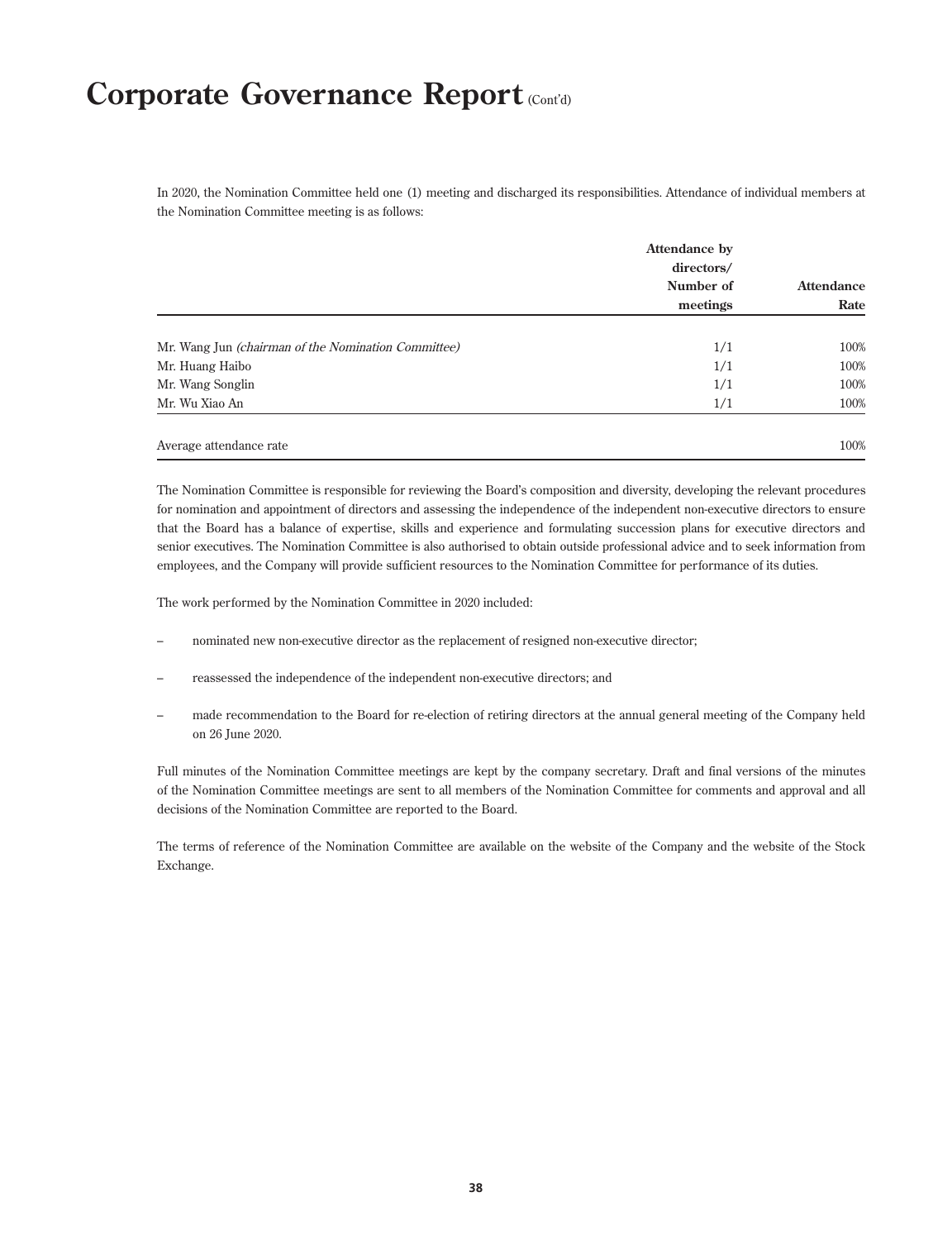# Corporate Governance Report (Cont'd)

In 2020, the Nomination Committee held one (1) meeting and discharged its responsibilities. Attendance of individual members at the Nomination Committee meeting is as follows:

| | Attendance by directors/ Number of meetings | Attendance Rate |
|---|---|---|
| Mr. Wang Jun *(chairman of the Nomination Committee)* | 1/1 | 100% |
| Mr. Huang Haibo | 1/1 | 100% |
| Mr. Wang Songlin | 1/1 | 100% |
| Mr. Wu Xiao An | 1/1 | 100% |
| Average attendance rate | | 100% |

The Nomination Committee is responsible for reviewing the Board's composition and diversity, developing the relevant procedures for nomination and appointment of directors and assessing the independence of the independent non-executive directors to ensure that the Board has a balance of expertise, skills and experience and formulating succession plans for executive directors and senior executives. The Nomination Committee is also authorised to obtain outside professional advice and to seek information from employees, and the Company will provide sufficient resources to the Nomination Committee for performance of its duties.

The work performed by the Nomination Committee in 2020 included:

- nominated new non-executive director as the replacement of resigned non-executive director;
- reassessed the independence of the independent non-executive directors; and
- made recommendation to the Board for re-election of retiring directors at the annual general meeting of the Company held on 26 June 2020.

Full minutes of the Nomination Committee meetings are kept by the company secretary. Draft and final versions of the minutes of the Nomination Committee meetings are sent to all members of the Nomination Committee for comments and approval and all decisions of the Nomination Committee are reported to the Board.

The terms of reference of the Nomination Committee are available on the website of the Company and the website of the Stock Exchange.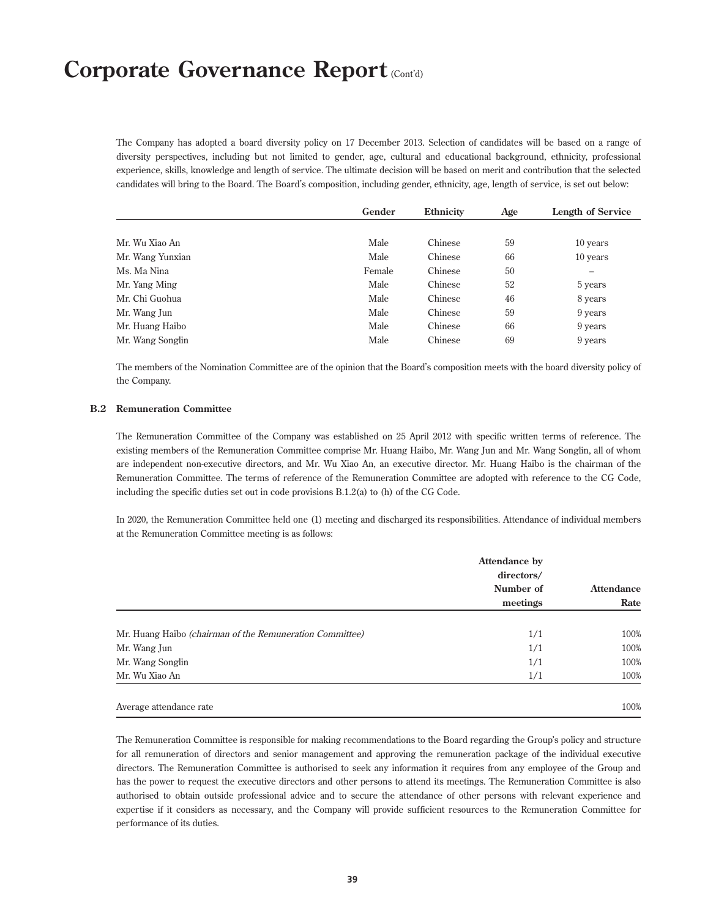# Corporate Governance Report (Cont'd)

The Company has adopted a board diversity policy on 17 December 2013. Selection of candidates will be based on a range of diversity perspectives, including but not limited to gender, age, cultural and educational background, ethnicity, professional experience, skills, knowledge and length of service. The ultimate decision will be based on merit and contribution that the selected candidates will bring to the Board. The Board's composition, including gender, ethnicity, age, length of service, is set out below:

| | Gender | Ethnicity | Age | Length of Service |
|---|---|---|---|---|
| Mr. Wu Xiao An | Male | Chinese | 59 | 10 years |
| Mr. Wang Yunxian | Male | Chinese | 66 | 10 years |
| Ms. Ma Nina | Female | Chinese | 50 | – |
| Mr. Yang Ming | Male | Chinese | 52 | 5 years |
| Mr. Chi Guohua | Male | Chinese | 46 | 8 years |
| Mr. Wang Jun | Male | Chinese | 59 | 9 years |
| Mr. Huang Haibo | Male | Chinese | 66 | 9 years |
| Mr. Wang Songlin | Male | Chinese | 69 | 9 years |

The members of the Nomination Committee are of the opinion that the Board's composition meets with the board diversity policy of the Company.

### B.2 Remuneration Committee

The Remuneration Committee of the Company was established on 25 April 2012 with specific written terms of reference. The existing members of the Remuneration Committee comprise Mr. Huang Haibo, Mr. Wang Jun and Mr. Wang Songlin, all of whom are independent non-executive directors, and Mr. Wu Xiao An, an executive director. Mr. Huang Haibo is the chairman of the Remuneration Committee. The terms of reference of the Remuneration Committee are adopted with reference to the CG Code, including the specific duties set out in code provisions B.1.2(a) to (h) of the CG Code.

In 2020, the Remuneration Committee held one (1) meeting and discharged its responsibilities. Attendance of individual members at the Remuneration Committee meeting is as follows:

| | Attendance by directors/ Number of meetings | Attendance Rate |
|---|---|---|
| Mr. Huang Haibo *(chairman of the Remuneration Committee)* | 1/1 | 100% |
| Mr. Wang Jun | 1/1 | 100% |
| Mr. Wang Songlin | 1/1 | 100% |
| Mr. Wu Xiao An | 1/1 | 100% |
| Average attendance rate | | 100% |

The Remuneration Committee is responsible for making recommendations to the Board regarding the Group's policy and structure for all remuneration of directors and senior management and approving the remuneration package of the individual executive directors. The Remuneration Committee is authorised to seek any information it requires from any employee of the Group and has the power to request the executive directors and other persons to attend its meetings. The Remuneration Committee is also authorised to obtain outside professional advice and to secure the attendance of other persons with relevant experience and expertise if it considers as necessary, and the Company will provide sufficient resources to the Remuneration Committee for performance of its duties.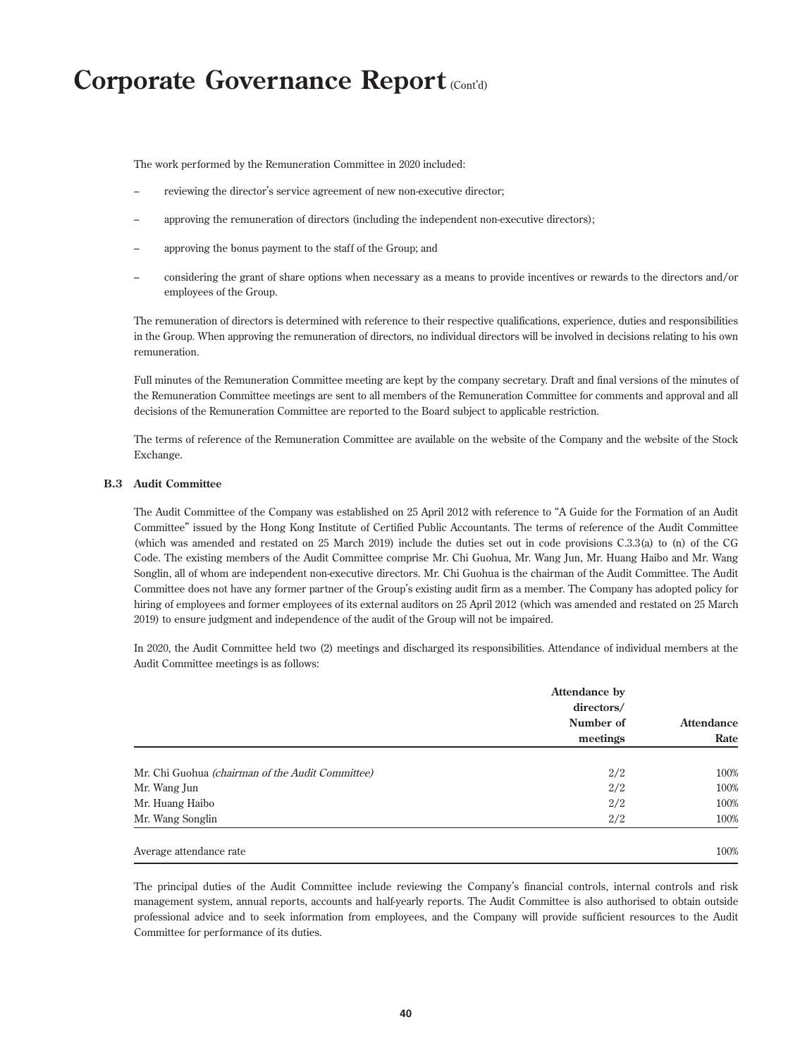The work performed by the Remuneration Committee in 2020 included:

- reviewing the director's service agreement of new non-executive director;
- approving the remuneration of directors (including the independent non-executive directors);
- approving the bonus payment to the staff of the Group; and
- considering the grant of share options when necessary as a means to provide incentives or rewards to the directors and/or employees of the Group.

The remuneration of directors is determined with reference to their respective qualifications, experience, duties and responsibilities in the Group. When approving the remuneration of directors, no individual directors will be involved in decisions relating to his own remuneration.

Full minutes of the Remuneration Committee meeting are kept by the company secretary. Draft and final versions of the minutes of the Remuneration Committee meetings are sent to all members of the Remuneration Committee for comments and approval and all decisions of the Remuneration Committee are reported to the Board subject to applicable restriction.

The terms of reference of the Remuneration Committee are available on the website of the Company and the website of the Stock Exchange.

### B.3 Audit Committee

The Audit Committee of the Company was established on 25 April 2012 with reference to "A Guide for the Formation of an Audit Committee" issued by the Hong Kong Institute of Certified Public Accountants. The terms of reference of the Audit Committee (which was amended and restated on 25 March 2019) include the duties set out in code provisions C.3.3(a) to (n) of the CG Code. The existing members of the Audit Committee comprise Mr. Chi Guohua, Mr. Wang Jun, Mr. Huang Haibo and Mr. Wang Songlin, all of whom are independent non-executive directors. Mr. Chi Guohua is the chairman of the Audit Committee. The Audit Committee does not have any former partner of the Group's existing audit firm as a member. The Company has adopted policy for hiring of employees and former employees of its external auditors on 25 April 2012 (which was amended and restated on 25 March 2019) to ensure judgment and independence of the audit of the Group will not be impaired.

In 2020, the Audit Committee held two (2) meetings and discharged its responsibilities. Attendance of individual members at the Audit Committee meetings is as follows:

| | Attendance by directors/ Number of meetings | Attendance Rate |
|---|---|---|
| Mr. Chi Guohua *(chairman of the Audit Committee)* | 2/2 | 100% |
| Mr. Wang Jun | 2/2 | 100% |
| Mr. Huang Haibo | 2/2 | 100% |
| Mr. Wang Songlin | 2/2 | 100% |
| Average attendance rate | | 100% |

The principal duties of the Audit Committee include reviewing the Company's financial controls, internal controls and risk management system, annual reports, accounts and half-yearly reports. The Audit Committee is also authorised to obtain outside professional advice and to seek information from employees, and the Company will provide sufficient resources to the Audit Committee for performance of its duties.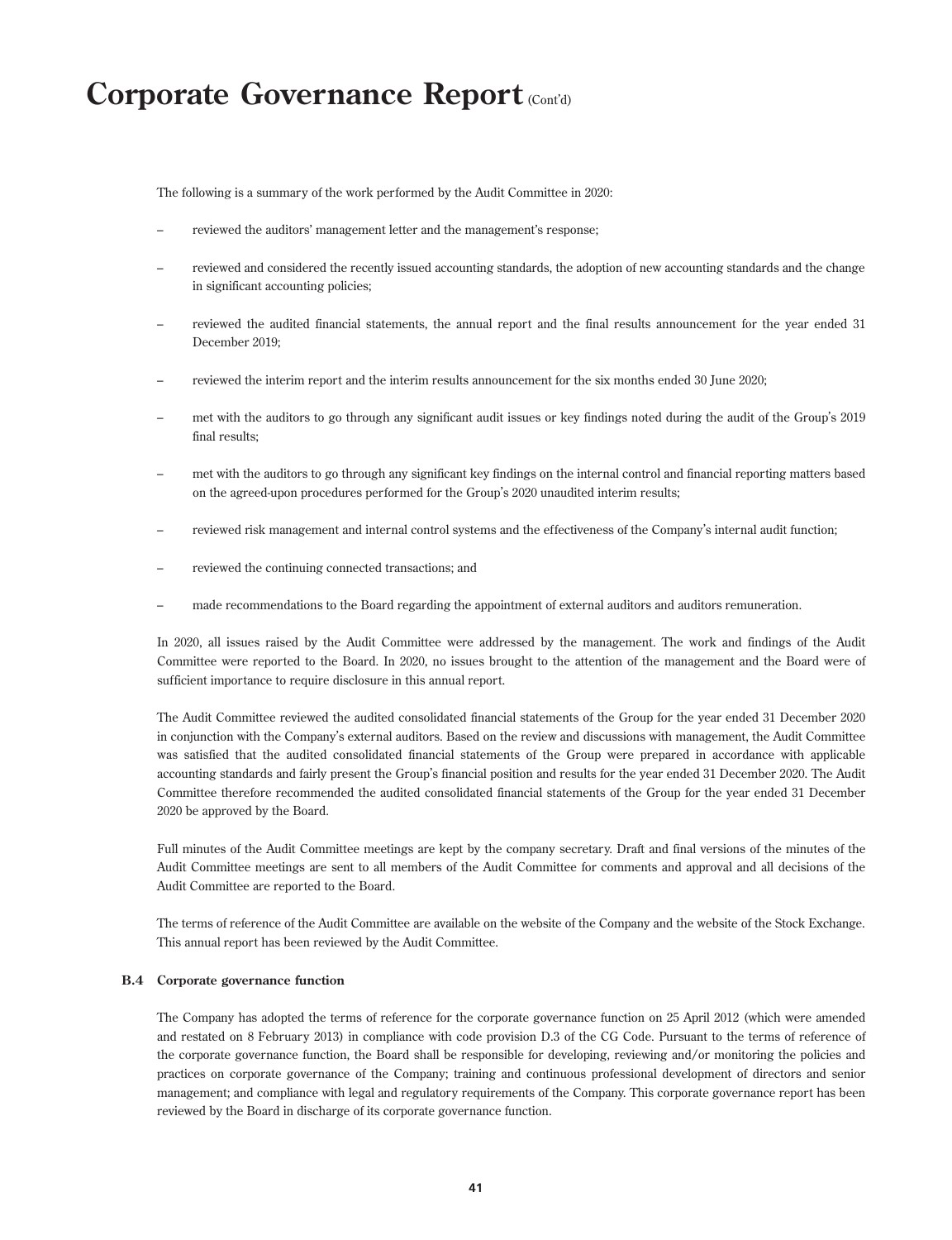# Corporate Governance Report (Cont'd)

The following is a summary of the work performed by the Audit Committee in 2020:

- reviewed the auditors' management letter and the management's response;
- reviewed and considered the recently issued accounting standards, the adoption of new accounting standards and the change in significant accounting policies;
- reviewed the audited financial statements, the annual report and the final results announcement for the year ended 31 December 2019;
- reviewed the interim report and the interim results announcement for the six months ended 30 June 2020;
- met with the auditors to go through any significant audit issues or key findings noted during the audit of the Group's 2019 final results;
- met with the auditors to go through any significant key findings on the internal control and financial reporting matters based on the agreed-upon procedures performed for the Group's 2020 unaudited interim results;
- reviewed risk management and internal control systems and the effectiveness of the Company's internal audit function;
- reviewed the continuing connected transactions; and
- made recommendations to the Board regarding the appointment of external auditors and auditors remuneration.

In 2020, all issues raised by the Audit Committee were addressed by the management. The work and findings of the Audit Committee were reported to the Board. In 2020, no issues brought to the attention of the management and the Board were of sufficient importance to require disclosure in this annual report.

The Audit Committee reviewed the audited consolidated financial statements of the Group for the year ended 31 December 2020 in conjunction with the Company's external auditors. Based on the review and discussions with management, the Audit Committee was satisfied that the audited consolidated financial statements of the Group were prepared in accordance with applicable accounting standards and fairly present the Group's financial position and results for the year ended 31 December 2020. The Audit Committee therefore recommended the audited consolidated financial statements of the Group for the year ended 31 December 2020 be approved by the Board.

Full minutes of the Audit Committee meetings are kept by the company secretary. Draft and final versions of the minutes of the Audit Committee meetings are sent to all members of the Audit Committee for comments and approval and all decisions of the Audit Committee are reported to the Board.

The terms of reference of the Audit Committee are available on the website of the Company and the website of the Stock Exchange. This annual report has been reviewed by the Audit Committee.

### B.4 Corporate governance function

The Company has adopted the terms of reference for the corporate governance function on 25 April 2012 (which were amended and restated on 8 February 2013) in compliance with code provision D.3 of the CG Code. Pursuant to the terms of reference of the corporate governance function, the Board shall be responsible for developing, reviewing and/or monitoring the policies and practices on corporate governance of the Company; training and continuous professional development of directors and senior management; and compliance with legal and regulatory requirements of the Company. This corporate governance report has been reviewed by the Board in discharge of its corporate governance function.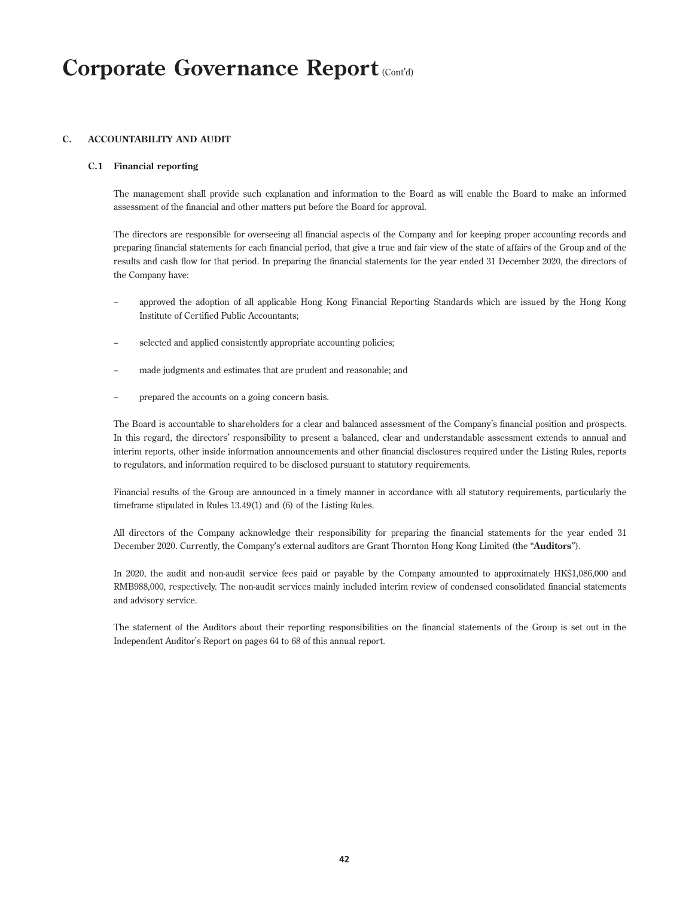# Corporate Governance Report (Cont'd)

## C. ACCOUNTABILITY AND AUDIT

### C.1 Financial reporting

The management shall provide such explanation and information to the Board as will enable the Board to make an informed assessment of the financial and other matters put before the Board for approval.

The directors are responsible for overseeing all financial aspects of the Company and for keeping proper accounting records and preparing financial statements for each financial period, that give a true and fair view of the state of affairs of the Group and of the results and cash flow for that period. In preparing the financial statements for the year ended 31 December 2020, the directors of the Company have:

– approved the adoption of all applicable Hong Kong Financial Reporting Standards which are issued by the Hong Kong Institute of Certified Public Accountants;

– selected and applied consistently appropriate accounting policies;

– made judgments and estimates that are prudent and reasonable; and

– prepared the accounts on a going concern basis.

The Board is accountable to shareholders for a clear and balanced assessment of the Company's financial position and prospects. In this regard, the directors' responsibility to present a balanced, clear and understandable assessment extends to annual and interim reports, other inside information announcements and other financial disclosures required under the Listing Rules, reports to regulators, and information required to be disclosed pursuant to statutory requirements.

Financial results of the Group are announced in a timely manner in accordance with all statutory requirements, particularly the timeframe stipulated in Rules 13.49(1) and (6) of the Listing Rules.

All directors of the Company acknowledge their responsibility for preparing the financial statements for the year ended 31 December 2020. Currently, the Company's external auditors are Grant Thornton Hong Kong Limited (the "**Auditors**").

In 2020, the audit and non-audit service fees paid or payable by the Company amounted to approximately HK$1,086,000 and RMB988,000, respectively. The non-audit services mainly included interim review of condensed consolidated financial statements and advisory service.

The statement of the Auditors about their reporting responsibilities on the financial statements of the Group is set out in the Independent Auditor's Report on pages 64 to 68 of this annual report.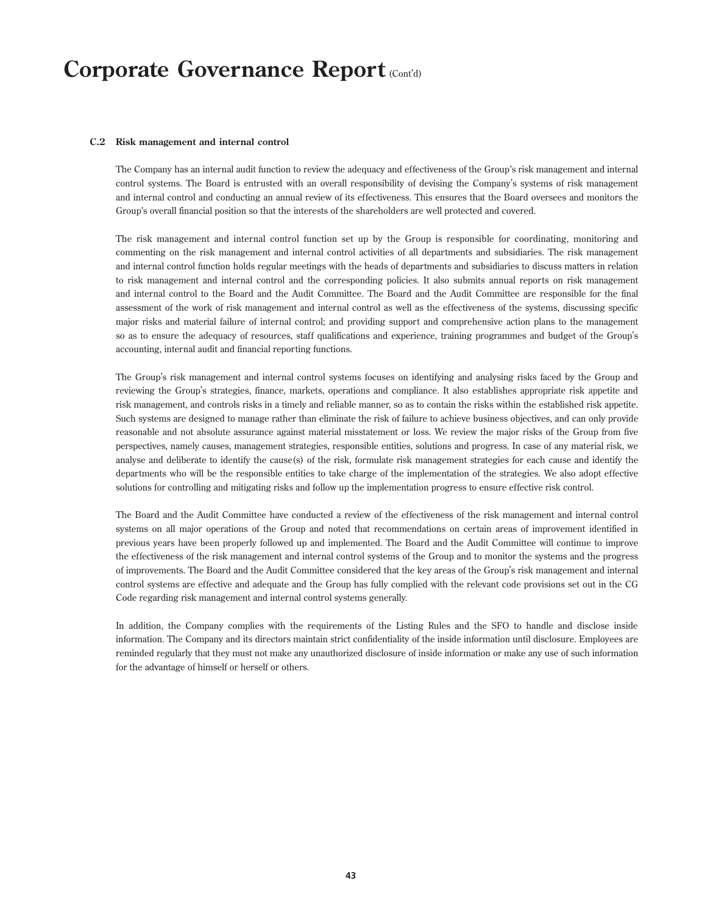### C.2 Risk management and internal control

The Company has an internal audit function to review the adequacy and effectiveness of the Group's risk management and internal control systems. The Board is entrusted with an overall responsibility of devising the Company's systems of risk management and internal control and conducting an annual review of its effectiveness. This ensures that the Board oversees and monitors the Group's overall financial position so that the interests of the shareholders are well protected and covered.

The risk management and internal control function set up by the Group is responsible for coordinating, monitoring and commenting on the risk management and internal control activities of all departments and subsidiaries. The risk management and internal control function holds regular meetings with the heads of departments and subsidiaries to discuss matters in relation to risk management and internal control and the corresponding policies. It also submits annual reports on risk management and internal control to the Board and the Audit Committee. The Board and the Audit Committee are responsible for the final assessment of the work of risk management and internal control as well as the effectiveness of the systems, discussing specific major risks and material failure of internal control; and providing support and comprehensive action plans to the management so as to ensure the adequacy of resources, staff qualifications and experience, training programmes and budget of the Group's accounting, internal audit and financial reporting functions.

The Group's risk management and internal control systems focuses on identifying and analysing risks faced by the Group and reviewing the Group's strategies, finance, markets, operations and compliance. It also establishes appropriate risk appetite and risk management, and controls risks in a timely and reliable manner, so as to contain the risks within the established risk appetite. Such systems are designed to manage rather than eliminate the risk of failure to achieve business objectives, and can only provide reasonable and not absolute assurance against material misstatement or loss. We review the major risks of the Group from five perspectives, namely causes, management strategies, responsible entities, solutions and progress. In case of any material risk, we analyse and deliberate to identify the cause(s) of the risk, formulate risk management strategies for each cause and identify the departments who will be the responsible entities to take charge of the implementation of the strategies. We also adopt effective solutions for controlling and mitigating risks and follow up the implementation progress to ensure effective risk control.

The Board and the Audit Committee have conducted a review of the effectiveness of the risk management and internal control systems on all major operations of the Group and noted that recommendations on certain areas of improvement identified in previous years have been properly followed up and implemented. The Board and the Audit Committee will continue to improve the effectiveness of the risk management and internal control systems of the Group and to monitor the systems and the progress of improvements. The Board and the Audit Committee considered that the key areas of the Group's risk management and internal control systems are effective and adequate and the Group has fully complied with the relevant code provisions set out in the CG Code regarding risk management and internal control systems generally.

In addition, the Company complies with the requirements of the Listing Rules and the SFO to handle and disclose inside information. The Company and its directors maintain strict confidentiality of the inside information until disclosure. Employees are reminded regularly that they must not make any unauthorized disclosure of inside information or make any use of such information for the advantage of himself or herself or others.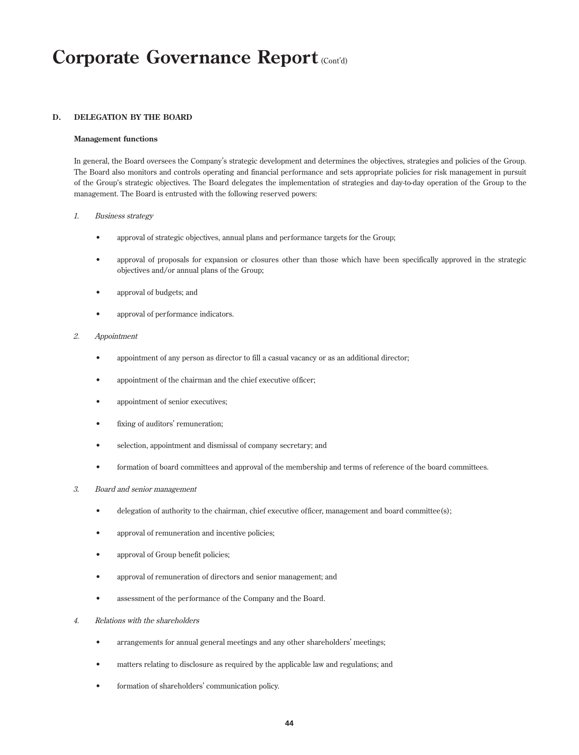# Corporate Governance Report (Cont'd)

## D. DELEGATION BY THE BOARD

### Management functions

In general, the Board oversees the Company's strategic development and determines the objectives, strategies and policies of the Group. The Board also monitors and controls operating and financial performance and sets appropriate policies for risk management in pursuit of the Group's strategic objectives. The Board delegates the implementation of strategies and day-to-day operation of the Group to the management. The Board is entrusted with the following reserved powers:

1. *Business strategy*

   - approval of strategic objectives, annual plans and performance targets for the Group;
   - approval of proposals for expansion or closures other than those which have been specifically approved in the strategic objectives and/or annual plans of the Group;
   - approval of budgets; and
   - approval of performance indicators.

2. *Appointment*

   - appointment of any person as director to fill a casual vacancy or as an additional director;
   - appointment of the chairman and the chief executive officer;
   - appointment of senior executives;
   - fixing of auditors' remuneration;
   - selection, appointment and dismissal of company secretary; and
   - formation of board committees and approval of the membership and terms of reference of the board committees.

3. *Board and senior management*

   - delegation of authority to the chairman, chief executive officer, management and board committee(s);
   - approval of remuneration and incentive policies;
   - approval of Group benefit policies;
   - approval of remuneration of directors and senior management; and
   - assessment of the performance of the Company and the Board.

4. *Relations with the shareholders*

   - arrangements for annual general meetings and any other shareholders' meetings;
   - matters relating to disclosure as required by the applicable law and regulations; and
   - formation of shareholders' communication policy.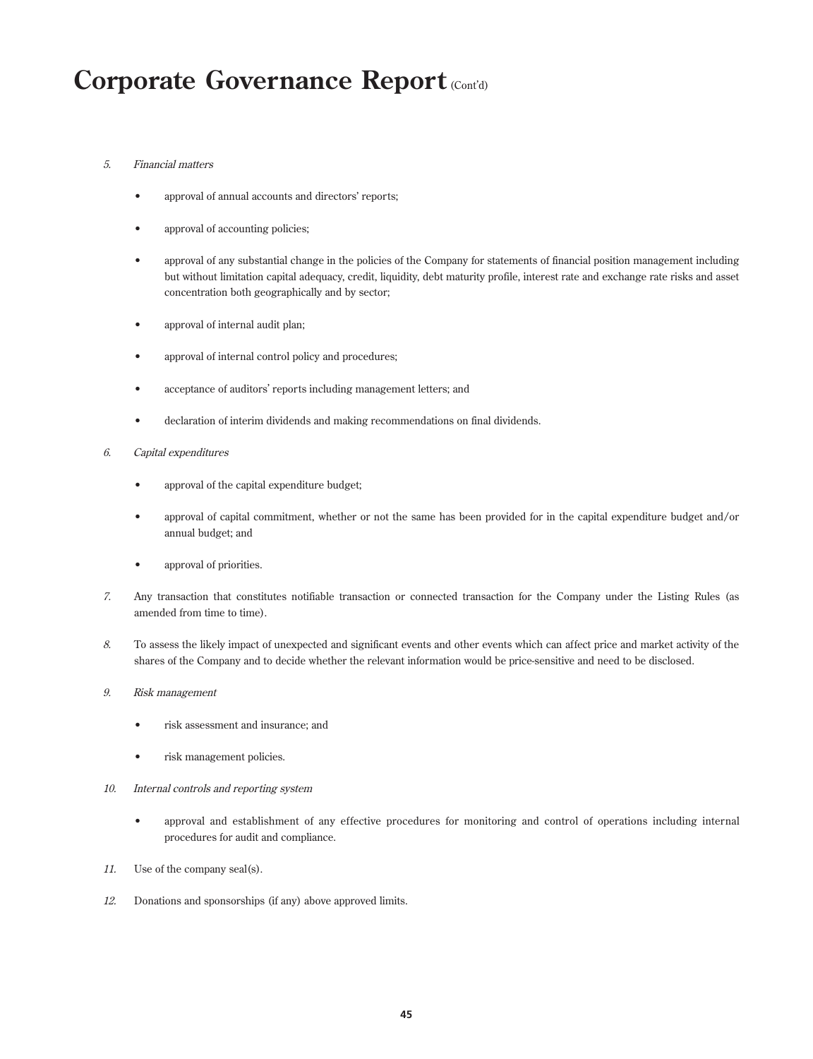# Corporate Governance Report (Cont'd)

5. *Financial matters*

    - approval of annual accounts and directors' reports;

    - approval of accounting policies;

    - approval of any substantial change in the policies of the Company for statements of financial position management including but without limitation capital adequacy, credit, liquidity, debt maturity profile, interest rate and exchange rate risks and asset concentration both geographically and by sector;

    - approval of internal audit plan;

    - approval of internal control policy and procedures;

    - acceptance of auditors' reports including management letters; and

    - declaration of interim dividends and making recommendations on final dividends.

6. *Capital expenditures*

    - approval of the capital expenditure budget;

    - approval of capital commitment, whether or not the same has been provided for in the capital expenditure budget and/or annual budget; and

    - approval of priorities.

7. Any transaction that constitutes notifiable transaction or connected transaction for the Company under the Listing Rules (as amended from time to time).

8. To assess the likely impact of unexpected and significant events and other events which can affect price and market activity of the shares of the Company and to decide whether the relevant information would be price-sensitive and need to be disclosed.

9. *Risk management*

    - risk assessment and insurance; and

    - risk management policies.

10. *Internal controls and reporting system*

    - approval and establishment of any effective procedures for monitoring and control of operations including internal procedures for audit and compliance.

11. Use of the company seal(s).

12. Donations and sponsorships (if any) above approved limits.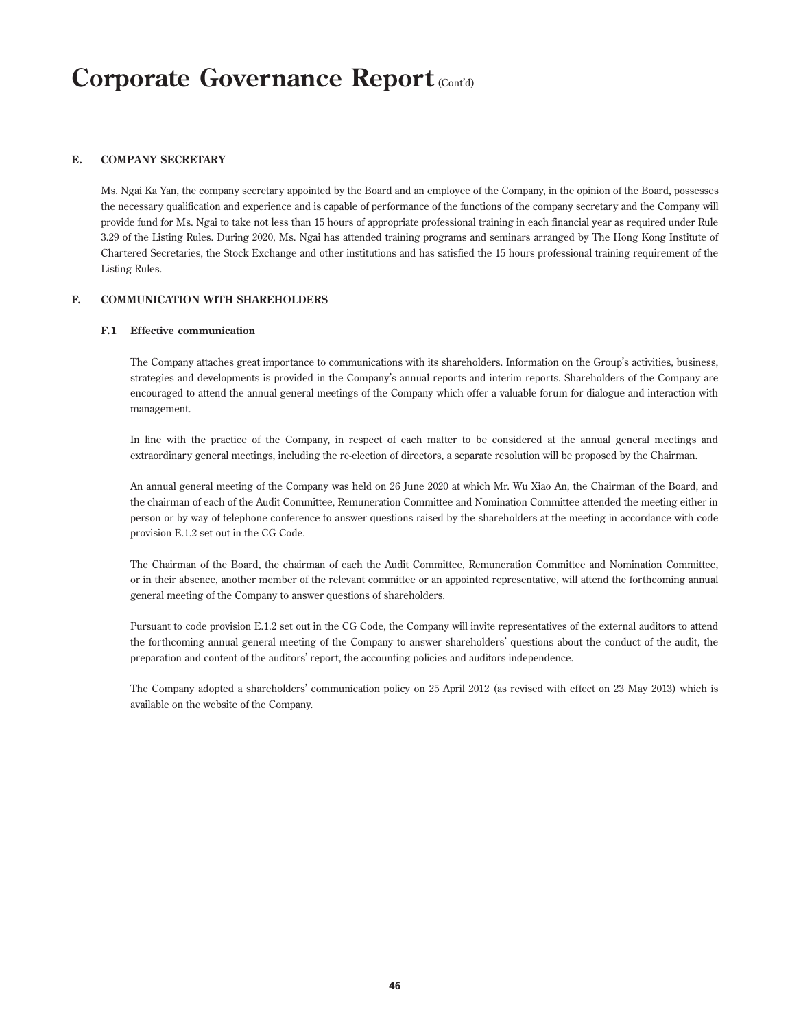## E. COMPANY SECRETARY

Ms. Ngai Ka Yan, the company secretary appointed by the Board and an employee of the Company, in the opinion of the Board, possesses the necessary qualification and experience and is capable of performance of the functions of the company secretary and the Company will provide fund for Ms. Ngai to take not less than 15 hours of appropriate professional training in each financial year as required under Rule 3.29 of the Listing Rules. During 2020, Ms. Ngai has attended training programs and seminars arranged by The Hong Kong Institute of Chartered Secretaries, the Stock Exchange and other institutions and has satisfied the 15 hours professional training requirement of the Listing Rules.

## F. COMMUNICATION WITH SHAREHOLDERS

### F.1 Effective communication

The Company attaches great importance to communications with its shareholders. Information on the Group's activities, business, strategies and developments is provided in the Company's annual reports and interim reports. Shareholders of the Company are encouraged to attend the annual general meetings of the Company which offer a valuable forum for dialogue and interaction with management.

In line with the practice of the Company, in respect of each matter to be considered at the annual general meetings and extraordinary general meetings, including the re-election of directors, a separate resolution will be proposed by the Chairman.

An annual general meeting of the Company was held on 26 June 2020 at which Mr. Wu Xiao An, the Chairman of the Board, and the chairman of each of the Audit Committee, Remuneration Committee and Nomination Committee attended the meeting either in person or by way of telephone conference to answer questions raised by the shareholders at the meeting in accordance with code provision E.1.2 set out in the CG Code.

The Chairman of the Board, the chairman of each the Audit Committee, Remuneration Committee and Nomination Committee, or in their absence, another member of the relevant committee or an appointed representative, will attend the forthcoming annual general meeting of the Company to answer questions of shareholders.

Pursuant to code provision E.1.2 set out in the CG Code, the Company will invite representatives of the external auditors to attend the forthcoming annual general meeting of the Company to answer shareholders' questions about the conduct of the audit, the preparation and content of the auditors' report, the accounting policies and auditors independence.

The Company adopted a shareholders' communication policy on 25 April 2012 (as revised with effect on 23 May 2013) which is available on the website of the Company.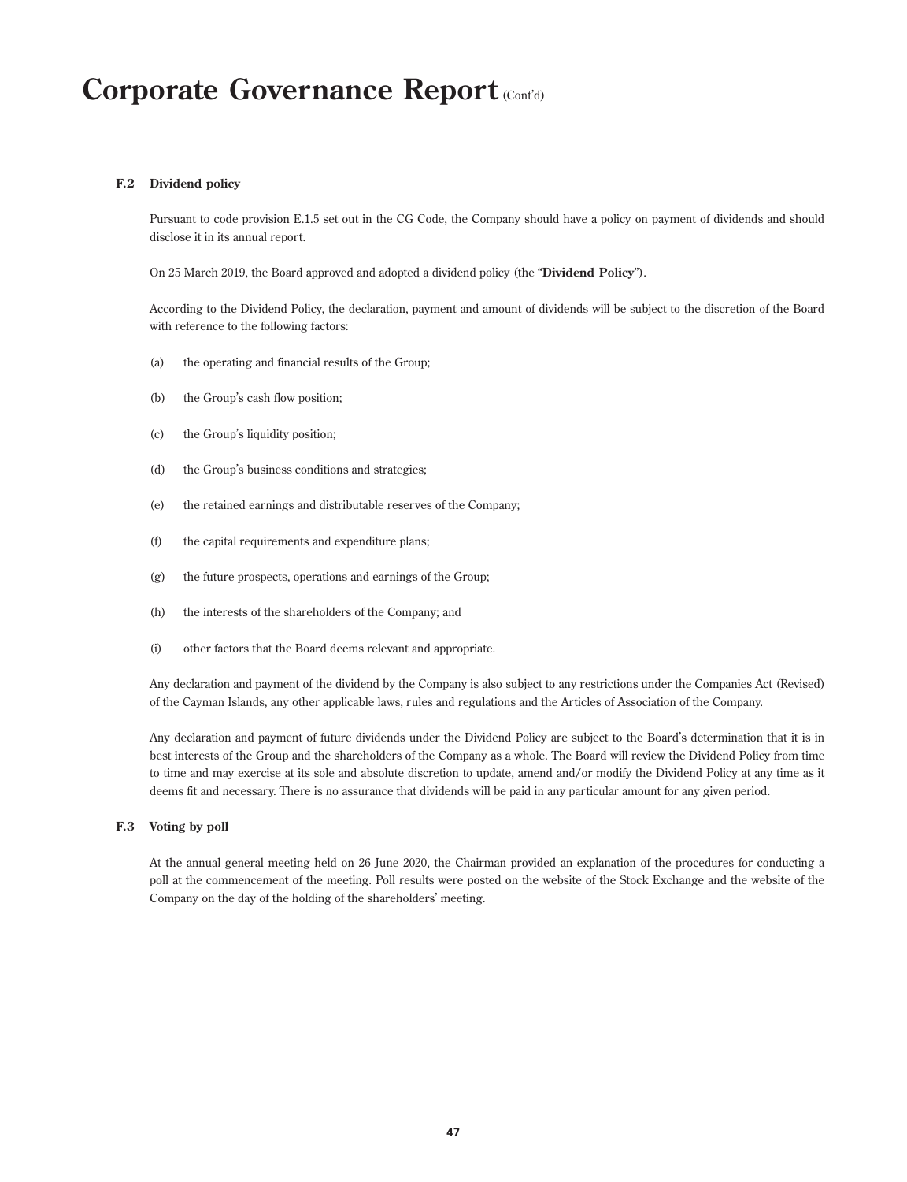# Corporate Governance Report (Cont'd)

### F.2 Dividend policy

Pursuant to code provision E.1.5 set out in the CG Code, the Company should have a policy on payment of dividends and should disclose it in its annual report.

On 25 March 2019, the Board approved and adopted a dividend policy (the "**Dividend Policy**").

According to the Dividend Policy, the declaration, payment and amount of dividends will be subject to the discretion of the Board with reference to the following factors:

(a) the operating and financial results of the Group;

(b) the Group's cash flow position;

(c) the Group's liquidity position;

(d) the Group's business conditions and strategies;

(e) the retained earnings and distributable reserves of the Company;

(f) the capital requirements and expenditure plans;

(g) the future prospects, operations and earnings of the Group;

(h) the interests of the shareholders of the Company; and

(i) other factors that the Board deems relevant and appropriate.

Any declaration and payment of the dividend by the Company is also subject to any restrictions under the Companies Act (Revised) of the Cayman Islands, any other applicable laws, rules and regulations and the Articles of Association of the Company.

Any declaration and payment of future dividends under the Dividend Policy are subject to the Board's determination that it is in best interests of the Group and the shareholders of the Company as a whole. The Board will review the Dividend Policy from time to time and may exercise at its sole and absolute discretion to update, amend and/or modify the Dividend Policy at any time as it deems fit and necessary. There is no assurance that dividends will be paid in any particular amount for any given period.

### F.3 Voting by poll

At the annual general meeting held on 26 June 2020, the Chairman provided an explanation of the procedures for conducting a poll at the commencement of the meeting. Poll results were posted on the website of the Stock Exchange and the website of the Company on the day of the holding of the shareholders' meeting.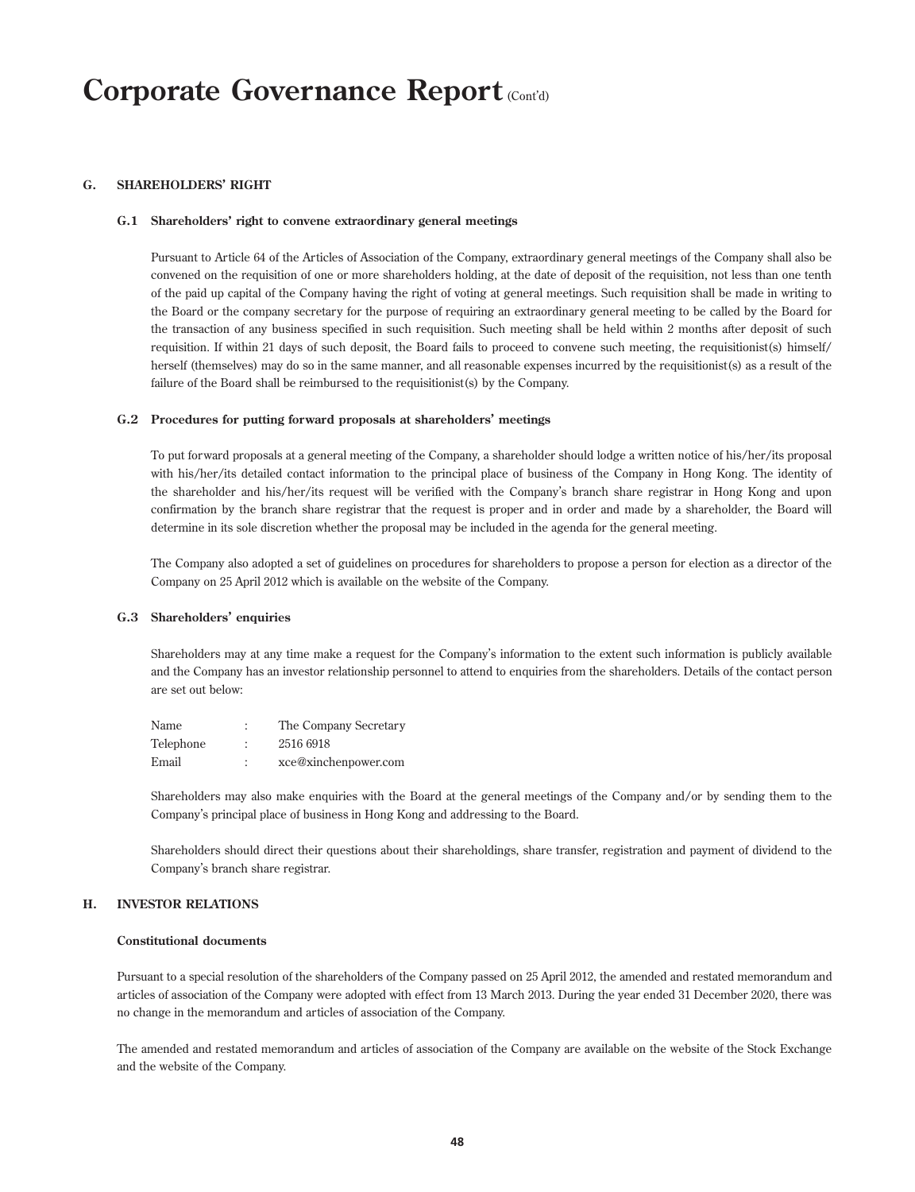# Corporate Governance Report (Cont'd)

## G. SHAREHOLDERS' RIGHT

### G.1 Shareholders' right to convene extraordinary general meetings

Pursuant to Article 64 of the Articles of Association of the Company, extraordinary general meetings of the Company shall also be convened on the requisition of one or more shareholders holding, at the date of deposit of the requisition, not less than one tenth of the paid up capital of the Company having the right of voting at general meetings. Such requisition shall be made in writing to the Board or the company secretary for the purpose of requiring an extraordinary general meeting to be called by the Board for the transaction of any business specified in such requisition. Such meeting shall be held within 2 months after deposit of such requisition. If within 21 days of such deposit, the Board fails to proceed to convene such meeting, the requisitionist(s) himself/herself (themselves) may do so in the same manner, and all reasonable expenses incurred by the requisitionist(s) as a result of the failure of the Board shall be reimbursed to the requisitionist(s) by the Company.

### G.2 Procedures for putting forward proposals at shareholders' meetings

To put forward proposals at a general meeting of the Company, a shareholder should lodge a written notice of his/her/its proposal with his/her/its detailed contact information to the principal place of business of the Company in Hong Kong. The identity of the shareholder and his/her/its request will be verified with the Company's branch share registrar in Hong Kong and upon confirmation by the branch share registrar that the request is proper and in order and made by a shareholder, the Board will determine in its sole discretion whether the proposal may be included in the agenda for the general meeting.

The Company also adopted a set of guidelines on procedures for shareholders to propose a person for election as a director of the Company on 25 April 2012 which is available on the website of the Company.

### G.3 Shareholders' enquiries

Shareholders may at any time make a request for the Company's information to the extent such information is publicly available and the Company has an investor relationship personnel to attend to enquiries from the shareholders. Details of the contact person are set out below:

| | | |
|---|---|---|
| Name | : | The Company Secretary |
| Telephone | : | 2516 6918 |
| Email | : | xce@xinchenpower.com |

Shareholders may also make enquiries with the Board at the general meetings of the Company and/or by sending them to the Company's principal place of business in Hong Kong and addressing to the Board.

Shareholders should direct their questions about their shareholdings, share transfer, registration and payment of dividend to the Company's branch share registrar.

## H. INVESTOR RELATIONS

### Constitutional documents

Pursuant to a special resolution of the shareholders of the Company passed on 25 April 2012, the amended and restated memorandum and articles of association of the Company were adopted with effect from 13 March 2013. During the year ended 31 December 2020, there was no change in the memorandum and articles of association of the Company.

The amended and restated memorandum and articles of association of the Company are available on the website of the Stock Exchange and the website of the Company.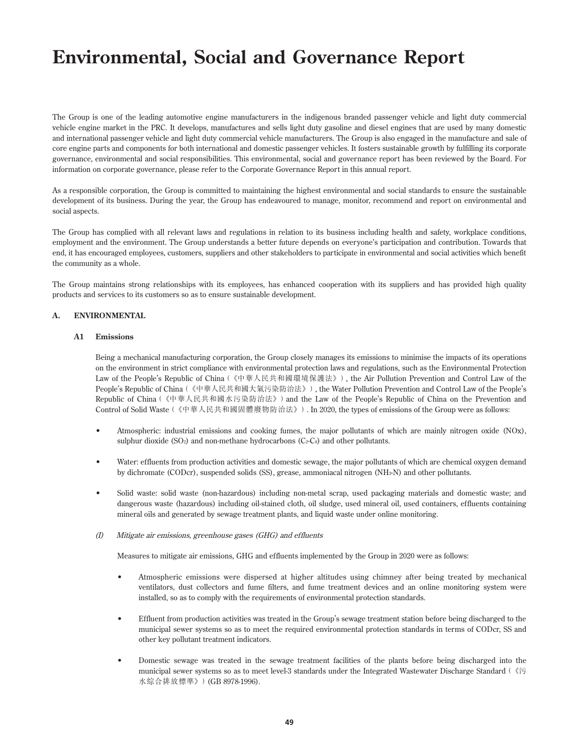# Environmental, Social and Governance Report

The Group is one of the leading automotive engine manufacturers in the indigenous branded passenger vehicle and light duty commercial vehicle engine market in the PRC. It develops, manufactures and sells light duty gasoline and diesel engines that are used by many domestic and international passenger vehicle and light duty commercial vehicle manufacturers. The Group is also engaged in the manufacture and sale of core engine parts and components for both international and domestic passenger vehicles. It fosters sustainable growth by fulfilling its corporate governance, environmental and social responsibilities. This environmental, social and governance report has been reviewed by the Board. For information on corporate governance, please refer to the Corporate Governance Report in this annual report.

As a responsible corporation, the Group is committed to maintaining the highest environmental and social standards to ensure the sustainable development of its business. During the year, the Group has endeavoured to manage, monitor, recommend and report on environmental and social aspects.

The Group has complied with all relevant laws and regulations in relation to its business including health and safety, workplace conditions, employment and the environment. The Group understands a better future depends on everyone's participation and contribution. Towards that end, it has encouraged employees, customers, suppliers and other stakeholders to participate in environmental and social activities which benefit the community as a whole.

The Group maintains strong relationships with its employees, has enhanced cooperation with its suppliers and has provided high quality products and services to its customers so as to ensure sustainable development.

## A. ENVIRONMENTAL

### A1 Emissions

Being a mechanical manufacturing corporation, the Group closely manages its emissions to minimise the impacts of its operations on the environment in strict compliance with environmental protection laws and regulations, such as the Environmental Protection Law of the People's Republic of China（《中華人民共和國環境保護法》）, the Air Pollution Prevention and Control Law of the People's Republic of China（《中華人民共和國大氣污染防治法》）, the Water Pollution Prevention and Control Law of the People's Republic of China（《中華人民共和國水污染防治法》）and the Law of the People's Republic of China on the Prevention and Control of Solid Waste（《中華人民共和國固體廢物防治法》）. In 2020, the types of emissions of the Group were as follows:

- Atmospheric: industrial emissions and cooking fumes, the major pollutants of which are mainly nitrogen oxide (NOx), sulphur dioxide ($SO_2$) and non-methane hydrocarbons ($C_2$-$C_8$) and other pollutants.
- Water: effluents from production activities and domestic sewage, the major pollutants of which are chemical oxygen demand by dichromate (CODcr), suspended solids (SS), grease, ammoniacal nitrogen ($NH_3$-N) and other pollutants.
- Solid waste: solid waste (non-hazardous) including non-metal scrap, used packaging materials and domestic waste; and dangerous waste (hazardous) including oil-stained cloth, oil sludge, used mineral oil, used containers, effluents containing mineral oils and generated by sewage treatment plants, and liquid waste under online monitoring.

*(I) Mitigate air emissions, greenhouse gases (GHG) and effluents*

Measures to mitigate air emissions, GHG and effluents implemented by the Group in 2020 were as follows:

- Atmospheric emissions were dispersed at higher altitudes using chimney after being treated by mechanical ventilators, dust collectors and fume filters, and fume treatment devices and an online monitoring system were installed, so as to comply with the requirements of environmental protection standards.
- Effluent from production activities was treated in the Group's sewage treatment station before being discharged to the municipal sewer systems so as to meet the required environmental protection standards in terms of CODcr, SS and other key pollutant treatment indicators.
- Domestic sewage was treated in the sewage treatment facilities of the plants before being discharged into the municipal sewer systems so as to meet level-3 standards under the Integrated Wastewater Discharge Standard（《污水綜合排放標準》）(GB 8978-1996).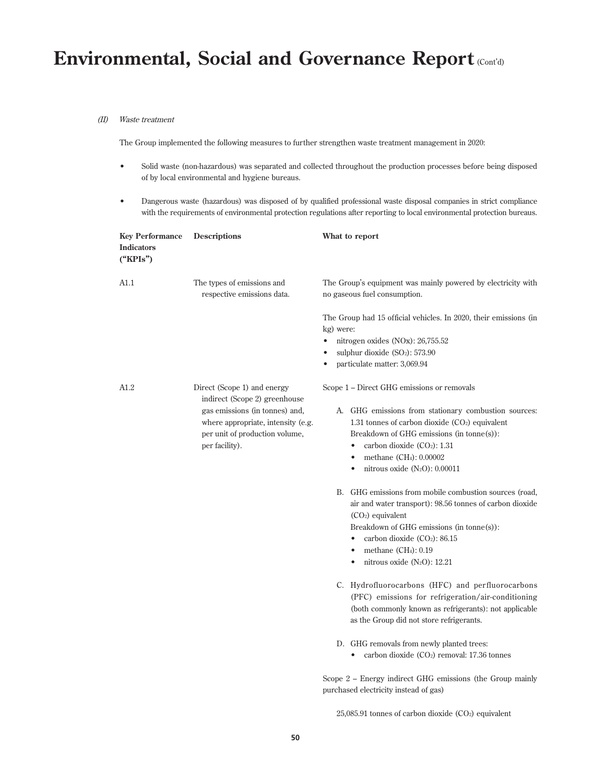*(II) Waste treatment*

The Group implemented the following measures to further strengthen waste treatment management in 2020:

- Solid waste (non-hazardous) was separated and collected throughout the production processes before being disposed of by local environmental and hygiene bureaus.
- Dangerous waste (hazardous) was disposed of by qualified professional waste disposal companies in strict compliance with the requirements of environmental protection regulations after reporting to local environmental protection bureaus.

| Key Performance Indicators ("KPIs") | Descriptions | What to report |
|---|---|---|
| A1.1 | The types of emissions and respective emissions data. | The Group's equipment was mainly powered by electricity with no gaseous fuel consumption.<br><br>The Group had 15 official vehicles. In 2020, their emissions (in kg) were:<br>• nitrogen oxides (NOx): 26,755.52<br>• sulphur dioxide ($SO_2$): 573.90<br>• particulate matter: 3,069.94 |
| A1.2 | Direct (Scope 1) and energy indirect (Scope 2) greenhouse gas emissions (in tonnes) and, where appropriate, intensity (e.g. per unit of production volume, per facility). | Scope 1 – Direct GHG emissions or removals<br><br>A. GHG emissions from stationary combustion sources: 1.31 tonnes of carbon dioxide ($CO_2$) equivalent<br>Breakdown of GHG emissions (in tonne(s)):<br>• carbon dioxide ($CO_2$): 1.31<br>• methane ($CH_4$): 0.00002<br>• nitrous oxide ($N_2O$): 0.00011<br><br>B. GHG emissions from mobile combustion sources (road, air and water transport): 98.56 tonnes of carbon dioxide ($CO_2$) equivalent<br>Breakdown of GHG emissions (in tonne(s)):<br>• carbon dioxide ($CO_2$): 86.15<br>• methane ($CH_4$): 0.19<br>• nitrous oxide ($N_2O$): 12.21<br><br>C. Hydrofluorocarbons (HFC) and perfluorocarbons (PFC) emissions for refrigeration/air-conditioning (both commonly known as refrigerants): not applicable as the Group did not store refrigerants.<br><br>D. GHG removals from newly planted trees:<br>• carbon dioxide ($CO_2$) removal: 17.36 tonnes<br><br>Scope 2 – Energy indirect GHG emissions (the Group mainly purchased electricity instead of gas)<br><br>25,085.91 tonnes of carbon dioxide ($CO_2$) equivalent |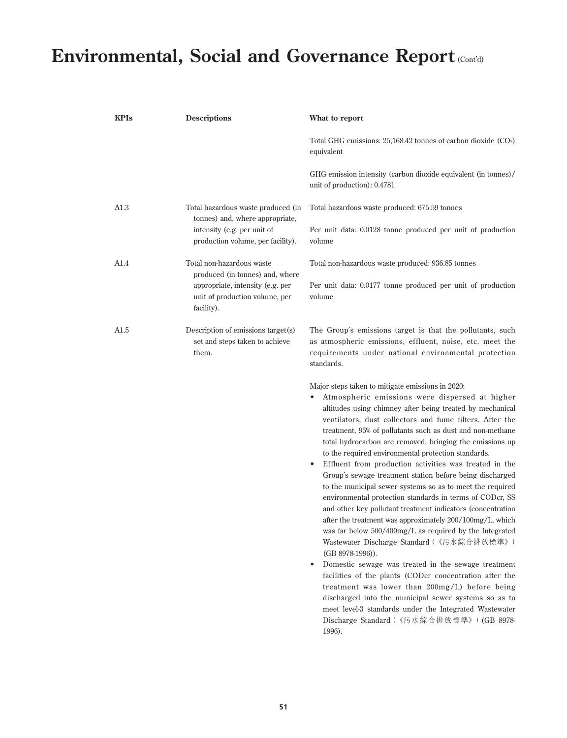# Environmental, Social and Governance Report (Cont'd)

| KPIs | Descriptions | What to report |
|---|---|---|
| | | Total GHG emissions: 25,168.42 tonnes of carbon dioxide ($CO_2$) equivalent<br><br>GHG emission intensity (carbon dioxide equivalent (in tonnes)/unit of production): 0.4781 |
| A1.3 | Total hazardous waste produced (in tonnes) and, where appropriate, intensity (e.g. per unit of production volume, per facility). | Total hazardous waste produced: 675.59 tonnes<br><br>Per unit data: 0.0128 tonne produced per unit of production volume |
| A1.4 | Total non-hazardous waste produced (in tonnes) and, where appropriate, intensity (e.g. per unit of production volume, per facility). | Total non-hazardous waste produced: 936.85 tonnes<br><br>Per unit data: 0.0177 tonne produced per unit of production volume |
| A1.5 | Description of emissions target(s) set and steps taken to achieve them. | The Group's emissions target is that the pollutants, such as atmospheric emissions, effluent, noise, etc. meet the requirements under national environmental protection standards.<br><br>Major steps taken to mitigate emissions in 2020:<br>• Atmospheric emissions were dispersed at higher altitudes using chimney after being treated by mechanical ventilators, dust collectors and fume filters. After the treatment, 95% of pollutants such as dust and non-methane total hydrocarbon are removed, bringing the emissions up to the required environmental protection standards.<br>• Effluent from production activities was treated in the Group's sewage treatment station before being discharged to the municipal sewer systems so as to meet the required environmental protection standards in terms of CODcr, SS and other key pollutant treatment indicators (concentration after the treatment was approximately 200/100mg/L, which was far below 500/400mg/L as required by the Integrated Wastewater Discharge Standard (《污水綜合排放標準》) (GB 8978-1996)).<br>• Domestic sewage was treated in the sewage treatment facilities of the plants (CODcr concentration after the treatment was lower than 200mg/L) before being discharged into the municipal sewer systems so as to meet level-3 standards under the Integrated Wastewater Discharge Standard (《污水綜合排放標準》) (GB 8978-1996). |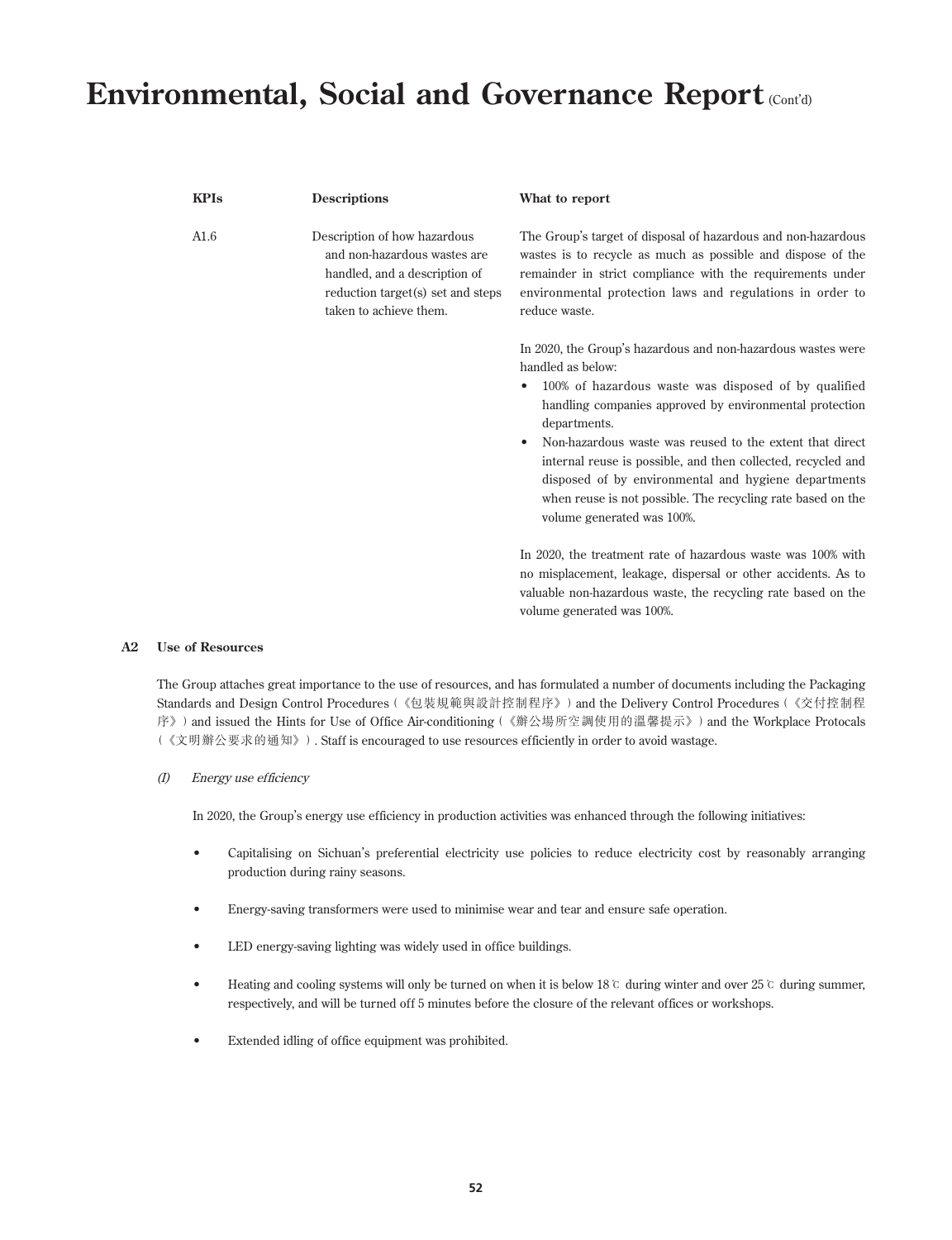| KPIs | Descriptions | What to report |
|---|---|---|
| A1.6 | Description of how hazardous and non-hazardous wastes are handled, and a description of reduction target(s) set and steps taken to achieve them. | The Group's target of disposal of hazardous and non-hazardous wastes is to recycle as much as possible and dispose of the remainder in strict compliance with the requirements under environmental protection laws and regulations in order to reduce waste.<br><br>In 2020, the Group's hazardous and non-hazardous wastes were handled as below:<br>• 100% of hazardous waste was disposed of by qualified handling companies approved by environmental protection departments.<br>• Non-hazardous waste was reused to the extent that direct internal reuse is possible, and then collected, recycled and disposed of by environmental and hygiene departments when reuse is not possible. The recycling rate based on the volume generated was 100%.<br><br>In 2020, the treatment rate of hazardous waste was 100% with no misplacement, leakage, dispersal or other accidents. As to valuable non-hazardous waste, the recycling rate based on the volume generated was 100%. |

## A2 Use of Resources

The Group attaches great importance to the use of resources, and has formulated a number of documents including the Packaging Standards and Design Control Procedures (《包裝規範與設計控制程序》) and the Delivery Control Procedures (《交付控制程序》) and issued the Hints for Use of Office Air-conditioning (《辦公場所空調使用的溫馨提示》) and the Workplace Protocals (《文明辦公要求的通知》). Staff is encouraged to use resources efficiently in order to avoid wastage.

### (I) *Energy use efficiency*

In 2020, the Group's energy use efficiency in production activities was enhanced through the following initiatives:

- Capitalising on Sichuan's preferential electricity use policies to reduce electricity cost by reasonably arranging production during rainy seasons.
- Energy-saving transformers were used to minimise wear and tear and ensure safe operation.
- LED energy-saving lighting was widely used in office buildings.
- Heating and cooling systems will only be turned on when it is below 18℃ during winter and over 25℃ during summer, respectively, and will be turned off 5 minutes before the closure of the relevant offices or workshops.
- Extended idling of office equipment was prohibited.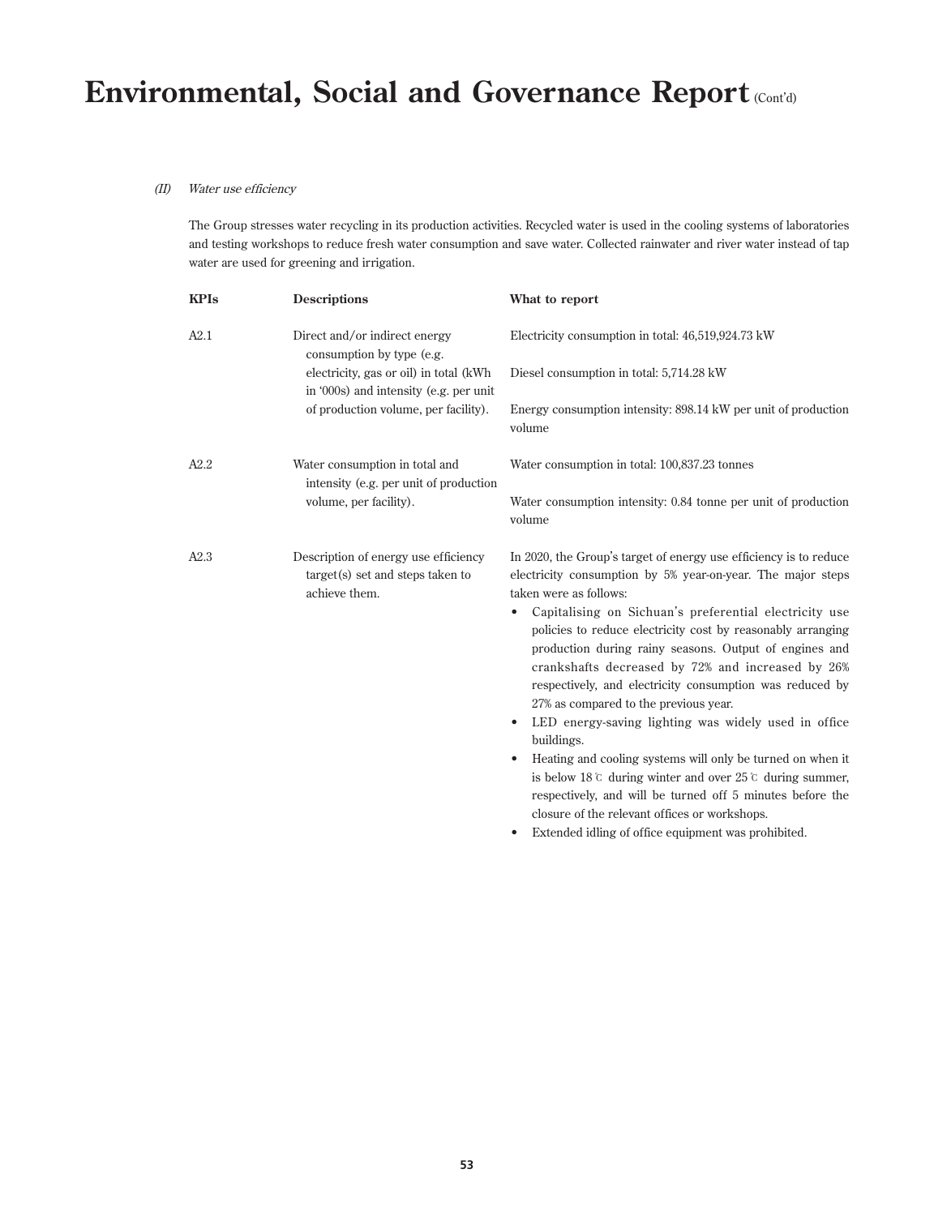# Environmental, Social and Governance Report (Cont'd)

*(II) Water use efficiency*

The Group stresses water recycling in its production activities. Recycled water is used in the cooling systems of laboratories and testing workshops to reduce fresh water consumption and save water. Collected rainwater and river water instead of tap water are used for greening and irrigation.

| KPIs | Descriptions | What to report |
|---|---|---|
| A2.1 | Direct and/or indirect energy consumption by type (e.g. electricity, gas or oil) in total (kWh in '000s) and intensity (e.g. per unit of production volume, per facility). | Electricity consumption in total: 46,519,924.73 kW<br><br>Diesel consumption in total: 5,714.28 kW<br><br>Energy consumption intensity: 898.14 kW per unit of production volume |
| A2.2 | Water consumption in total and intensity (e.g. per unit of production volume, per facility). | Water consumption in total: 100,837.23 tonnes<br><br>Water consumption intensity: 0.84 tonne per unit of production volume |
| A2.3 | Description of energy use efficiency target(s) set and steps taken to achieve them. | In 2020, the Group's target of energy use efficiency is to reduce electricity consumption by 5% year-on-year. The major steps taken were as follows:<br>• Capitalising on Sichuan's preferential electricity use policies to reduce electricity cost by reasonably arranging production during rainy seasons. Output of engines and crankshafts decreased by 72% and increased by 26% respectively, and electricity consumption was reduced by 27% as compared to the previous year.<br>• LED energy-saving lighting was widely used in office buildings.<br>• Heating and cooling systems will only be turned on when it is below 18℃ during winter and over 25℃ during summer, respectively, and will be turned off 5 minutes before the closure of the relevant offices or workshops.<br>• Extended idling of office equipment was prohibited. |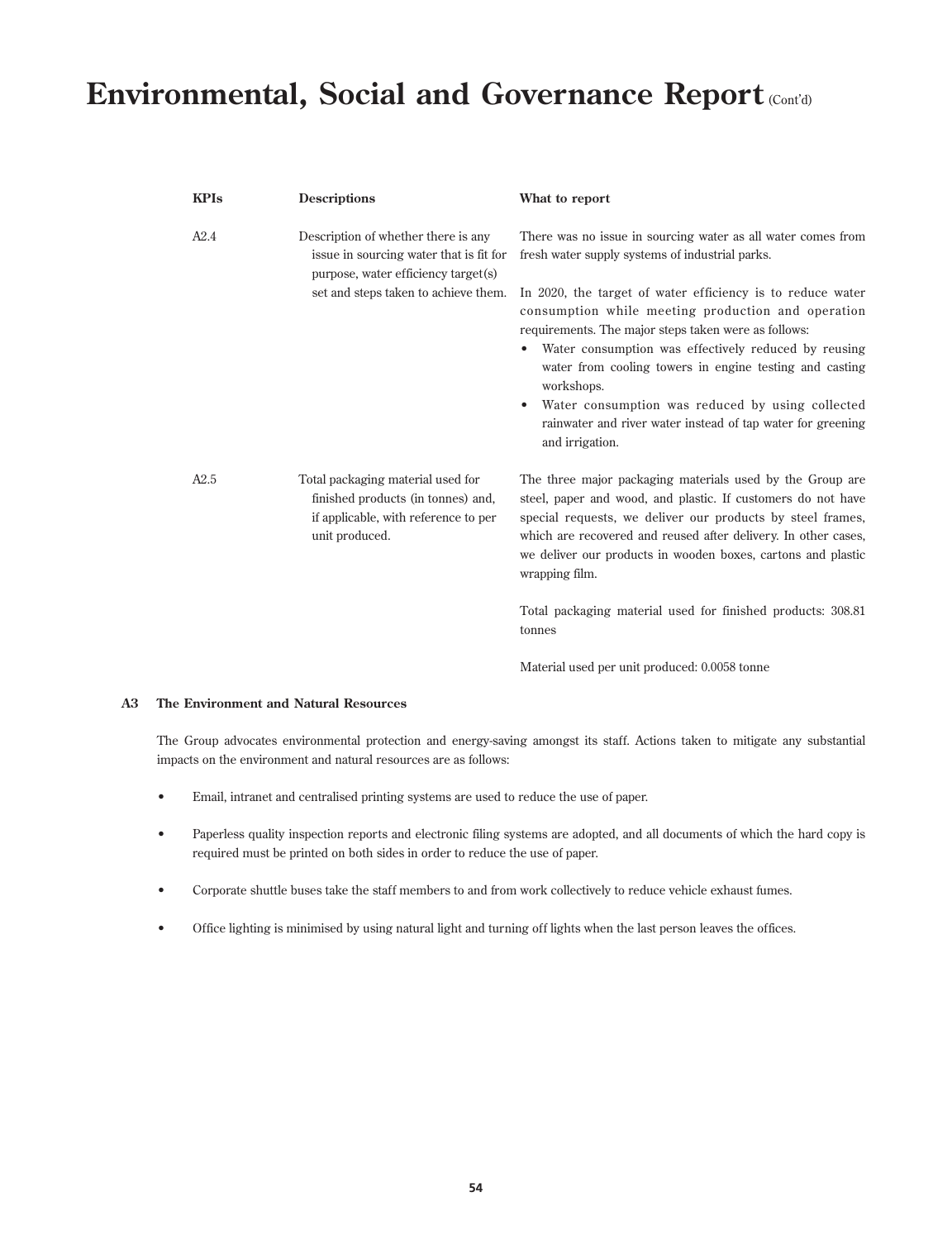| KPIs | Descriptions | What to report |
|---|---|---|
| A2.4 | Description of whether there is any issue in sourcing water that is fit for purpose, water efficiency target(s) set and steps taken to achieve them. | There was no issue in sourcing water as all water comes from fresh water supply systems of industrial parks.<br><br>In 2020, the target of water efficiency is to reduce water consumption while meeting production and operation requirements. The major steps taken were as follows:<br>• Water consumption was effectively reduced by reusing water from cooling towers in engine testing and casting workshops.<br>• Water consumption was reduced by using collected rainwater and river water instead of tap water for greening and irrigation. |
| A2.5 | Total packaging material used for finished products (in tonnes) and, if applicable, with reference to per unit produced. | The three major packaging materials used by the Group are steel, paper and wood, and plastic. If customers do not have special requests, we deliver our products by steel frames, which are recovered and reused after delivery. In other cases, we deliver our products in wooden boxes, cartons and plastic wrapping film.<br><br>Total packaging material used for finished products: 308.81 tonnes<br><br>Material used per unit produced: 0.0058 tonne |

## A3 The Environment and Natural Resources

The Group advocates environmental protection and energy-saving amongst its staff. Actions taken to mitigate any substantial impacts on the environment and natural resources are as follows:

- Email, intranet and centralised printing systems are used to reduce the use of paper.
- Paperless quality inspection reports and electronic filing systems are adopted, and all documents of which the hard copy is required must be printed on both sides in order to reduce the use of paper.
- Corporate shuttle buses take the staff members to and from work collectively to reduce vehicle exhaust fumes.
- Office lighting is minimised by using natural light and turning off lights when the last person leaves the offices.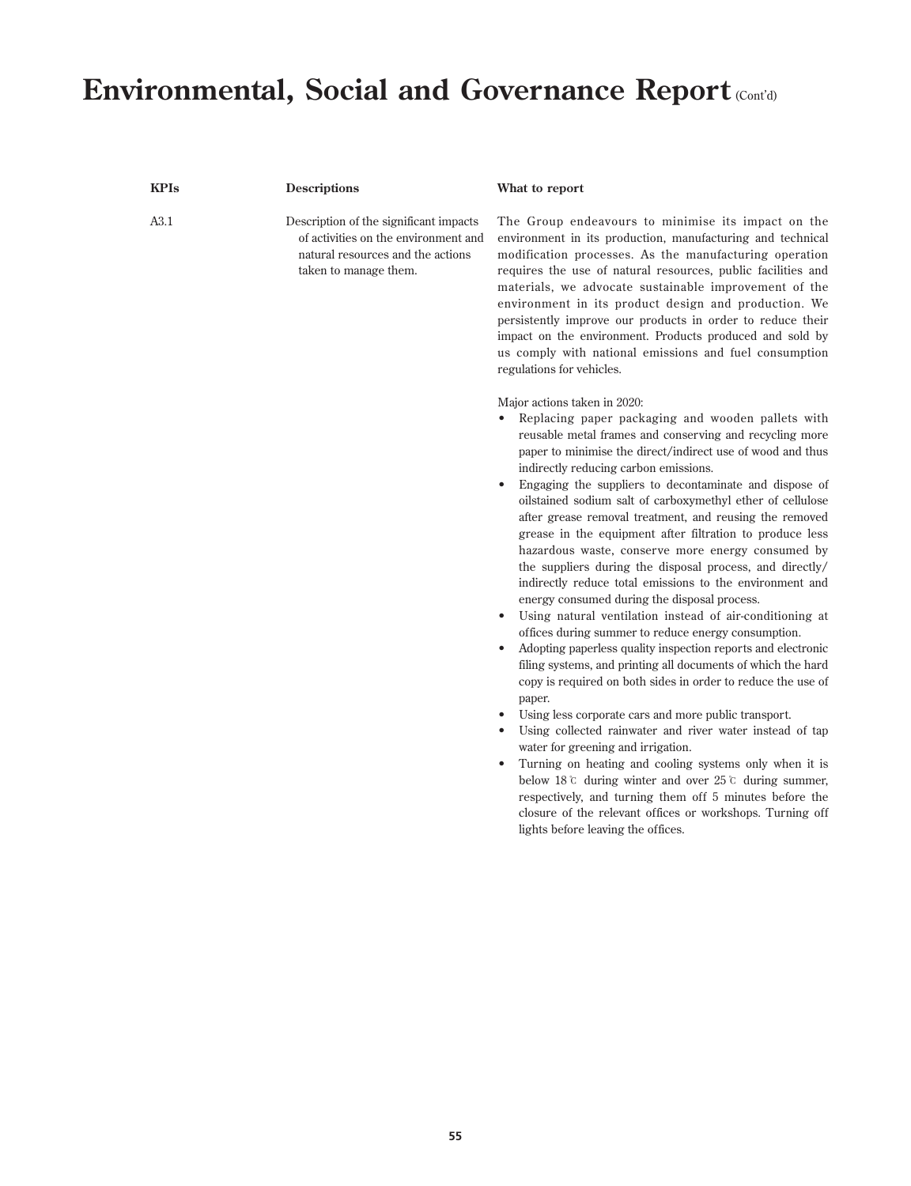# Environmental, Social and Governance Report (Cont'd)

| KPIs | Descriptions | What to report |
|---|---|---|
| A3.1 | Description of the significant impacts of activities on the environment and natural resources and the actions taken to manage them. | The Group endeavours to minimise its impact on the environment in its production, manufacturing and technical modification processes. As the manufacturing operation requires the use of natural resources, public facilities and materials, we advocate sustainable improvement of the environment in its product design and production. We persistently improve our products in order to reduce their impact on the environment. Products produced and sold by us comply with national emissions and fuel consumption regulations for vehicles.<br><br>Major actions taken in 2020:<br>• Replacing paper packaging and wooden pallets with reusable metal frames and conserving and recycling more paper to minimise the direct/indirect use of wood and thus indirectly reducing carbon emissions.<br>• Engaging the suppliers to decontaminate and dispose of oilstained sodium salt of carboxymethyl ether of cellulose after grease removal treatment, and reusing the removed grease in the equipment after filtration to produce less hazardous waste, conserve more energy consumed by the suppliers during the disposal process, and directly/indirectly reduce total emissions to the environment and energy consumed during the disposal process.<br>• Using natural ventilation instead of air-conditioning at offices during summer to reduce energy consumption.<br>• Adopting paperless quality inspection reports and electronic filing systems, and printing all documents of which the hard copy is required on both sides in order to reduce the use of paper.<br>• Using less corporate cars and more public transport.<br>• Using collected rainwater and river water instead of tap water for greening and irrigation.<br>• Turning on heating and cooling systems only when it is below 18℃ during winter and over 25℃ during summer, respectively, and turning them off 5 minutes before the closure of the relevant offices or workshops. Turning off lights before leaving the offices. |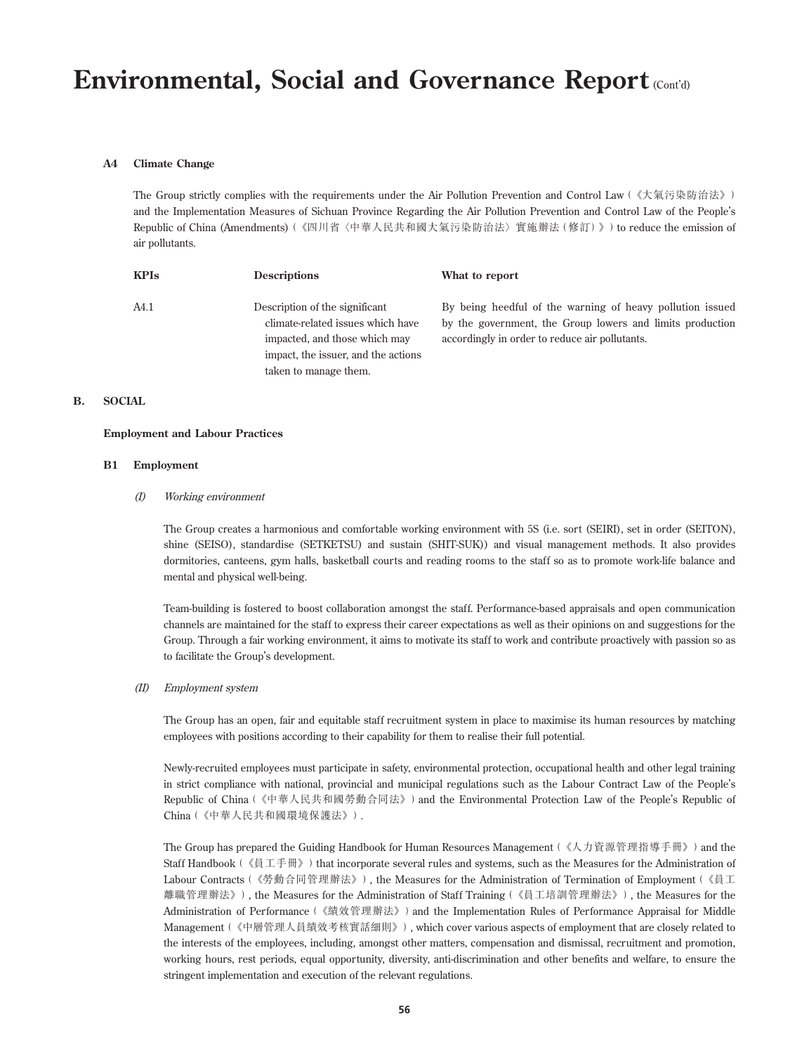**A4 Climate Change**

The Group strictly complies with the requirements under the Air Pollution Prevention and Control Law（《大氣污染防治法》）and the Implementation Measures of Sichuan Province Regarding the Air Pollution Prevention and Control Law of the People's Republic of China (Amendments)（《四川省〈中華人民共和國大氣污染防治法〉實施辦法（修訂）》）to reduce the emission of air pollutants.

| KPIs | Descriptions | What to report |
|---|---|---|
| A4.1 | Description of the significant climate-related issues which have impacted, and those which may impact, the issuer, and the actions taken to manage them. | By being heedful of the warning of heavy pollution issued by the government, the Group lowers and limits production accordingly in order to reduce air pollutants. |

## B. SOCIAL

**Employment and Labour Practices**

**B1 Employment**

*(I) Working environment*

The Group creates a harmonious and comfortable working environment with 5S (i.e. sort (SEIRI), set in order (SEITON), shine (SEISO), standardise (SETKETSU) and sustain (SHIT-SUK)) and visual management methods. It also provides dormitories, canteens, gym halls, basketball courts and reading rooms to the staff so as to promote work-life balance and mental and physical well-being.

Team-building is fostered to boost collaboration amongst the staff. Performance-based appraisals and open communication channels are maintained for the staff to express their career expectations as well as their opinions on and suggestions for the Group. Through a fair working environment, it aims to motivate its staff to work and contribute proactively with passion so as to facilitate the Group's development.

*(II) Employment system*

The Group has an open, fair and equitable staff recruitment system in place to maximise its human resources by matching employees with positions according to their capability for them to realise their full potential.

Newly-recruited employees must participate in safety, environmental protection, occupational health and other legal training in strict compliance with national, provincial and municipal regulations such as the Labour Contract Law of the People's Republic of China（《中華人民共和國勞動合同法》）and the Environmental Protection Law of the People's Republic of China（《中華人民共和國環境保護法》）.

The Group has prepared the Guiding Handbook for Human Resources Management（《人力資源管理指導手冊》）and the Staff Handbook（《員工手冊》）that incorporate several rules and systems, such as the Measures for the Administration of Labour Contracts（《勞動合同管理辦法》）, the Measures for the Administration of Termination of Employment（《員工離職管理辦法》）, the Measures for the Administration of Staff Training（《員工培訓管理辦法》）, the Measures for the Administration of Performance（《績效管理辦法》）and the Implementation Rules of Performance Appraisal for Middle Management（《中層管理人員績效考核實話細則》）, which cover various aspects of employment that are closely related to the interests of the employees, including, amongst other matters, compensation and dismissal, recruitment and promotion, working hours, rest periods, equal opportunity, diversity, anti-discrimination and other benefits and welfare, to ensure the stringent implementation and execution of the relevant regulations.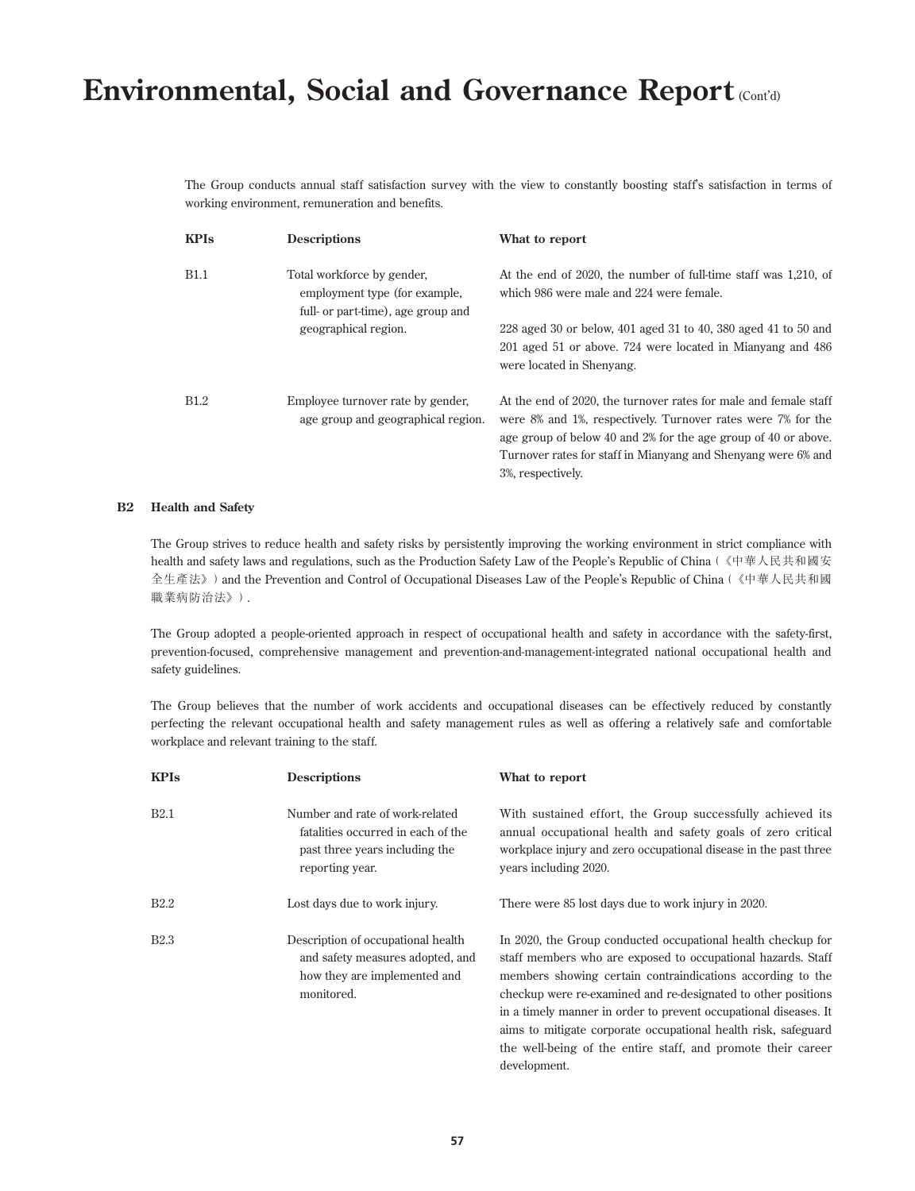The Group conducts annual staff satisfaction survey with the view to constantly boosting staff's satisfaction in terms of working environment, remuneration and benefits.

| KPIs | Descriptions | What to report |
|---|---|---|
| B1.1 | Total workforce by gender, employment type (for example, full- or part-time), age group and geographical region. | At the end of 2020, the number of full-time staff was 1,210, of which 986 were male and 224 were female.<br><br>228 aged 30 or below, 401 aged 31 to 40, 380 aged 41 to 50 and 201 aged 51 or above. 724 were located in Mianyang and 486 were located in Shenyang. |
| B1.2 | Employee turnover rate by gender, age group and geographical region. | At the end of 2020, the turnover rates for male and female staff were 8% and 1%, respectively. Turnover rates were 7% for the age group of below 40 and 2% for the age group of 40 or above. Turnover rates for staff in Mianyang and Shenyang were 6% and 3%, respectively. |

### B2 Health and Safety

The Group strives to reduce health and safety risks by persistently improving the working environment in strict compliance with health and safety laws and regulations, such as the Production Safety Law of the People's Republic of China (《中華人民共和國安全生產法》) and the Prevention and Control of Occupational Diseases Law of the People's Republic of China (《中華人民共和國職業病防治法》).

The Group adopted a people-oriented approach in respect of occupational health and safety in accordance with the safety-first, prevention-focused, comprehensive management and prevention-and-management-integrated national occupational health and safety guidelines.

The Group believes that the number of work accidents and occupational diseases can be effectively reduced by constantly perfecting the relevant occupational health and safety management rules as well as offering a relatively safe and comfortable workplace and relevant training to the staff.

| KPIs | Descriptions | What to report |
|---|---|---|
| B2.1 | Number and rate of work-related fatalities occurred in each of the past three years including the reporting year. | With sustained effort, the Group successfully achieved its annual occupational health and safety goals of zero critical workplace injury and zero occupational disease in the past three years including 2020. |
| B2.2 | Lost days due to work injury. | There were 85 lost days due to work injury in 2020. |
| B2.3 | Description of occupational health and safety measures adopted, and how they are implemented and monitored. | In 2020, the Group conducted occupational health checkup for staff members who are exposed to occupational hazards. Staff members showing certain contraindications according to the checkup were re-examined and re-designated to other positions in a timely manner in order to prevent occupational diseases. It aims to mitigate corporate occupational health risk, safeguard the well-being of the entire staff, and promote their career development. |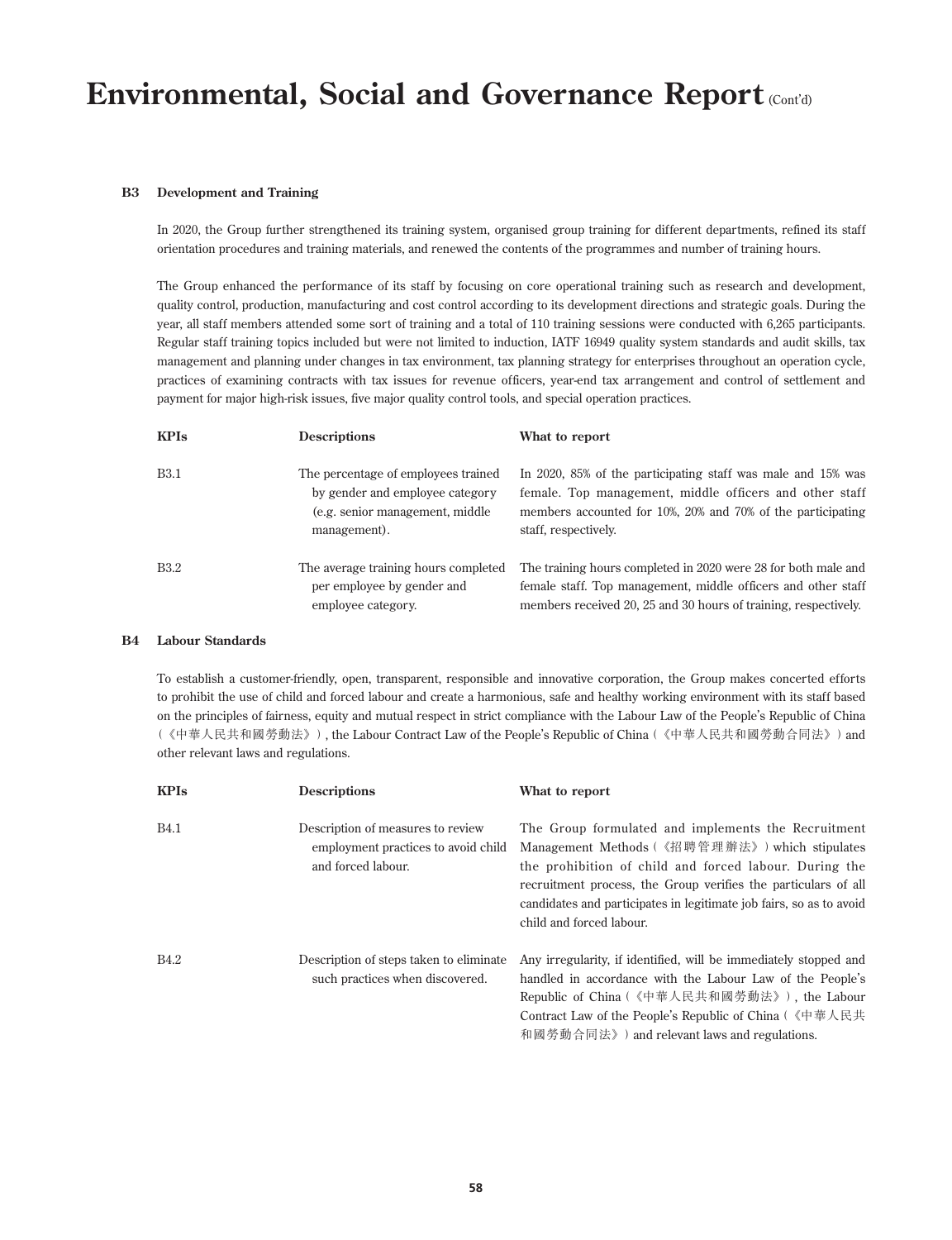# Environmental, Social and Governance Report (Cont'd)

## B3 Development and Training

In 2020, the Group further strengthened its training system, organised group training for different departments, refined its staff orientation procedures and training materials, and renewed the contents of the programmes and number of training hours.

The Group enhanced the performance of its staff by focusing on core operational training such as research and development, quality control, production, manufacturing and cost control according to its development directions and strategic goals. During the year, all staff members attended some sort of training and a total of 110 training sessions were conducted with 6,265 participants. Regular staff training topics included but were not limited to induction, IATF 16949 quality system standards and audit skills, tax management and planning under changes in tax environment, tax planning strategy for enterprises throughout an operation cycle, practices of examining contracts with tax issues for revenue officers, year-end tax arrangement and control of settlement and payment for major high-risk issues, five major quality control tools, and special operation practices.

| KPIs | Descriptions | What to report |
|---|---|---|
| B3.1 | The percentage of employees trained by gender and employee category (e.g. senior management, middle management). | In 2020, 85% of the participating staff was male and 15% was female. Top management, middle officers and other staff members accounted for 10%, 20% and 70% of the participating staff, respectively. |
| B3.2 | The average training hours completed per employee by gender and employee category. | The training hours completed in 2020 were 28 for both male and female staff. Top management, middle officers and other staff members received 20, 25 and 30 hours of training, respectively. |

## B4 Labour Standards

To establish a customer-friendly, open, transparent, responsible and innovative corporation, the Group makes concerted efforts to prohibit the use of child and forced labour and create a harmonious, safe and healthy working environment with its staff based on the principles of fairness, equity and mutual respect in strict compliance with the Labour Law of the People's Republic of China (《中華人民共和國勞動法》), the Labour Contract Law of the People's Republic of China (《中華人民共和國勞動合同法》) and other relevant laws and regulations.

| KPIs | Descriptions | What to report |
|---|---|---|
| B4.1 | Description of measures to review employment practices to avoid child and forced labour. | The Group formulated and implements the Recruitment Management Methods (《招聘管理辦法》) which stipulates the prohibition of child and forced labour. During the recruitment process, the Group verifies the particulars of all candidates and participates in legitimate job fairs, so as to avoid child and forced labour. |
| B4.2 | Description of steps taken to eliminate such practices when discovered. | Any irregularity, if identified, will be immediately stopped and handled in accordance with the Labour Law of the People's Republic of China (《中華人民共和國勞動法》), the Labour Contract Law of the People's Republic of China (《中華人民共和國勞動合同法》) and relevant laws and regulations. |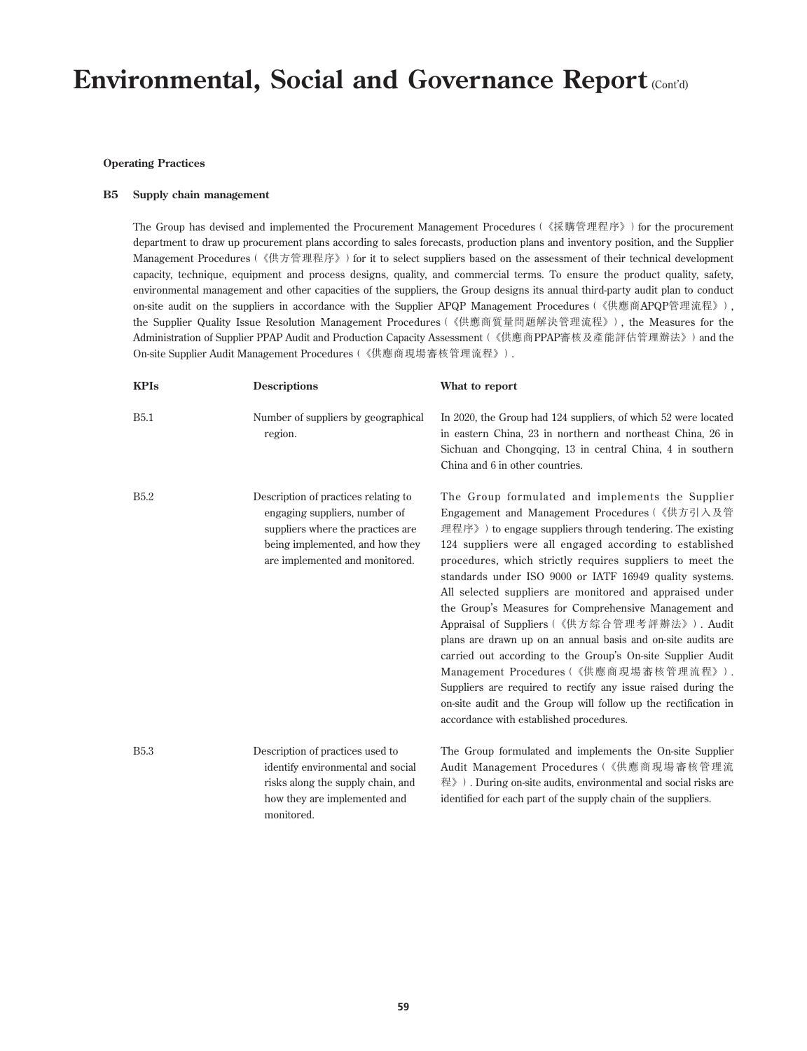# Environmental, Social and Governance Report (Cont'd)

**Operating Practices**

**B5 Supply chain management**

The Group has devised and implemented the Procurement Management Procedures（《採購管理程序》）for the procurement department to draw up procurement plans according to sales forecasts, production plans and inventory position, and the Supplier Management Procedures（《供方管理程序》）for it to select suppliers based on the assessment of their technical development capacity, technique, equipment and process designs, quality, and commercial terms. To ensure the product quality, safety, environmental management and other capacities of the suppliers, the Group designs its annual third-party audit plan to conduct on-site audit on the suppliers in accordance with the Supplier APQP Management Procedures（《供應商APQP管理流程》）, the Supplier Quality Issue Resolution Management Procedures（《供應商質量問題解決管理流程》）, the Measures for the Administration of Supplier PPAP Audit and Production Capacity Assessment（《供應商PPAP審核及產能評估管理辦法》）and the On-site Supplier Audit Management Procedures（《供應商現場審核管理流程》）.

| KPIs | Descriptions | What to report |
|---|---|---|
| B5.1 | Number of suppliers by geographical region. | In 2020, the Group had 124 suppliers, of which 52 were located in eastern China, 23 in northern and northeast China, 26 in Sichuan and Chongqing, 13 in central China, 4 in southern China and 6 in other countries. |
| B5.2 | Description of practices relating to engaging suppliers, number of suppliers where the practices are being implemented, and how they are implemented and monitored. | The Group formulated and implements the Supplier Engagement and Management Procedures（《供方引入及管理程序》）to engage suppliers through tendering. The existing 124 suppliers were all engaged according to established procedures, which strictly requires suppliers to meet the standards under ISO 9000 or IATF 16949 quality systems. All selected suppliers are monitored and appraised under the Group's Measures for Comprehensive Management and Appraisal of Suppliers（《供方綜合管理考評辦法》）. Audit plans are drawn up on an annual basis and on-site audits are carried out according to the Group's On-site Supplier Audit Management Procedures（《供應商現場審核管理流程》）. Suppliers are required to rectify any issue raised during the on-site audit and the Group will follow up the rectification in accordance with established procedures. |
| B5.3 | Description of practices used to identify environmental and social risks along the supply chain, and how they are implemented and monitored. | The Group formulated and implements the On-site Supplier Audit Management Procedures（《供應商現場審核管理流程》）. During on-site audits, environmental and social risks are identified for each part of the supply chain of the suppliers. |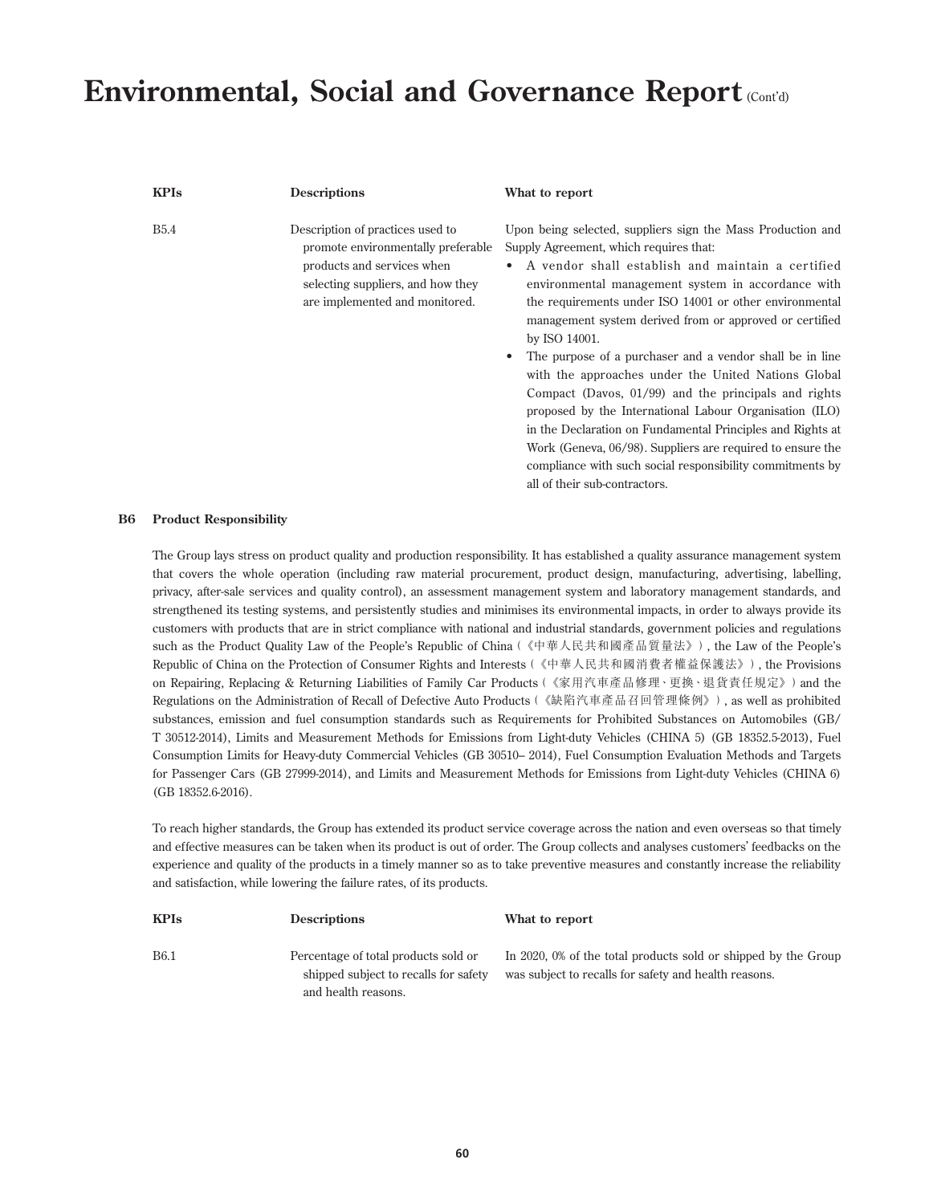| KPIs | Descriptions | What to report |
|---|---|---|
| B5.4 | Description of practices used to promote environmentally preferable products and services when selecting suppliers, and how they are implemented and monitored. | Upon being selected, suppliers sign the Mass Production and Supply Agreement, which requires that:<br>• A vendor shall establish and maintain a certified environmental management system in accordance with the requirements under ISO 14001 or other environmental management system derived from or approved or certified by ISO 14001.<br>• The purpose of a purchaser and a vendor shall be in line with the approaches under the United Nations Global Compact (Davos, 01/99) and the principals and rights proposed by the International Labour Organisation (ILO) in the Declaration on Fundamental Principles and Rights at Work (Geneva, 06/98). Suppliers are required to ensure the compliance with such social responsibility commitments by all of their sub-contractors. |

## B6 Product Responsibility

The Group lays stress on product quality and production responsibility. It has established a quality assurance management system that covers the whole operation (including raw material procurement, product design, manufacturing, advertising, labelling, privacy, after-sale services and quality control), an assessment management system and laboratory management standards, and strengthened its testing systems, and persistently studies and minimises its environmental impacts, in order to always provide its customers with products that are in strict compliance with national and industrial standards, government policies and regulations such as the Product Quality Law of the People's Republic of China（《中華人民共和國產品質量法》）, the Law of the People's Republic of China on the Protection of Consumer Rights and Interests（《中華人民共和國消費者權益保護法》）, the Provisions on Repairing, Replacing & Returning Liabilities of Family Car Products（《家用汽車產品修理、更換、退貨責任規定》）and the Regulations on the Administration of Recall of Defective Auto Products（《缺陷汽車產品召回管理條例》）, as well as prohibited substances, emission and fuel consumption standards such as Requirements for Prohibited Substances on Automobiles (GB/T 30512-2014), Limits and Measurement Methods for Emissions from Light-duty Vehicles (CHINA 5) (GB 18352.5-2013), Fuel Consumption Limits for Heavy-duty Commercial Vehicles (GB 30510– 2014), Fuel Consumption Evaluation Methods and Targets for Passenger Cars (GB 27999-2014), and Limits and Measurement Methods for Emissions from Light-duty Vehicles (CHINA 6) (GB 18352.6-2016).

To reach higher standards, the Group has extended its product service coverage across the nation and even overseas so that timely and effective measures can be taken when its product is out of order. The Group collects and analyses customers' feedbacks on the experience and quality of the products in a timely manner so as to take preventive measures and constantly increase the reliability and satisfaction, while lowering the failure rates, of its products.

| KPIs | Descriptions | What to report |
|---|---|---|
| B6.1 | Percentage of total products sold or shipped subject to recalls for safety and health reasons. | In 2020, 0% of the total products sold or shipped by the Group was subject to recalls for safety and health reasons. |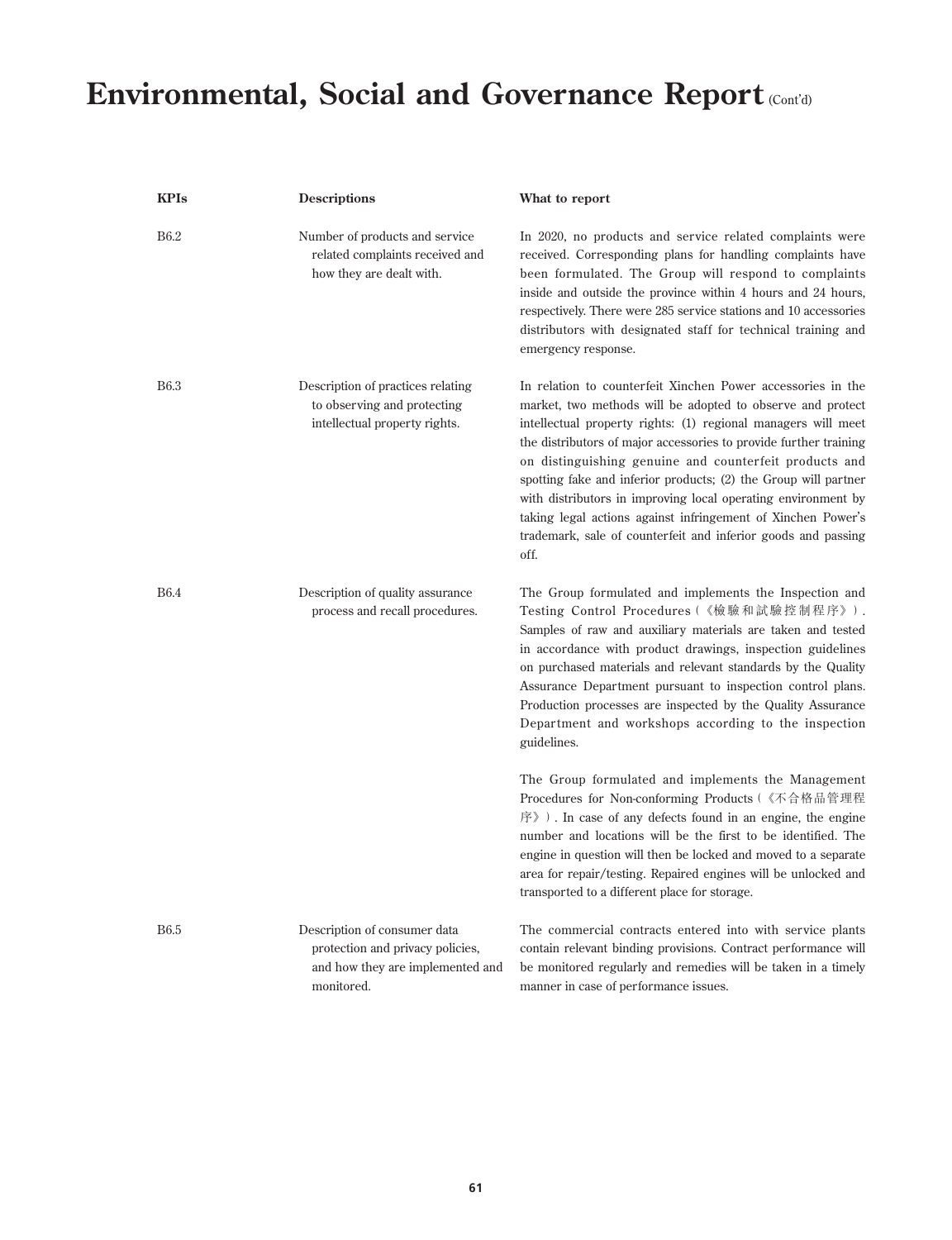# Environmental, Social and Governance Report (Cont'd)

| KPIs | Descriptions | What to report |
|---|---|---|
| B6.2 | Number of products and service related complaints received and how they are dealt with. | In 2020, no products and service related complaints were received. Corresponding plans for handling complaints have been formulated. The Group will respond to complaints inside and outside the province within 4 hours and 24 hours, respectively. There were 285 service stations and 10 accessories distributors with designated staff for technical training and emergency response. |
| B6.3 | Description of practices relating to observing and protecting intellectual property rights. | In relation to counterfeit Xinchen Power accessories in the market, two methods will be adopted to observe and protect intellectual property rights: (1) regional managers will meet the distributors of major accessories to provide further training on distinguishing genuine and counterfeit products and spotting fake and inferior products; (2) the Group will partner with distributors in improving local operating environment by taking legal actions against infringement of Xinchen Power's trademark, sale of counterfeit and inferior goods and passing off. |
| B6.4 | Description of quality assurance process and recall procedures. | The Group formulated and implements the Inspection and Testing Control Procedures(《檢驗和試驗控制程序》). Samples of raw and auxiliary materials are taken and tested in accordance with product drawings, inspection guidelines on purchased materials and relevant standards by the Quality Assurance Department pursuant to inspection control plans. Production processes are inspected by the Quality Assurance Department and workshops according to the inspection guidelines.<br><br>The Group formulated and implements the Management Procedures for Non-conforming Products(《不合格品管理程序》). In case of any defects found in an engine, the engine number and locations will be the first to be identified. The engine in question will then be locked and moved to a separate area for repair/testing. Repaired engines will be unlocked and transported to a different place for storage. |
| B6.5 | Description of consumer data protection and privacy policies, and how they are implemented and monitored. | The commercial contracts entered into with service plants contain relevant binding provisions. Contract performance will be monitored regularly and remedies will be taken in a timely manner in case of performance issues. |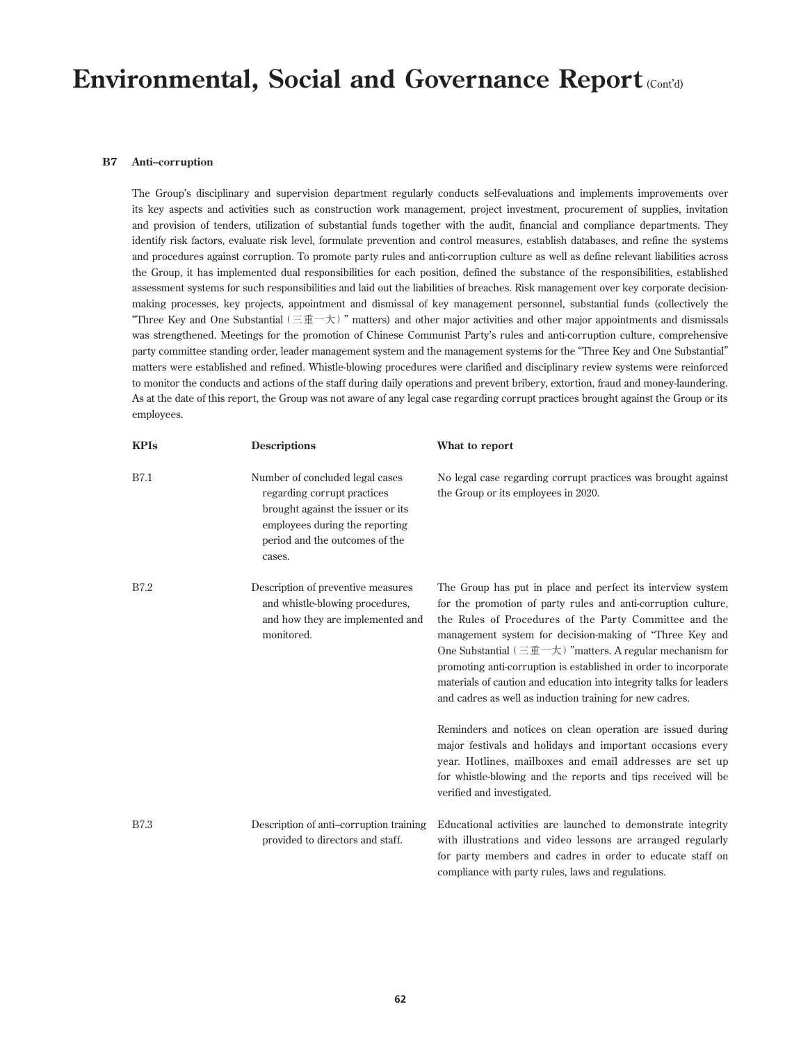# Environmental, Social and Governance Report (Cont'd)

### B7 Anti–corruption

The Group's disciplinary and supervision department regularly conducts self-evaluations and implements improvements over its key aspects and activities such as construction work management, project investment, procurement of supplies, invitation and provision of tenders, utilization of substantial funds together with the audit, financial and compliance departments. They identify risk factors, evaluate risk level, formulate prevention and control measures, establish databases, and refine the systems and procedures against corruption. To promote party rules and anti-corruption culture as well as define relevant liabilities across the Group, it has implemented dual responsibilities for each position, defined the substance of the responsibilities, established assessment systems for such responsibilities and laid out the liabilities of breaches. Risk management over key corporate decision-making processes, key projects, appointment and dismissal of key management personnel, substantial funds (collectively the "Three Key and One Substantial（三重一大）" matters) and other major activities and other major appointments and dismissals was strengthened. Meetings for the promotion of Chinese Communist Party's rules and anti-corruption culture, comprehensive party committee standing order, leader management system and the management systems for the "Three Key and One Substantial" matters were established and refined. Whistle-blowing procedures were clarified and disciplinary review systems were reinforced to monitor the conducts and actions of the staff during daily operations and prevent bribery, extortion, fraud and money-laundering. As at the date of this report, the Group was not aware of any legal case regarding corrupt practices brought against the Group or its employees.

| KPIs | Descriptions | What to report |
|---|---|---|
| B7.1 | Number of concluded legal cases regarding corrupt practices brought against the issuer or its employees during the reporting period and the outcomes of the cases. | No legal case regarding corrupt practices was brought against the Group or its employees in 2020. |
| B7.2 | Description of preventive measures and whistle-blowing procedures, and how they are implemented and monitored. | The Group has put in place and perfect its interview system for the promotion of party rules and anti-corruption culture, the Rules of Procedures of the Party Committee and the management system for decision-making of "Three Key and One Substantial（三重一大）"matters. A regular mechanism for promoting anti-corruption is established in order to incorporate materials of caution and education into integrity talks for leaders and cadres as well as induction training for new cadres.<br><br>Reminders and notices on clean operation are issued during major festivals and holidays and important occasions every year. Hotlines, mailboxes and email addresses are set up for whistle-blowing and the reports and tips received will be verified and investigated. |
| B7.3 | Description of anti–corruption training provided to directors and staff. | Educational activities are launched to demonstrate integrity with illustrations and video lessons are arranged regularly for party members and cadres in order to educate staff on compliance with party rules, laws and regulations. |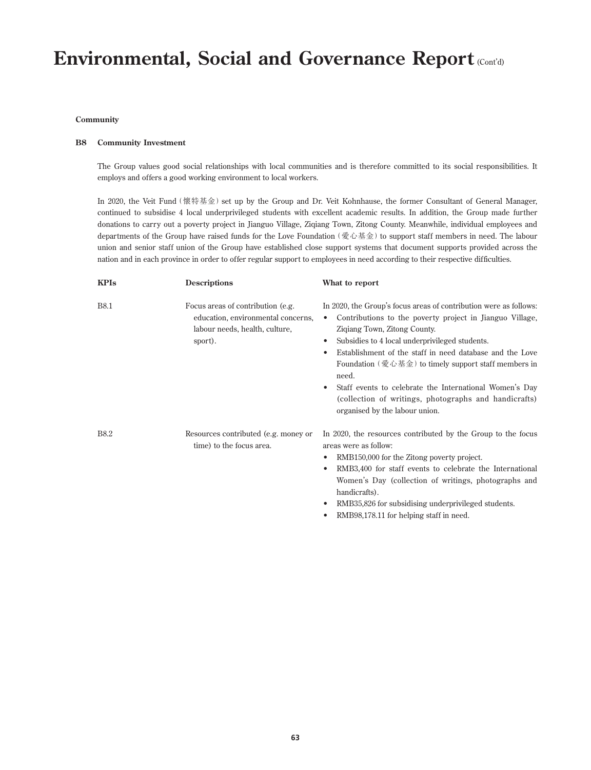# Environmental, Social and Governance Report (Cont'd)

**Community**

### B8 Community Investment

The Group values good social relationships with local communities and is therefore committed to its social responsibilities. It employs and offers a good working environment to local workers.

In 2020, the Veit Fund (懷特基金) set up by the Group and Dr. Veit Kohnhause, the former Consultant of General Manager, continued to subsidise 4 local underprivileged students with excellent academic results. In addition, the Group made further donations to carry out a poverty project in Jianguo Village, Ziqiang Town, Zitong County. Meanwhile, individual employees and departments of the Group have raised funds for the Love Foundation (愛心基金) to support staff members in need. The labour union and senior staff union of the Group have established close support systems that document supports provided across the nation and in each province in order to offer regular support to employees in need according to their respective difficulties.

| KPIs | Descriptions | What to report |
|---|---|---|
| B8.1 | Focus areas of contribution (e.g. education, environmental concerns, labour needs, health, culture, sport). | In 2020, the Group's focus areas of contribution were as follows:<br>• Contributions to the poverty project in Jianguo Village, Ziqiang Town, Zitong County.<br>• Subsidies to 4 local underprivileged students.<br>• Establishment of the staff in need database and the Love Foundation (愛心基金) to timely support staff members in need.<br>• Staff events to celebrate the International Women's Day (collection of writings, photographs and handicrafts) organised by the labour union. |
| B8.2 | Resources contributed (e.g. money or time) to the focus area. | In 2020, the resources contributed by the Group to the focus areas were as follow:<br>• RMB150,000 for the Zitong poverty project.<br>• RMB3,400 for staff events to celebrate the International Women's Day (collection of writings, photographs and handicrafts).<br>• RMB35,826 for subsidising underprivileged students.<br>• RMB98,178.11 for helping staff in need. |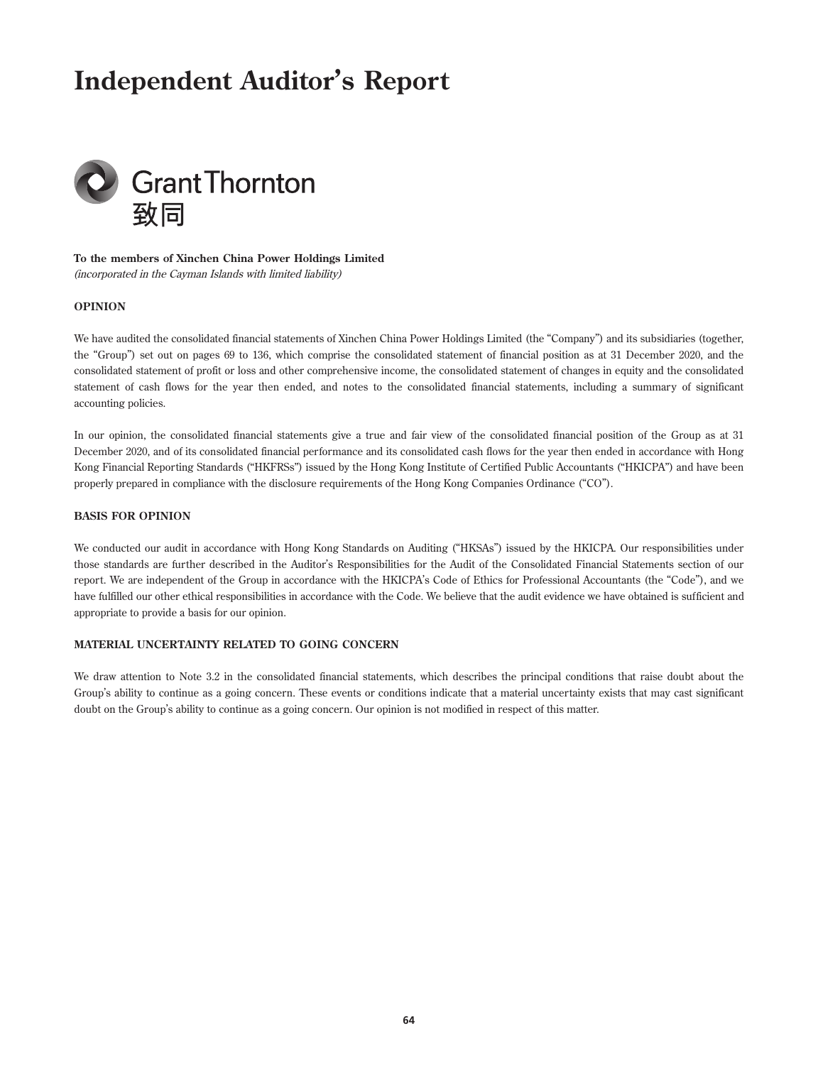# Independent Auditor's Report

Grant Thornton
致同

**To the members of Xinchen China Power Holdings Limited**
*(incorporated in the Cayman Islands with limited liability)*

**OPINION**

We have audited the consolidated financial statements of Xinchen China Power Holdings Limited (the "Company") and its subsidiaries (together, the "Group") set out on pages 69 to 136, which comprise the consolidated statement of financial position as at 31 December 2020, and the consolidated statement of profit or loss and other comprehensive income, the consolidated statement of changes in equity and the consolidated statement of cash flows for the year then ended, and notes to the consolidated financial statements, including a summary of significant accounting policies.

In our opinion, the consolidated financial statements give a true and fair view of the consolidated financial position of the Group as at 31 December 2020, and of its consolidated financial performance and its consolidated cash flows for the year then ended in accordance with Hong Kong Financial Reporting Standards ("HKFRSs") issued by the Hong Kong Institute of Certified Public Accountants ("HKICPA") and have been properly prepared in compliance with the disclosure requirements of the Hong Kong Companies Ordinance ("CO").

**BASIS FOR OPINION**

We conducted our audit in accordance with Hong Kong Standards on Auditing ("HKSAs") issued by the HKICPA. Our responsibilities under those standards are further described in the Auditor's Responsibilities for the Audit of the Consolidated Financial Statements section of our report. We are independent of the Group in accordance with the HKICPA's Code of Ethics for Professional Accountants (the "Code"), and we have fulfilled our other ethical responsibilities in accordance with the Code. We believe that the audit evidence we have obtained is sufficient and appropriate to provide a basis for our opinion.

**MATERIAL UNCERTAINTY RELATED TO GOING CONCERN**

We draw attention to Note 3.2 in the consolidated financial statements, which describes the principal conditions that raise doubt about the Group's ability to continue as a going concern. These events or conditions indicate that a material uncertainty exists that may cast significant doubt on the Group's ability to continue as a going concern. Our opinion is not modified in respect of this matter.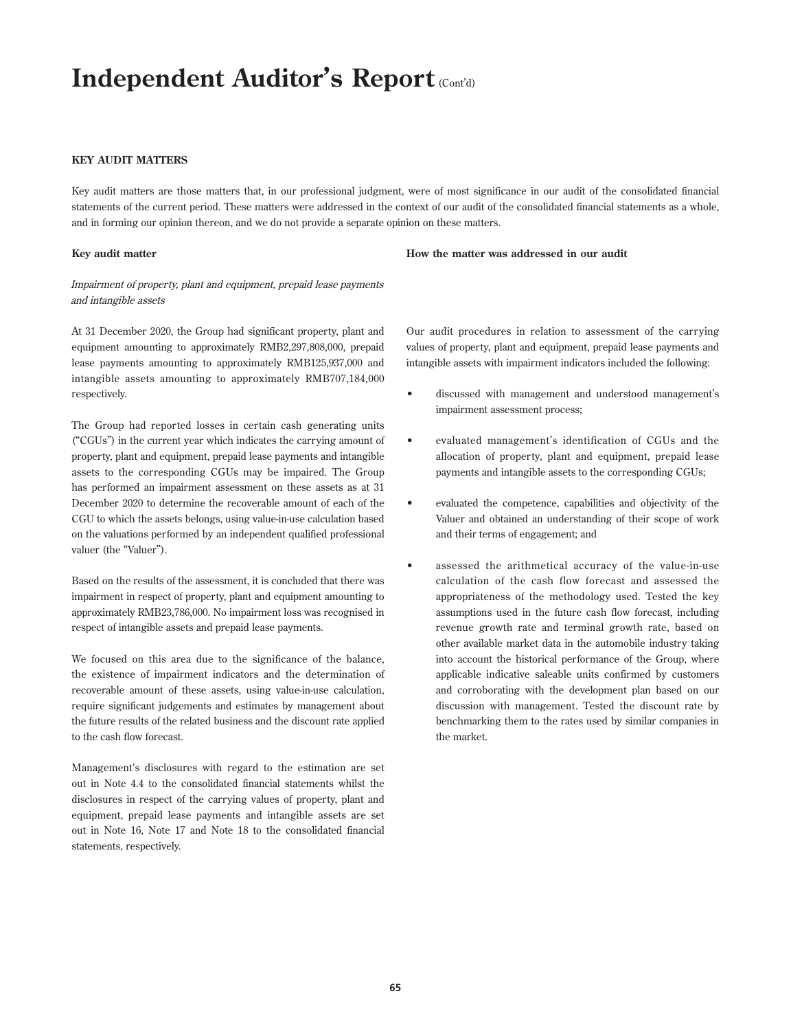# Independent Auditor's Report (Cont'd)

**KEY AUDIT MATTERS**

Key audit matters are those matters that, in our professional judgment, were of most significance in our audit of the consolidated financial statements of the current period. These matters were addressed in the context of our audit of the consolidated financial statements as a whole, and in forming our opinion thereon, and we do not provide a separate opinion on these matters.

| Key audit matter | How the matter was addressed in our audit |
|---|---|
| *Impairment of property, plant and equipment, prepaid lease payments and intangible assets* | |
| At 31 December 2020, the Group had significant property, plant and equipment amounting to approximately RMB2,297,808,000, prepaid lease payments amounting to approximately RMB125,937,000 and intangible assets amounting to approximately RMB707,184,000 respectively.<br><br>The Group had reported losses in certain cash generating units ("CGUs") in the current year which indicates the carrying amount of property, plant and equipment, prepaid lease payments and intangible assets to the corresponding CGUs may be impaired. The Group has performed an impairment assessment on these assets as at 31 December 2020 to determine the recoverable amount of each of the CGU to which the assets belongs, using value-in-use calculation based on the valuations performed by an independent qualified professional valuer (the "Valuer").<br><br>Based on the results of the assessment, it is concluded that there was impairment in respect of property, plant and equipment amounting to approximately RMB23,786,000. No impairment loss was recognised in respect of intangible assets and prepaid lease payments.<br><br>We focused on this area due to the significance of the balance, the existence of impairment indicators and the determination of recoverable amount of these assets, using value-in-use calculation, require significant judgements and estimates by management about the future results of the related business and the discount rate applied to the cash flow forecast.<br><br>Management's disclosures with regard to the estimation are set out in Note 4.4 to the consolidated financial statements whilst the disclosures in respect of the carrying values of property, plant and equipment, prepaid lease payments and intangible assets are set out in Note 16, Note 17 and Note 18 to the consolidated financial statements, respectively. | Our audit procedures in relation to assessment of the carrying values of property, plant and equipment, prepaid lease payments and intangible assets with impairment indicators included the following:<br><br>• discussed with management and understood management's impairment assessment process;<br><br>• evaluated management's identification of CGUs and the allocation of property, plant and equipment, prepaid lease payments and intangible assets to the corresponding CGUs;<br><br>• evaluated the competence, capabilities and objectivity of the Valuer and obtained an understanding of their scope of work and their terms of engagement; and<br><br>• assessed the arithmetical accuracy of the value-in-use calculation of the cash flow forecast and assessed the appropriateness of the methodology used. Tested the key assumptions used in the future cash flow forecast, including revenue growth rate and terminal growth rate, based on other available market data in the automobile industry taking into account the historical performance of the Group, where applicable indicative saleable units confirmed by customers and corroborating with the development plan based on our discussion with management. Tested the discount rate by benchmarking them to the rates used by similar companies in the market. |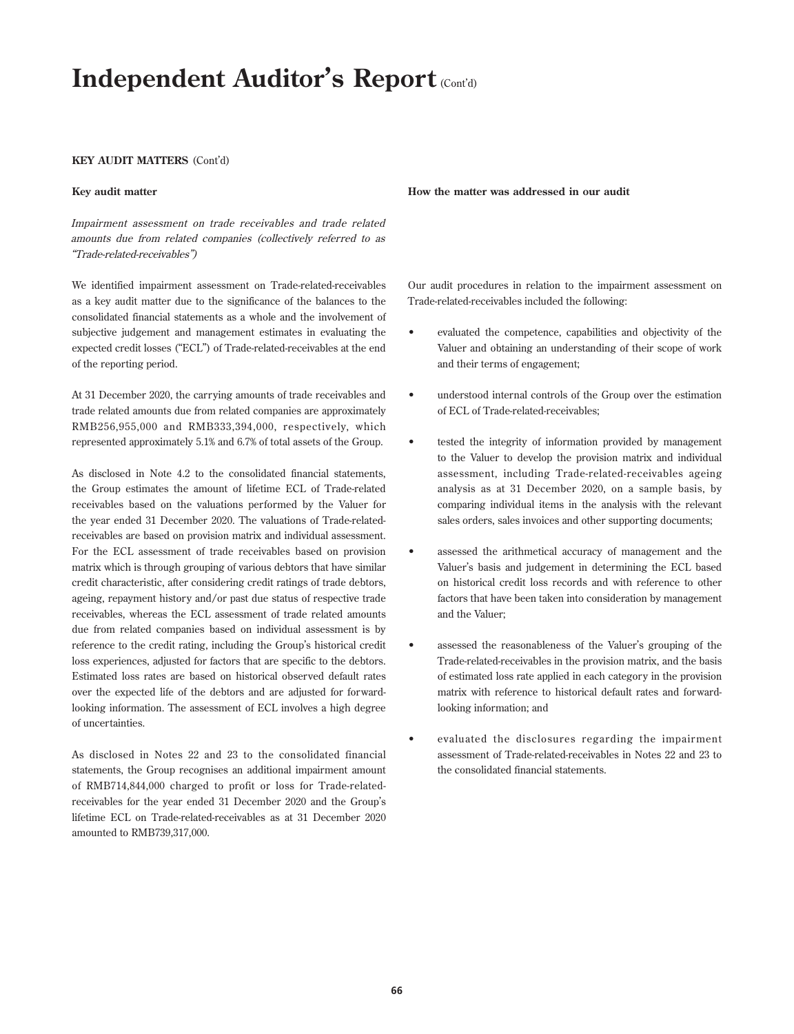# Independent Auditor's Report (Cont'd)

**KEY AUDIT MATTERS** (Cont'd)

| Key audit matter | How the matter was addressed in our audit |
|---|---|
| *Impairment assessment on trade receivables and trade related amounts due from related companies (collectively referred to as "Trade-related-receivables")* | |
| We identified impairment assessment on Trade-related-receivables as a key audit matter due to the significance of the balances to the consolidated financial statements as a whole and the involvement of subjective judgement and management estimates in evaluating the expected credit losses ("ECL") of Trade-related-receivables at the end of the reporting period.<br><br>At 31 December 2020, the carrying amounts of trade receivables and trade related amounts due from related companies are approximately RMB256,955,000 and RMB333,394,000, respectively, which represented approximately 5.1% and 6.7% of total assets of the Group.<br><br>As disclosed in Note 4.2 to the consolidated financial statements, the Group estimates the amount of lifetime ECL of Trade-related receivables based on the valuations performed by the Valuer for the year ended 31 December 2020. The valuations of Trade-related-receivables are based on provision matrix and individual assessment. For the ECL assessment of trade receivables based on provision matrix which is through grouping of various debtors that have similar credit characteristic, after considering credit ratings of trade debtors, ageing, repayment history and/or past due status of respective trade receivables, whereas the ECL assessment of trade related amounts due from related companies based on individual assessment is by reference to the credit rating, including the Group's historical credit loss experiences, adjusted for factors that are specific to the debtors. Estimated loss rates are based on historical observed default rates over the expected life of the debtors and are adjusted for forward-looking information. The assessment of ECL involves a high degree of uncertainties.<br><br>As disclosed in Notes 22 and 23 to the consolidated financial statements, the Group recognises an additional impairment amount of RMB714,844,000 charged to profit or loss for Trade-related-receivables for the year ended 31 December 2020 and the Group's lifetime ECL on Trade-related-receivables as at 31 December 2020 amounted to RMB739,317,000. | Our audit procedures in relation to the impairment assessment on Trade-related-receivables included the following:<br><br>• evaluated the competence, capabilities and objectivity of the Valuer and obtaining an understanding of their scope of work and their terms of engagement;<br><br>• understood internal controls of the Group over the estimation of ECL of Trade-related-receivables;<br><br>• tested the integrity of information provided by management to the Valuer to develop the provision matrix and individual assessment, including Trade-related-receivables ageing analysis as at 31 December 2020, on a sample basis, by comparing individual items in the analysis with the relevant sales orders, sales invoices and other supporting documents;<br><br>• assessed the arithmetical accuracy of management and the Valuer's basis and judgement in determining the ECL based on historical credit loss records and with reference to other factors that have been taken into consideration by management and the Valuer;<br><br>• assessed the reasonableness of the Valuer's grouping of the Trade-related-receivables in the provision matrix, and the basis of estimated loss rate applied in each category in the provision matrix with reference to historical default rates and forward-looking information; and<br><br>• evaluated the disclosures regarding the impairment assessment of Trade-related-receivables in Notes 22 and 23 to the consolidated financial statements. |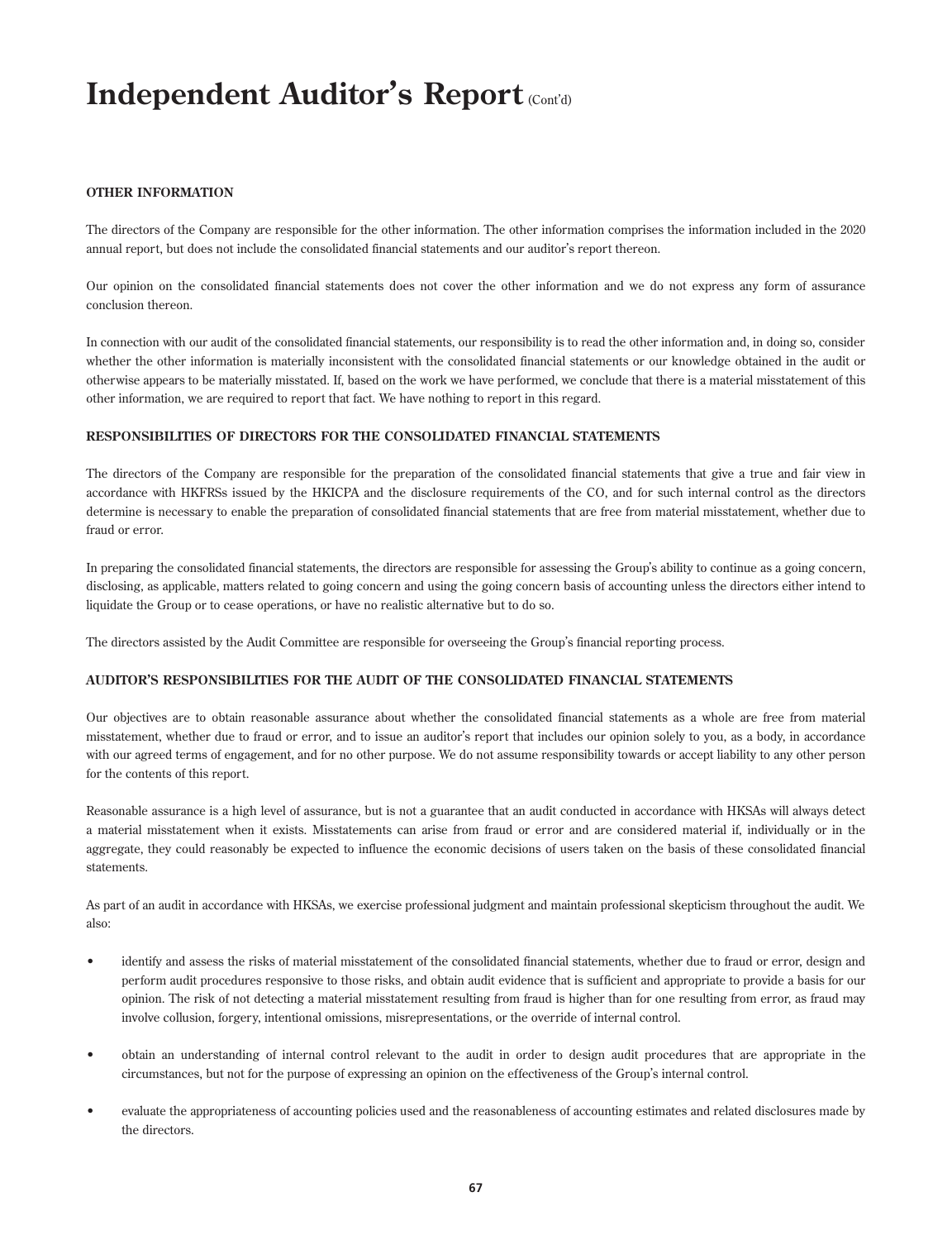# Independent Auditor's Report (Cont'd)

**OTHER INFORMATION**

The directors of the Company are responsible for the other information. The other information comprises the information included in the 2020 annual report, but does not include the consolidated financial statements and our auditor's report thereon.

Our opinion on the consolidated financial statements does not cover the other information and we do not express any form of assurance conclusion thereon.

In connection with our audit of the consolidated financial statements, our responsibility is to read the other information and, in doing so, consider whether the other information is materially inconsistent with the consolidated financial statements or our knowledge obtained in the audit or otherwise appears to be materially misstated. If, based on the work we have performed, we conclude that there is a material misstatement of this other information, we are required to report that fact. We have nothing to report in this regard.

**RESPONSIBILITIES OF DIRECTORS FOR THE CONSOLIDATED FINANCIAL STATEMENTS**

The directors of the Company are responsible for the preparation of the consolidated financial statements that give a true and fair view in accordance with HKFRSs issued by the HKICPA and the disclosure requirements of the CO, and for such internal control as the directors determine is necessary to enable the preparation of consolidated financial statements that are free from material misstatement, whether due to fraud or error.

In preparing the consolidated financial statements, the directors are responsible for assessing the Group's ability to continue as a going concern, disclosing, as applicable, matters related to going concern and using the going concern basis of accounting unless the directors either intend to liquidate the Group or to cease operations, or have no realistic alternative but to do so.

The directors assisted by the Audit Committee are responsible for overseeing the Group's financial reporting process.

**AUDITOR'S RESPONSIBILITIES FOR THE AUDIT OF THE CONSOLIDATED FINANCIAL STATEMENTS**

Our objectives are to obtain reasonable assurance about whether the consolidated financial statements as a whole are free from material misstatement, whether due to fraud or error, and to issue an auditor's report that includes our opinion solely to you, as a body, in accordance with our agreed terms of engagement, and for no other purpose. We do not assume responsibility towards or accept liability to any other person for the contents of this report.

Reasonable assurance is a high level of assurance, but is not a guarantee that an audit conducted in accordance with HKSAs will always detect a material misstatement when it exists. Misstatements can arise from fraud or error and are considered material if, individually or in the aggregate, they could reasonably be expected to influence the economic decisions of users taken on the basis of these consolidated financial statements.

As part of an audit in accordance with HKSAs, we exercise professional judgment and maintain professional skepticism throughout the audit. We also:

- identify and assess the risks of material misstatement of the consolidated financial statements, whether due to fraud or error, design and perform audit procedures responsive to those risks, and obtain audit evidence that is sufficient and appropriate to provide a basis for our opinion. The risk of not detecting a material misstatement resulting from fraud is higher than for one resulting from error, as fraud may involve collusion, forgery, intentional omissions, misrepresentations, or the override of internal control.

- obtain an understanding of internal control relevant to the audit in order to design audit procedures that are appropriate in the circumstances, but not for the purpose of expressing an opinion on the effectiveness of the Group's internal control.

- evaluate the appropriateness of accounting policies used and the reasonableness of accounting estimates and related disclosures made by the directors.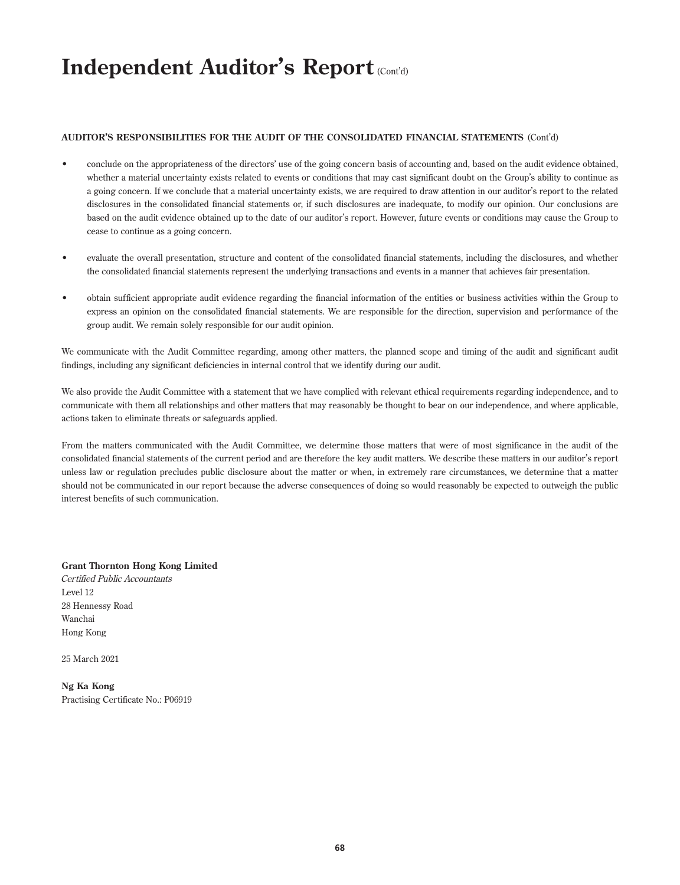# Independent Auditor's Report (Cont'd)

**AUDITOR'S RESPONSIBILITIES FOR THE AUDIT OF THE CONSOLIDATED FINANCIAL STATEMENTS** (Cont'd)

- conclude on the appropriateness of the directors' use of the going concern basis of accounting and, based on the audit evidence obtained, whether a material uncertainty exists related to events or conditions that may cast significant doubt on the Group's ability to continue as a going concern. If we conclude that a material uncertainty exists, we are required to draw attention in our auditor's report to the related disclosures in the consolidated financial statements or, if such disclosures are inadequate, to modify our opinion. Our conclusions are based on the audit evidence obtained up to the date of our auditor's report. However, future events or conditions may cause the Group to cease to continue as a going concern.

- evaluate the overall presentation, structure and content of the consolidated financial statements, including the disclosures, and whether the consolidated financial statements represent the underlying transactions and events in a manner that achieves fair presentation.

- obtain sufficient appropriate audit evidence regarding the financial information of the entities or business activities within the Group to express an opinion on the consolidated financial statements. We are responsible for the direction, supervision and performance of the group audit. We remain solely responsible for our audit opinion.

We communicate with the Audit Committee regarding, among other matters, the planned scope and timing of the audit and significant audit findings, including any significant deficiencies in internal control that we identify during our audit.

We also provide the Audit Committee with a statement that we have complied with relevant ethical requirements regarding independence, and to communicate with them all relationships and other matters that may reasonably be thought to bear on our independence, and where applicable, actions taken to eliminate threats or safeguards applied.

From the matters communicated with the Audit Committee, we determine those matters that were of most significance in the audit of the consolidated financial statements of the current period and are therefore the key audit matters. We describe these matters in our auditor's report unless law or regulation precludes public disclosure about the matter or when, in extremely rare circumstances, we determine that a matter should not be communicated in our report because the adverse consequences of doing so would reasonably be expected to outweigh the public interest benefits of such communication.

**Grant Thornton Hong Kong Limited**
*Certified Public Accountants*
Level 12
28 Hennessy Road
Wanchai
Hong Kong

25 March 2021

**Ng Ka Kong**
Practising Certificate No.: P06919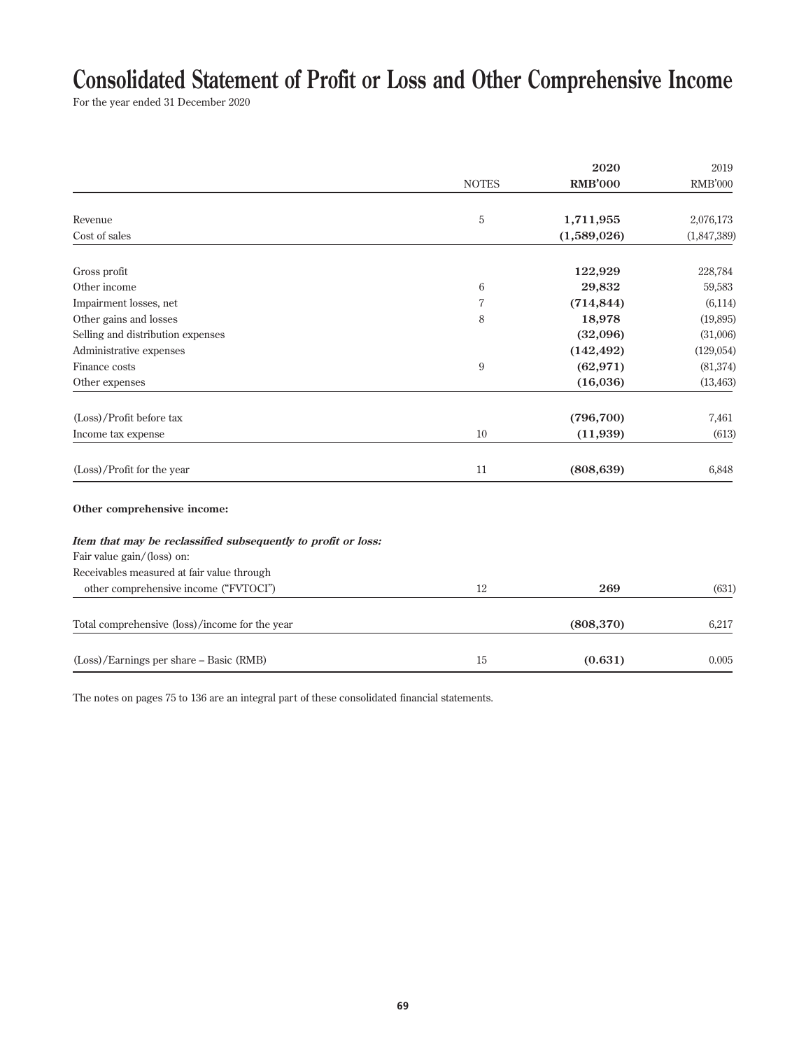# Consolidated Statement of Profit or Loss and Other Comprehensive Income

For the year ended 31 December 2020

| | NOTES | 2020 RMB'000 | 2019 RMB'000 |
|---|---|---|---|
| Revenue | 5 | **1,711,955** | 2,076,173 |
| Cost of sales | | **(1,589,026)** | (1,847,389) |
| Gross profit | | **122,929** | 228,784 |
| Other income | 6 | **29,832** | 59,583 |
| Impairment losses, net | 7 | **(714,844)** | (6,114) |
| Other gains and losses | 8 | **18,978** | (19,895) |
| Selling and distribution expenses | | **(32,096)** | (31,006) |
| Administrative expenses | | **(142,492)** | (129,054) |
| Finance costs | 9 | **(62,971)** | (81,374) |
| Other expenses | | **(16,036)** | (13,463) |
| (Loss)/Profit before tax | | **(796,700)** | 7,461 |
| Income tax expense | 10 | **(11,939)** | (613) |
| (Loss)/Profit for the year | 11 | **(808,639)** | 6,848 |
| **Other comprehensive income:** | | | |
| ***Item that may be reclassified subsequently to profit or loss:*** | | | |
| Fair value gain/(loss) on: | | | |
| Receivables measured at fair value through other comprehensive income ("FVTOCI") | 12 | **269** | (631) |
| Total comprehensive (loss)/income for the year | | **(808,370)** | 6,217 |
| (Loss)/Earnings per share – Basic (RMB) | 15 | **(0.631)** | 0.005 |

The notes on pages 75 to 136 are an integral part of these consolidated financial statements.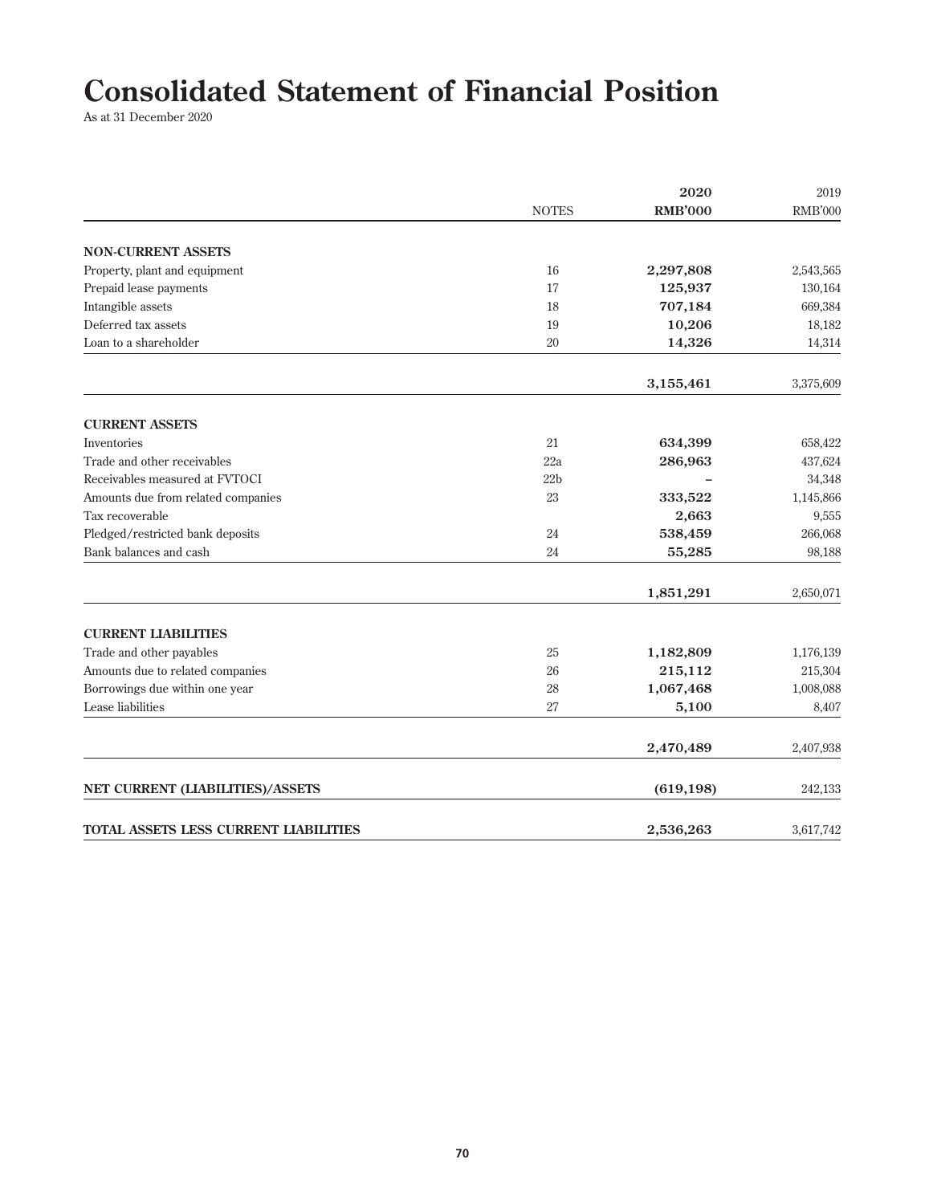# Consolidated Statement of Financial Position

As at 31 December 2020

| | NOTES | 2020<br>RMB'000 | 2019<br>RMB'000 |
|---|---|---|---|
| **NON-CURRENT ASSETS** | | | |
| Property, plant and equipment | 16 | **2,297,808** | 2,543,565 |
| Prepaid lease payments | 17 | **125,937** | 130,164 |
| Intangible assets | 18 | **707,184** | 669,384 |
| Deferred tax assets | 19 | **10,206** | 18,182 |
| Loan to a shareholder | 20 | **14,326** | 14,314 |
| | | **3,155,461** | 3,375,609 |
| **CURRENT ASSETS** | | | |
| Inventories | 21 | **634,399** | 658,422 |
| Trade and other receivables | 22a | **286,963** | 437,624 |
| Receivables measured at FVTOCI | 22b | **–** | 34,348 |
| Amounts due from related companies | 23 | **333,522** | 1,145,866 |
| Tax recoverable | | **2,663** | 9,555 |
| Pledged/restricted bank deposits | 24 | **538,459** | 266,068 |
| Bank balances and cash | 24 | **55,285** | 98,188 |
| | | **1,851,291** | 2,650,071 |
| **CURRENT LIABILITIES** | | | |
| Trade and other payables | 25 | **1,182,809** | 1,176,139 |
| Amounts due to related companies | 26 | **215,112** | 215,304 |
| Borrowings due within one year | 28 | **1,067,468** | 1,008,088 |
| Lease liabilities | 27 | **5,100** | 8,407 |
| | | **2,470,489** | 2,407,938 |
| **NET CURRENT (LIABILITIES)/ASSETS** | | **(619,198)** | 242,133 |
| **TOTAL ASSETS LESS CURRENT LIABILITIES** | | **2,536,263** | 3,617,742 |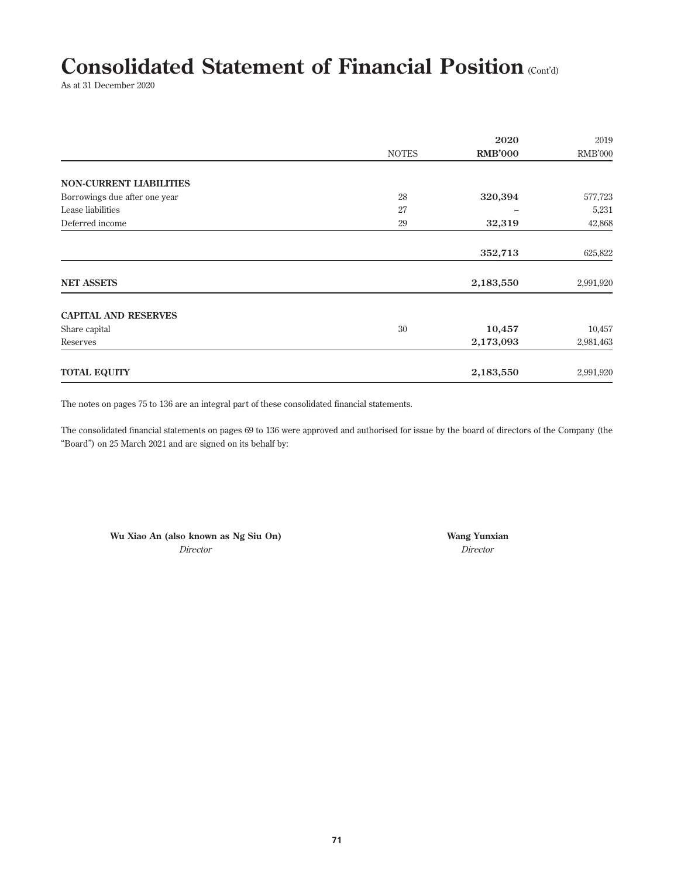# Consolidated Statement of Financial Position (Cont'd)

As at 31 December 2020

| | NOTES | 2020<br>RMB'000 | 2019<br>RMB'000 |
|---|---|---|---|
| **NON-CURRENT LIABILITIES** | | | |
| Borrowings due after one year | 28 | **320,394** | 577,723 |
| Lease liabilities | 27 | **–** | 5,231 |
| Deferred income | 29 | **32,319** | 42,868 |
| | | **352,713** | 625,822 |
| **NET ASSETS** | | **2,183,550** | 2,991,920 |
| **CAPITAL AND RESERVES** | | | |
| Share capital | 30 | **10,457** | 10,457 |
| Reserves | | **2,173,093** | 2,981,463 |
| **TOTAL EQUITY** | | **2,183,550** | 2,991,920 |

The notes on pages 75 to 136 are an integral part of these consolidated financial statements.

The consolidated financial statements on pages 69 to 136 were approved and authorised for issue by the board of directors of the Company (the "Board") on 25 March 2021 and are signed on its behalf by:

**Wu Xiao An (also known as Ng Siu On)**
*Director*

**Wang Yunxian**
*Director*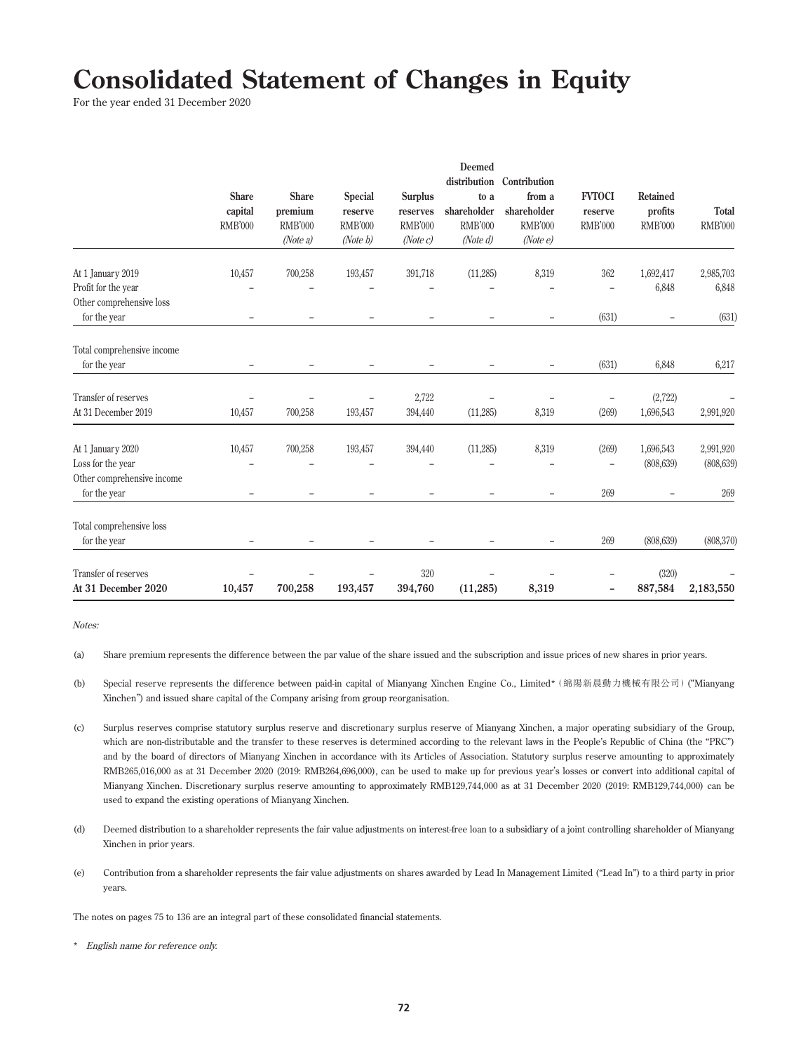# Consolidated Statement of Changes in Equity

For the year ended 31 December 2020

| | Share capital RMB'000 | Share premium RMB'000 *(Note a)* | Special reserve RMB'000 *(Note b)* | Surplus reserves RMB'000 *(Note c)* | Deemed distribution to a shareholder RMB'000 *(Note d)* | Contribution from a shareholder RMB'000 *(Note e)* | FVTOCI reserve RMB'000 | Retained profits RMB'000 | Total RMB'000 |
|---|---|---|---|---|---|---|---|---|---|
| At 1 January 2019 | 10,457 | 700,258 | 193,457 | 391,718 | (11,285) | 8,319 | 362 | 1,692,417 | 2,985,703 |
| Profit for the year | – | – | – | – | – | – | – | 6,848 | 6,848 |
| Other comprehensive loss for the year | – | – | – | – | – | – | (631) | – | (631) |
| Total comprehensive income for the year | – | – | – | – | – | – | (631) | 6,848 | 6,217 |
| Transfer of reserves | – | – | – | 2,722 | – | – | – | (2,722) | – |
| At 31 December 2019 | 10,457 | 700,258 | 193,457 | 394,440 | (11,285) | 8,319 | (269) | 1,696,543 | 2,991,920 |
| At 1 January 2020 | 10,457 | 700,258 | 193,457 | 394,440 | (11,285) | 8,319 | (269) | 1,696,543 | 2,991,920 |
| Loss for the year | – | – | – | – | – | – | – | (808,639) | (808,639) |
| Other comprehensive income for the year | – | – | – | – | – | – | 269 | – | 269 |
| Total comprehensive loss for the year | – | – | – | – | – | – | 269 | (808,639) | (808,370) |
| Transfer of reserves | – | – | – | 320 | – | – | – | (320) | – |
| **At 31 December 2020** | **10,457** | **700,258** | **193,457** | **394,760** | **(11,285)** | **8,319** | **–** | **887,584** | **2,183,550** |

*Notes:*

(a) Share premium represents the difference between the par value of the share issued and the subscription and issue prices of new shares in prior years.

(b) Special reserve represents the difference between paid-in capital of Mianyang Xinchen Engine Co., Limited*（綿陽新晨動力機械有限公司）("Mianyang Xinchen") and issued share capital of the Company arising from group reorganisation.

(c) Surplus reserves comprise statutory surplus reserve and discretionary surplus reserve of Mianyang Xinchen, a major operating subsidiary of the Group, which are non-distributable and the transfer to these reserves is determined according to the relevant laws in the People's Republic of China (the "PRC") and by the board of directors of Mianyang Xinchen in accordance with its Articles of Association. Statutory surplus reserve amounting to approximately RMB265,016,000 as at 31 December 2020 (2019: RMB264,696,000), can be used to make up for previous year's losses or convert into additional capital of Mianyang Xinchen. Discretionary surplus reserve amounting to approximately RMB129,744,000 as at 31 December 2020 (2019: RMB129,744,000) can be used to expand the existing operations of Mianyang Xinchen.

(d) Deemed distribution to a shareholder represents the fair value adjustments on interest-free loan to a subsidiary of a joint controlling shareholder of Mianyang Xinchen in prior years.

(e) Contribution from a shareholder represents the fair value adjustments on shares awarded by Lead In Management Limited ("Lead In") to a third party in prior years.

The notes on pages 75 to 136 are an integral part of these consolidated financial statements.

\* *English name for reference only.*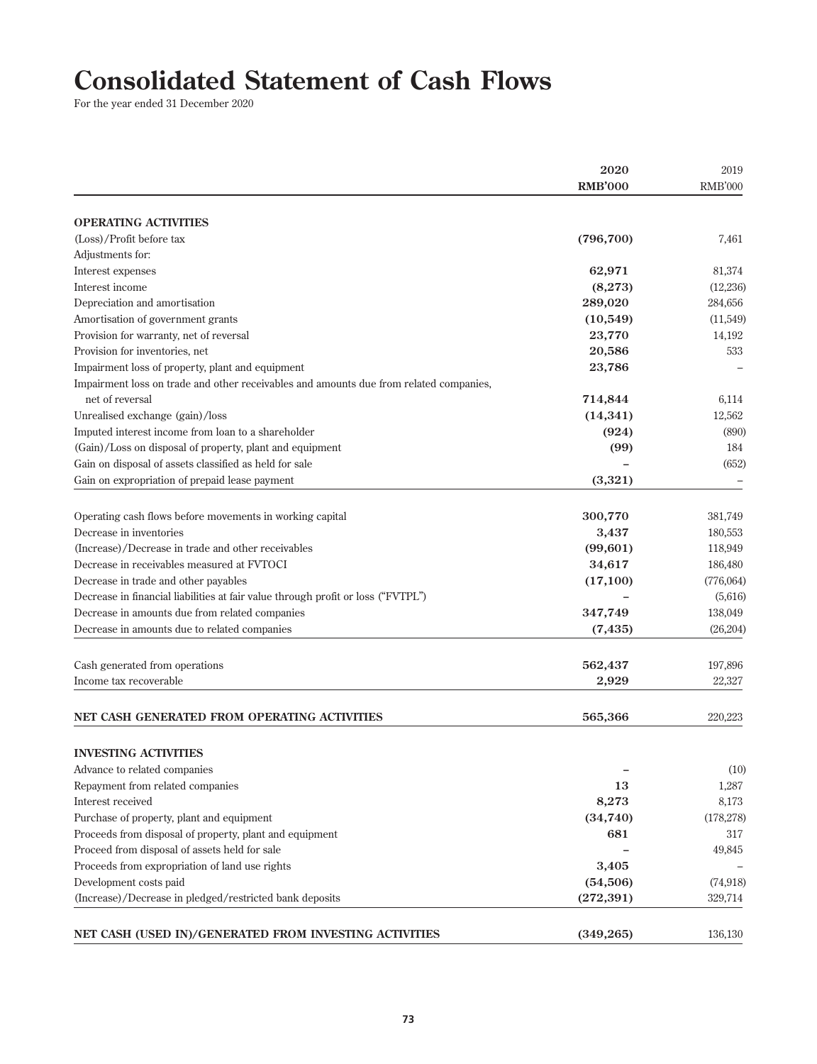# Consolidated Statement of Cash Flows

For the year ended 31 December 2020

| | 2020 RMB'000 | 2019 RMB'000 |
|---|---|---|
| **OPERATING ACTIVITIES** | | |
| (Loss)/Profit before tax | **(796,700)** | 7,461 |
| Adjustments for: | | |
| Interest expenses | **62,971** | 81,374 |
| Interest income | **(8,273)** | (12,236) |
| Depreciation and amortisation | **289,020** | 284,656 |
| Amortisation of government grants | **(10,549)** | (11,549) |
| Provision for warranty, net of reversal | **23,770** | 14,192 |
| Provision for inventories, net | **20,586** | 533 |
| Impairment loss of property, plant and equipment | **23,786** | – |
| Impairment loss on trade and other receivables and amounts due from related companies, net of reversal | **714,844** | 6,114 |
| Unrealised exchange (gain)/loss | **(14,341)** | 12,562 |
| Imputed interest income from loan to a shareholder | **(924)** | (890) |
| (Gain)/Loss on disposal of property, plant and equipment | **(99)** | 184 |
| Gain on disposal of assets classified as held for sale | **–** | (652) |
| Gain on expropriation of prepaid lease payment | **(3,321)** | – |
| Operating cash flows before movements in working capital | **300,770** | 381,749 |
| Decrease in inventories | **3,437** | 180,553 |
| (Increase)/Decrease in trade and other receivables | **(99,601)** | 118,949 |
| Decrease in receivables measured at FVTOCI | **34,617** | 186,480 |
| Decrease in trade and other payables | **(17,100)** | (776,064) |
| Decrease in financial liabilities at fair value through profit or loss ("FVTPL") | **–** | (5,616) |
| Decrease in amounts due from related companies | **347,749** | 138,049 |
| Decrease in amounts due to related companies | **(7,435)** | (26,204) |
| Cash generated from operations | **562,437** | 197,896 |
| Income tax recoverable | **2,929** | 22,327 |
| **NET CASH GENERATED FROM OPERATING ACTIVITIES** | **565,366** | 220,223 |
| **INVESTING ACTIVITIES** | | |
| Advance to related companies | **–** | (10) |
| Repayment from related companies | **13** | 1,287 |
| Interest received | **8,273** | 8,173 |
| Purchase of property, plant and equipment | **(34,740)** | (178,278) |
| Proceeds from disposal of property, plant and equipment | **681** | 317 |
| Proceed from disposal of assets held for sale | **–** | 49,845 |
| Proceeds from expropriation of land use rights | **3,405** | – |
| Development costs paid | **(54,506)** | (74,918) |
| (Increase)/Decrease in pledged/restricted bank deposits | **(272,391)** | 329,714 |
| **NET CASH (USED IN)/GENERATED FROM INVESTING ACTIVITIES** | **(349,265)** | 136,130 |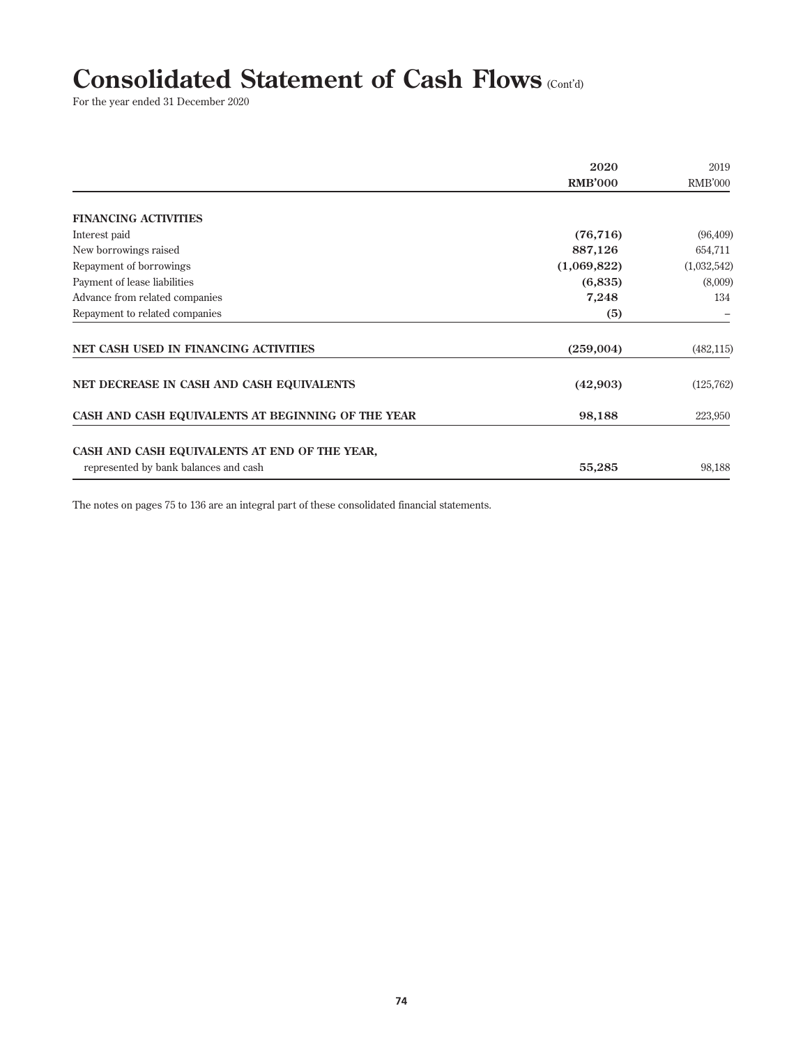# Consolidated Statement of Cash Flows (Cont'd)

For the year ended 31 December 2020

| | 2020<br>RMB'000 | 2019<br>RMB'000 |
|---|---|---|
| **FINANCING ACTIVITIES** | | |
| Interest paid | **(76,716)** | (96,409) |
| New borrowings raised | **887,126** | 654,711 |
| Repayment of borrowings | **(1,069,822)** | (1,032,542) |
| Payment of lease liabilities | **(6,835)** | (8,009) |
| Advance from related companies | **7,248** | 134 |
| Repayment to related companies | **(5)** | – |
| **NET CASH USED IN FINANCING ACTIVITIES** | **(259,004)** | (482,115) |
| **NET DECREASE IN CASH AND CASH EQUIVALENTS** | **(42,903)** | (125,762) |
| **CASH AND CASH EQUIVALENTS AT BEGINNING OF THE YEAR** | **98,188** | 223,950 |
| **CASH AND CASH EQUIVALENTS AT END OF THE YEAR,** represented by bank balances and cash | **55,285** | 98,188 |

The notes on pages 75 to 136 are an integral part of these consolidated financial statements.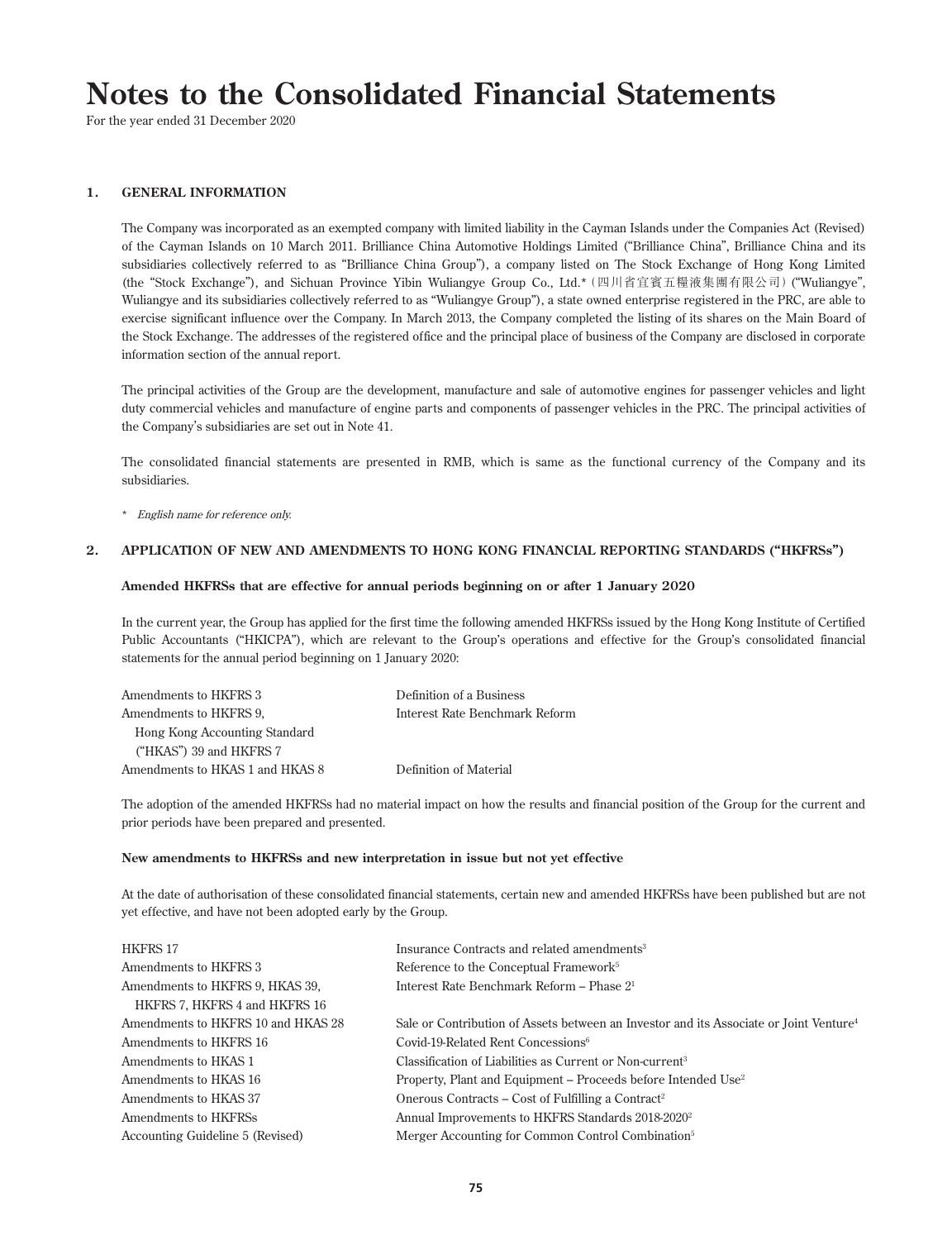# Notes to the Consolidated Financial Statements

For the year ended 31 December 2020

## 1. GENERAL INFORMATION

The Company was incorporated as an exempted company with limited liability in the Cayman Islands under the Companies Act (Revised) of the Cayman Islands on 10 March 2011. Brilliance China Automotive Holdings Limited ("Brilliance China", Brilliance China and its subsidiaries collectively referred to as "Brilliance China Group"), a company listed on The Stock Exchange of Hong Kong Limited (the "Stock Exchange"), and Sichuan Province Yibin Wuliangye Group Co., Ltd.*（四川省宜賓五糧液集團有限公司）("Wuliangye", Wuliangye and its subsidiaries collectively referred to as "Wuliangye Group"), a state owned enterprise registered in the PRC, are able to exercise significant influence over the Company. In March 2013, the Company completed the listing of its shares on the Main Board of the Stock Exchange. The addresses of the registered office and the principal place of business of the Company are disclosed in corporate information section of the annual report.

The principal activities of the Group are the development, manufacture and sale of automotive engines for passenger vehicles and light duty commercial vehicles and manufacture of engine parts and components of passenger vehicles in the PRC. The principal activities of the Company's subsidiaries are set out in Note 41.

The consolidated financial statements are presented in RMB, which is same as the functional currency of the Company and its subsidiaries.

\* *English name for reference only.*

## 2. APPLICATION OF NEW AND AMENDMENTS TO HONG KONG FINANCIAL REPORTING STANDARDS ("HKFRSs")

**Amended HKFRSs that are effective for annual periods beginning on or after 1 January 2020**

In the current year, the Group has applied for the first time the following amended HKFRSs issued by the Hong Kong Institute of Certified Public Accountants ("HKICPA"), which are relevant to the Group's operations and effective for the Group's consolidated financial statements for the annual period beginning on 1 January 2020:

| | |
|---|---|
| Amendments to HKFRS 3 | Definition of a Business |
| Amendments to HKFRS 9, Hong Kong Accounting Standard ("HKAS") 39 and HKFRS 7 | Interest Rate Benchmark Reform |
| Amendments to HKAS 1 and HKAS 8 | Definition of Material |

The adoption of the amended HKFRSs had no material impact on how the results and financial position of the Group for the current and prior periods have been prepared and presented.

**New amendments to HKFRSs and new interpretation in issue but not yet effective**

At the date of authorisation of these consolidated financial statements, certain new and amended HKFRSs have been published but are not yet effective, and have not been adopted early by the Group.

| | |
|---|---|
| HKFRS 17 | Insurance Contracts and related amendments[3] |
| Amendments to HKFRS 3 | Reference to the Conceptual Framework[5] |
| Amendments to HKFRS 9, HKAS 39, HKFRS 7, HKFRS 4 and HKFRS 16 | Interest Rate Benchmark Reform – Phase 2[1] |
| Amendments to HKFRS 10 and HKAS 28 | Sale or Contribution of Assets between an Investor and its Associate or Joint Venture[4] |
| Amendments to HKFRS 16 | Covid-19-Related Rent Concessions[6] |
| Amendments to HKAS 1 | Classification of Liabilities as Current or Non-current[3] |
| Amendments to HKAS 16 | Property, Plant and Equipment – Proceeds before Intended Use[2] |
| Amendments to HKAS 37 | Onerous Contracts – Cost of Fulfilling a Contract[2] |
| Amendments to HKFRSs | Annual Improvements to HKFRS Standards 2018-2020[2] |
| Accounting Guideline 5 (Revised) | Merger Accounting for Common Control Combination[5] |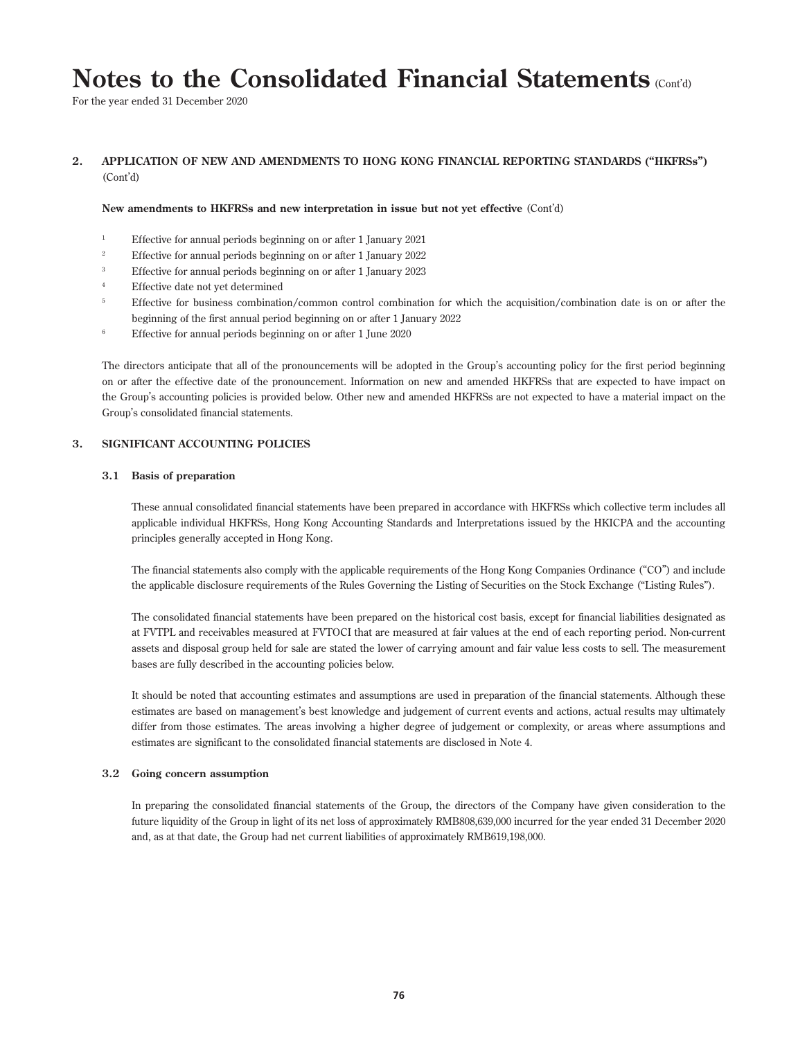# Notes to the Consolidated Financial Statements (Cont'd)

For the year ended 31 December 2020

## 2. APPLICATION OF NEW AND AMENDMENTS TO HONG KONG FINANCIAL REPORTING STANDARDS ("HKFRSs") (Cont'd)

**New amendments to HKFRSs and new interpretation in issue but not yet effective** (Cont'd)

[1] Effective for annual periods beginning on or after 1 January 2021

[2] Effective for annual periods beginning on or after 1 January 2022

[3] Effective for annual periods beginning on or after 1 January 2023

[4] Effective date not yet determined

[5] Effective for business combination/common control combination for which the acquisition/combination date is on or after the beginning of the first annual period beginning on or after 1 January 2022

[6] Effective for annual periods beginning on or after 1 June 2020

The directors anticipate that all of the pronouncements will be adopted in the Group's accounting policy for the first period beginning on or after the effective date of the pronouncement. Information on new and amended HKFRSs that are expected to have impact on the Group's accounting policies is provided below. Other new and amended HKFRSs are not expected to have a material impact on the Group's consolidated financial statements.

## 3. SIGNIFICANT ACCOUNTING POLICIES

### 3.1 Basis of preparation

These annual consolidated financial statements have been prepared in accordance with HKFRSs which collective term includes all applicable individual HKFRSs, Hong Kong Accounting Standards and Interpretations issued by the HKICPA and the accounting principles generally accepted in Hong Kong.

The financial statements also comply with the applicable requirements of the Hong Kong Companies Ordinance ("CO") and include the applicable disclosure requirements of the Rules Governing the Listing of Securities on the Stock Exchange ("Listing Rules").

The consolidated financial statements have been prepared on the historical cost basis, except for financial liabilities designated as at FVTPL and receivables measured at FVTOCI that are measured at fair values at the end of each reporting period. Non-current assets and disposal group held for sale are stated the lower of carrying amount and fair value less costs to sell. The measurement bases are fully described in the accounting policies below.

It should be noted that accounting estimates and assumptions are used in preparation of the financial statements. Although these estimates are based on management's best knowledge and judgement of current events and actions, actual results may ultimately differ from those estimates. The areas involving a higher degree of judgement or complexity, or areas where assumptions and estimates are significant to the consolidated financial statements are disclosed in Note 4.

### 3.2 Going concern assumption

In preparing the consolidated financial statements of the Group, the directors of the Company have given consideration to the future liquidity of the Group in light of its net loss of approximately RMB808,639,000 incurred for the year ended 31 December 2020 and, as at that date, the Group had net current liabilities of approximately RMB619,198,000.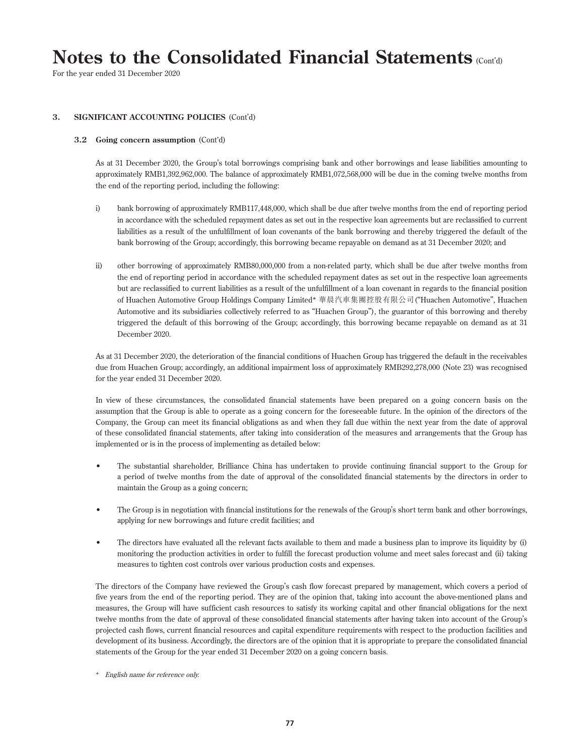# Notes to the Consolidated Financial Statements (Cont'd)

For the year ended 31 December 2020

## 3. SIGNIFICANT ACCOUNTING POLICIES (Cont'd)

### 3.2 Going concern assumption (Cont'd)

As at 31 December 2020, the Group's total borrowings comprising bank and other borrowings and lease liabilities amounting to approximately RMB1,392,962,000. The balance of approximately RMB1,072,568,000 will be due in the coming twelve months from the end of the reporting period, including the following:

i) bank borrowing of approximately RMB117,448,000, which shall be due after twelve months from the end of reporting period in accordance with the scheduled repayment dates as set out in the respective loan agreements but are reclassified to current liabilities as a result of the unfulfillment of loan covenants of the bank borrowing and thereby triggered the default of the bank borrowing of the Group; accordingly, this borrowing became repayable on demand as at 31 December 2020; and

ii) other borrowing of approximately RMB80,000,000 from a non-related party, which shall be due after twelve months from the end of reporting period in accordance with the scheduled repayment dates as set out in the respective loan agreements but are reclassified to current liabilities as a result of the unfulfillment of a loan covenant in regards to the financial position of Huachen Automotive Group Holdings Company Limited* 華晨汽車集團控股有限公司 ("Huachen Automotive", Huachen Automotive and its subsidiaries collectively referred to as "Huachen Group"), the guarantor of this borrowing and thereby triggered the default of this borrowing of the Group; accordingly, this borrowing became repayable on demand as at 31 December 2020.

As at 31 December 2020, the deterioration of the financial conditions of Huachen Group has triggered the default in the receivables due from Huachen Group; accordingly, an additional impairment loss of approximately RMB292,278,000 (Note 23) was recognised for the year ended 31 December 2020.

In view of these circumstances, the consolidated financial statements have been prepared on a going concern basis on the assumption that the Group is able to operate as a going concern for the foreseeable future. In the opinion of the directors of the Company, the Group can meet its financial obligations as and when they fall due within the next year from the date of approval of these consolidated financial statements, after taking into consideration of the measures and arrangements that the Group has implemented or is in the process of implementing as detailed below:

- The substantial shareholder, Brilliance China has undertaken to provide continuing financial support to the Group for a period of twelve months from the date of approval of the consolidated financial statements by the directors in order to maintain the Group as a going concern;
- The Group is in negotiation with financial institutions for the renewals of the Group's short term bank and other borrowings, applying for new borrowings and future credit facilities; and
- The directors have evaluated all the relevant facts available to them and made a business plan to improve its liquidity by (i) monitoring the production activities in order to fulfill the forecast production volume and meet sales forecast and (ii) taking measures to tighten cost controls over various production costs and expenses.

The directors of the Company have reviewed the Group's cash flow forecast prepared by management, which covers a period of five years from the end of the reporting period. They are of the opinion that, taking into account the above-mentioned plans and measures, the Group will have sufficient cash resources to satisfy its working capital and other financial obligations for the next twelve months from the date of approval of these consolidated financial statements after having taken into account of the Group's projected cash flows, current financial resources and capital expenditure requirements with respect to the production facilities and development of its business. Accordingly, the directors are of the opinion that it is appropriate to prepare the consolidated financial statements of the Group for the year ended 31 December 2020 on a going concern basis.

\* *English name for reference only.*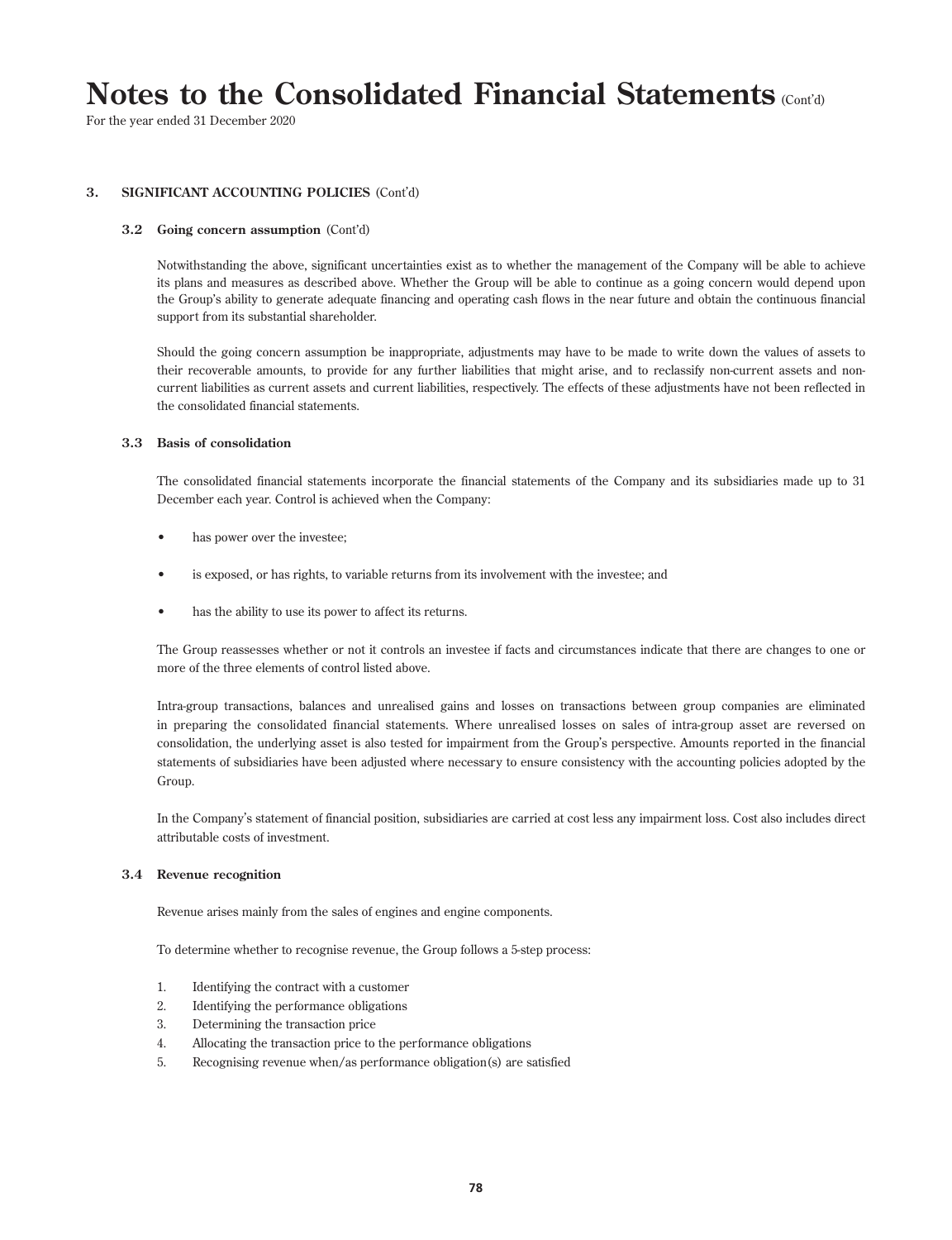# Notes to the Consolidated Financial Statements (Cont'd)

For the year ended 31 December 2020

## 3. SIGNIFICANT ACCOUNTING POLICIES (Cont'd)

### 3.2 Going concern assumption (Cont'd)

Notwithstanding the above, significant uncertainties exist as to whether the management of the Company will be able to achieve its plans and measures as described above. Whether the Group will be able to continue as a going concern would depend upon the Group's ability to generate adequate financing and operating cash flows in the near future and obtain the continuous financial support from its substantial shareholder.

Should the going concern assumption be inappropriate, adjustments may have to be made to write down the values of assets to their recoverable amounts, to provide for any further liabilities that might arise, and to reclassify non-current assets and non-current liabilities as current assets and current liabilities, respectively. The effects of these adjustments have not been reflected in the consolidated financial statements.

### 3.3 Basis of consolidation

The consolidated financial statements incorporate the financial statements of the Company and its subsidiaries made up to 31 December each year. Control is achieved when the Company:

- has power over the investee;
- is exposed, or has rights, to variable returns from its involvement with the investee; and
- has the ability to use its power to affect its returns.

The Group reassesses whether or not it controls an investee if facts and circumstances indicate that there are changes to one or more of the three elements of control listed above.

Intra-group transactions, balances and unrealised gains and losses on transactions between group companies are eliminated in preparing the consolidated financial statements. Where unrealised losses on sales of intra-group asset are reversed on consolidation, the underlying asset is also tested for impairment from the Group's perspective. Amounts reported in the financial statements of subsidiaries have been adjusted where necessary to ensure consistency with the accounting policies adopted by the Group.

In the Company's statement of financial position, subsidiaries are carried at cost less any impairment loss. Cost also includes direct attributable costs of investment.

### 3.4 Revenue recognition

Revenue arises mainly from the sales of engines and engine components.

To determine whether to recognise revenue, the Group follows a 5-step process:

1. Identifying the contract with a customer
2. Identifying the performance obligations
3. Determining the transaction price
4. Allocating the transaction price to the performance obligations
5. Recognising revenue when/as performance obligation(s) are satisfied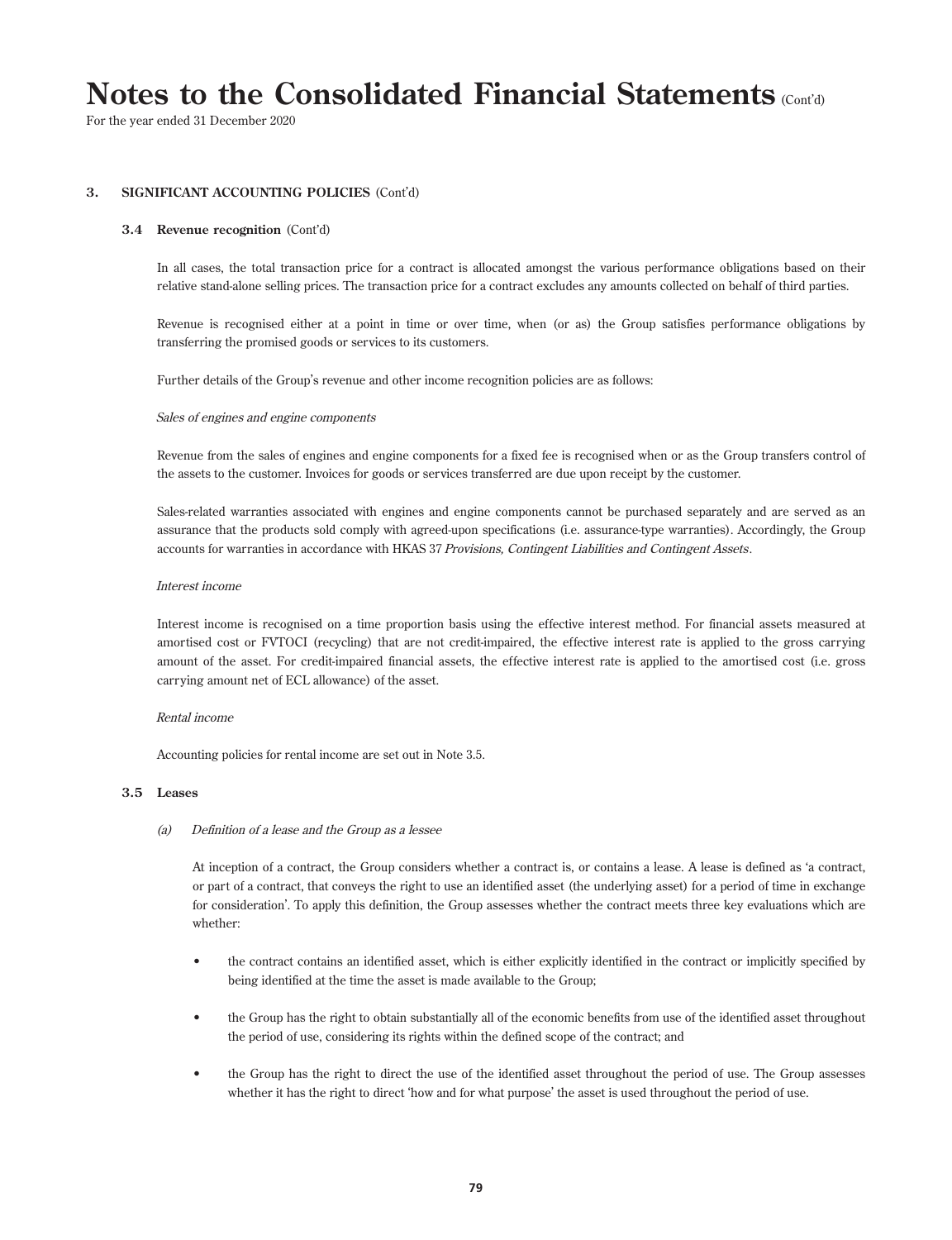# Notes to the Consolidated Financial Statements (Cont'd)

For the year ended 31 December 2020

## 3. SIGNIFICANT ACCOUNTING POLICIES (Cont'd)

### 3.4 Revenue recognition (Cont'd)

In all cases, the total transaction price for a contract is allocated amongst the various performance obligations based on their relative stand-alone selling prices. The transaction price for a contract excludes any amounts collected on behalf of third parties.

Revenue is recognised either at a point in time or over time, when (or as) the Group satisfies performance obligations by transferring the promised goods or services to its customers.

Further details of the Group's revenue and other income recognition policies are as follows:

*Sales of engines and engine components*

Revenue from the sales of engines and engine components for a fixed fee is recognised when or as the Group transfers control of the assets to the customer. Invoices for goods or services transferred are due upon receipt by the customer.

Sales-related warranties associated with engines and engine components cannot be purchased separately and are served as an assurance that the products sold comply with agreed-upon specifications (i.e. assurance-type warranties). Accordingly, the Group accounts for warranties in accordance with HKAS 37 *Provisions, Contingent Liabilities and Contingent Assets*.

*Interest income*

Interest income is recognised on a time proportion basis using the effective interest method. For financial assets measured at amortised cost or FVTOCI (recycling) that are not credit-impaired, the effective interest rate is applied to the gross carrying amount of the asset. For credit-impaired financial assets, the effective interest rate is applied to the amortised cost (i.e. gross carrying amount net of ECL allowance) of the asset.

*Rental income*

Accounting policies for rental income are set out in Note 3.5.

### 3.5 Leases

*(a) Definition of a lease and the Group as a lessee*

At inception of a contract, the Group considers whether a contract is, or contains a lease. A lease is defined as 'a contract, or part of a contract, that conveys the right to use an identified asset (the underlying asset) for a period of time in exchange for consideration'. To apply this definition, the Group assesses whether the contract meets three key evaluations which are whether:

- the contract contains an identified asset, which is either explicitly identified in the contract or implicitly specified by being identified at the time the asset is made available to the Group;
- the Group has the right to obtain substantially all of the economic benefits from use of the identified asset throughout the period of use, considering its rights within the defined scope of the contract; and
- the Group has the right to direct the use of the identified asset throughout the period of use. The Group assesses whether it has the right to direct 'how and for what purpose' the asset is used throughout the period of use.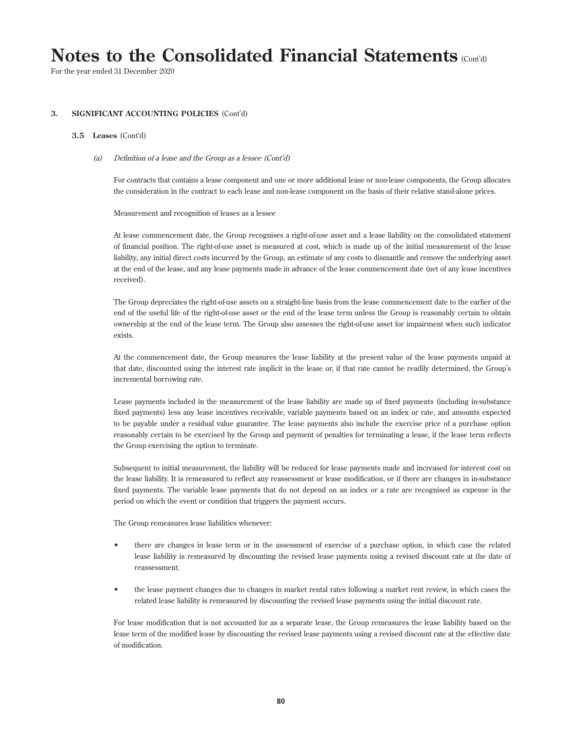# Notes to the Consolidated Financial Statements (Cont'd)

For the year ended 31 December 2020

## 3. SIGNIFICANT ACCOUNTING POLICIES (Cont'd)

### 3.5 Leases (Cont'd)

*(a) Definition of a lease and the Group as a lessee (Cont'd)*

For contracts that contains a lease component and one or more additional lease or non-lease components, the Group allocates the consideration in the contract to each lease and non-lease component on the basis of their relative stand-alone prices.

Measurement and recognition of leases as a lessee

At lease commencement date, the Group recognises a right-of-use asset and a lease liability on the consolidated statement of financial position. The right-of-use asset is measured at cost, which is made up of the initial measurement of the lease liability, any initial direct costs incurred by the Group, an estimate of any costs to dismantle and remove the underlying asset at the end of the lease, and any lease payments made in advance of the lease commencement date (net of any lease incentives received).

The Group depreciates the right-of-use assets on a straight-line basis from the lease commencement date to the earlier of the end of the useful life of the right-of-use asset or the end of the lease term unless the Group is reasonably certain to obtain ownership at the end of the lease term. The Group also assesses the right-of-use asset for impairment when such indicator exists.

At the commencement date, the Group measures the lease liability at the present value of the lease payments unpaid at that date, discounted using the interest rate implicit in the lease or, if that rate cannot be readily determined, the Group's incremental borrowing rate.

Lease payments included in the measurement of the lease liability are made up of fixed payments (including in-substance fixed payments) less any lease incentives receivable, variable payments based on an index or rate, and amounts expected to be payable under a residual value guarantee. The lease payments also include the exercise price of a purchase option reasonably certain to be exercised by the Group and payment of penalties for terminating a lease, if the lease term reflects the Group exercising the option to terminate.

Subsequent to initial measurement, the liability will be reduced for lease payments made and increased for interest cost on the lease liability. It is remeasured to reflect any reassessment or lease modification, or if there are changes in in-substance fixed payments. The variable lease payments that do not depend on an index or a rate are recognised as expense in the period on which the event or condition that triggers the payment occurs.

The Group remeasures lease liabilities whenever:

- there are changes in lease term or in the assessment of exercise of a purchase option, in which case the related lease liability is remeasured by discounting the revised lease payments using a revised discount rate at the date of reassessment.
- the lease payment changes due to changes in market rental rates following a market rent review, in which cases the related lease liability is remeasured by discounting the revised lease payments using the initial discount rate.

For lease modification that is not accounted for as a separate lease, the Group remeasures the lease liability based on the lease term of the modified lease by discounting the revised lease payments using a revised discount rate at the effective date of modification.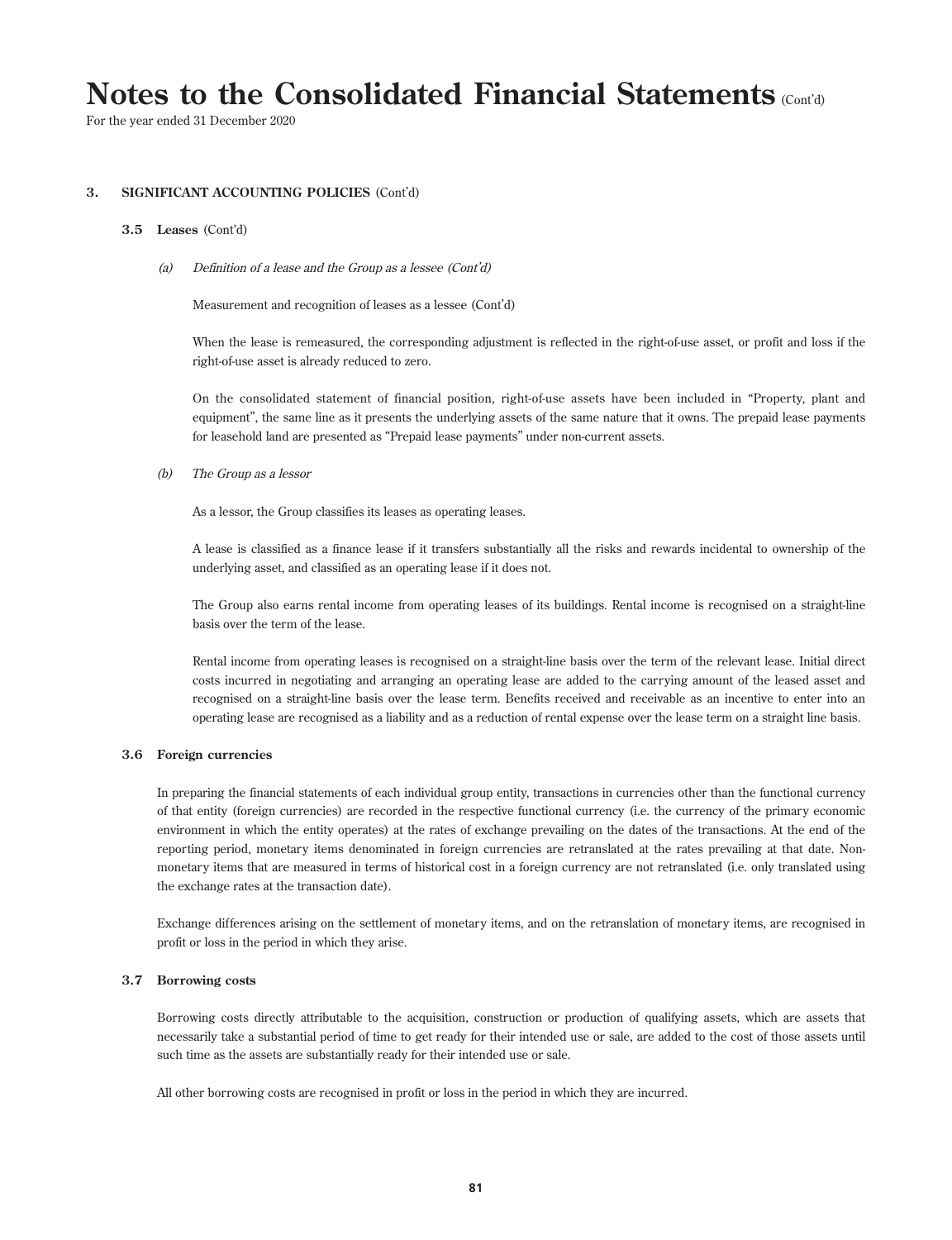# Notes to the Consolidated Financial Statements (Cont'd)

For the year ended 31 December 2020

## 3. SIGNIFICANT ACCOUNTING POLICIES (Cont'd)

### 3.5 Leases (Cont'd)

*(a) Definition of a lease and the Group as a lessee (Cont'd)*

Measurement and recognition of leases as a lessee (Cont'd)

When the lease is remeasured, the corresponding adjustment is reflected in the right-of-use asset, or profit and loss if the right-of-use asset is already reduced to zero.

On the consolidated statement of financial position, right-of-use assets have been included in "Property, plant and equipment", the same line as it presents the underlying assets of the same nature that it owns. The prepaid lease payments for leasehold land are presented as "Prepaid lease payments" under non-current assets.

*(b) The Group as a lessor*

As a lessor, the Group classifies its leases as operating leases.

A lease is classified as a finance lease if it transfers substantially all the risks and rewards incidental to ownership of the underlying asset, and classified as an operating lease if it does not.

The Group also earns rental income from operating leases of its buildings. Rental income is recognised on a straight-line basis over the term of the lease.

Rental income from operating leases is recognised on a straight-line basis over the term of the relevant lease. Initial direct costs incurred in negotiating and arranging an operating lease are added to the carrying amount of the leased asset and recognised on a straight-line basis over the lease term. Benefits received and receivable as an incentive to enter into an operating lease are recognised as a liability and as a reduction of rental expense over the lease term on a straight line basis.

### 3.6 Foreign currencies

In preparing the financial statements of each individual group entity, transactions in currencies other than the functional currency of that entity (foreign currencies) are recorded in the respective functional currency (i.e. the currency of the primary economic environment in which the entity operates) at the rates of exchange prevailing on the dates of the transactions. At the end of the reporting period, monetary items denominated in foreign currencies are retranslated at the rates prevailing at that date. Non-monetary items that are measured in terms of historical cost in a foreign currency are not retranslated (i.e. only translated using the exchange rates at the transaction date).

Exchange differences arising on the settlement of monetary items, and on the retranslation of monetary items, are recognised in profit or loss in the period in which they arise.

### 3.7 Borrowing costs

Borrowing costs directly attributable to the acquisition, construction or production of qualifying assets, which are assets that necessarily take a substantial period of time to get ready for their intended use or sale, are added to the cost of those assets until such time as the assets are substantially ready for their intended use or sale.

All other borrowing costs are recognised in profit or loss in the period in which they are incurred.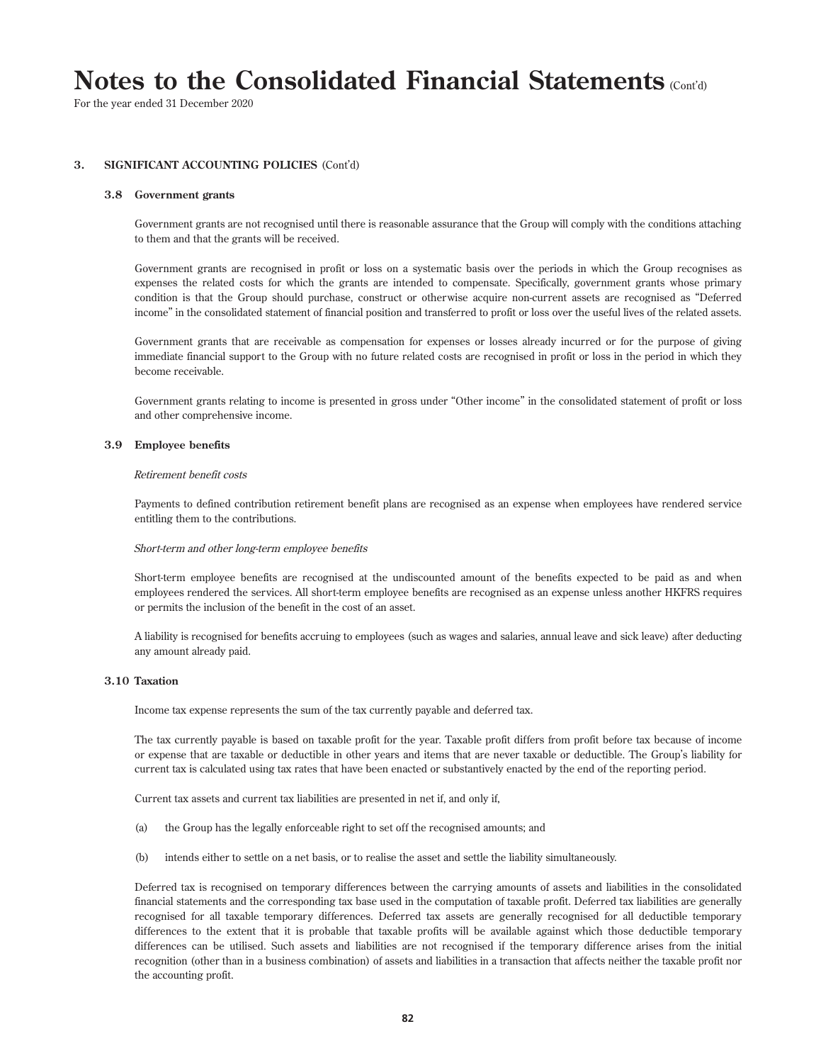# Notes to the Consolidated Financial Statements (Cont'd)

For the year ended 31 December 2020

## 3. SIGNIFICANT ACCOUNTING POLICIES (Cont'd)

### 3.8 Government grants

Government grants are not recognised until there is reasonable assurance that the Group will comply with the conditions attaching to them and that the grants will be received.

Government grants are recognised in profit or loss on a systematic basis over the periods in which the Group recognises as expenses the related costs for which the grants are intended to compensate. Specifically, government grants whose primary condition is that the Group should purchase, construct or otherwise acquire non-current assets are recognised as "Deferred income" in the consolidated statement of financial position and transferred to profit or loss over the useful lives of the related assets.

Government grants that are receivable as compensation for expenses or losses already incurred or for the purpose of giving immediate financial support to the Group with no future related costs are recognised in profit or loss in the period in which they become receivable.

Government grants relating to income is presented in gross under "Other income" in the consolidated statement of profit or loss and other comprehensive income.

### 3.9 Employee benefits

*Retirement benefit costs*

Payments to defined contribution retirement benefit plans are recognised as an expense when employees have rendered service entitling them to the contributions.

*Short-term and other long-term employee benefits*

Short-term employee benefits are recognised at the undiscounted amount of the benefits expected to be paid as and when employees rendered the services. All short-term employee benefits are recognised as an expense unless another HKFRS requires or permits the inclusion of the benefit in the cost of an asset.

A liability is recognised for benefits accruing to employees (such as wages and salaries, annual leave and sick leave) after deducting any amount already paid.

### 3.10 Taxation

Income tax expense represents the sum of the tax currently payable and deferred tax.

The tax currently payable is based on taxable profit for the year. Taxable profit differs from profit before tax because of income or expense that are taxable or deductible in other years and items that are never taxable or deductible. The Group's liability for current tax is calculated using tax rates that have been enacted or substantively enacted by the end of the reporting period.

Current tax assets and current tax liabilities are presented in net if, and only if,

(a) the Group has the legally enforceable right to set off the recognised amounts; and

(b) intends either to settle on a net basis, or to realise the asset and settle the liability simultaneously.

Deferred tax is recognised on temporary differences between the carrying amounts of assets and liabilities in the consolidated financial statements and the corresponding tax base used in the computation of taxable profit. Deferred tax liabilities are generally recognised for all taxable temporary differences. Deferred tax assets are generally recognised for all deductible temporary differences to the extent that it is probable that taxable profits will be available against which those deductible temporary differences can be utilised. Such assets and liabilities are not recognised if the temporary difference arises from the initial recognition (other than in a business combination) of assets and liabilities in a transaction that affects neither the taxable profit nor the accounting profit.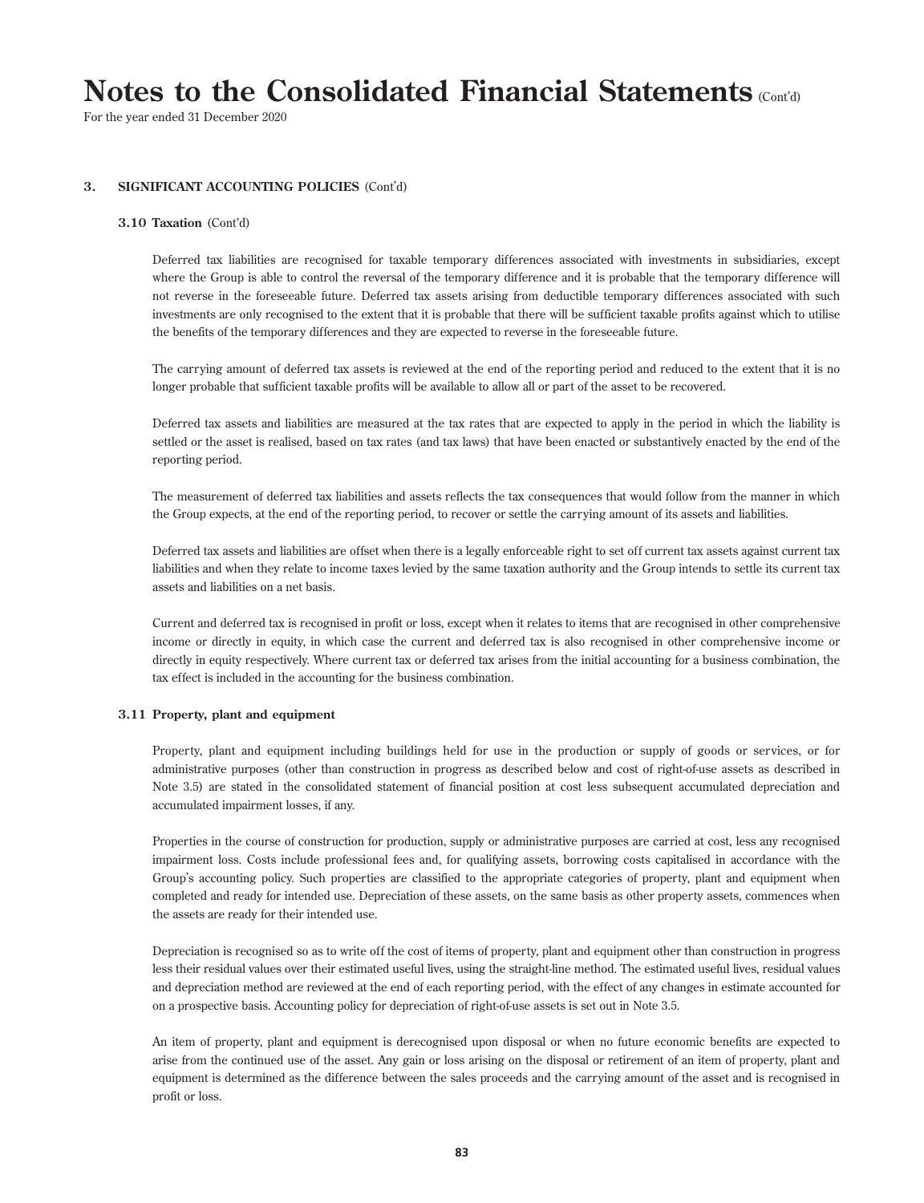# Notes to the Consolidated Financial Statements (Cont'd)

For the year ended 31 December 2020

## 3. SIGNIFICANT ACCOUNTING POLICIES (Cont'd)

### 3.10 Taxation (Cont'd)

Deferred tax liabilities are recognised for taxable temporary differences associated with investments in subsidiaries, except where the Group is able to control the reversal of the temporary difference and it is probable that the temporary difference will not reverse in the foreseeable future. Deferred tax assets arising from deductible temporary differences associated with such investments are only recognised to the extent that it is probable that there will be sufficient taxable profits against which to utilise the benefits of the temporary differences and they are expected to reverse in the foreseeable future.

The carrying amount of deferred tax assets is reviewed at the end of the reporting period and reduced to the extent that it is no longer probable that sufficient taxable profits will be available to allow all or part of the asset to be recovered.

Deferred tax assets and liabilities are measured at the tax rates that are expected to apply in the period in which the liability is settled or the asset is realised, based on tax rates (and tax laws) that have been enacted or substantively enacted by the end of the reporting period.

The measurement of deferred tax liabilities and assets reflects the tax consequences that would follow from the manner in which the Group expects, at the end of the reporting period, to recover or settle the carrying amount of its assets and liabilities.

Deferred tax assets and liabilities are offset when there is a legally enforceable right to set off current tax assets against current tax liabilities and when they relate to income taxes levied by the same taxation authority and the Group intends to settle its current tax assets and liabilities on a net basis.

Current and deferred tax is recognised in profit or loss, except when it relates to items that are recognised in other comprehensive income or directly in equity, in which case the current and deferred tax is also recognised in other comprehensive income or directly in equity respectively. Where current tax or deferred tax arises from the initial accounting for a business combination, the tax effect is included in the accounting for the business combination.

### 3.11 Property, plant and equipment

Property, plant and equipment including buildings held for use in the production or supply of goods or services, or for administrative purposes (other than construction in progress as described below and cost of right-of-use assets as described in Note 3.5) are stated in the consolidated statement of financial position at cost less subsequent accumulated depreciation and accumulated impairment losses, if any.

Properties in the course of construction for production, supply or administrative purposes are carried at cost, less any recognised impairment loss. Costs include professional fees and, for qualifying assets, borrowing costs capitalised in accordance with the Group's accounting policy. Such properties are classified to the appropriate categories of property, plant and equipment when completed and ready for intended use. Depreciation of these assets, on the same basis as other property assets, commences when the assets are ready for their intended use.

Depreciation is recognised so as to write off the cost of items of property, plant and equipment other than construction in progress less their residual values over their estimated useful lives, using the straight-line method. The estimated useful lives, residual values and depreciation method are reviewed at the end of each reporting period, with the effect of any changes in estimate accounted for on a prospective basis. Accounting policy for depreciation of right-of-use assets is set out in Note 3.5.

An item of property, plant and equipment is derecognised upon disposal or when no future economic benefits are expected to arise from the continued use of the asset. Any gain or loss arising on the disposal or retirement of an item of property, plant and equipment is determined as the difference between the sales proceeds and the carrying amount of the asset and is recognised in profit or loss.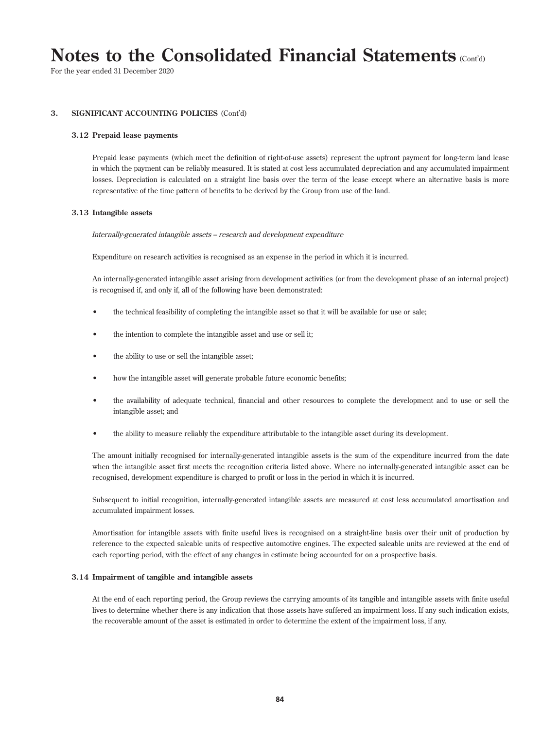# Notes to the Consolidated Financial Statements (Cont'd)

For the year ended 31 December 2020

## 3. SIGNIFICANT ACCOUNTING POLICIES (Cont'd)

### 3.12 Prepaid lease payments

Prepaid lease payments (which meet the definition of right-of-use assets) represent the upfront payment for long-term land lease in which the payment can be reliably measured. It is stated at cost less accumulated depreciation and any accumulated impairment losses. Depreciation is calculated on a straight line basis over the term of the lease except where an alternative basis is more representative of the time pattern of benefits to be derived by the Group from use of the land.

### 3.13 Intangible assets

*Internally-generated intangible assets – research and development expenditure*

Expenditure on research activities is recognised as an expense in the period in which it is incurred.

An internally-generated intangible asset arising from development activities (or from the development phase of an internal project) is recognised if, and only if, all of the following have been demonstrated:

- the technical feasibility of completing the intangible asset so that it will be available for use or sale;
- the intention to complete the intangible asset and use or sell it;
- the ability to use or sell the intangible asset;
- how the intangible asset will generate probable future economic benefits;
- the availability of adequate technical, financial and other resources to complete the development and to use or sell the intangible asset; and
- the ability to measure reliably the expenditure attributable to the intangible asset during its development.

The amount initially recognised for internally-generated intangible assets is the sum of the expenditure incurred from the date when the intangible asset first meets the recognition criteria listed above. Where no internally-generated intangible asset can be recognised, development expenditure is charged to profit or loss in the period in which it is incurred.

Subsequent to initial recognition, internally-generated intangible assets are measured at cost less accumulated amortisation and accumulated impairment losses.

Amortisation for intangible assets with finite useful lives is recognised on a straight-line basis over their unit of production by reference to the expected saleable units of respective automotive engines. The expected saleable units are reviewed at the end of each reporting period, with the effect of any changes in estimate being accounted for on a prospective basis.

### 3.14 Impairment of tangible and intangible assets

At the end of each reporting period, the Group reviews the carrying amounts of its tangible and intangible assets with finite useful lives to determine whether there is any indication that those assets have suffered an impairment loss. If any such indication exists, the recoverable amount of the asset is estimated in order to determine the extent of the impairment loss, if any.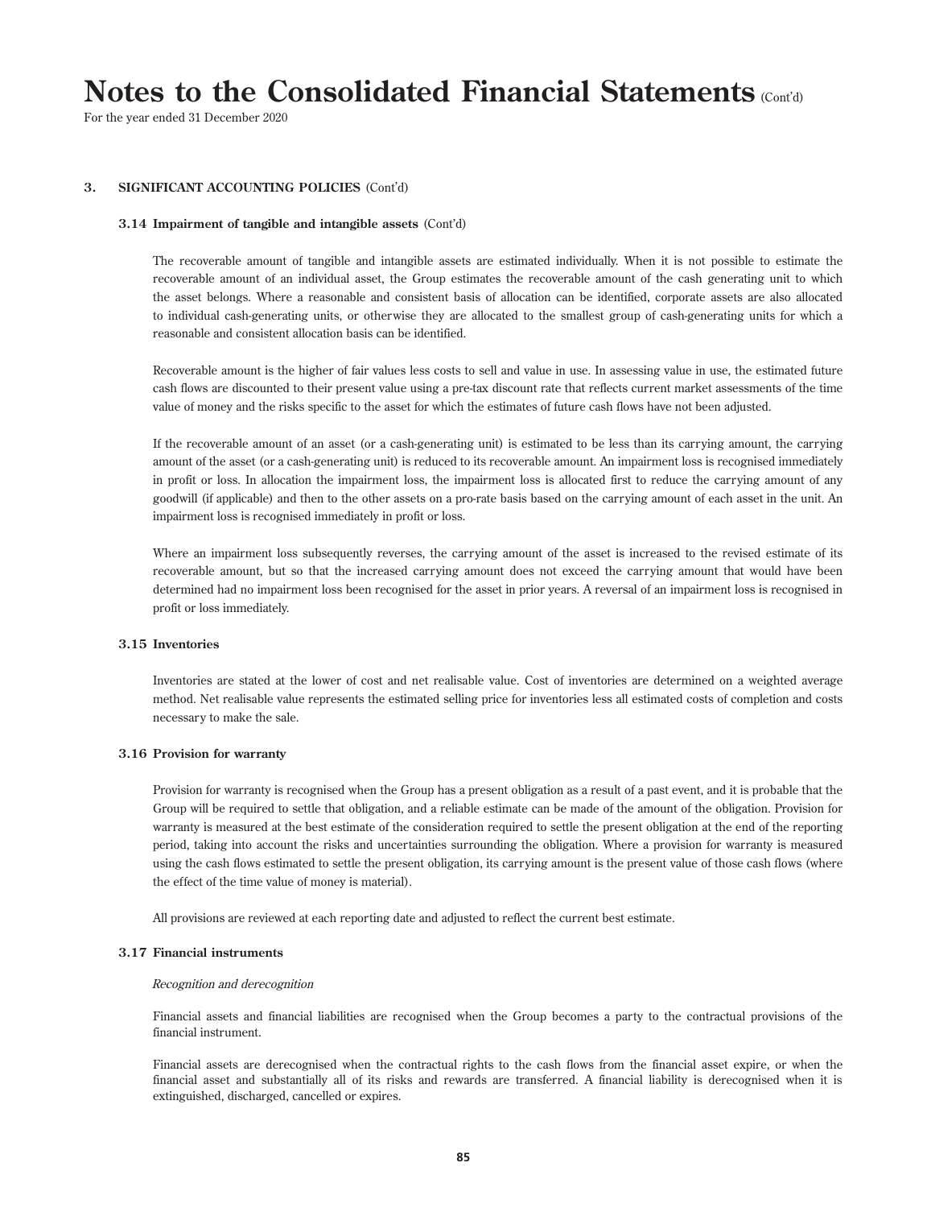### 3. SIGNIFICANT ACCOUNTING POLICIES (Cont'd)

#### 3.14 Impairment of tangible and intangible assets (Cont'd)

The recoverable amount of tangible and intangible assets are estimated individually. When it is not possible to estimate the recoverable amount of an individual asset, the Group estimates the recoverable amount of the cash generating unit to which the asset belongs. Where a reasonable and consistent basis of allocation can be identified, corporate assets are also allocated to individual cash-generating units, or otherwise they are allocated to the smallest group of cash-generating units for which a reasonable and consistent allocation basis can be identified.

Recoverable amount is the higher of fair values less costs to sell and value in use. In assessing value in use, the estimated future cash flows are discounted to their present value using a pre-tax discount rate that reflects current market assessments of the time value of money and the risks specific to the asset for which the estimates of future cash flows have not been adjusted.

If the recoverable amount of an asset (or a cash-generating unit) is estimated to be less than its carrying amount, the carrying amount of the asset (or a cash-generating unit) is reduced to its recoverable amount. An impairment loss is recognised immediately in profit or loss. In allocation the impairment loss, the impairment loss is allocated first to reduce the carrying amount of any goodwill (if applicable) and then to the other assets on a pro-rate basis based on the carrying amount of each asset in the unit. An impairment loss is recognised immediately in profit or loss.

Where an impairment loss subsequently reverses, the carrying amount of the asset is increased to the revised estimate of its recoverable amount, but so that the increased carrying amount does not exceed the carrying amount that would have been determined had no impairment loss been recognised for the asset in prior years. A reversal of an impairment loss is recognised in profit or loss immediately.

#### 3.15 Inventories

Inventories are stated at the lower of cost and net realisable value. Cost of inventories are determined on a weighted average method. Net realisable value represents the estimated selling price for inventories less all estimated costs of completion and costs necessary to make the sale.

#### 3.16 Provision for warranty

Provision for warranty is recognised when the Group has a present obligation as a result of a past event, and it is probable that the Group will be required to settle that obligation, and a reliable estimate can be made of the amount of the obligation. Provision for warranty is measured at the best estimate of the consideration required to settle the present obligation at the end of the reporting period, taking into account the risks and uncertainties surrounding the obligation. Where a provision for warranty is measured using the cash flows estimated to settle the present obligation, its carrying amount is the present value of those cash flows (where the effect of the time value of money is material).

All provisions are reviewed at each reporting date and adjusted to reflect the current best estimate.

#### 3.17 Financial instruments

*Recognition and derecognition*

Financial assets and financial liabilities are recognised when the Group becomes a party to the contractual provisions of the financial instrument.

Financial assets are derecognised when the contractual rights to the cash flows from the financial asset expire, or when the financial asset and substantially all of its risks and rewards are transferred. A financial liability is derecognised when it is extinguished, discharged, cancelled or expires.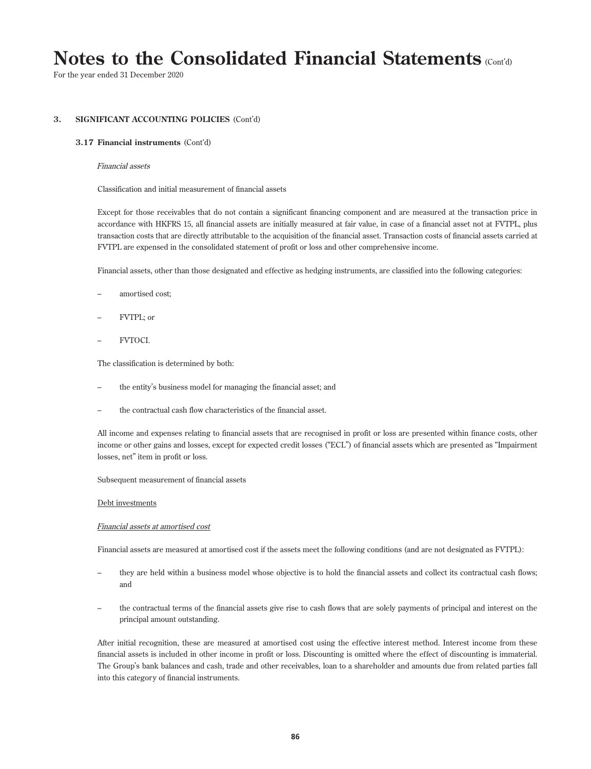# Notes to the Consolidated Financial Statements (Cont'd)

For the year ended 31 December 2020

## 3. SIGNIFICANT ACCOUNTING POLICIES (Cont'd)

### 3.17 Financial instruments (Cont'd)

*Financial assets*

Classification and initial measurement of financial assets

Except for those receivables that do not contain a significant financing component and are measured at the transaction price in accordance with HKFRS 15, all financial assets are initially measured at fair value, in case of a financial asset not at FVTPL, plus transaction costs that are directly attributable to the acquisition of the financial asset. Transaction costs of financial assets carried at FVTPL are expensed in the consolidated statement of profit or loss and other comprehensive income.

Financial assets, other than those designated and effective as hedging instruments, are classified into the following categories:

– amortised cost;

– FVTPL; or

– FVTOCI.

The classification is determined by both:

– the entity's business model for managing the financial asset; and

– the contractual cash flow characteristics of the financial asset.

All income and expenses relating to financial assets that are recognised in profit or loss are presented within finance costs, other income or other gains and losses, except for expected credit losses ("ECL") of financial assets which are presented as "Impairment losses, net" item in profit or loss.

Subsequent measurement of financial assets

Debt investments

*Financial assets at amortised cost*

Financial assets are measured at amortised cost if the assets meet the following conditions (and are not designated as FVTPL):

– they are held within a business model whose objective is to hold the financial assets and collect its contractual cash flows; and

– the contractual terms of the financial assets give rise to cash flows that are solely payments of principal and interest on the principal amount outstanding.

After initial recognition, these are measured at amortised cost using the effective interest method. Interest income from these financial assets is included in other income in profit or loss. Discounting is omitted where the effect of discounting is immaterial. The Group's bank balances and cash, trade and other receivables, loan to a shareholder and amounts due from related parties fall into this category of financial instruments.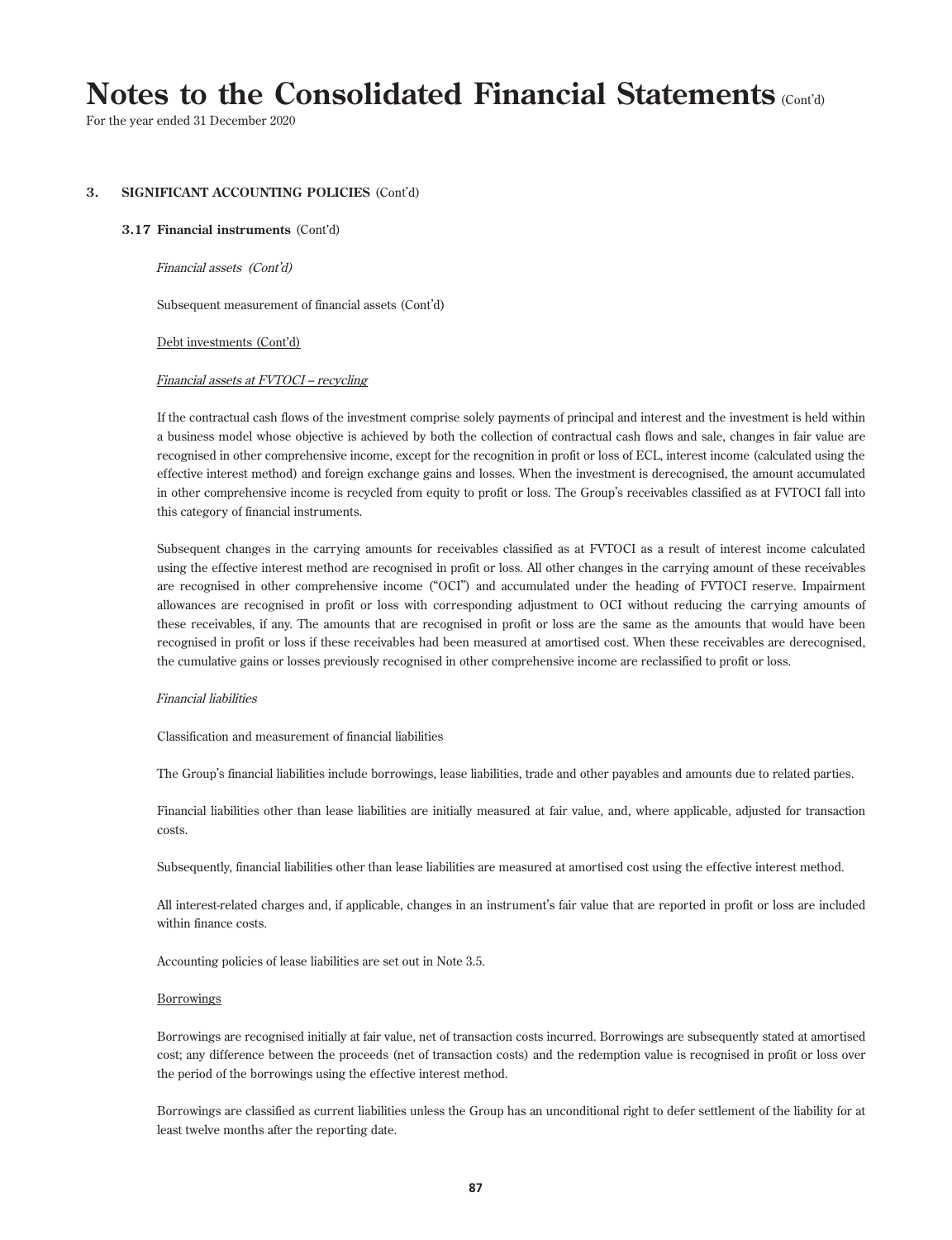# Notes to the Consolidated Financial Statements (Cont'd)

For the year ended 31 December 2020

## 3. SIGNIFICANT ACCOUNTING POLICIES (Cont'd)

### 3.17 Financial instruments (Cont'd)

*Financial assets (Cont'd)*

Subsequent measurement of financial assets (Cont'd)

Debt investments (Cont'd)

*Financial assets at FVTOCI – recycling*

If the contractual cash flows of the investment comprise solely payments of principal and interest and the investment is held within a business model whose objective is achieved by both the collection of contractual cash flows and sale, changes in fair value are recognised in other comprehensive income, except for the recognition in profit or loss of ECL, interest income (calculated using the effective interest method) and foreign exchange gains and losses. When the investment is derecognised, the amount accumulated in other comprehensive income is recycled from equity to profit or loss. The Group's receivables classified as at FVTOCI fall into this category of financial instruments.

Subsequent changes in the carrying amounts for receivables classified as at FVTOCI as a result of interest income calculated using the effective interest method are recognised in profit or loss. All other changes in the carrying amount of these receivables are recognised in other comprehensive income ("OCI") and accumulated under the heading of FVTOCI reserve. Impairment allowances are recognised in profit or loss with corresponding adjustment to OCI without reducing the carrying amounts of these receivables, if any. The amounts that are recognised in profit or loss are the same as the amounts that would have been recognised in profit or loss if these receivables had been measured at amortised cost. When these receivables are derecognised, the cumulative gains or losses previously recognised in other comprehensive income are reclassified to profit or loss.

*Financial liabilities*

Classification and measurement of financial liabilities

The Group's financial liabilities include borrowings, lease liabilities, trade and other payables and amounts due to related parties.

Financial liabilities other than lease liabilities are initially measured at fair value, and, where applicable, adjusted for transaction costs.

Subsequently, financial liabilities other than lease liabilities are measured at amortised cost using the effective interest method.

All interest-related charges and, if applicable, changes in an instrument's fair value that are reported in profit or loss are included within finance costs.

Accounting policies of lease liabilities are set out in Note 3.5.

Borrowings

Borrowings are recognised initially at fair value, net of transaction costs incurred. Borrowings are subsequently stated at amortised cost; any difference between the proceeds (net of transaction costs) and the redemption value is recognised in profit or loss over the period of the borrowings using the effective interest method.

Borrowings are classified as current liabilities unless the Group has an unconditional right to defer settlement of the liability for at least twelve months after the reporting date.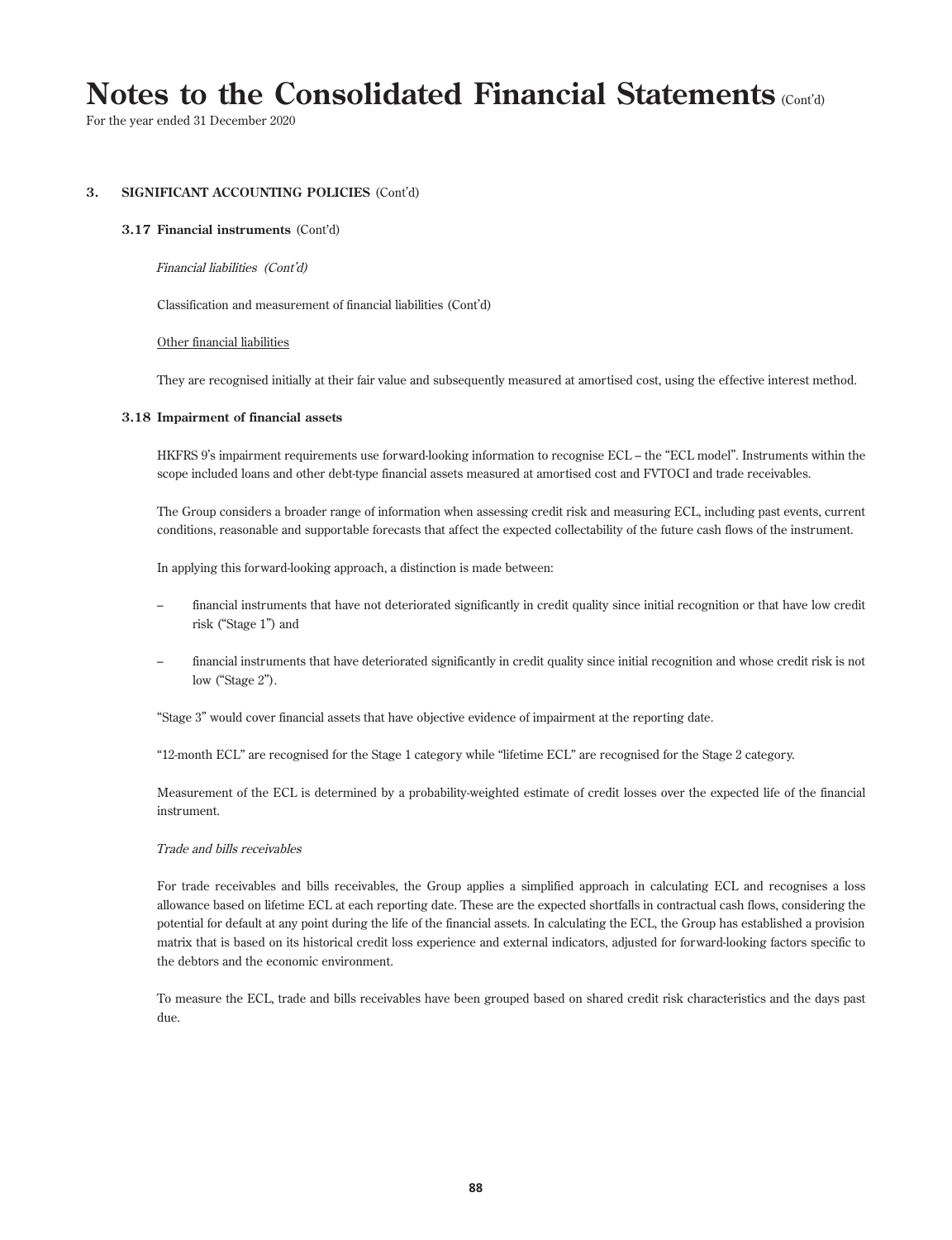# Notes to the Consolidated Financial Statements (Cont'd)

For the year ended 31 December 2020

## 3. SIGNIFICANT ACCOUNTING POLICIES (Cont'd)

### 3.17 Financial instruments (Cont'd)

*Financial liabilities (Cont'd)*

Classification and measurement of financial liabilities (Cont'd)

Other financial liabilities

They are recognised initially at their fair value and subsequently measured at amortised cost, using the effective interest method.

### 3.18 Impairment of financial assets

HKFRS 9's impairment requirements use forward-looking information to recognise ECL – the "ECL model". Instruments within the scope included loans and other debt-type financial assets measured at amortised cost and FVTOCI and trade receivables.

The Group considers a broader range of information when assessing credit risk and measuring ECL, including past events, current conditions, reasonable and supportable forecasts that affect the expected collectability of the future cash flows of the instrument.

In applying this forward-looking approach, a distinction is made between:

- financial instruments that have not deteriorated significantly in credit quality since initial recognition or that have low credit risk ("Stage 1") and
- financial instruments that have deteriorated significantly in credit quality since initial recognition and whose credit risk is not low ("Stage 2").

"Stage 3" would cover financial assets that have objective evidence of impairment at the reporting date.

"12-month ECL" are recognised for the Stage 1 category while "lifetime ECL" are recognised for the Stage 2 category.

Measurement of the ECL is determined by a probability-weighted estimate of credit losses over the expected life of the financial instrument.

*Trade and bills receivables*

For trade receivables and bills receivables, the Group applies a simplified approach in calculating ECL and recognises a loss allowance based on lifetime ECL at each reporting date. These are the expected shortfalls in contractual cash flows, considering the potential for default at any point during the life of the financial assets. In calculating the ECL, the Group has established a provision matrix that is based on its historical credit loss experience and external indicators, adjusted for forward-looking factors specific to the debtors and the economic environment.

To measure the ECL, trade and bills receivables have been grouped based on shared credit risk characteristics and the days past due.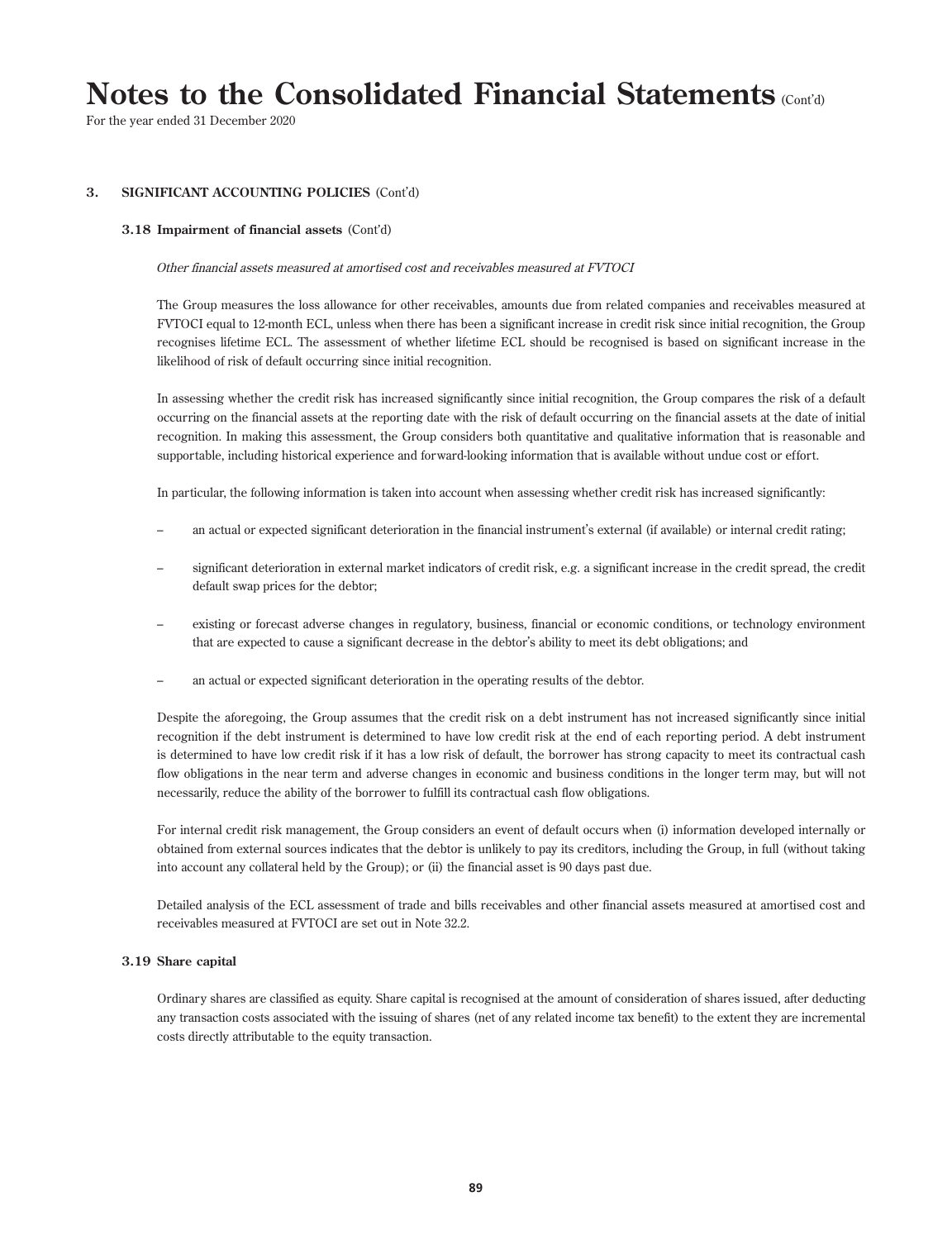## 3. SIGNIFICANT ACCOUNTING POLICIES (Cont'd)

### 3.18 Impairment of financial assets (Cont'd)

*Other financial assets measured at amortised cost and receivables measured at FVTOCI*

The Group measures the loss allowance for other receivables, amounts due from related companies and receivables measured at FVTOCI equal to 12-month ECL, unless when there has been a significant increase in credit risk since initial recognition, the Group recognises lifetime ECL. The assessment of whether lifetime ECL should be recognised is based on significant increase in the likelihood of risk of default occurring since initial recognition.

In assessing whether the credit risk has increased significantly since initial recognition, the Group compares the risk of a default occurring on the financial assets at the reporting date with the risk of default occurring on the financial assets at the date of initial recognition. In making this assessment, the Group considers both quantitative and qualitative information that is reasonable and supportable, including historical experience and forward-looking information that is available without undue cost or effort.

In particular, the following information is taken into account when assessing whether credit risk has increased significantly:

– an actual or expected significant deterioration in the financial instrument's external (if available) or internal credit rating;

– significant deterioration in external market indicators of credit risk, e.g. a significant increase in the credit spread, the credit default swap prices for the debtor;

– existing or forecast adverse changes in regulatory, business, financial or economic conditions, or technology environment that are expected to cause a significant decrease in the debtor's ability to meet its debt obligations; and

– an actual or expected significant deterioration in the operating results of the debtor.

Despite the aforegoing, the Group assumes that the credit risk on a debt instrument has not increased significantly since initial recognition if the debt instrument is determined to have low credit risk at the end of each reporting period. A debt instrument is determined to have low credit risk if it has a low risk of default, the borrower has strong capacity to meet its contractual cash flow obligations in the near term and adverse changes in economic and business conditions in the longer term may, but will not necessarily, reduce the ability of the borrower to fulfill its contractual cash flow obligations.

For internal credit risk management, the Group considers an event of default occurs when (i) information developed internally or obtained from external sources indicates that the debtor is unlikely to pay its creditors, including the Group, in full (without taking into account any collateral held by the Group); or (ii) the financial asset is 90 days past due.

Detailed analysis of the ECL assessment of trade and bills receivables and other financial assets measured at amortised cost and receivables measured at FVTOCI are set out in Note 32.2.

### 3.19 Share capital

Ordinary shares are classified as equity. Share capital is recognised at the amount of consideration of shares issued, after deducting any transaction costs associated with the issuing of shares (net of any related income tax benefit) to the extent they are incremental costs directly attributable to the equity transaction.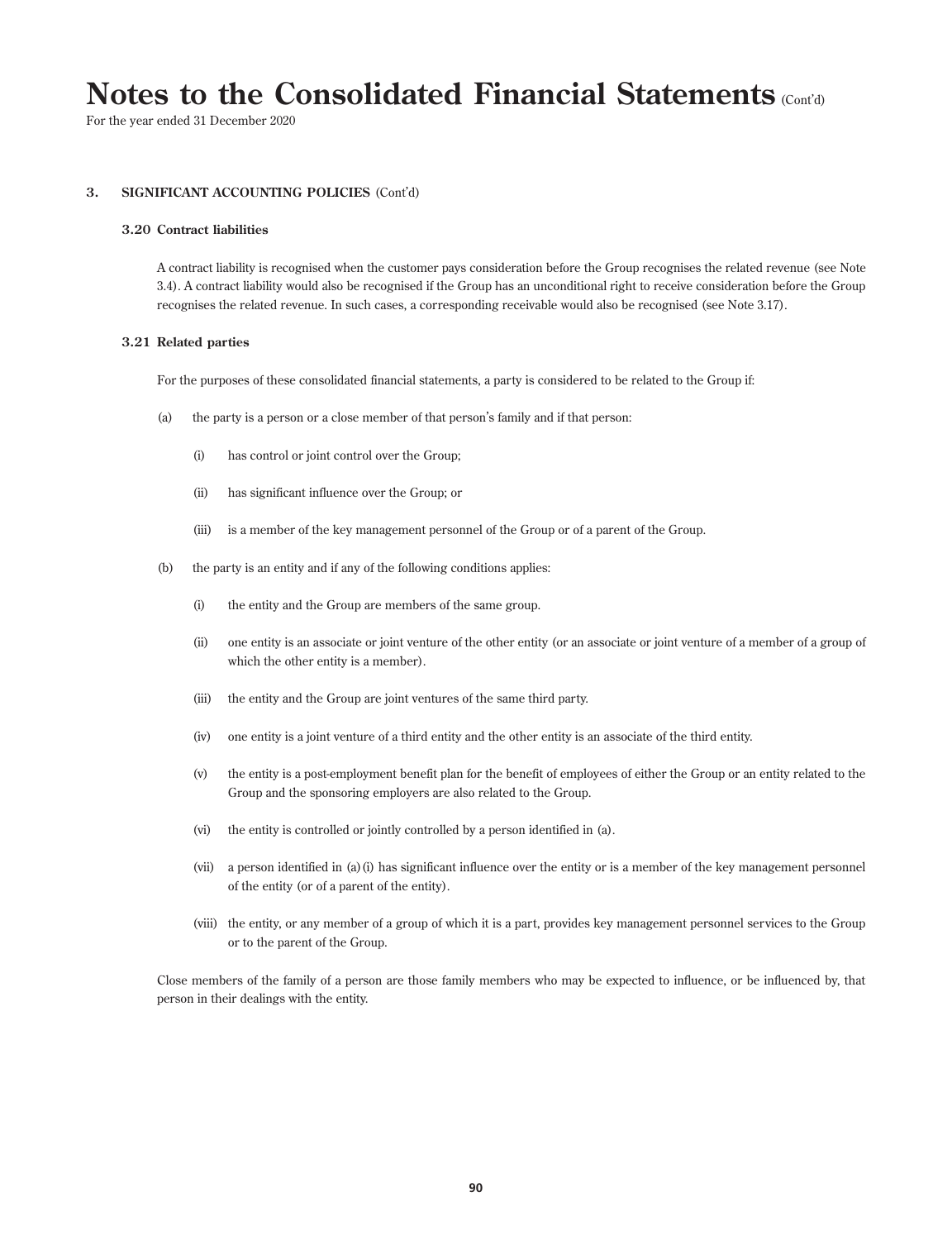# Notes to the Consolidated Financial Statements (Cont'd)

For the year ended 31 December 2020

### 3. SIGNIFICANT ACCOUNTING POLICIES (Cont'd)

#### 3.20 Contract liabilities

A contract liability is recognised when the customer pays consideration before the Group recognises the related revenue (see Note 3.4). A contract liability would also be recognised if the Group has an unconditional right to receive consideration before the Group recognises the related revenue. In such cases, a corresponding receivable would also be recognised (see Note 3.17).

#### 3.21 Related parties

For the purposes of these consolidated financial statements, a party is considered to be related to the Group if:

(a) the party is a person or a close member of that person's family and if that person:

- (i) has control or joint control over the Group;
- (ii) has significant influence over the Group; or
- (iii) is a member of the key management personnel of the Group or of a parent of the Group.

(b) the party is an entity and if any of the following conditions applies:

- (i) the entity and the Group are members of the same group.
- (ii) one entity is an associate or joint venture of the other entity (or an associate or joint venture of a member of a group of which the other entity is a member).
- (iii) the entity and the Group are joint ventures of the same third party.
- (iv) one entity is a joint venture of a third entity and the other entity is an associate of the third entity.
- (v) the entity is a post-employment benefit plan for the benefit of employees of either the Group or an entity related to the Group and the sponsoring employers are also related to the Group.
- (vi) the entity is controlled or jointly controlled by a person identified in (a).
- (vii) a person identified in (a)(i) has significant influence over the entity or is a member of the key management personnel of the entity (or of a parent of the entity).
- (viii) the entity, or any member of a group of which it is a part, provides key management personnel services to the Group or to the parent of the Group.

Close members of the family of a person are those family members who may be expected to influence, or be influenced by, that person in their dealings with the entity.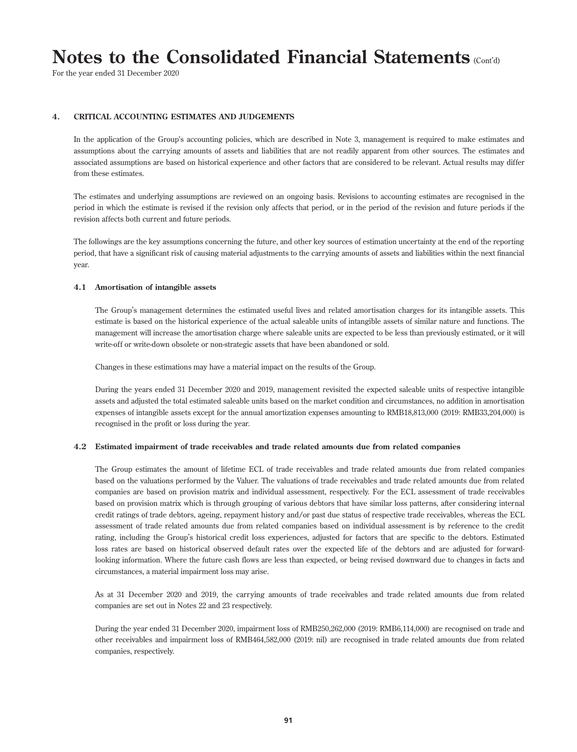# Notes to the Consolidated Financial Statements (Cont'd)

For the year ended 31 December 2020

## 4. CRITICAL ACCOUNTING ESTIMATES AND JUDGEMENTS

In the application of the Group's accounting policies, which are described in Note 3, management is required to make estimates and assumptions about the carrying amounts of assets and liabilities that are not readily apparent from other sources. The estimates and associated assumptions are based on historical experience and other factors that are considered to be relevant. Actual results may differ from these estimates.

The estimates and underlying assumptions are reviewed on an ongoing basis. Revisions to accounting estimates are recognised in the period in which the estimate is revised if the revision only affects that period, or in the period of the revision and future periods if the revision affects both current and future periods.

The followings are the key assumptions concerning the future, and other key sources of estimation uncertainty at the end of the reporting period, that have a significant risk of causing material adjustments to the carrying amounts of assets and liabilities within the next financial year.

### 4.1 Amortisation of intangible assets

The Group's management determines the estimated useful lives and related amortisation charges for its intangible assets. This estimate is based on the historical experience of the actual saleable units of intangible assets of similar nature and functions. The management will increase the amortisation charge where saleable units are expected to be less than previously estimated, or it will write-off or write-down obsolete or non-strategic assets that have been abandoned or sold.

Changes in these estimations may have a material impact on the results of the Group.

During the years ended 31 December 2020 and 2019, management revisited the expected saleable units of respective intangible assets and adjusted the total estimated saleable units based on the market condition and circumstances, no addition in amortisation expenses of intangible assets except for the annual amortization expenses amounting to RMB18,813,000 (2019: RMB33,204,000) is recognised in the profit or loss during the year.

### 4.2 Estimated impairment of trade receivables and trade related amounts due from related companies

The Group estimates the amount of lifetime ECL of trade receivables and trade related amounts due from related companies based on the valuations performed by the Valuer. The valuations of trade receivables and trade related amounts due from related companies are based on provision matrix and individual assessment, respectively. For the ECL assessment of trade receivables based on provision matrix which is through grouping of various debtors that have similar loss patterns, after considering internal credit ratings of trade debtors, ageing, repayment history and/or past due status of respective trade receivables, whereas the ECL assessment of trade related amounts due from related companies based on individual assessment is by reference to the credit rating, including the Group's historical credit loss experiences, adjusted for factors that are specific to the debtors. Estimated loss rates are based on historical observed default rates over the expected life of the debtors and are adjusted for forward-looking information. Where the future cash flows are less than expected, or being revised downward due to changes in facts and circumstances, a material impairment loss may arise.

As at 31 December 2020 and 2019, the carrying amounts of trade receivables and trade related amounts due from related companies are set out in Notes 22 and 23 respectively.

During the year ended 31 December 2020, impairment loss of RMB250,262,000 (2019: RMB6,114,000) are recognised on trade and other receivables and impairment loss of RMB464,582,000 (2019: nil) are recognised in trade related amounts due from related companies, respectively.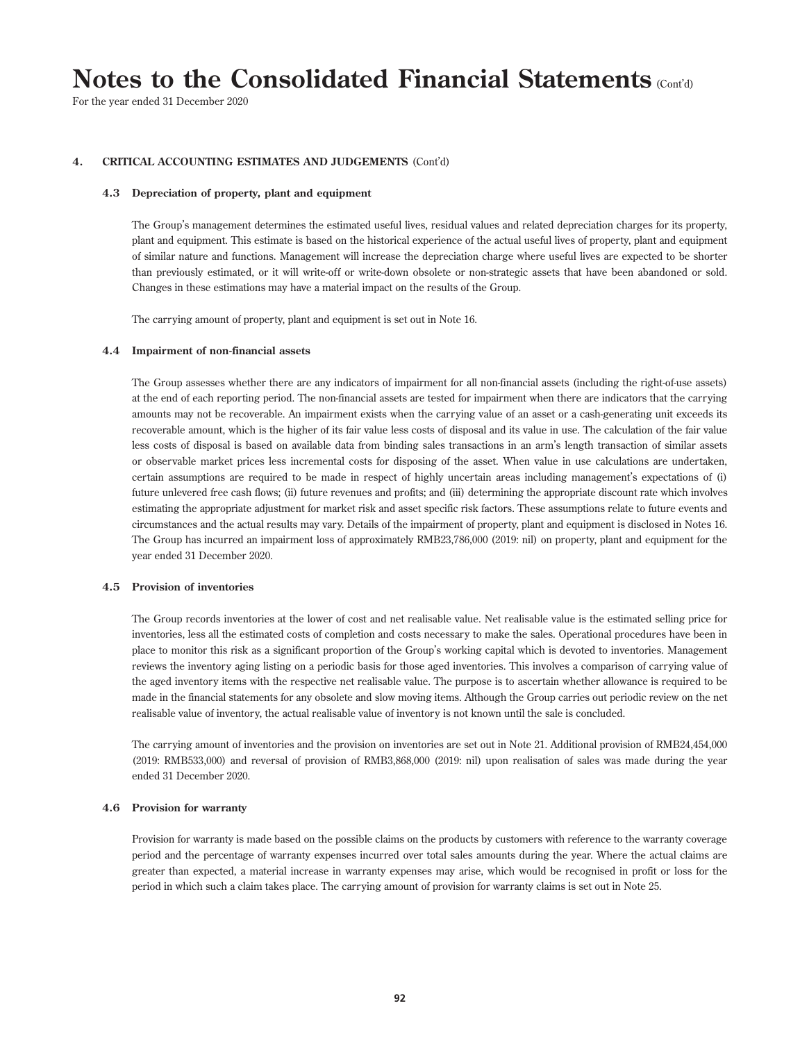# Notes to the Consolidated Financial Statements (Cont'd)

For the year ended 31 December 2020

## 4. CRITICAL ACCOUNTING ESTIMATES AND JUDGEMENTS (Cont'd)

### 4.3 Depreciation of property, plant and equipment

The Group's management determines the estimated useful lives, residual values and related depreciation charges for its property, plant and equipment. This estimate is based on the historical experience of the actual useful lives of property, plant and equipment of similar nature and functions. Management will increase the depreciation charge where useful lives are expected to be shorter than previously estimated, or it will write-off or write-down obsolete or non-strategic assets that have been abandoned or sold. Changes in these estimations may have a material impact on the results of the Group.

The carrying amount of property, plant and equipment is set out in Note 16.

### 4.4 Impairment of non-financial assets

The Group assesses whether there are any indicators of impairment for all non-financial assets (including the right-of-use assets) at the end of each reporting period. The non-financial assets are tested for impairment when there are indicators that the carrying amounts may not be recoverable. An impairment exists when the carrying value of an asset or a cash-generating unit exceeds its recoverable amount, which is the higher of its fair value less costs of disposal and its value in use. The calculation of the fair value less costs of disposal is based on available data from binding sales transactions in an arm's length transaction of similar assets or observable market prices less incremental costs for disposing of the asset. When value in use calculations are undertaken, certain assumptions are required to be made in respect of highly uncertain areas including management's expectations of (i) future unlevered free cash flows; (ii) future revenues and profits; and (iii) determining the appropriate discount rate which involves estimating the appropriate adjustment for market risk and asset specific risk factors. These assumptions relate to future events and circumstances and the actual results may vary. Details of the impairment of property, plant and equipment is disclosed in Notes 16. The Group has incurred an impairment loss of approximately RMB23,786,000 (2019: nil) on property, plant and equipment for the year ended 31 December 2020.

### 4.5 Provision of inventories

The Group records inventories at the lower of cost and net realisable value. Net realisable value is the estimated selling price for inventories, less all the estimated costs of completion and costs necessary to make the sales. Operational procedures have been in place to monitor this risk as a significant proportion of the Group's working capital which is devoted to inventories. Management reviews the inventory aging listing on a periodic basis for those aged inventories. This involves a comparison of carrying value of the aged inventory items with the respective net realisable value. The purpose is to ascertain whether allowance is required to be made in the financial statements for any obsolete and slow moving items. Although the Group carries out periodic review on the net realisable value of inventory, the actual realisable value of inventory is not known until the sale is concluded.

The carrying amount of inventories and the provision on inventories are set out in Note 21. Additional provision of RMB24,454,000 (2019: RMB533,000) and reversal of provision of RMB3,868,000 (2019: nil) upon realisation of sales was made during the year ended 31 December 2020.

### 4.6 Provision for warranty

Provision for warranty is made based on the possible claims on the products by customers with reference to the warranty coverage period and the percentage of warranty expenses incurred over total sales amounts during the year. Where the actual claims are greater than expected, a material increase in warranty expenses may arise, which would be recognised in profit or loss for the period in which such a claim takes place. The carrying amount of provision for warranty claims is set out in Note 25.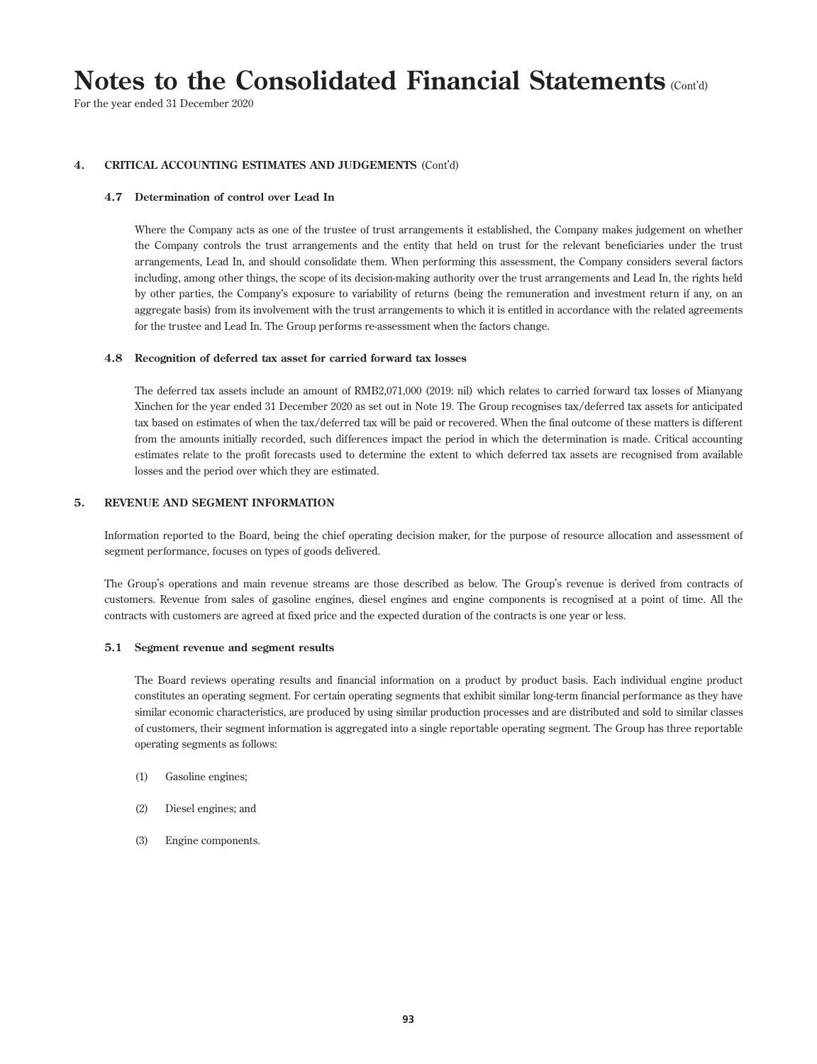# Notes to the Consolidated Financial Statements (Cont'd)

For the year ended 31 December 2020

## 4. CRITICAL ACCOUNTING ESTIMATES AND JUDGEMENTS (Cont'd)

### 4.7 Determination of control over Lead In

Where the Company acts as one of the trustee of trust arrangements it established, the Company makes judgement on whether the Company controls the trust arrangements and the entity that held on trust for the relevant beneficiaries under the trust arrangements, Lead In, and should consolidate them. When performing this assessment, the Company considers several factors including, among other things, the scope of its decision-making authority over the trust arrangements and Lead In, the rights held by other parties, the Company's exposure to variability of returns (being the remuneration and investment return if any, on an aggregate basis) from its involvement with the trust arrangements to which it is entitled in accordance with the related agreements for the trustee and Lead In. The Group performs re-assessment when the factors change.

### 4.8 Recognition of deferred tax asset for carried forward tax losses

The deferred tax assets include an amount of RMB2,071,000 (2019: nil) which relates to carried forward tax losses of Mianyang Xinchen for the year ended 31 December 2020 as set out in Note 19. The Group recognises tax/deferred tax assets for anticipated tax based on estimates of when the tax/deferred tax will be paid or recovered. When the final outcome of these matters is different from the amounts initially recorded, such differences impact the period in which the determination is made. Critical accounting estimates relate to the profit forecasts used to determine the extent to which deferred tax assets are recognised from available losses and the period over which they are estimated.

## 5. REVENUE AND SEGMENT INFORMATION

Information reported to the Board, being the chief operating decision maker, for the purpose of resource allocation and assessment of segment performance, focuses on types of goods delivered.

The Group's operations and main revenue streams are those described as below. The Group's revenue is derived from contracts of customers. Revenue from sales of gasoline engines, diesel engines and engine components is recognised at a point of time. All the contracts with customers are agreed at fixed price and the expected duration of the contracts is one year or less.

### 5.1 Segment revenue and segment results

The Board reviews operating results and financial information on a product by product basis. Each individual engine product constitutes an operating segment. For certain operating segments that exhibit similar long-term financial performance as they have similar economic characteristics, are produced by using similar production processes and are distributed and sold to similar classes of customers, their segment information is aggregated into a single reportable operating segment. The Group has three reportable operating segments as follows:

(1) Gasoline engines;

(2) Diesel engines; and

(3) Engine components.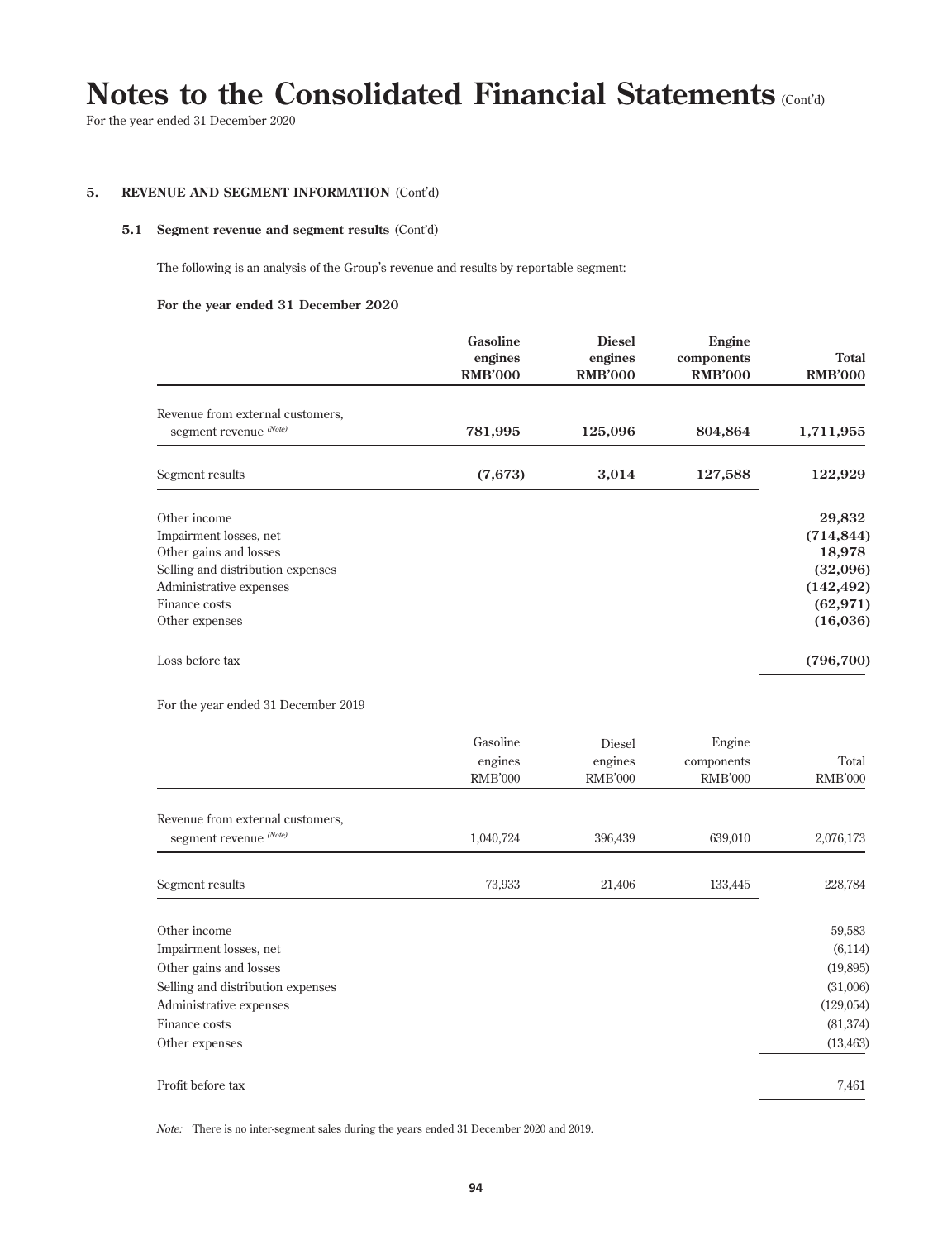## 5. REVENUE AND SEGMENT INFORMATION (Cont'd)

### 5.1 Segment revenue and segment results (Cont'd)

The following is an analysis of the Group's revenue and results by reportable segment:

**For the year ended 31 December 2020**

| | Gasoline engines RMB'000 | Diesel engines RMB'000 | Engine components RMB'000 | Total RMB'000 |
|---|---|---|---|---|
| Revenue from external customers, segment revenue (Note) | **781,995** | **125,096** | **804,864** | **1,711,955** |
| Segment results | **(7,673)** | **3,014** | **127,588** | **122,929** |
| Other income | | | | **29,832** |
| Impairment losses, net | | | | **(714,844)** |
| Other gains and losses | | | | **18,978** |
| Selling and distribution expenses | | | | **(32,096)** |
| Administrative expenses | | | | **(142,492)** |
| Finance costs | | | | **(62,971)** |
| Other expenses | | | | **(16,036)** |
| Loss before tax | | | | **(796,700)** |

For the year ended 31 December 2019

| | Gasoline engines RMB'000 | Diesel engines RMB'000 | Engine components RMB'000 | Total RMB'000 |
|---|---|---|---|---|
| Revenue from external customers, segment revenue (Note) | 1,040,724 | 396,439 | 639,010 | 2,076,173 |
| Segment results | 73,933 | 21,406 | 133,445 | 228,784 |
| Other income | | | | 59,583 |
| Impairment losses, net | | | | (6,114) |
| Other gains and losses | | | | (19,895) |
| Selling and distribution expenses | | | | (31,006) |
| Administrative expenses | | | | (129,054) |
| Finance costs | | | | (81,374) |
| Other expenses | | | | (13,463) |
| Profit before tax | | | | 7,461 |

*Note:* There is no inter-segment sales during the years ended 31 December 2020 and 2019.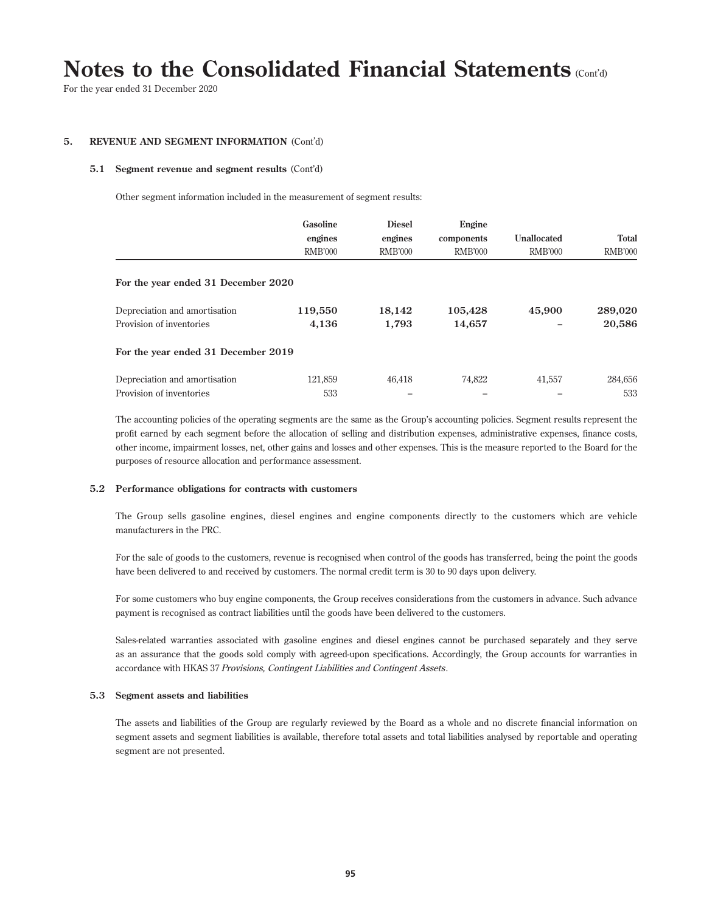# Notes to the Consolidated Financial Statements (Cont'd)

For the year ended 31 December 2020

## 5. REVENUE AND SEGMENT INFORMATION (Cont'd)

### 5.1 Segment revenue and segment results (Cont'd)

Other segment information included in the measurement of segment results:

| | Gasoline engines RMB'000 | Diesel engines RMB'000 | Engine components RMB'000 | Unallocated RMB'000 | Total RMB'000 |
|---|---|---|---|---|---|
| **For the year ended 31 December 2020** | | | | | |
| Depreciation and amortisation | **119,550** | **18,142** | **105,428** | **45,900** | **289,020** |
| Provision of inventories | **4,136** | **1,793** | **14,657** | **–** | **20,586** |
| **For the year ended 31 December 2019** | | | | | |
| Depreciation and amortisation | 121,859 | 46,418 | 74,822 | 41,557 | 284,656 |
| Provision of inventories | 533 | – | – | – | 533 |

The accounting policies of the operating segments are the same as the Group's accounting policies. Segment results represent the profit earned by each segment before the allocation of selling and distribution expenses, administrative expenses, finance costs, other income, impairment losses, net, other gains and losses and other expenses. This is the measure reported to the Board for the purposes of resource allocation and performance assessment.

### 5.2 Performance obligations for contracts with customers

The Group sells gasoline engines, diesel engines and engine components directly to the customers which are vehicle manufacturers in the PRC.

For the sale of goods to the customers, revenue is recognised when control of the goods has transferred, being the point the goods have been delivered to and received by customers. The normal credit term is 30 to 90 days upon delivery.

For some customers who buy engine components, the Group receives considerations from the customers in advance. Such advance payment is recognised as contract liabilities until the goods have been delivered to the customers.

Sales-related warranties associated with gasoline engines and diesel engines cannot be purchased separately and they serve as an assurance that the goods sold comply with agreed-upon specifications. Accordingly, the Group accounts for warranties in accordance with HKAS 37 *Provisions, Contingent Liabilities and Contingent Assets*.

### 5.3 Segment assets and liabilities

The assets and liabilities of the Group are regularly reviewed by the Board as a whole and no discrete financial information on segment assets and segment liabilities is available, therefore total assets and total liabilities analysed by reportable and operating segment are not presented.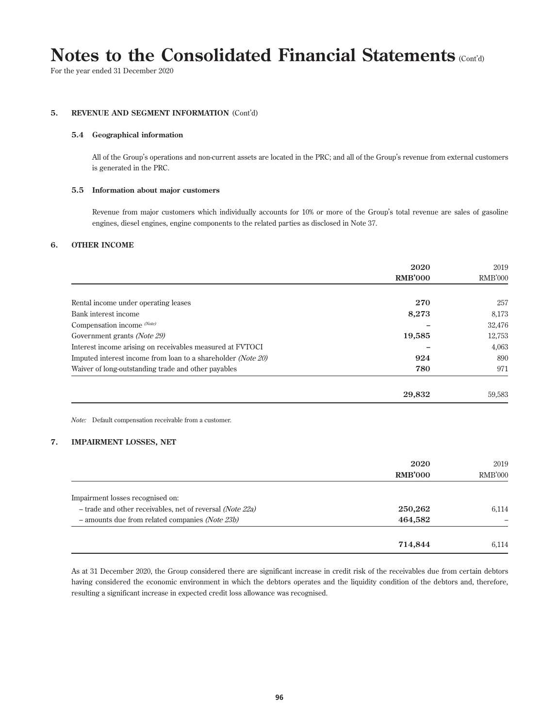# Notes to the Consolidated Financial Statements (Cont'd)

For the year ended 31 December 2020

## 5. REVENUE AND SEGMENT INFORMATION (Cont'd)

### 5.4 Geographical information

All of the Group's operations and non-current assets are located in the PRC; and all of the Group's revenue from external customers is generated in the PRC.

### 5.5 Information about major customers

Revenue from major customers which individually accounts for 10% or more of the Group's total revenue are sales of gasoline engines, diesel engines, engine components to the related parties as disclosed in Note 37.

## 6. OTHER INCOME

| | **2020** | 2019 |
|---|---|---|
| | **RMB'000** | RMB'000 |
| Rental income under operating leases | **270** | 257 |
| Bank interest income | **8,273** | 8,173 |
| Compensation income (Note) | **–** | 32,476 |
| Government grants *(Note 29)* | **19,585** | 12,753 |
| Interest income arising on receivables measured at FVTOCI | **–** | 4,063 |
| Imputed interest income from loan to a shareholder *(Note 20)* | **924** | 890 |
| Waiver of long-outstanding trade and other payables | **780** | 971 |
| | **29,832** | 59,583 |

*Note:* Default compensation receivable from a customer.

## 7. IMPAIRMENT LOSSES, NET

| | **2020** | 2019 |
|---|---|---|
| | **RMB'000** | RMB'000 |
| Impairment losses recognised on: | | |
| – trade and other receivables, net of reversal *(Note 22a)* | **250,262** | 6,114 |
| – amounts due from related companies *(Note 23b)* | **464,582** | – |
| | **714,844** | 6,114 |

As at 31 December 2020, the Group considered there are significant increase in credit risk of the receivables due from certain debtors having considered the economic environment in which the debtors operates and the liquidity condition of the debtors and, therefore, resulting a significant increase in expected credit loss allowance was recognised.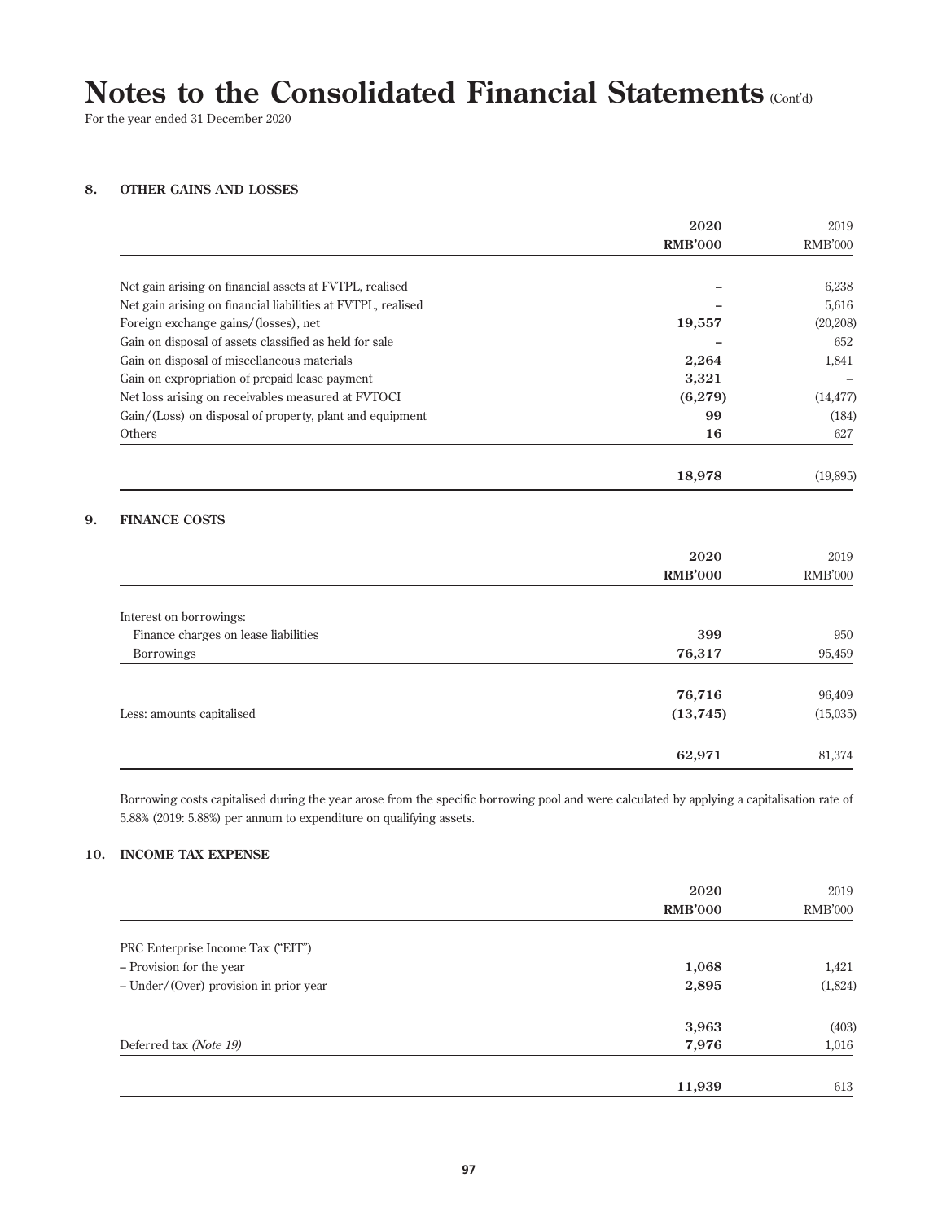# Notes to the Consolidated Financial Statements (Cont'd)

For the year ended 31 December 2020

## 8. OTHER GAINS AND LOSSES

| | 2020 RMB'000 | 2019 RMB'000 |
|---|---|---|
| Net gain arising on financial assets at FVTPL, realised | – | 6,238 |
| Net gain arising on financial liabilities at FVTPL, realised | – | 5,616 |
| Foreign exchange gains/(losses), net | **19,557** | (20,208) |
| Gain on disposal of assets classified as held for sale | – | 652 |
| Gain on disposal of miscellaneous materials | **2,264** | 1,841 |
| Gain on expropriation of prepaid lease payment | **3,321** | – |
| Net loss arising on receivables measured at FVTOCI | **(6,279)** | (14,477) |
| Gain/(Loss) on disposal of property, plant and equipment | **99** | (184) |
| Others | **16** | 627 |
| | **18,978** | (19,895) |

## 9. FINANCE COSTS

| | 2020 RMB'000 | 2019 RMB'000 |
|---|---|---|
| Interest on borrowings: | | |
| Finance charges on lease liabilities | **399** | 950 |
| Borrowings | **76,317** | 95,459 |
| | **76,716** | 96,409 |
| Less: amounts capitalised | **(13,745)** | (15,035) |
| | **62,971** | 81,374 |

Borrowing costs capitalised during the year arose from the specific borrowing pool and were calculated by applying a capitalisation rate of 5.88% (2019: 5.88%) per annum to expenditure on qualifying assets.

## 10. INCOME TAX EXPENSE

| | 2020 RMB'000 | 2019 RMB'000 |
|---|---|---|
| PRC Enterprise Income Tax ("EIT") | | |
| – Provision for the year | **1,068** | 1,421 |
| – Under/(Over) provision in prior year | **2,895** | (1,824) |
| | **3,963** | (403) |
| Deferred tax *(Note 19)* | **7,976** | 1,016 |
| | **11,939** | 613 |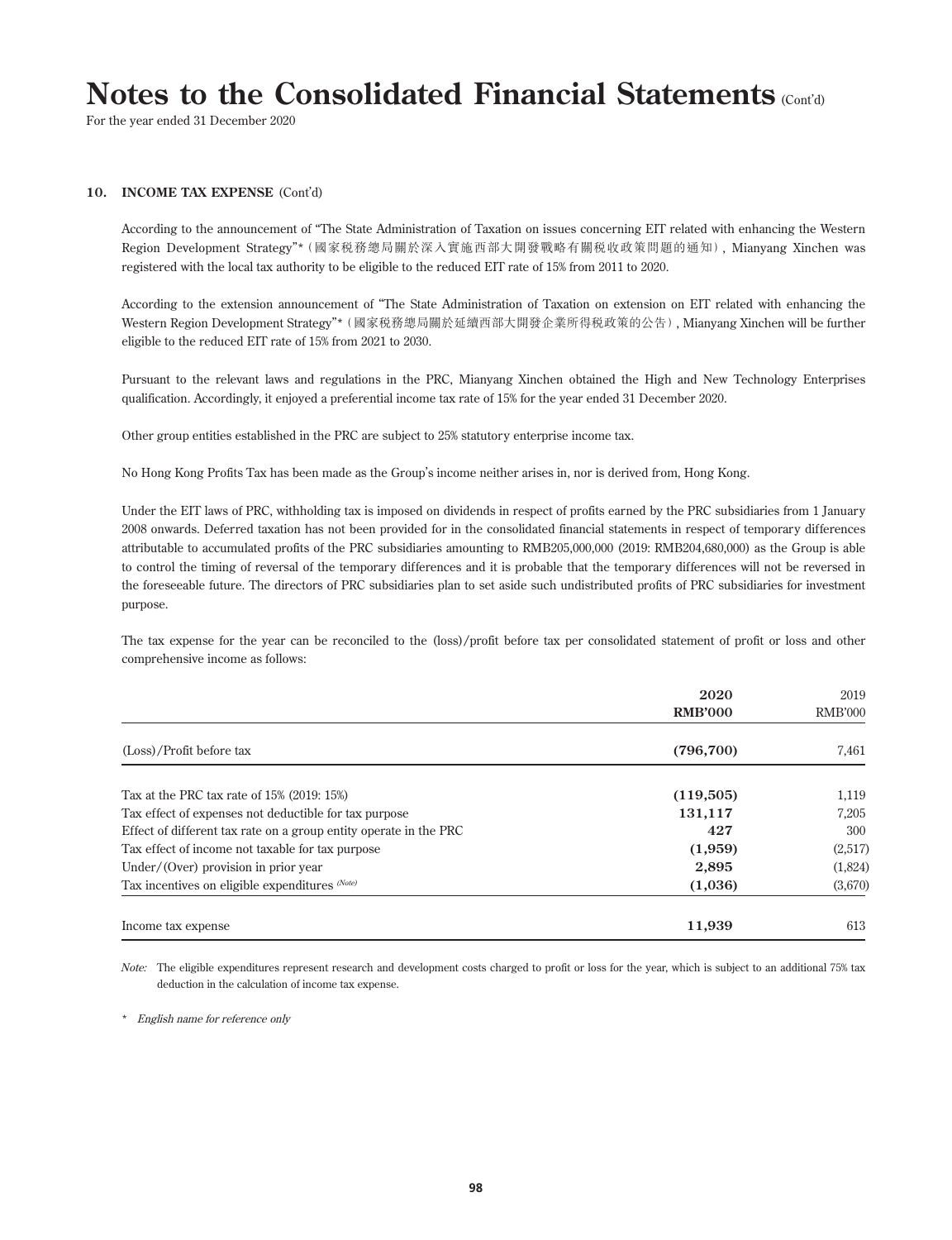## 10. INCOME TAX EXPENSE (Cont'd)

According to the announcement of "The State Administration of Taxation on issues concerning EIT related with enhancing the Western Region Development Strategy"*（國家稅務總局關於深入實施西部大開發戰略有關稅收政策問題的通知）, Mianyang Xinchen was registered with the local tax authority to be eligible to the reduced EIT rate of 15% from 2011 to 2020.

According to the extension announcement of "The State Administration of Taxation on extension on EIT related with enhancing the Western Region Development Strategy"*（國家稅務總局關於延續西部大開發企業所得稅政策的公告）, Mianyang Xinchen will be further eligible to the reduced EIT rate of 15% from 2021 to 2030.

Pursuant to the relevant laws and regulations in the PRC, Mianyang Xinchen obtained the High and New Technology Enterprises qualification. Accordingly, it enjoyed a preferential income tax rate of 15% for the year ended 31 December 2020.

Other group entities established in the PRC are subject to 25% statutory enterprise income tax.

No Hong Kong Profits Tax has been made as the Group's income neither arises in, nor is derived from, Hong Kong.

Under the EIT laws of PRC, withholding tax is imposed on dividends in respect of profits earned by the PRC subsidiaries from 1 January 2008 onwards. Deferred taxation has not been provided for in the consolidated financial statements in respect of temporary differences attributable to accumulated profits of the PRC subsidiaries amounting to RMB205,000,000 (2019: RMB204,680,000) as the Group is able to control the timing of reversal of the temporary differences and it is probable that the temporary differences will not be reversed in the foreseeable future. The directors of PRC subsidiaries plan to set aside such undistributed profits of PRC subsidiaries for investment purpose.

The tax expense for the year can be reconciled to the (loss)/profit before tax per consolidated statement of profit or loss and other comprehensive income as follows:

| | **2020** **RMB'000** | 2019 RMB'000 |
|---|---|---|
| (Loss)/Profit before tax | **(796,700)** | 7,461 |
| Tax at the PRC tax rate of 15% (2019: 15%) | **(119,505)** | 1,119 |
| Tax effect of expenses not deductible for tax purpose | **131,117** | 7,205 |
| Effect of different tax rate on a group entity operate in the PRC | **427** | 300 |
| Tax effect of income not taxable for tax purpose | **(1,959)** | (2,517) |
| Under/(Over) provision in prior year | **2,895** | (1,824) |
| Tax incentives on eligible expenditures *(Note)* | **(1,036)** | (3,670) |
| Income tax expense | **11,939** | 613 |

*Note:* The eligible expenditures represent research and development costs charged to profit or loss for the year, which is subject to an additional 75% tax deduction in the calculation of income tax expense.

\* *English name for reference only*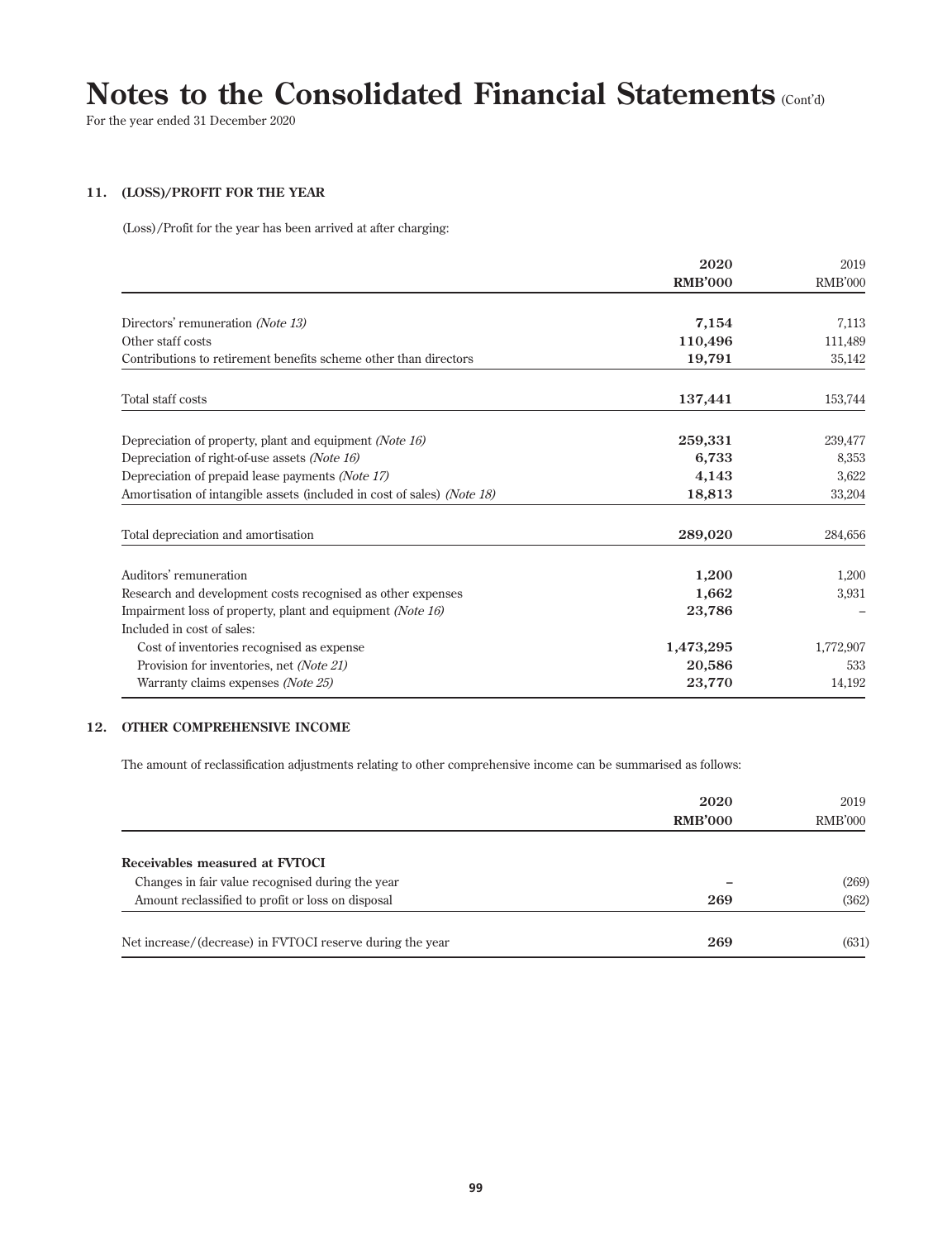# Notes to the Consolidated Financial Statements (Cont'd)

For the year ended 31 December 2020

## 11. (LOSS)/PROFIT FOR THE YEAR

(Loss)/Profit for the year has been arrived at after charging:

| | **2020** | 2019 |
|---|---|---|
| | **RMB'000** | RMB'000 |
| Directors' remuneration *(Note 13)* | **7,154** | 7,113 |
| Other staff costs | **110,496** | 111,489 |
| Contributions to retirement benefits scheme other than directors | **19,791** | 35,142 |
| Total staff costs | **137,441** | 153,744 |
| Depreciation of property, plant and equipment *(Note 16)* | **259,331** | 239,477 |
| Depreciation of right-of-use assets *(Note 16)* | **6,733** | 8,353 |
| Depreciation of prepaid lease payments *(Note 17)* | **4,143** | 3,622 |
| Amortisation of intangible assets (included in cost of sales) *(Note 18)* | **18,813** | 33,204 |
| Total depreciation and amortisation | **289,020** | 284,656 |
| Auditors' remuneration | **1,200** | 1,200 |
| Research and development costs recognised as other expenses | **1,662** | 3,931 |
| Impairment loss of property, plant and equipment *(Note 16)* | **23,786** | – |
| Included in cost of sales: | | |
| Cost of inventories recognised as expense | **1,473,295** | 1,772,907 |
| Provision for inventories, net *(Note 21)* | **20,586** | 533 |
| Warranty claims expenses *(Note 25)* | **23,770** | 14,192 |

## 12. OTHER COMPREHENSIVE INCOME

The amount of reclassification adjustments relating to other comprehensive income can be summarised as follows:

| | **2020** | 2019 |
|---|---|---|
| | **RMB'000** | RMB'000 |
| **Receivables measured at FVTOCI** | | |
| Changes in fair value recognised during the year | **–** | (269) |
| Amount reclassified to profit or loss on disposal | **269** | (362) |
| Net increase/(decrease) in FVTOCI reserve during the year | **269** | (631) |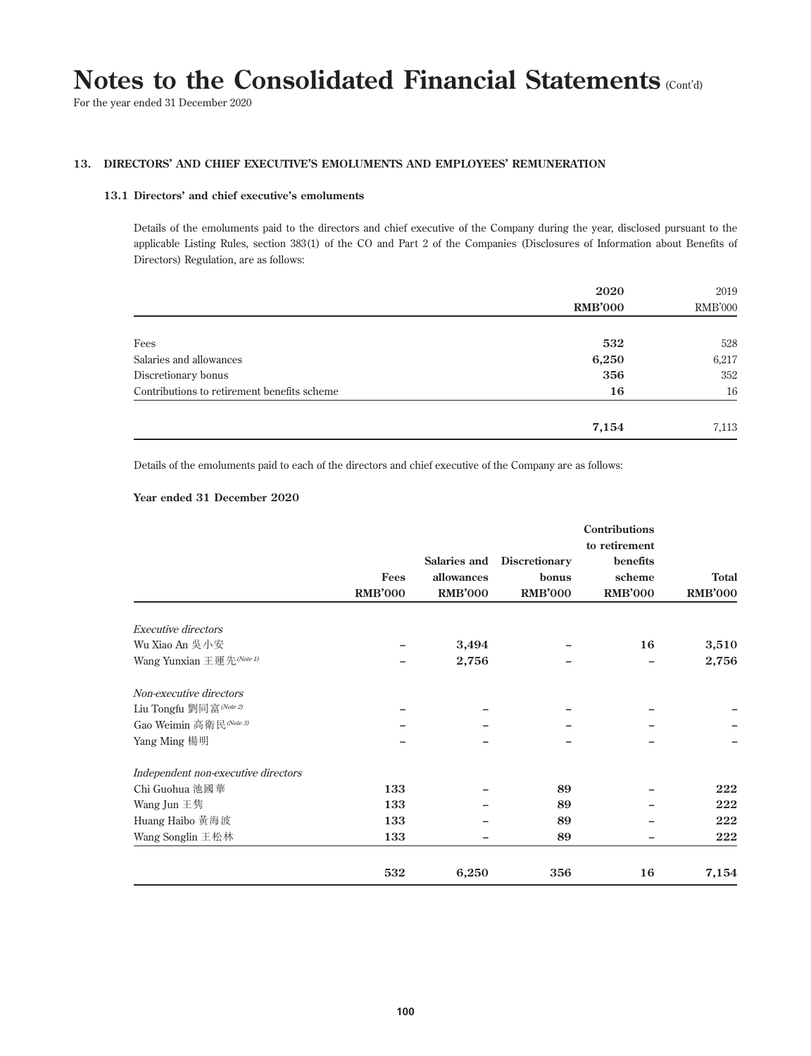# Notes to the Consolidated Financial Statements (Cont'd)

For the year ended 31 December 2020

## 13. DIRECTORS' AND CHIEF EXECUTIVE'S EMOLUMENTS AND EMPLOYEES' REMUNERATION

### 13.1 Directors' and chief executive's emoluments

Details of the emoluments paid to the directors and chief executive of the Company during the year, disclosed pursuant to the applicable Listing Rules, section 383(1) of the CO and Part 2 of the Companies (Disclosures of Information about Benefits of Directors) Regulation, are as follows:

| | **2020** | 2019 |
|---|---|---|
| | **RMB'000** | RMB'000 |
| Fees | **532** | 528 |
| Salaries and allowances | **6,250** | 6,217 |
| Discretionary bonus | **356** | 352 |
| Contributions to retirement benefits scheme | **16** | 16 |
| | **7,154** | 7,113 |

Details of the emoluments paid to each of the directors and chief executive of the Company are as follows:

**Year ended 31 December 2020**

| | Fees | Salaries and allowances | Discretionary bonus | Contributions to retirement benefits scheme | Total |
|---|---|---|---|---|---|
| | RMB'000 | RMB'000 | RMB'000 | RMB'000 | RMB'000 |
| *Executive directors* | | | | | |
| Wu Xiao An 吳小安 | – | 3,494 | – | 16 | 3,510 |
| Wang Yunxian 王運先 *(Note 1)* | – | 2,756 | – | – | 2,756 |
| *Non-executive directors* | | | | | |
| Liu Tongfu 劉同富 *(Note 2)* | – | – | – | – | – |
| Gao Weimin 高衛民 *(Note 3)* | – | – | – | – | – |
| Yang Ming 楊明 | – | – | – | – | – |
| *Independent non-executive directors* | | | | | |
| Chi Guohua 池國華 | 133 | – | 89 | – | 222 |
| Wang Jun 王雋 | 133 | – | 89 | – | 222 |
| Huang Haibo 黃海波 | 133 | – | 89 | – | 222 |
| Wang Songlin 王松林 | 133 | – | 89 | – | 222 |
| | 532 | 6,250 | 356 | 16 | 7,154 |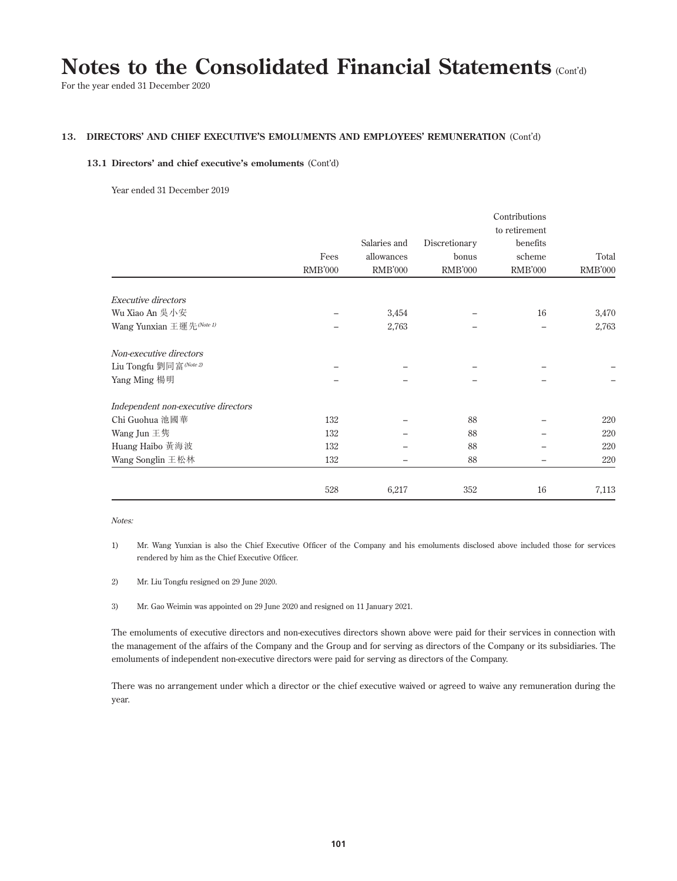## 13. DIRECTORS' AND CHIEF EXECUTIVE'S EMOLUMENTS AND EMPLOYEES' REMUNERATION (Cont'd)

### 13.1 Directors' and chief executive's emoluments (Cont'd)

Year ended 31 December 2019

| | Fees RMB'000 | Salaries and allowances RMB'000 | Discretionary bonus RMB'000 | Contributions to retirement benefits scheme RMB'000 | Total RMB'000 |
|---|---|---|---|---|---|
| *Executive directors* | | | | | |
| Wu Xiao An 吳小安 | – | 3,454 | – | 16 | 3,470 |
| Wang Yunxian 王運先 *(Note 1)* | – | 2,763 | – | – | 2,763 |
| *Non-executive directors* | | | | | |
| Liu Tongfu 劉同富 *(Note 2)* | – | – | – | – | – |
| Yang Ming 楊明 | – | – | – | – | – |
| *Independent non-executive directors* | | | | | |
| Chi Guohua 池國華 | 132 | – | 88 | – | 220 |
| Wang Jun 王隽 | 132 | – | 88 | – | 220 |
| Huang Haibo 黃海波 | 132 | – | 88 | – | 220 |
| Wang Songlin 王松林 | 132 | – | 88 | – | 220 |
| | 528 | 6,217 | 352 | 16 | 7,113 |

*Notes:*

1) Mr. Wang Yunxian is also the Chief Executive Officer of the Company and his emoluments disclosed above included those for services rendered by him as the Chief Executive Officer.

2) Mr. Liu Tongfu resigned on 29 June 2020.

3) Mr. Gao Weimin was appointed on 29 June 2020 and resigned on 11 January 2021.

The emoluments of executive directors and non-executives directors shown above were paid for their services in connection with the management of the affairs of the Company and the Group and for serving as directors of the Company or its subsidiaries. The emoluments of independent non-executive directors were paid for serving as directors of the Company.

There was no arrangement under which a director or the chief executive waived or agreed to waive any remuneration during the year.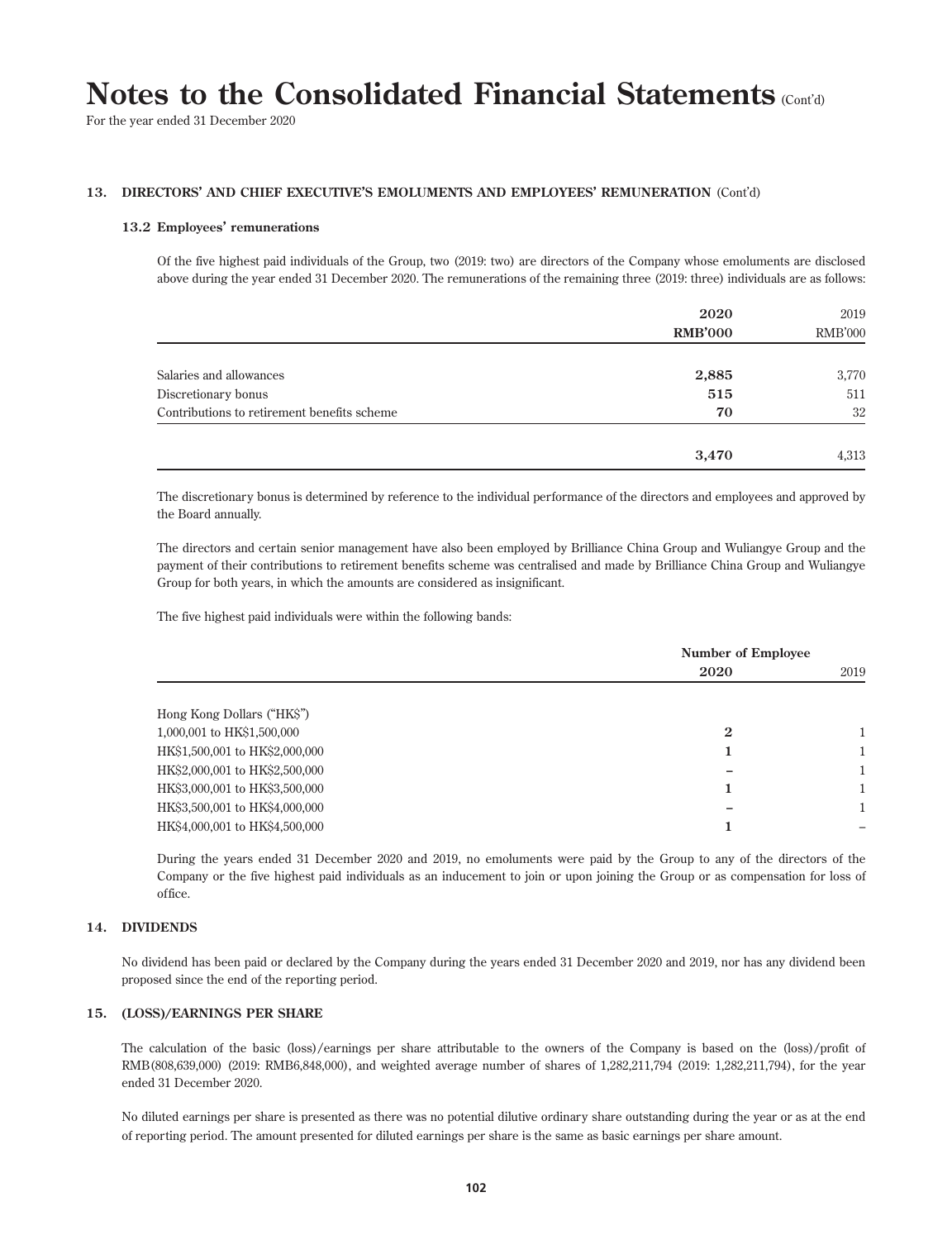# Notes to the Consolidated Financial Statements (Cont'd)

For the year ended 31 December 2020

## 13. DIRECTORS' AND CHIEF EXECUTIVE'S EMOLUMENTS AND EMPLOYEES' REMUNERATION (Cont'd)

### 13.2 Employees' remunerations

Of the five highest paid individuals of the Group, two (2019: two) are directors of the Company whose emoluments are disclosed above during the year ended 31 December 2020. The remunerations of the remaining three (2019: three) individuals are as follows:

| | **2020** | 2019 |
|---|---|---|
| | **RMB'000** | RMB'000 |
| Salaries and allowances | **2,885** | 3,770 |
| Discretionary bonus | **515** | 511 |
| Contributions to retirement benefits scheme | **70** | 32 |
| | **3,470** | 4,313 |

The discretionary bonus is determined by reference to the individual performance of the directors and employees and approved by the Board annually.

The directors and certain senior management have also been employed by Brilliance China Group and Wuliangye Group and the payment of their contributions to retirement benefits scheme was centralised and made by Brilliance China Group and Wuliangye Group for both years, in which the amounts are considered as insignificant.

The five highest paid individuals were within the following bands:

| | **Number of Employee** | |
|---|---|---|
| | **2020** | 2019 |
| Hong Kong Dollars ("HK$") | | |
| 1,000,001 to HK$1,500,000 | **2** | 1 |
| HK$1,500,001 to HK$2,000,000 | **1** | 1 |
| HK$2,000,001 to HK$2,500,000 | **–** | 1 |
| HK$3,000,001 to HK$3,500,000 | **1** | 1 |
| HK$3,500,001 to HK$4,000,000 | **–** | 1 |
| HK$4,000,001 to HK$4,500,000 | **1** | – |

During the years ended 31 December 2020 and 2019, no emoluments were paid by the Group to any of the directors of the Company or the five highest paid individuals as an inducement to join or upon joining the Group or as compensation for loss of office.

## 14. DIVIDENDS

No dividend has been paid or declared by the Company during the years ended 31 December 2020 and 2019, nor has any dividend been proposed since the end of the reporting period.

## 15. (LOSS)/EARNINGS PER SHARE

The calculation of the basic (loss)/earnings per share attributable to the owners of the Company is based on the (loss)/profit of RMB(808,639,000) (2019: RMB6,848,000), and weighted average number of shares of 1,282,211,794 (2019: 1,282,211,794), for the year ended 31 December 2020.

No diluted earnings per share is presented as there was no potential dilutive ordinary share outstanding during the year or as at the end of reporting period. The amount presented for diluted earnings per share is the same as basic earnings per share amount.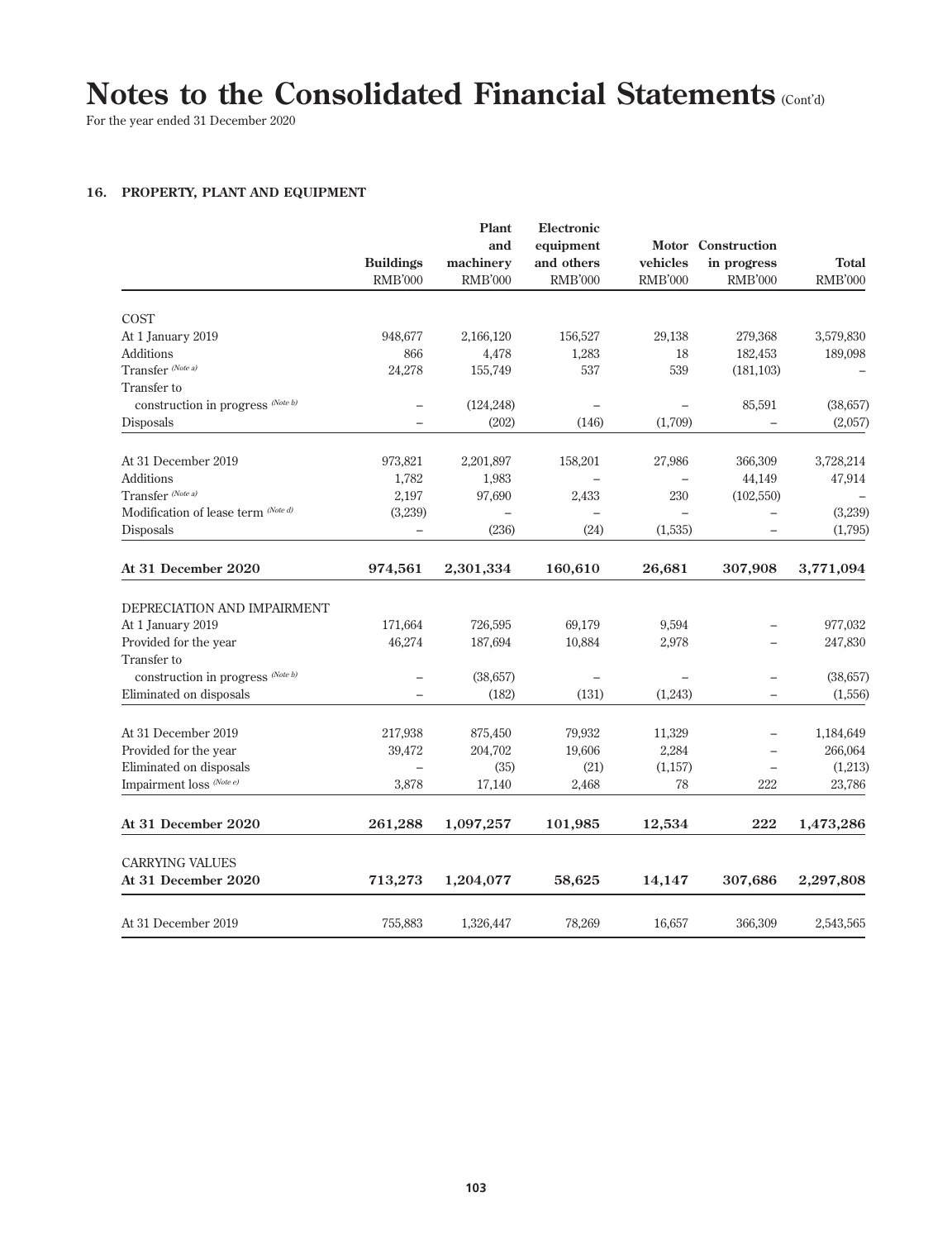# Notes to the Consolidated Financial Statements (Cont'd)

For the year ended 31 December 2020

## 16. PROPERTY, PLANT AND EQUIPMENT

| | Buildings RMB'000 | Plant and machinery RMB'000 | Electronic equipment and others RMB'000 | Motor vehicles RMB'000 | Construction in progress RMB'000 | Total RMB'000 |
|---|---|---|---|---|---|---|
| COST | | | | | | |
| At 1 January 2019 | 948,677 | 2,166,120 | 156,527 | 29,138 | 279,368 | 3,579,830 |
| Additions | 866 | 4,478 | 1,283 | 18 | 182,453 | 189,098 |
| Transfer (Note a) | 24,278 | 155,749 | 537 | 539 | (181,103) | – |
| Transfer to construction in progress (Note b) | – | (124,248) | – | – | 85,591 | (38,657) |
| Disposals | – | (202) | (146) | (1,709) | – | (2,057) |
| At 31 December 2019 | 973,821 | 2,201,897 | 158,201 | 27,986 | 366,309 | 3,728,214 |
| Additions | 1,782 | 1,983 | – | – | 44,149 | 47,914 |
| Transfer (Note a) | 2,197 | 97,690 | 2,433 | 230 | (102,550) | – |
| Modification of lease term (Note d) | (3,239) | – | – | – | – | (3,239) |
| Disposals | – | (236) | (24) | (1,535) | – | (1,795) |
| **At 31 December 2020** | **974,561** | **2,301,334** | **160,610** | **26,681** | **307,908** | **3,771,094** |
| DEPRECIATION AND IMPAIRMENT | | | | | | |
| At 1 January 2019 | 171,664 | 726,595 | 69,179 | 9,594 | – | 977,032 |
| Provided for the year | 46,274 | 187,694 | 10,884 | 2,978 | – | 247,830 |
| Transfer to construction in progress (Note b) | – | (38,657) | – | – | – | (38,657) |
| Eliminated on disposals | – | (182) | (131) | (1,243) | – | (1,556) |
| At 31 December 2019 | 217,938 | 875,450 | 79,932 | 11,329 | – | 1,184,649 |
| Provided for the year | 39,472 | 204,702 | 19,606 | 2,284 | – | 266,064 |
| Eliminated on disposals | – | (35) | (21) | (1,157) | – | (1,213) |
| Impairment loss (Note e) | 3,878 | 17,140 | 2,468 | 78 | 222 | 23,786 |
| **At 31 December 2020** | **261,288** | **1,097,257** | **101,985** | **12,534** | **222** | **1,473,286** |
| CARRYING VALUES | | | | | | |
| **At 31 December 2020** | **713,273** | **1,204,077** | **58,625** | **14,147** | **307,686** | **2,297,808** |
| At 31 December 2019 | 755,883 | 1,326,447 | 78,269 | 16,657 | 366,309 | 2,543,565 |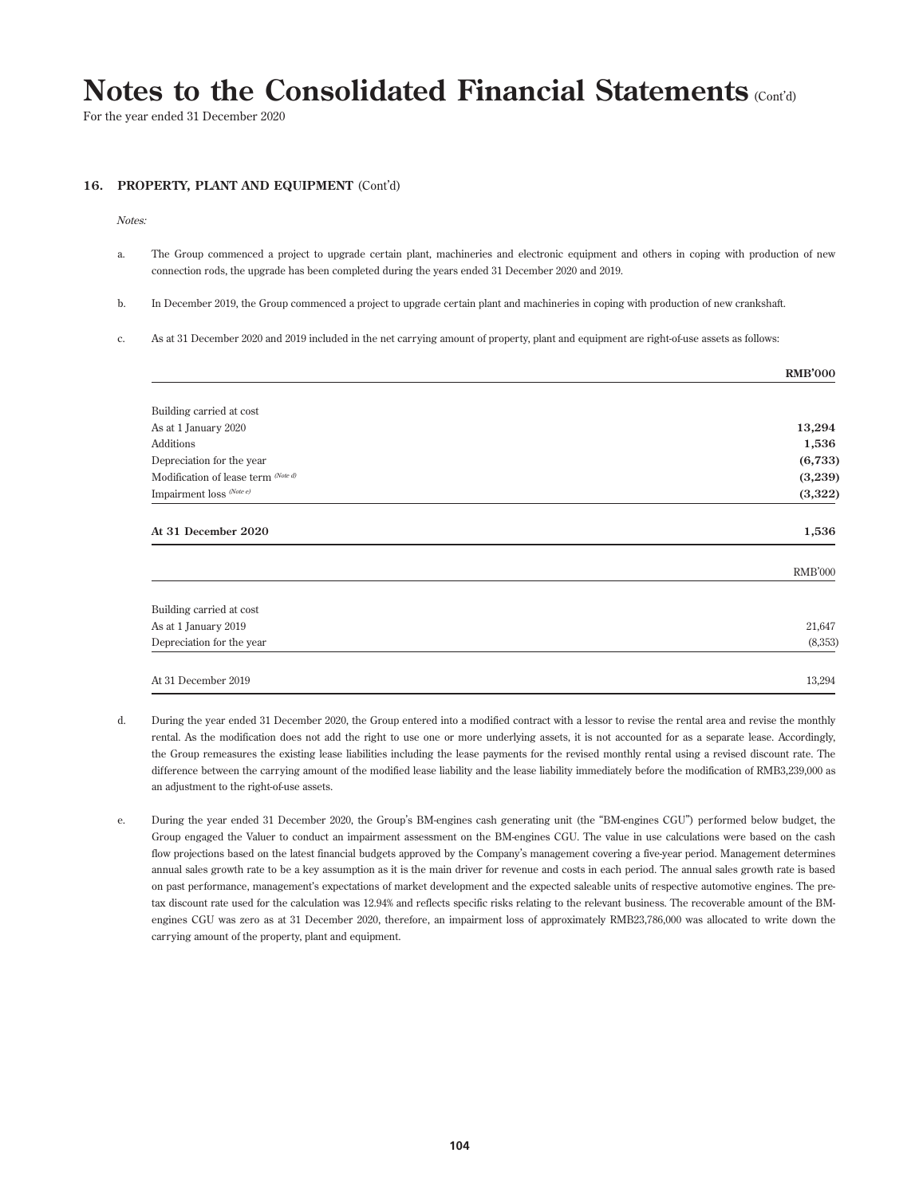# Notes to the Consolidated Financial Statements (Cont'd)

For the year ended 31 December 2020

## 16. PROPERTY, PLANT AND EQUIPMENT (Cont'd)

*Notes:*

a. The Group commenced a project to upgrade certain plant, machineries and electronic equipment and others in coping with production of new connection rods, the upgrade has been completed during the years ended 31 December 2020 and 2019.

b. In December 2019, the Group commenced a project to upgrade certain plant and machineries in coping with production of new crankshaft.

c. As at 31 December 2020 and 2019 included in the net carrying amount of property, plant and equipment are right-of-use assets as follows:

| | **RMB'000** |
|---|---|
| Building carried at cost | |
| As at 1 January 2020 | **13,294** |
| Additions | **1,536** |
| Depreciation for the year | **(6,733)** |
| Modification of lease term *(Note d)* | **(3,239)** |
| Impairment loss *(Note e)* | **(3,322)** |
| **At 31 December 2020** | **1,536** |

| | RMB'000 |
|---|---|
| Building carried at cost | |
| As at 1 January 2019 | 21,647 |
| Depreciation for the year | (8,353) |
| At 31 December 2019 | 13,294 |

d. During the year ended 31 December 2020, the Group entered into a modified contract with a lessor to revise the rental area and revise the monthly rental. As the modification does not add the right to use one or more underlying assets, it is not accounted for as a separate lease. Accordingly, the Group remeasures the existing lease liabilities including the lease payments for the revised monthly rental using a revised discount rate. The difference between the carrying amount of the modified lease liability and the lease liability immediately before the modification of RMB3,239,000 as an adjustment to the right-of-use assets.

e. During the year ended 31 December 2020, the Group's BM-engines cash generating unit (the "BM-engines CGU") performed below budget, the Group engaged the Valuer to conduct an impairment assessment on the BM-engines CGU. The value in use calculations were based on the cash flow projections based on the latest financial budgets approved by the Company's management covering a five-year period. Management determines annual sales growth rate to be a key assumption as it is the main driver for revenue and costs in each period. The annual sales growth rate is based on past performance, management's expectations of market development and the expected saleable units of respective automotive engines. The pre-tax discount rate used for the calculation was 12.94% and reflects specific risks relating to the relevant business. The recoverable amount of the BM-engines CGU was zero as at 31 December 2020, therefore, an impairment loss of approximately RMB23,786,000 was allocated to write down the carrying amount of the property, plant and equipment.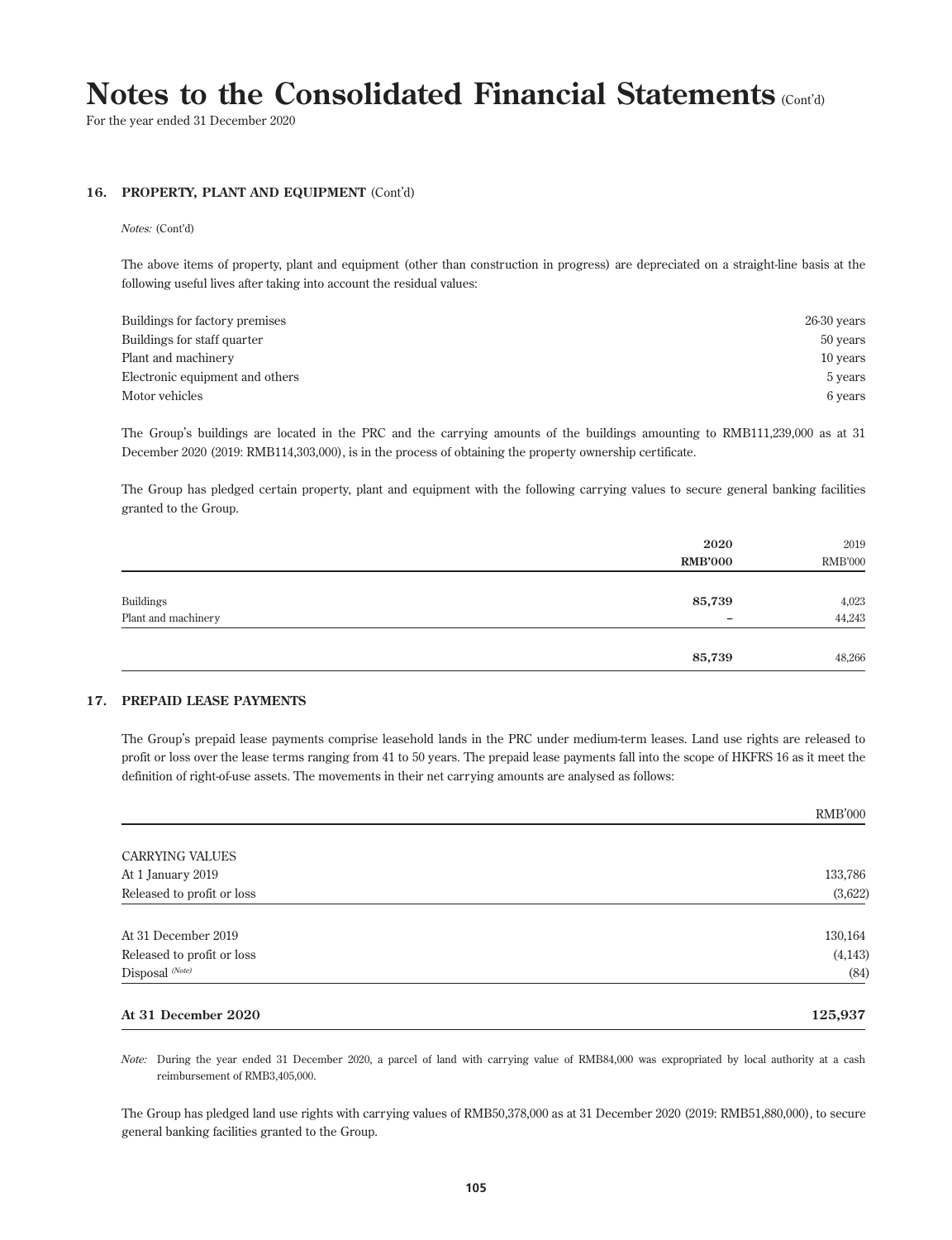# Notes to the Consolidated Financial Statements (Cont'd)

For the year ended 31 December 2020

## 16. PROPERTY, PLANT AND EQUIPMENT (Cont'd)

*Notes:* (Cont'd)

The above items of property, plant and equipment (other than construction in progress) are depreciated on a straight-line basis at the following useful lives after taking into account the residual values:

| | |
|---|---|
| Buildings for factory premises | 26-30 years |
| Buildings for staff quarter | 50 years |
| Plant and machinery | 10 years |
| Electronic equipment and others | 5 years |
| Motor vehicles | 6 years |

The Group's buildings are located in the PRC and the carrying amounts of the buildings amounting to RMB111,239,000 as at 31 December 2020 (2019: RMB114,303,000), is in the process of obtaining the property ownership certificate.

The Group has pledged certain property, plant and equipment with the following carrying values to secure general banking facilities granted to the Group.

| | **2020** | 2019 |
|---|---|---|
| | **RMB'000** | RMB'000 |
| Buildings | **85,739** | 4,023 |
| Plant and machinery | **–** | 44,243 |
| | **85,739** | 48,266 |

## 17. PREPAID LEASE PAYMENTS

The Group's prepaid lease payments comprise leasehold lands in the PRC under medium-term leases. Land use rights are released to profit or loss over the lease terms ranging from 41 to 50 years. The prepaid lease payments fall into the scope of HKFRS 16 as it meet the definition of right-of-use assets. The movements in their net carrying amounts are analysed as follows:

| | RMB'000 |
|---|---|
| CARRYING VALUES | |
| At 1 January 2019 | 133,786 |
| Released to profit or loss | (3,622) |
| At 31 December 2019 | 130,164 |
| Released to profit or loss | (4,143) |
| Disposal *(Note)* | (84) |
| **At 31 December 2020** | **125,937** |

*Note:* During the year ended 31 December 2020, a parcel of land with carrying value of RMB84,000 was expropriated by local authority at a cash reimbursement of RMB3,405,000.

The Group has pledged land use rights with carrying values of RMB50,378,000 as at 31 December 2020 (2019: RMB51,880,000), to secure general banking facilities granted to the Group.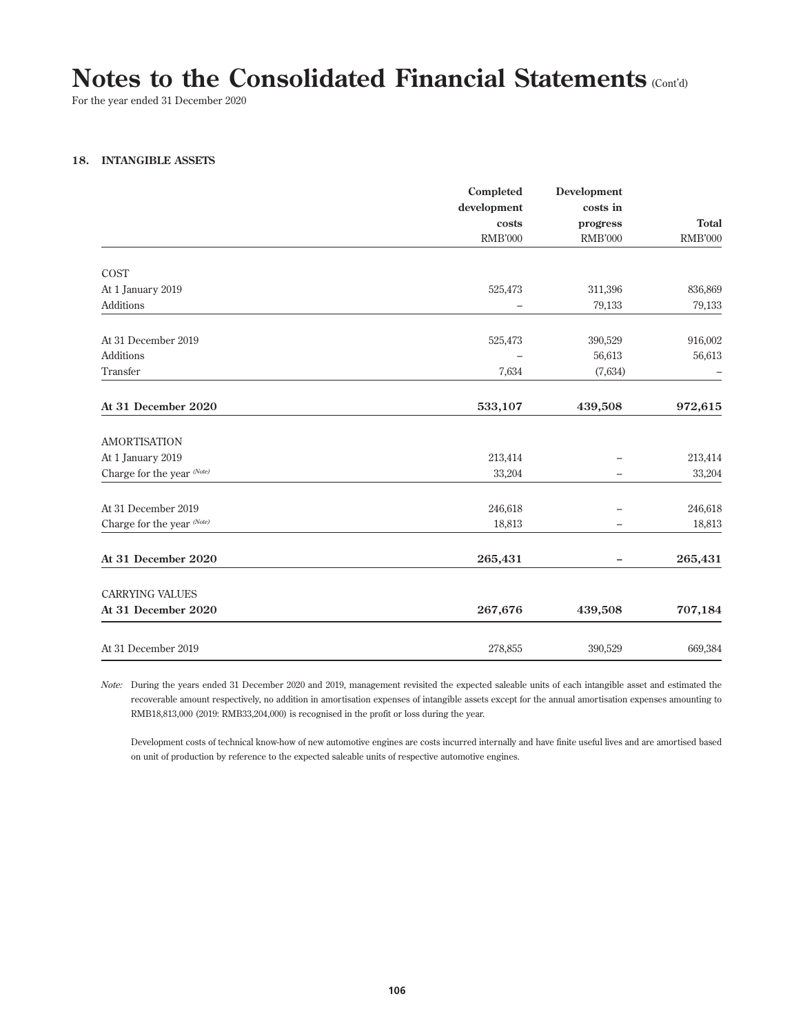# Notes to the Consolidated Financial Statements (Cont'd)

For the year ended 31 December 2020

## 18. INTANGIBLE ASSETS

| | Completed development costs RMB'000 | Development costs in progress RMB'000 | Total RMB'000 |
|---|---|---|---|
| **COST** | | | |
| At 1 January 2019 | 525,473 | 311,396 | 836,869 |
| Additions | – | 79,133 | 79,133 |
| At 31 December 2019 | 525,473 | 390,529 | 916,002 |
| Additions | – | 56,613 | 56,613 |
| Transfer | 7,634 | (7,634) | – |
| **At 31 December 2020** | **533,107** | **439,508** | **972,615** |
| **AMORTISATION** | | | |
| At 1 January 2019 | 213,414 | – | 213,414 |
| Charge for the year *(Note)* | 33,204 | – | 33,204 |
| At 31 December 2019 | 246,618 | – | 246,618 |
| Charge for the year *(Note)* | 18,813 | – | 18,813 |
| **At 31 December 2020** | **265,431** | **–** | **265,431** |
| **CARRYING VALUES** | | | |
| **At 31 December 2020** | **267,676** | **439,508** | **707,184** |
| At 31 December 2019 | 278,855 | 390,529 | 669,384 |

*Note:* During the years ended 31 December 2020 and 2019, management revisited the expected saleable units of each intangible asset and estimated the recoverable amount respectively, no addition in amortisation expenses of intangible assets except for the annual amortisation expenses amounting to RMB18,813,000 (2019: RMB33,204,000) is recognised in the profit or loss during the year.

Development costs of technical know-how of new automotive engines are costs incurred internally and have finite useful lives and are amortised based on unit of production by reference to the expected saleable units of respective automotive engines.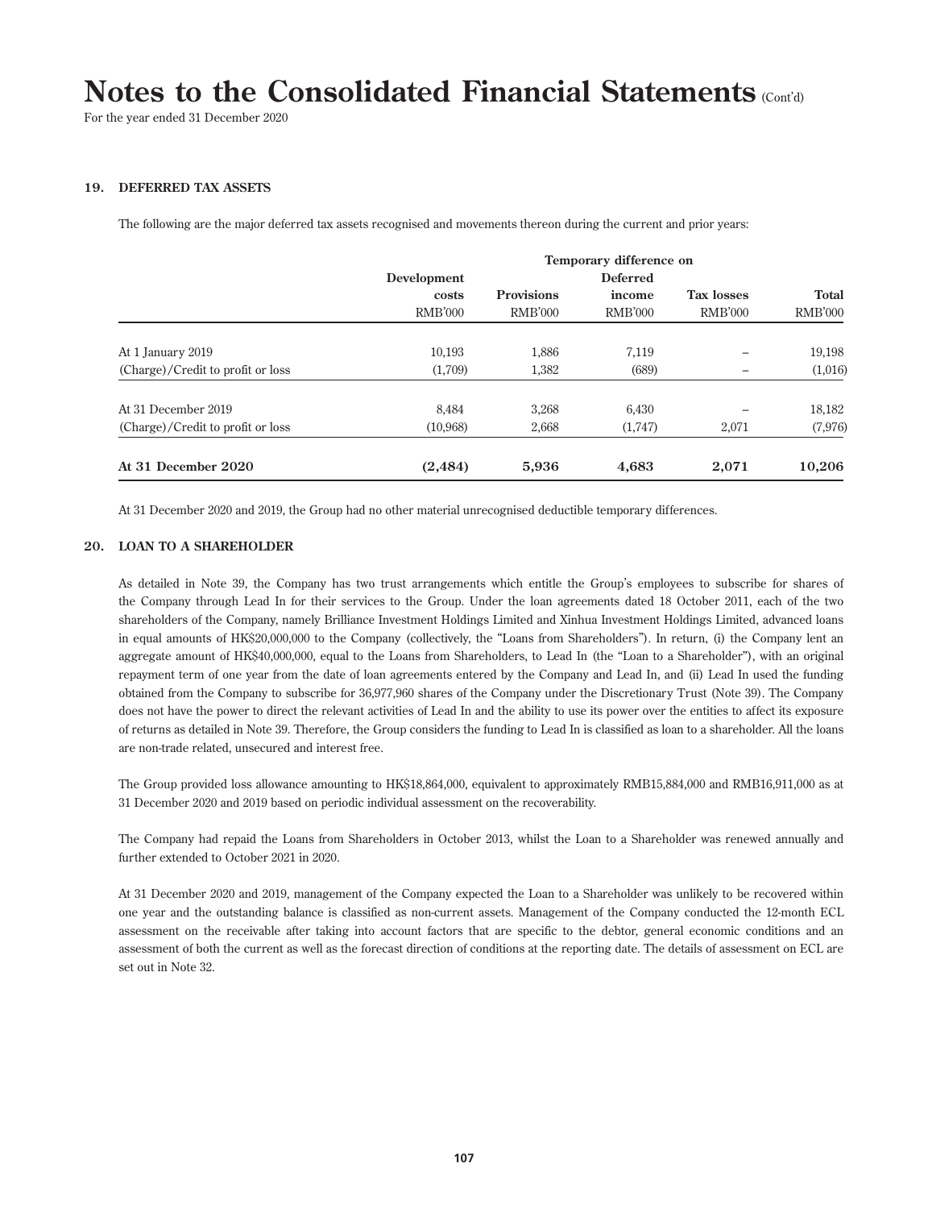# Notes to the Consolidated Financial Statements (Cont'd)

For the year ended 31 December 2020

## 19. DEFERRED TAX ASSETS

The following are the major deferred tax assets recognised and movements thereon during the current and prior years:

| | Temporary difference on | | | | |
|---|---|---|---|---|---|
| | Development costs | Provisions | Deferred income | Tax losses | Total |
| | RMB'000 | RMB'000 | RMB'000 | RMB'000 | RMB'000 |
| At 1 January 2019 | 10,193 | 1,886 | 7,119 | – | 19,198 |
| (Charge)/Credit to profit or loss | (1,709) | 1,382 | (689) | – | (1,016) |
| At 31 December 2019 | 8,484 | 3,268 | 6,430 | – | 18,182 |
| (Charge)/Credit to profit or loss | (10,968) | 2,668 | (1,747) | 2,071 | (7,976) |
| **At 31 December 2020** | **(2,484)** | **5,936** | **4,683** | **2,071** | **10,206** |

At 31 December 2020 and 2019, the Group had no other material unrecognised deductible temporary differences.

## 20. LOAN TO A SHAREHOLDER

As detailed in Note 39, the Company has two trust arrangements which entitle the Group's employees to subscribe for shares of the Company through Lead In for their services to the Group. Under the loan agreements dated 18 October 2011, each of the two shareholders of the Company, namely Brilliance Investment Holdings Limited and Xinhua Investment Holdings Limited, advanced loans in equal amounts of HK$20,000,000 to the Company (collectively, the "Loans from Shareholders"). In return, (i) the Company lent an aggregate amount of HK$40,000,000, equal to the Loans from Shareholders, to Lead In (the "Loan to a Shareholder"), with an original repayment term of one year from the date of loan agreements entered by the Company and Lead In, and (ii) Lead In used the funding obtained from the Company to subscribe for 36,977,960 shares of the Company under the Discretionary Trust (Note 39). The Company does not have the power to direct the relevant activities of Lead In and the ability to use its power over the entities to affect its exposure of returns as detailed in Note 39. Therefore, the Group considers the funding to Lead In is classified as loan to a shareholder. All the loans are non-trade related, unsecured and interest free.

The Group provided loss allowance amounting to HK$18,864,000, equivalent to approximately RMB15,884,000 and RMB16,911,000 as at 31 December 2020 and 2019 based on periodic individual assessment on the recoverability.

The Company had repaid the Loans from Shareholders in October 2013, whilst the Loan to a Shareholder was renewed annually and further extended to October 2021 in 2020.

At 31 December 2020 and 2019, management of the Company expected the Loan to a Shareholder was unlikely to be recovered within one year and the outstanding balance is classified as non-current assets. Management of the Company conducted the 12-month ECL assessment on the receivable after taking into account factors that are specific to the debtor, general economic conditions and an assessment of both the current as well as the forecast direction of conditions at the reporting date. The details of assessment on ECL are set out in Note 32.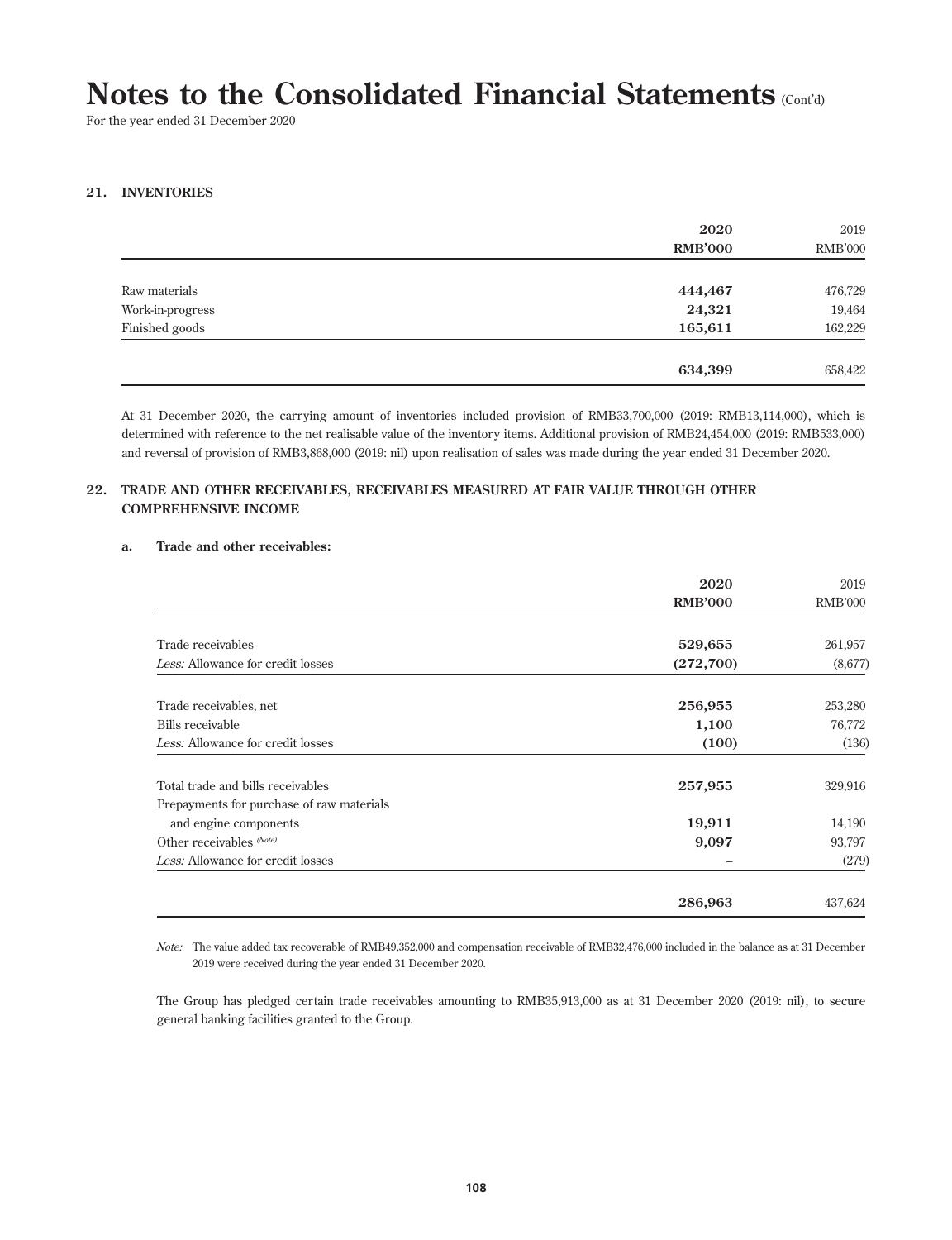# Notes to the Consolidated Financial Statements (Cont'd)

For the year ended 31 December 2020

## 21. INVENTORIES

| | 2020<br>RMB'000 | 2019<br>RMB'000 |
|---|---|---|
| Raw materials | **444,467** | 476,729 |
| Work-in-progress | **24,321** | 19,464 |
| Finished goods | **165,611** | 162,229 |
| | **634,399** | 658,422 |

At 31 December 2020, the carrying amount of inventories included provision of RMB33,700,000 (2019: RMB13,114,000), which is determined with reference to the net realisable value of the inventory items. Additional provision of RMB24,454,000 (2019: RMB533,000) and reversal of provision of RMB3,868,000 (2019: nil) upon realisation of sales was made during the year ended 31 December 2020.

## 22. TRADE AND OTHER RECEIVABLES, RECEIVABLES MEASURED AT FAIR VALUE THROUGH OTHER COMPREHENSIVE INCOME

### a. Trade and other receivables:

| | 2020<br>RMB'000 | 2019<br>RMB'000 |
|---|---|---|
| Trade receivables | **529,655** | 261,957 |
| *Less:* Allowance for credit losses | **(272,700)** | (8,677) |
| Trade receivables, net | **256,955** | 253,280 |
| Bills receivable | **1,100** | 76,772 |
| *Less:* Allowance for credit losses | **(100)** | (136) |
| Total trade and bills receivables | **257,955** | 329,916 |
| Prepayments for purchase of raw materials and engine components | **19,911** | 14,190 |
| Other receivables *(Note)* | **9,097** | 93,797 |
| *Less:* Allowance for credit losses | **–** | (279) |
| | **286,963** | 437,624 |

*Note:* The value added tax recoverable of RMB49,352,000 and compensation receivable of RMB32,476,000 included in the balance as at 31 December 2019 were received during the year ended 31 December 2020.

The Group has pledged certain trade receivables amounting to RMB35,913,000 as at 31 December 2020 (2019: nil), to secure general banking facilities granted to the Group.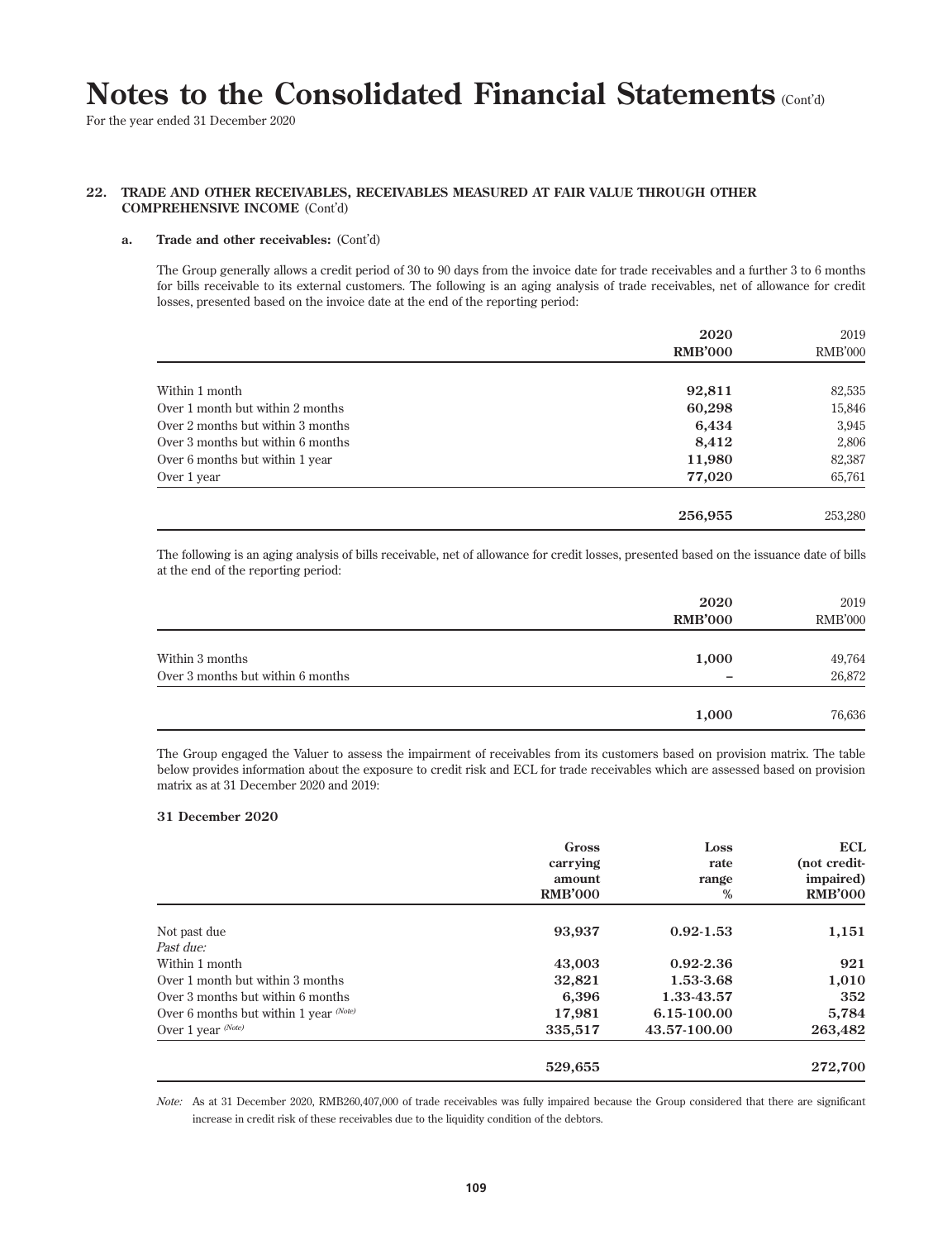# Notes to the Consolidated Financial Statements (Cont'd)

For the year ended 31 December 2020

## 22. TRADE AND OTHER RECEIVABLES, RECEIVABLES MEASURED AT FAIR VALUE THROUGH OTHER COMPREHENSIVE INCOME (Cont'd)

### a. Trade and other receivables: (Cont'd)

The Group generally allows a credit period of 30 to 90 days from the invoice date for trade receivables and a further 3 to 6 months for bills receivable to its external customers. The following is an aging analysis of trade receivables, net of allowance for credit losses, presented based on the invoice date at the end of the reporting period:

| | **2020**<br>**RMB'000** | 2019<br>RMB'000 |
|---|---|---|
| Within 1 month | **92,811** | 82,535 |
| Over 1 month but within 2 months | **60,298** | 15,846 |
| Over 2 months but within 3 months | **6,434** | 3,945 |
| Over 3 months but within 6 months | **8,412** | 2,806 |
| Over 6 months but within 1 year | **11,980** | 82,387 |
| Over 1 year | **77,020** | 65,761 |
| | **256,955** | 253,280 |

The following is an aging analysis of bills receivable, net of allowance for credit losses, presented based on the issuance date of bills at the end of the reporting period:

| | **2020**<br>**RMB'000** | 2019<br>RMB'000 |
|---|---|---|
| Within 3 months | **1,000** | 49,764 |
| Over 3 months but within 6 months | **–** | 26,872 |
| | **1,000** | 76,636 |

The Group engaged the Valuer to assess the impairment of receivables from its customers based on provision matrix. The table below provides information about the exposure to credit risk and ECL for trade receivables which are assessed based on provision matrix as at 31 December 2020 and 2019:

**31 December 2020**

| | **Gross carrying amount RMB'000** | **Loss rate range %** | **ECL (not credit-impaired) RMB'000** |
|---|---|---|---|
| Not past due | **93,937** | **0.92-1.53** | **1,151** |
| *Past due:* | | | |
| Within 1 month | **43,003** | **0.92-2.36** | **921** |
| Over 1 month but within 3 months | **32,821** | **1.53-3.68** | **1,010** |
| Over 3 months but within 6 months | **6,396** | **1.33-43.57** | **352** |
| Over 6 months but within 1 year *(Note)* | **17,981** | **6.15-100.00** | **5,784** |
| Over 1 year *(Note)* | **335,517** | **43.57-100.00** | **263,482** |
| | **529,655** | | **272,700** |

*Note:* As at 31 December 2020, RMB260,407,000 of trade receivables was fully impaired because the Group considered that there are significant increase in credit risk of these receivables due to the liquidity condition of the debtors.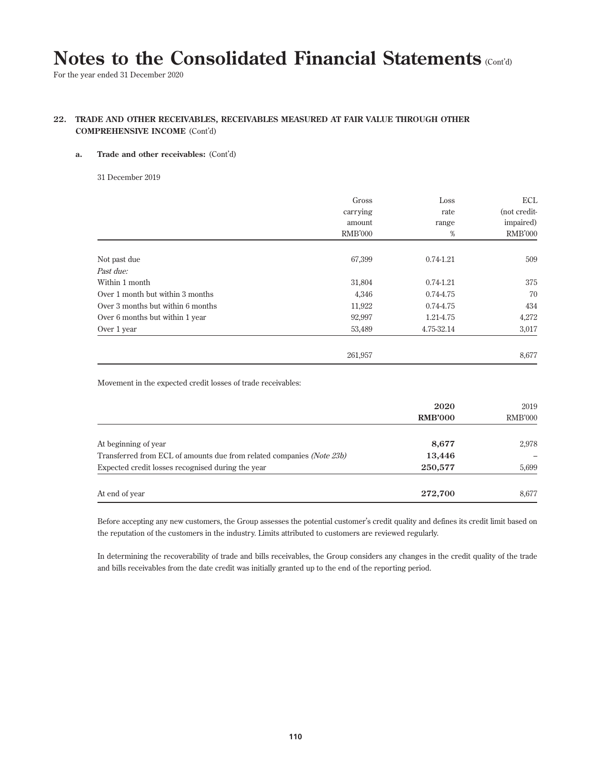# Notes to the Consolidated Financial Statements (Cont'd)

For the year ended 31 December 2020

### 22. TRADE AND OTHER RECEIVABLES, RECEIVABLES MEASURED AT FAIR VALUE THROUGH OTHER COMPREHENSIVE INCOME (Cont'd)

#### a. Trade and other receivables: (Cont'd)

31 December 2019

| | Gross carrying amount RMB'000 | Loss rate range % | ECL (not credit-impaired) RMB'000 |
|---|---|---|---|
| Not past due | 67,399 | 0.74-1.21 | 509 |
| *Past due:* | | | |
| Within 1 month | 31,804 | 0.74-1.21 | 375 |
| Over 1 month but within 3 months | 4,346 | 0.74-4.75 | 70 |
| Over 3 months but within 6 months | 11,922 | 0.74-4.75 | 434 |
| Over 6 months but within 1 year | 92,997 | 1.21-4.75 | 4,272 |
| Over 1 year | 53,489 | 4.75-32.14 | 3,017 |
| | 261,957 | | 8,677 |

Movement in the expected credit losses of trade receivables:

| | **2020 RMB'000** | 2019 RMB'000 |
|---|---|---|
| At beginning of year | **8,677** | 2,978 |
| Transferred from ECL of amounts due from related companies *(Note 23b)* | **13,446** | – |
| Expected credit losses recognised during the year | **250,577** | 5,699 |
| At end of year | **272,700** | 8,677 |

Before accepting any new customers, the Group assesses the potential customer's credit quality and defines its credit limit based on the reputation of the customers in the industry. Limits attributed to customers are reviewed regularly.

In determining the recoverability of trade and bills receivables, the Group considers any changes in the credit quality of the trade and bills receivables from the date credit was initially granted up to the end of the reporting period.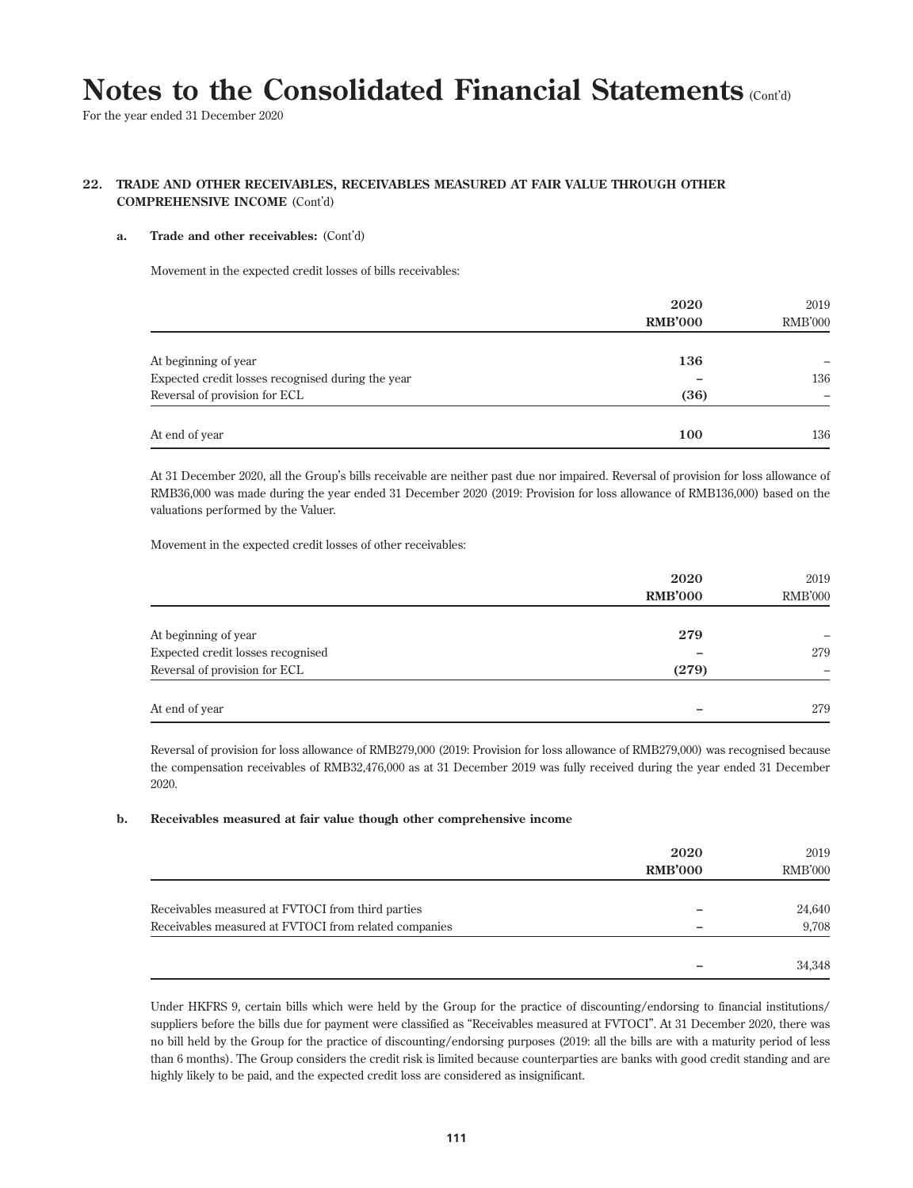# Notes to the Consolidated Financial Statements (Cont'd)

For the year ended 31 December 2020

## 22. TRADE AND OTHER RECEIVABLES, RECEIVABLES MEASURED AT FAIR VALUE THROUGH OTHER COMPREHENSIVE INCOME (Cont'd)

### a. Trade and other receivables: (Cont'd)

Movement in the expected credit losses of bills receivables:

| | **2020** **RMB'000** | 2019 RMB'000 |
|---|---|---|
| At beginning of year | **136** | – |
| Expected credit losses recognised during the year | **–** | 136 |
| Reversal of provision for ECL | **(36)** | – |
| At end of year | **100** | 136 |

At 31 December 2020, all the Group's bills receivable are neither past due nor impaired. Reversal of provision for loss allowance of RMB36,000 was made during the year ended 31 December 2020 (2019: Provision for loss allowance of RMB136,000) based on the valuations performed by the Valuer.

Movement in the expected credit losses of other receivables:

| | **2020** **RMB'000** | 2019 RMB'000 |
|---|---|---|
| At beginning of year | **279** | – |
| Expected credit losses recognised | **–** | 279 |
| Reversal of provision for ECL | **(279)** | – |
| At end of year | **–** | 279 |

Reversal of provision for loss allowance of RMB279,000 (2019: Provision for loss allowance of RMB279,000) was recognised because the compensation receivables of RMB32,476,000 as at 31 December 2019 was fully received during the year ended 31 December 2020.

### b. Receivables measured at fair value though other comprehensive income

| | **2020** **RMB'000** | 2019 RMB'000 |
|---|---|---|
| Receivables measured at FVTOCI from third parties | **–** | 24,640 |
| Receivables measured at FVTOCI from related companies | **–** | 9,708 |
| | **–** | 34,348 |

Under HKFRS 9, certain bills which were held by the Group for the practice of discounting/endorsing to financial institutions/ suppliers before the bills due for payment were classified as "Receivables measured at FVTOCI". At 31 December 2020, there was no bill held by the Group for the practice of discounting/endorsing purposes (2019: all the bills are with a maturity period of less than 6 months). The Group considers the credit risk is limited because counterparties are banks with good credit standing and are highly likely to be paid, and the expected credit loss are considered as insignificant.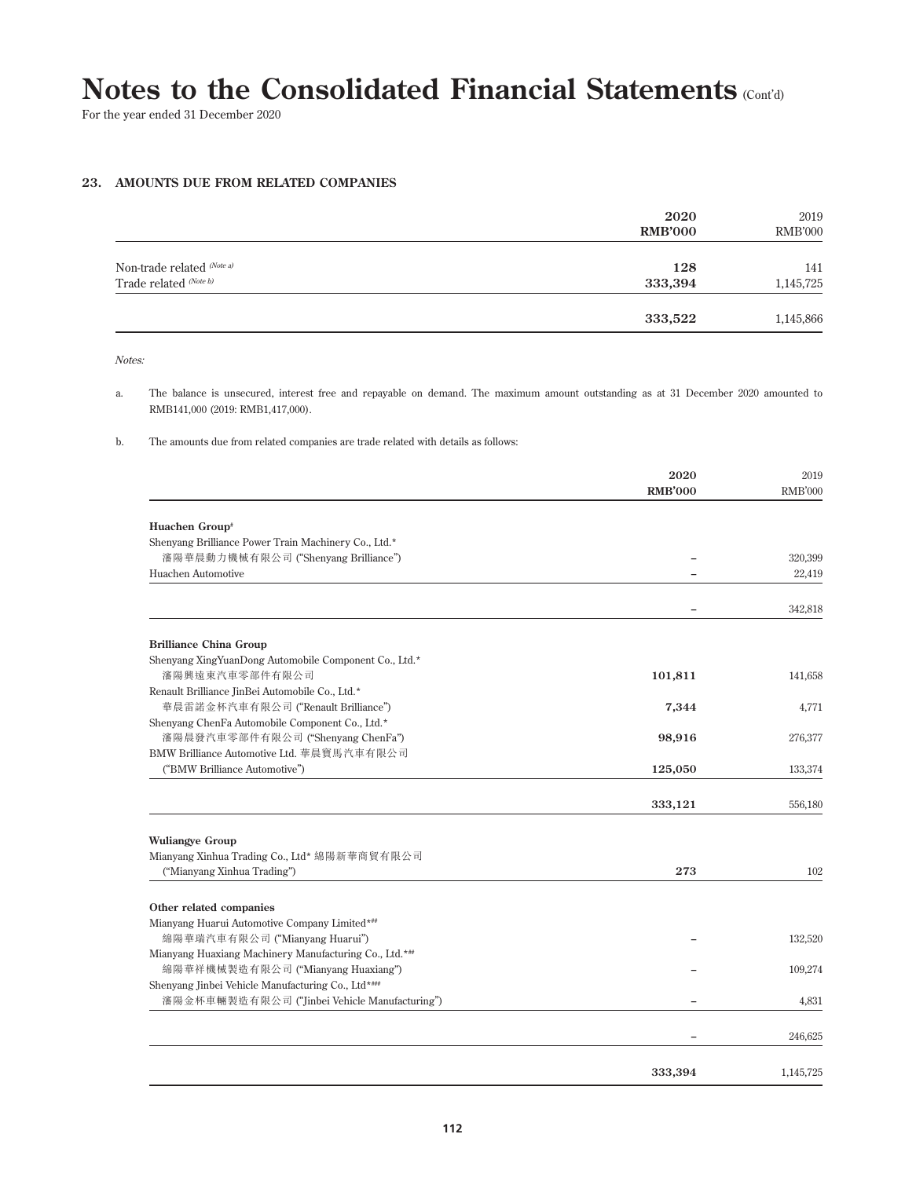# Notes to the Consolidated Financial Statements (Cont'd)

For the year ended 31 December 2020

## 23. AMOUNTS DUE FROM RELATED COMPANIES

| | 2020 RMB'000 | 2019 RMB'000 |
|---|---|---|
| Non-trade related *(Note a)* | **128** | 141 |
| Trade related *(Note b)* | **333,394** | 1,145,725 |
| | **333,522** | 1,145,866 |

*Notes:*

a. The balance is unsecured, interest free and repayable on demand. The maximum amount outstanding as at 31 December 2020 amounted to RMB141,000 (2019: RMB1,417,000).

b. The amounts due from related companies are trade related with details as follows:

| | 2020 RMB'000 | 2019 RMB'000 |
|---|---|---|
| **Huachen Group**[#] | | |
| Shenyang Brilliance Power Train Machinery Co., Ltd.* 瀋陽華晨動力機械有限公司 ("Shenyang Brilliance") | – | 320,399 |
| Huachen Automotive | – | 22,419 |
| | – | 342,818 |
| **Brilliance China Group** | | |
| Shenyang XingYuanDong Automobile Component Co., Ltd.* 瀋陽興遠東汽車零部件有限公司 | **101,811** | 141,658 |
| Renault Brilliance JinBei Automobile Co., Ltd.* 華晨雷諾金杯汽車有限公司 ("Renault Brilliance") | **7,344** | 4,771 |
| Shenyang ChenFa Automobile Component Co., Ltd.* 瀋陽晨發汽車零部件有限公司 ("Shenyang ChenFa") | **98,916** | 276,377 |
| BMW Brilliance Automotive Ltd. 華晨寶馬汽車有限公司 ("BMW Brilliance Automotive") | **125,050** | 133,374 |
| | **333,121** | 556,180 |
| **Wuliangye Group** | | |
| Mianyang Xinhua Trading Co., Ltd* 綿陽新華商貿有限公司 ("Mianyang Xinhua Trading") | **273** | 102 |
| **Other related companies** | | |
| Mianyang Huarui Automotive Company Limited*[##] 綿陽華瑞汽車有限公司 ("Mianyang Huarui") | – | 132,520 |
| Mianyang Huaxiang Machinery Manufacturing Co., Ltd.*[##] 綿陽華祥機械製造有限公司 ("Mianyang Huaxiang") | – | 109,274 |
| Shenyang Jinbei Vehicle Manufacturing Co., Ltd*[###] 瀋陽金杯車輛製造有限公司 ("Jinbei Vehicle Manufacturing") | – | 4,831 |
| | – | 246,625 |
| | **333,394** | 1,145,725 |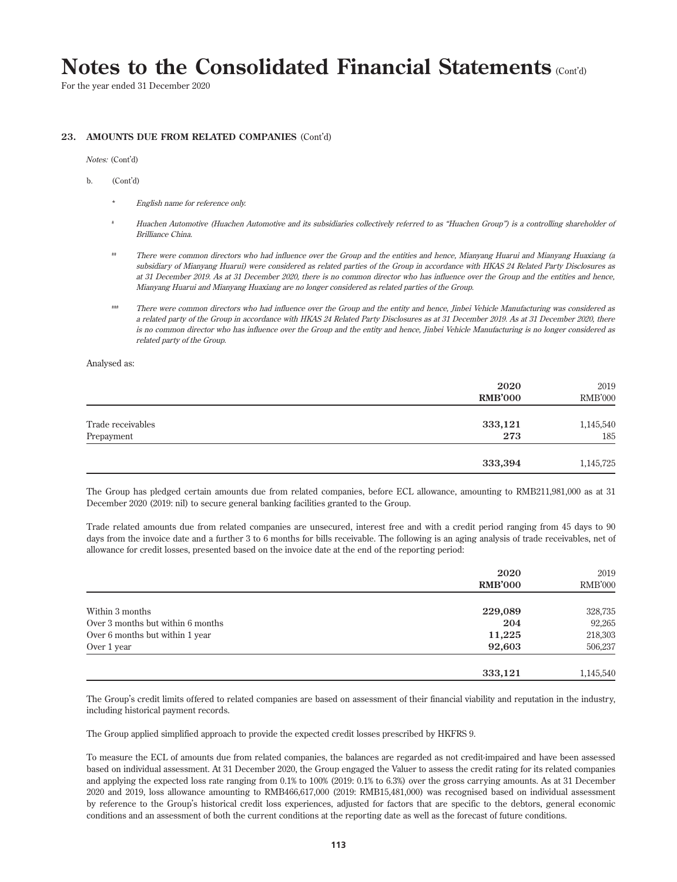## 23. AMOUNTS DUE FROM RELATED COMPANIES (Cont'd)

*Notes:* (Cont'd)

b. (Cont'd)

\* *English name for reference only.*

\# *Huachen Automotive (Huachen Automotive and its subsidiaries collectively referred to as "Huachen Group") is a controlling shareholder of Brilliance China.*

\#\# *There were common directors who had influence over the Group and the entities and hence, Mianyang Huarui and Mianyang Huaxiang (a subsidiary of Mianyang Huarui) were considered as related parties of the Group in accordance with HKAS 24 Related Party Disclosures as at 31 December 2019. As at 31 December 2020, there is no common director who has influence over the Group and the entities and hence, Mianyang Huarui and Mianyang Huaxiang are no longer considered as related parties of the Group.*

\#\#\# *There were common directors who had influence over the Group and the entity and hence, Jinbei Vehicle Manufacturing was considered as a related party of the Group in accordance with HKAS 24 Related Party Disclosures as at 31 December 2019. As at 31 December 2020, there is no common director who has influence over the Group and the entity and hence, Jinbei Vehicle Manufacturing is no longer considered as related party of the Group.*

Analysed as:

| | **2020** **RMB'000** | 2019 RMB'000 |
|---|---|---|
| Trade receivables | **333,121** | 1,145,540 |
| Prepayment | **273** | 185 |
| | **333,394** | 1,145,725 |

The Group has pledged certain amounts due from related companies, before ECL allowance, amounting to RMB211,981,000 as at 31 December 2020 (2019: nil) to secure general banking facilities granted to the Group.

Trade related amounts due from related companies are unsecured, interest free and with a credit period ranging from 45 days to 90 days from the invoice date and a further 3 to 6 months for bills receivable. The following is an aging analysis of trade receivables, net of allowance for credit losses, presented based on the invoice date at the end of the reporting period:

| | **2020** **RMB'000** | 2019 RMB'000 |
|---|---|---|
| Within 3 months | **229,089** | 328,735 |
| Over 3 months but within 6 months | **204** | 92,265 |
| Over 6 months but within 1 year | **11,225** | 218,303 |
| Over 1 year | **92,603** | 506,237 |
| | **333,121** | 1,145,540 |

The Group's credit limits offered to related companies are based on assessment of their financial viability and reputation in the industry, including historical payment records.

The Group applied simplified approach to provide the expected credit losses prescribed by HKFRS 9.

To measure the ECL of amounts due from related companies, the balances are regarded as not credit-impaired and have been assessed based on individual assessment. At 31 December 2020, the Group engaged the Valuer to assess the credit rating for its related companies and applying the expected loss rate ranging from 0.1% to 100% (2019: 0.1% to 6.3%) over the gross carrying amounts. As at 31 December 2020 and 2019, loss allowance amounting to RMB466,617,000 (2019: RMB15,481,000) was recognised based on individual assessment by reference to the Group's historical credit loss experiences, adjusted for factors that are specific to the debtors, general economic conditions and an assessment of both the current conditions at the reporting date as well as the forecast of future conditions.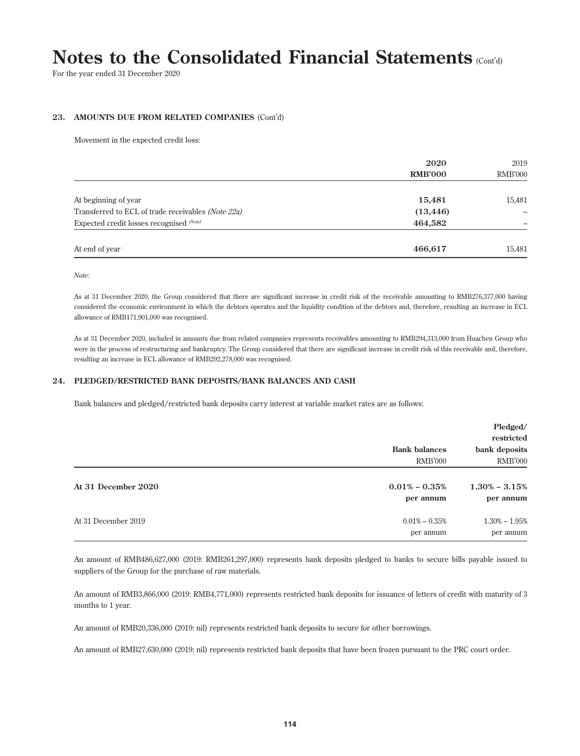# Notes to the Consolidated Financial Statements (Cont'd)

For the year ended 31 December 2020

### 23. AMOUNTS DUE FROM RELATED COMPANIES (Cont'd)

Movement in the expected credit loss:

| | **2020** | 2019 |
|---|---|---|
| | **RMB'000** | RMB'000 |
| At beginning of year | **15,481** | 15,481 |
| Transferred to ECL of trade receivables *(Note 22a)* | **(13,446)** | – |
| Expected credit losses recognised *(Note)* | **464,582** | – |
| At end of year | **466,617** | 15,481 |

*Note:*

As at 31 December 2020, the Group considered that there are significant increase in credit risk of the receivable amounting to RMB276,377,000 having considered the economic environment in which the debtors operates and the liquidity condition of the debtors and, therefore, resulting an increase in ECL allowance of RMB171,901,000 was recognised.

As at 31 December 2020, included in amounts due from related companies represents receivables amounting to RMB294,313,000 from Huachen Group who were in the process of restructuring and bankruptcy. The Group considered that there are significant increase in credit risk of this receivable and, therefore, resulting an increase in ECL allowance of RMB292,278,000 was recognised.

### 24. PLEDGED/RESTRICTED BANK DEPOSITS/BANK BALANCES AND CASH

Bank balances and pledged/restricted bank deposits carry interest at variable market rates are as follows:

| | **Bank balances** | **Pledged/ restricted bank deposits** |
|---|---|---|
| | RMB'000 | RMB'000 |
| **At 31 December 2020** | **0.01% – 0.35% per annum** | **1.30% – 3.15% per annum** |
| At 31 December 2019 | 0.01% – 0.35% per annum | 1.30% – 1.95% per annum |

An amount of RMB486,627,000 (2019: RMB261,297,000) represents bank deposits pledged to banks to secure bills payable issued to suppliers of the Group for the purchase of raw materials.

An amount of RMB3,866,000 (2019: RMB4,771,000) represents restricted bank deposits for issuance of letters of credit with maturity of 3 months to 1 year.

An amount of RMB20,336,000 (2019: nil) represents restricted bank deposits to secure for other borrowings.

An amount of RMB27,630,000 (2019: nil) represents restricted bank deposits that have been frozen pursuant to the PRC court order.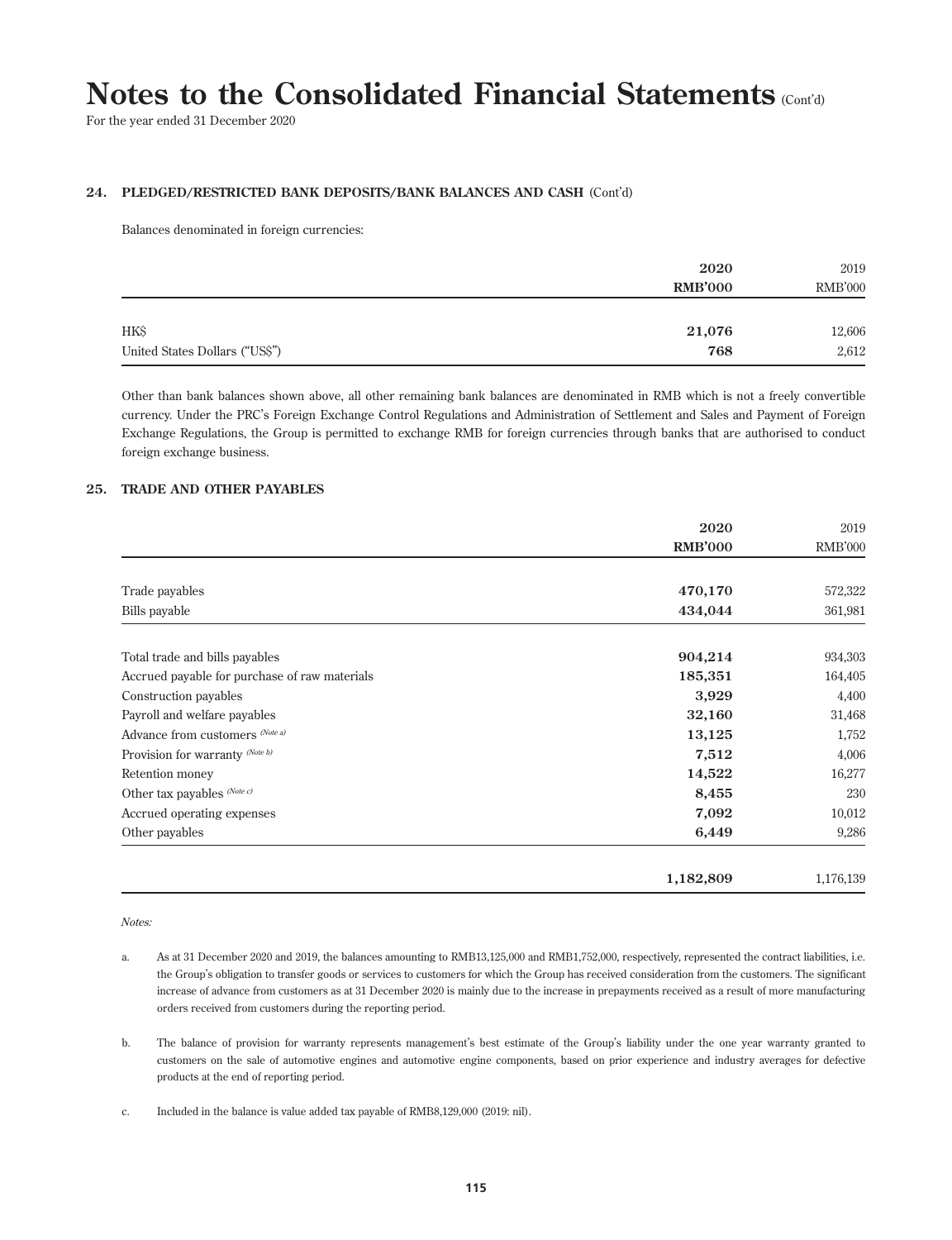## 24. PLEDGED/RESTRICTED BANK DEPOSITS/BANK BALANCES AND CASH (Cont'd)

Balances denominated in foreign currencies:

| | 2020<br>RMB'000 | 2019<br>RMB'000 |
|---|---|---|
| HK$ | **21,076** | 12,606 |
| United States Dollars ("US$") | **768** | 2,612 |

Other than bank balances shown above, all other remaining bank balances are denominated in RMB which is not a freely convertible currency. Under the PRC's Foreign Exchange Control Regulations and Administration of Settlement and Sales and Payment of Foreign Exchange Regulations, the Group is permitted to exchange RMB for foreign currencies through banks that are authorised to conduct foreign exchange business.

## 25. TRADE AND OTHER PAYABLES

| | 2020<br>RMB'000 | 2019<br>RMB'000 |
|---|---|---|
| Trade payables | **470,170** | 572,322 |
| Bills payable | **434,044** | 361,981 |
| Total trade and bills payables | **904,214** | 934,303 |
| Accrued payable for purchase of raw materials | **185,351** | 164,405 |
| Construction payables | **3,929** | 4,400 |
| Payroll and welfare payables | **32,160** | 31,468 |
| Advance from customers *(Note a)* | **13,125** | 1,752 |
| Provision for warranty *(Note b)* | **7,512** | 4,006 |
| Retention money | **14,522** | 16,277 |
| Other tax payables *(Note c)* | **8,455** | 230 |
| Accrued operating expenses | **7,092** | 10,012 |
| Other payables | **6,449** | 9,286 |
| | **1,182,809** | 1,176,139 |

*Notes:*

a. As at 31 December 2020 and 2019, the balances amounting to RMB13,125,000 and RMB1,752,000, respectively, represented the contract liabilities, i.e. the Group's obligation to transfer goods or services to customers for which the Group has received consideration from the customers. The significant increase of advance from customers as at 31 December 2020 is mainly due to the increase in prepayments received as a result of more manufacturing orders received from customers during the reporting period.

b. The balance of provision for warranty represents management's best estimate of the Group's liability under the one year warranty granted to customers on the sale of automotive engines and automotive engine components, based on prior experience and industry averages for defective products at the end of reporting period.

c. Included in the balance is value added tax payable of RMB8,129,000 (2019: nil).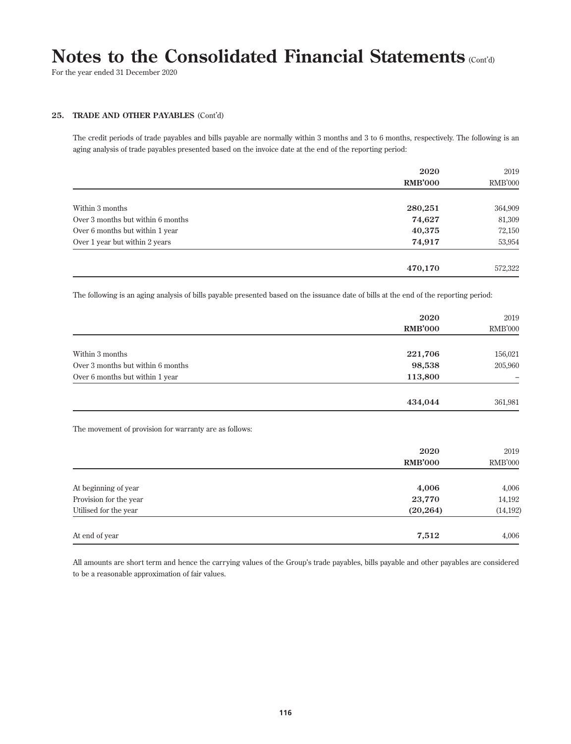# Notes to the Consolidated Financial Statements (Cont'd)

For the year ended 31 December 2020

## 25. TRADE AND OTHER PAYABLES (Cont'd)

The credit periods of trade payables and bills payable are normally within 3 months and 3 to 6 months, respectively. The following is an aging analysis of trade payables presented based on the invoice date at the end of the reporting period:

| | 2020<br>RMB'000 | 2019<br>RMB'000 |
|---|---|---|
| Within 3 months | 280,251 | 364,909 |
| Over 3 months but within 6 months | 74,627 | 81,309 |
| Over 6 months but within 1 year | 40,375 | 72,150 |
| Over 1 year but within 2 years | 74,917 | 53,954 |
| | 470,170 | 572,322 |

The following is an aging analysis of bills payable presented based on the issuance date of bills at the end of the reporting period:

| | 2020<br>RMB'000 | 2019<br>RMB'000 |
|---|---|---|
| Within 3 months | 221,706 | 156,021 |
| Over 3 months but within 6 months | 98,538 | 205,960 |
| Over 6 months but within 1 year | 113,800 | – |
| | 434,044 | 361,981 |

The movement of provision for warranty are as follows:

| | 2020<br>RMB'000 | 2019<br>RMB'000 |
|---|---|---|
| At beginning of year | 4,006 | 4,006 |
| Provision for the year | 23,770 | 14,192 |
| Utilised for the year | (20,264) | (14,192) |
| At end of year | 7,512 | 4,006 |

All amounts are short term and hence the carrying values of the Group's trade payables, bills payable and other payables are considered to be a reasonable approximation of fair values.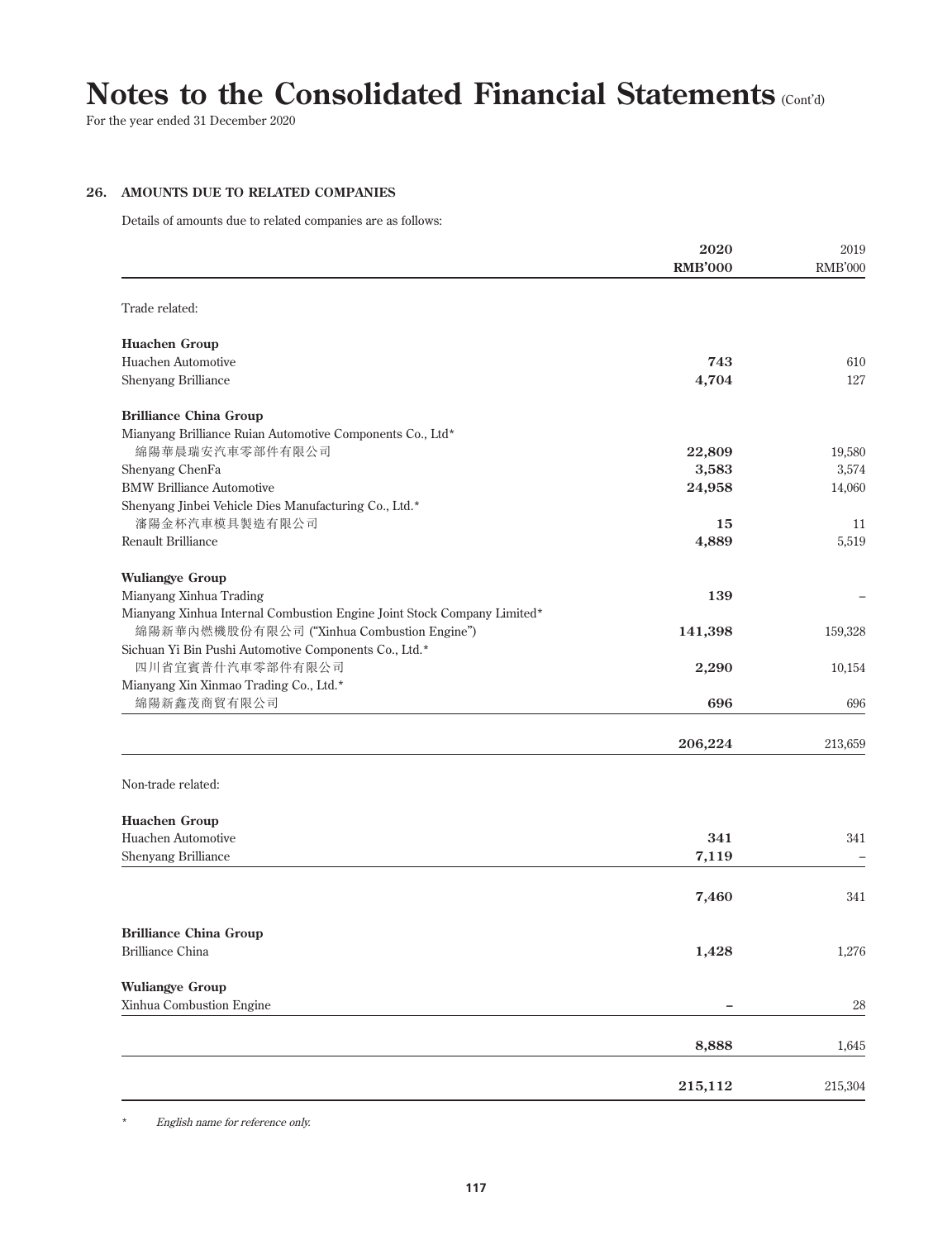# Notes to the Consolidated Financial Statements (Cont'd)

For the year ended 31 December 2020

## 26. AMOUNTS DUE TO RELATED COMPANIES

Details of amounts due to related companies are as follows:

| | 2020<br>RMB'000 | 2019<br>RMB'000 |
|---|---|---|
| Trade related: | | |
| **Huachen Group** | | |
| Huachen Automotive | **743** | 610 |
| Shenyang Brilliance | **4,704** | 127 |
| **Brilliance China Group** | | |
| Mianyang Brilliance Ruian Automotive Components Co., Ltd*<br>綿陽華晨瑞安汽車零部件有限公司 | **22,809** | 19,580 |
| Shenyang ChenFa | **3,583** | 3,574 |
| BMW Brilliance Automotive | **24,958** | 14,060 |
| Shenyang Jinbei Vehicle Dies Manufacturing Co., Ltd.*<br>瀋陽金杯汽車模具製造有限公司 | **15** | 11 |
| Renault Brilliance | **4,889** | 5,519 |
| **Wuliangye Group** | | |
| Mianyang Xinhua Trading | **139** | – |
| Mianyang Xinhua Internal Combustion Engine Joint Stock Company Limited*<br>綿陽新華內燃機股份有限公司 ("Xinhua Combustion Engine") | **141,398** | 159,328 |
| Sichuan Yi Bin Pushi Automotive Components Co., Ltd.*<br>四川省宜賓普什汽車零部件有限公司 | **2,290** | 10,154 |
| Mianyang Xin Xinmao Trading Co., Ltd.*<br>綿陽新鑫茂商貿有限公司 | **696** | 696 |
| | **206,224** | 213,659 |
| Non-trade related: | | |
| **Huachen Group** | | |
| Huachen Automotive | **341** | 341 |
| Shenyang Brilliance | **7,119** | – |
| | **7,460** | 341 |
| **Brilliance China Group** | | |
| Brilliance China | **1,428** | 1,276 |
| **Wuliangye Group** | | |
| Xinhua Combustion Engine | **–** | 28 |
| | **8,888** | 1,645 |
| | **215,112** | 215,304 |

\* *English name for reference only.*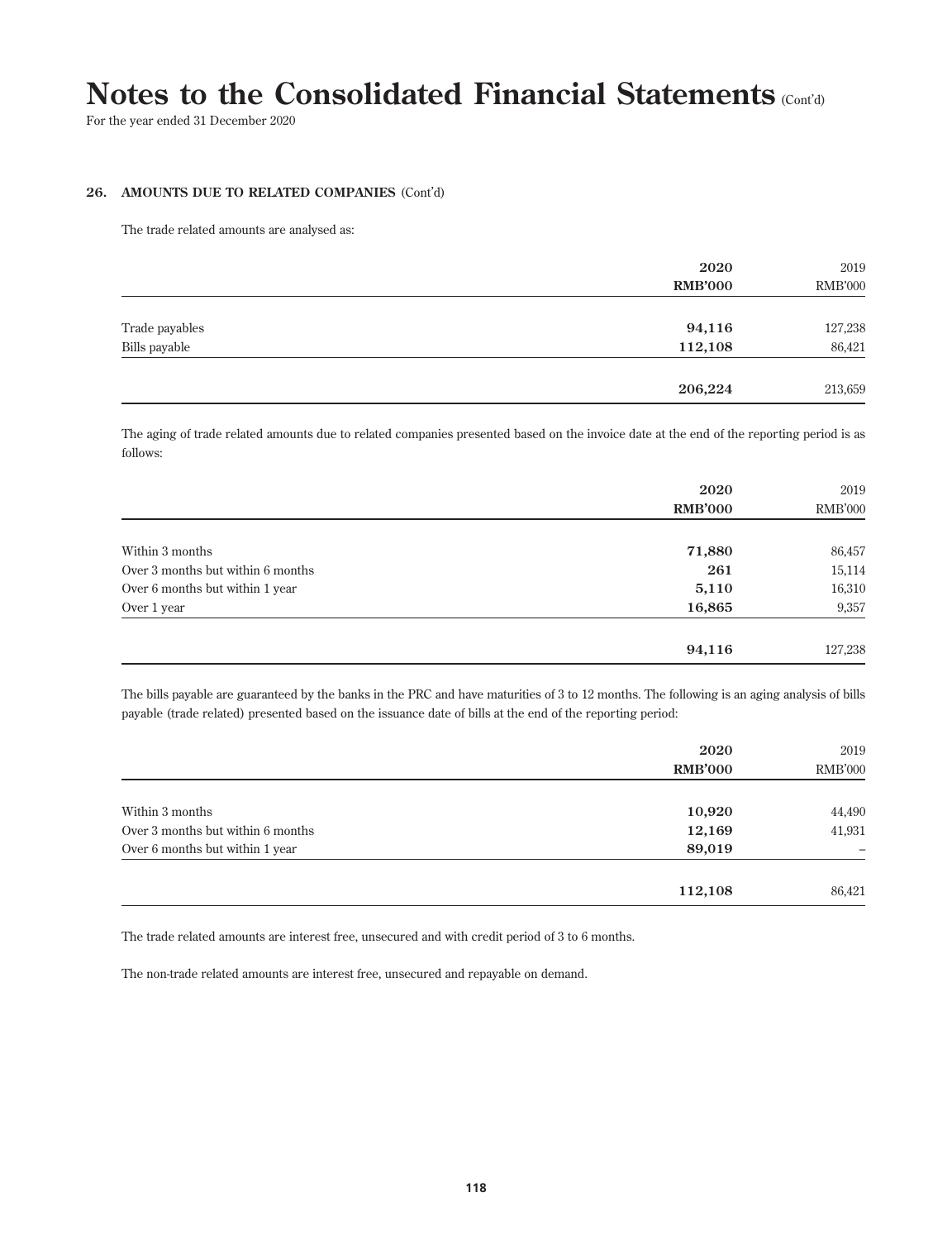# Notes to the Consolidated Financial Statements (Cont'd)

For the year ended 31 December 2020

### 26. AMOUNTS DUE TO RELATED COMPANIES (Cont'd)

The trade related amounts are analysed as:

| | 2020<br>RMB'000 | 2019<br>RMB'000 |
|---|---|---|
| Trade payables | 94,116 | 127,238 |
| Bills payable | 112,108 | 86,421 |
| | 206,224 | 213,659 |

The aging of trade related amounts due to related companies presented based on the invoice date at the end of the reporting period is as follows:

| | 2020<br>RMB'000 | 2019<br>RMB'000 |
|---|---|---|
| Within 3 months | 71,880 | 86,457 |
| Over 3 months but within 6 months | 261 | 15,114 |
| Over 6 months but within 1 year | 5,110 | 16,310 |
| Over 1 year | 16,865 | 9,357 |
| | 94,116 | 127,238 |

The bills payable are guaranteed by the banks in the PRC and have maturities of 3 to 12 months. The following is an aging analysis of bills payable (trade related) presented based on the issuance date of bills at the end of the reporting period:

| | 2020<br>RMB'000 | 2019<br>RMB'000 |
|---|---|---|
| Within 3 months | 10,920 | 44,490 |
| Over 3 months but within 6 months | 12,169 | 41,931 |
| Over 6 months but within 1 year | 89,019 | – |
| | 112,108 | 86,421 |

The trade related amounts are interest free, unsecured and with credit period of 3 to 6 months.

The non-trade related amounts are interest free, unsecured and repayable on demand.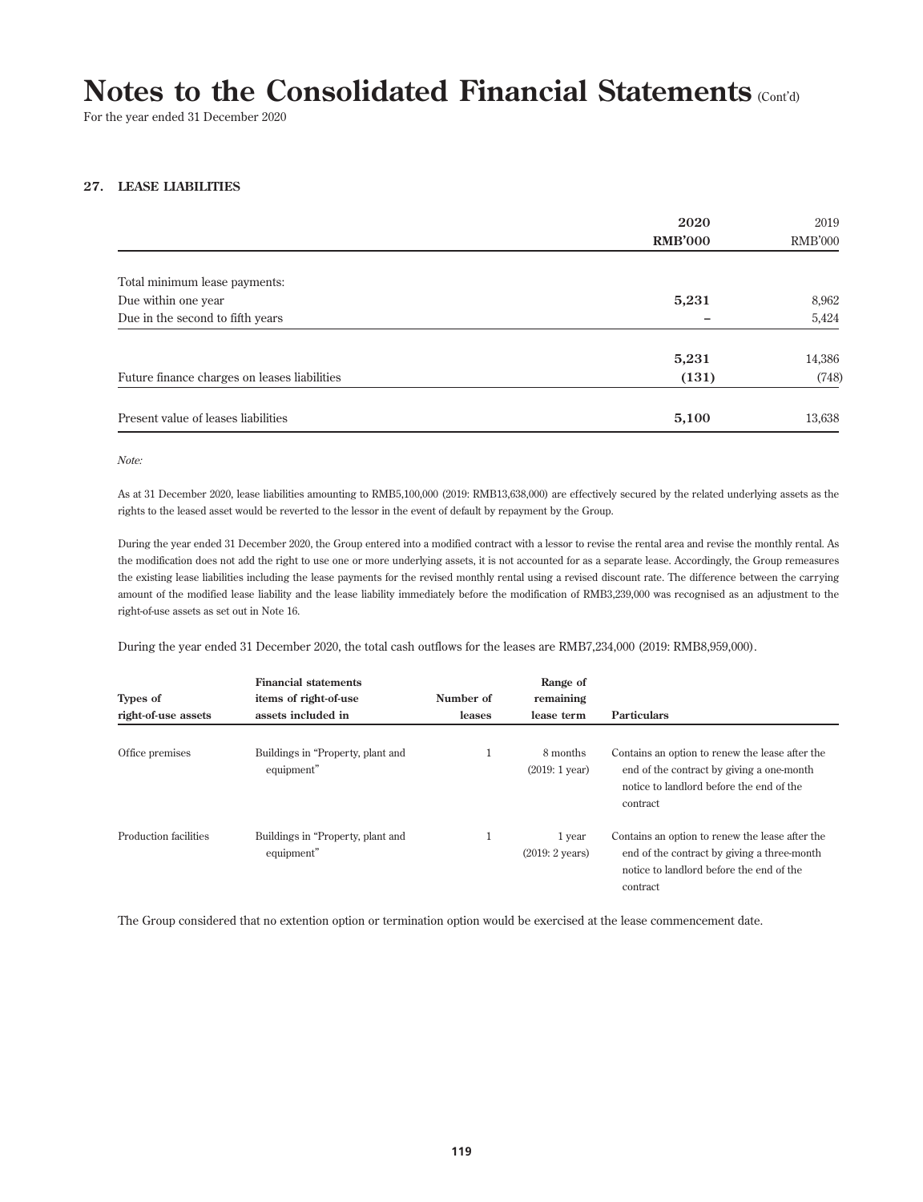# Notes to the Consolidated Financial Statements (Cont'd)

For the year ended 31 December 2020

## 27. LEASE LIABILITIES

| | **2020** | 2019 |
|---|---|---|
| | **RMB'000** | RMB'000 |
| Total minimum lease payments: | | |
| Due within one year | **5,231** | 8,962 |
| Due in the second to fifth years | **–** | 5,424 |
| | **5,231** | 14,386 |
| Future finance charges on leases liabilities | **(131)** | (748) |
| Present value of leases liabilities | **5,100** | 13,638 |

*Note:*

As at 31 December 2020, lease liabilities amounting to RMB5,100,000 (2019: RMB13,638,000) are effectively secured by the related underlying assets as the rights to the leased asset would be reverted to the lessor in the event of default by repayment by the Group.

During the year ended 31 December 2020, the Group entered into a modified contract with a lessor to revise the rental area and revise the monthly rental. As the modification does not add the right to use one or more underlying assets, it is not accounted for as a separate lease. Accordingly, the Group remeasures the existing lease liabilities including the lease payments for the revised monthly rental using a revised discount rate. The difference between the carrying amount of the modified lease liability and the lease liability immediately before the modification of RMB3,239,000 was recognised as an adjustment to the right-of-use assets as set out in Note 16.

During the year ended 31 December 2020, the total cash outflows for the leases are RMB7,234,000 (2019: RMB8,959,000).

| Types of right-of-use assets | Financial statements items of right-of-use assets included in | Number of leases | Range of remaining lease term | Particulars |
|---|---|---|---|---|
| Office premises | Buildings in "Property, plant and equipment" | 1 | 8 months (2019: 1 year) | Contains an option to renew the lease after the end of the contract by giving a one-month notice to landlord before the end of the contract |
| Production facilities | Buildings in "Property, plant and equipment" | 1 | 1 year (2019: 2 years) | Contains an option to renew the lease after the end of the contract by giving a three-month notice to landlord before the end of the contract |

The Group considered that no extention option or termination option would be exercised at the lease commencement date.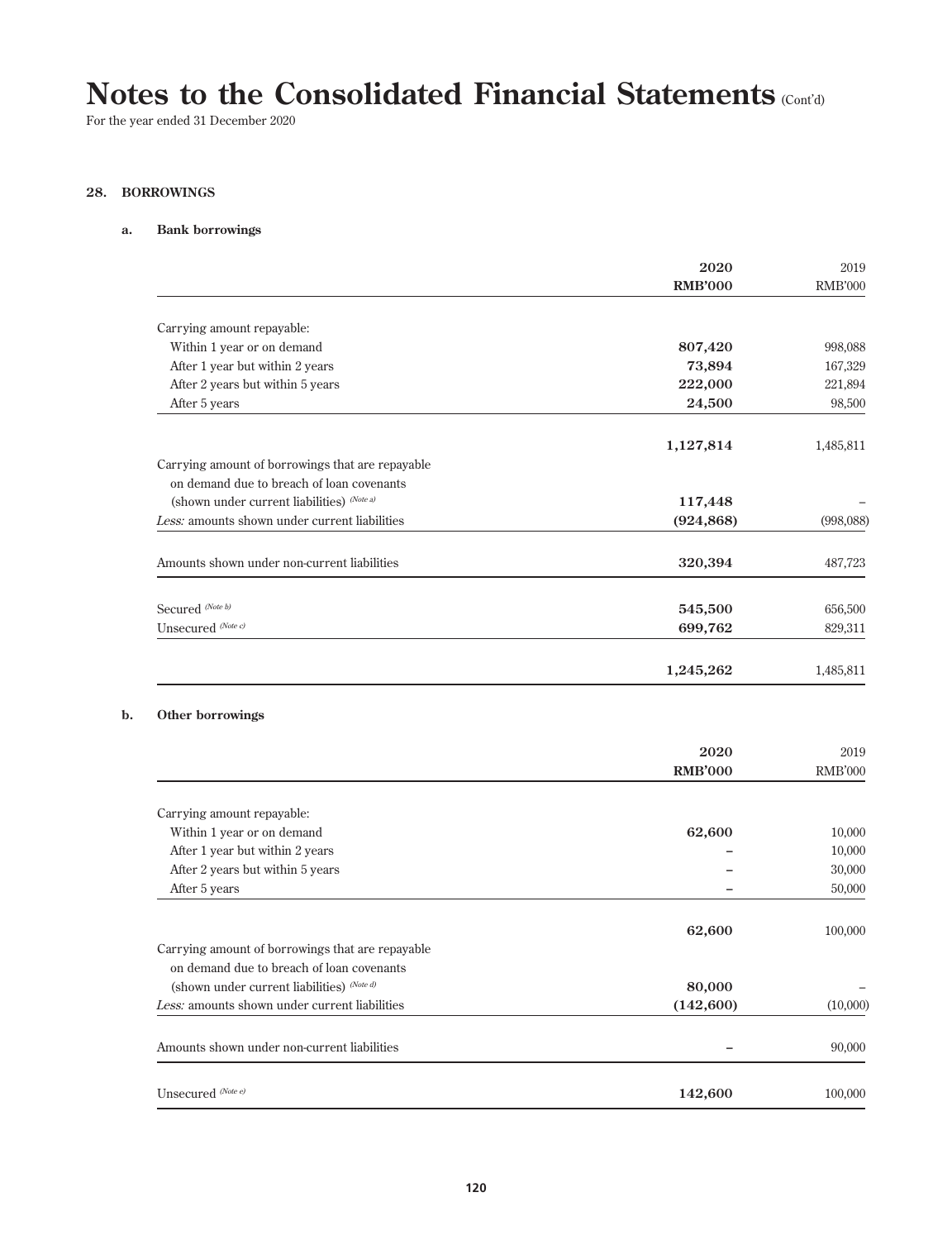# Notes to the Consolidated Financial Statements (Cont'd)

For the year ended 31 December 2020

## 28. BORROWINGS

### a. Bank borrowings

| | 2020<br>RMB'000 | 2019<br>RMB'000 |
|---|---|---|
| Carrying amount repayable: | | |
| Within 1 year or on demand | 807,420 | 998,088 |
| After 1 year but within 2 years | 73,894 | 167,329 |
| After 2 years but within 5 years | 222,000 | 221,894 |
| After 5 years | 24,500 | 98,500 |
| | 1,127,814 | 1,485,811 |
| Carrying amount of borrowings that are repayable on demand due to breach of loan covenants (shown under current liabilities) (Note a) | 117,448 | – |
| *Less:* amounts shown under current liabilities | (924,868) | (998,088) |
| Amounts shown under non-current liabilities | 320,394 | 487,723 |
| Secured (Note b) | 545,500 | 656,500 |
| Unsecured (Note c) | 699,762 | 829,311 |
| | 1,245,262 | 1,485,811 |

### b. Other borrowings

| | 2020<br>RMB'000 | 2019<br>RMB'000 |
|---|---|---|
| Carrying amount repayable: | | |
| Within 1 year or on demand | 62,600 | 10,000 |
| After 1 year but within 2 years | – | 10,000 |
| After 2 years but within 5 years | – | 30,000 |
| After 5 years | – | 50,000 |
| | 62,600 | 100,000 |
| Carrying amount of borrowings that are repayable on demand due to breach of loan covenants (shown under current liabilities) (Note d) | 80,000 | – |
| *Less:* amounts shown under current liabilities | (142,600) | (10,000) |
| Amounts shown under non-current liabilities | – | 90,000 |
| Unsecured (Note e) | 142,600 | 100,000 |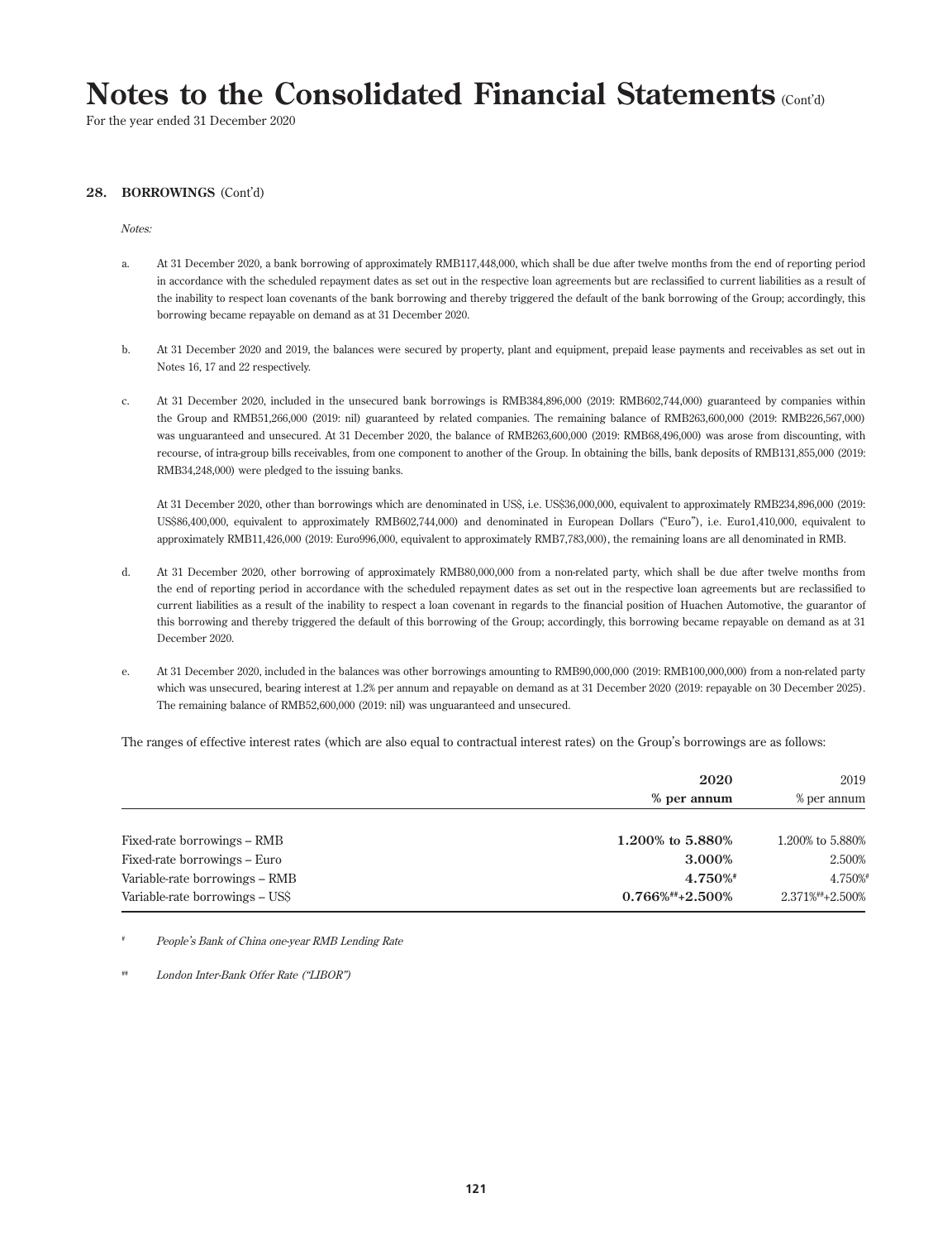# Notes to the Consolidated Financial Statements (Cont'd)

For the year ended 31 December 2020

## 28. BORROWINGS (Cont'd)

*Notes:*

a. At 31 December 2020, a bank borrowing of approximately RMB117,448,000, which shall be due after twelve months from the end of reporting period in accordance with the scheduled repayment dates as set out in the respective loan agreements but are reclassified to current liabilities as a result of the inability to respect loan covenants of the bank borrowing and thereby triggered the default of the bank borrowing of the Group; accordingly, this borrowing became repayable on demand as at 31 December 2020.

b. At 31 December 2020 and 2019, the balances were secured by property, plant and equipment, prepaid lease payments and receivables as set out in Notes 16, 17 and 22 respectively.

c. At 31 December 2020, included in the unsecured bank borrowings is RMB384,896,000 (2019: RMB602,744,000) guaranteed by companies within the Group and RMB51,266,000 (2019: nil) guaranteed by related companies. The remaining balance of RMB263,600,000 (2019: RMB226,567,000) was unguaranteed and unsecured. At 31 December 2020, the balance of RMB263,600,000 (2019: RMB68,496,000) was arose from discounting, with recourse, of intra-group bills receivables, from one component to another of the Group. In obtaining the bills, bank deposits of RMB131,855,000 (2019: RMB34,248,000) were pledged to the issuing banks.

   At 31 December 2020, other than borrowings which are denominated in US$, i.e. US$36,000,000, equivalent to approximately RMB234,896,000 (2019: US$86,400,000, equivalent to approximately RMB602,744,000) and denominated in European Dollars ("Euro"), i.e. Euro1,410,000, equivalent to approximately RMB11,426,000 (2019: Euro996,000, equivalent to approximately RMB7,783,000), the remaining loans are all denominated in RMB.

d. At 31 December 2020, other borrowing of approximately RMB80,000,000 from a non-related party, which shall be due after twelve months from the end of reporting period in accordance with the scheduled repayment dates as set out in the respective loan agreements but are reclassified to current liabilities as a result of the inability to respect a loan covenant in regards to the financial position of Huachen Automotive, the guarantor of this borrowing and thereby triggered the default of this borrowing of the Group; accordingly, this borrowing became repayable on demand as at 31 December 2020.

e. At 31 December 2020, included in the balances was other borrowings amounting to RMB90,000,000 (2019: RMB100,000,000) from a non-related party which was unsecured, bearing interest at 1.2% per annum and repayable on demand as at 31 December 2020 (2019: repayable on 30 December 2025). The remaining balance of RMB52,600,000 (2019: nil) was unguaranteed and unsecured.

The ranges of effective interest rates (which are also equal to contractual interest rates) on the Group's borrowings are as follows:

| | **2020** | 2019 |
|---|---|---|
| | **% per annum** | % per annum |
| Fixed-rate borrowings – RMB | **1.200% to 5.880%** | 1.200% to 5.880% |
| Fixed-rate borrowings – Euro | **3.000%** | 2.500% |
| Variable-rate borrowings – RMB | **4.750%#** | 4.750%# |
| Variable-rate borrowings – US$ | **0.766%##+2.500%** | 2.371%##+2.500% |

\# *People's Bank of China one-year RMB Lending Rate*

\## *London Inter-Bank Offer Rate ("LIBOR")*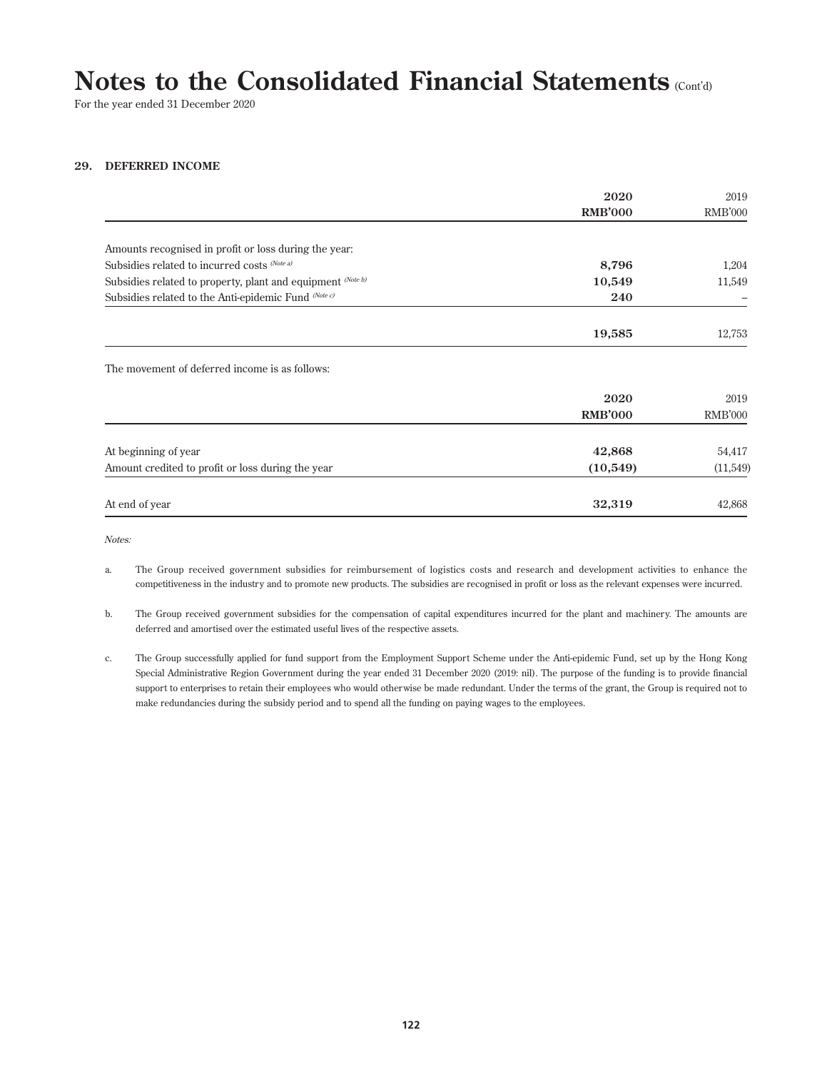# Notes to the Consolidated Financial Statements (Cont'd)

For the year ended 31 December 2020

## 29. DEFERRED INCOME

| | **2020** | 2019 |
|---|---|---|
| | **RMB'000** | RMB'000 |
| Amounts recognised in profit or loss during the year: | | |
| Subsidies related to incurred costs *(Note a)* | **8,796** | 1,204 |
| Subsidies related to property, plant and equipment *(Note b)* | **10,549** | 11,549 |
| Subsidies related to the Anti-epidemic Fund *(Note c)* | **240** | – |
| | **19,585** | 12,753 |

The movement of deferred income is as follows:

| | **2020** | 2019 |
|---|---|---|
| | **RMB'000** | RMB'000 |
| At beginning of year | **42,868** | 54,417 |
| Amount credited to profit or loss during the year | **(10,549)** | (11,549) |
| At end of year | **32,319** | 42,868 |

*Notes:*

a. The Group received government subsidies for reimbursement of logistics costs and research and development activities to enhance the competitiveness in the industry and to promote new products. The subsidies are recognised in profit or loss as the relevant expenses were incurred.

b. The Group received government subsidies for the compensation of capital expenditures incurred for the plant and machinery. The amounts are deferred and amortised over the estimated useful lives of the respective assets.

c. The Group successfully applied for fund support from the Employment Support Scheme under the Anti-epidemic Fund, set up by the Hong Kong Special Administrative Region Government during the year ended 31 December 2020 (2019: nil). The purpose of the funding is to provide financial support to enterprises to retain their employees who would otherwise be made redundant. Under the terms of the grant, the Group is required not to make redundancies during the subsidy period and to spend all the funding on paying wages to the employees.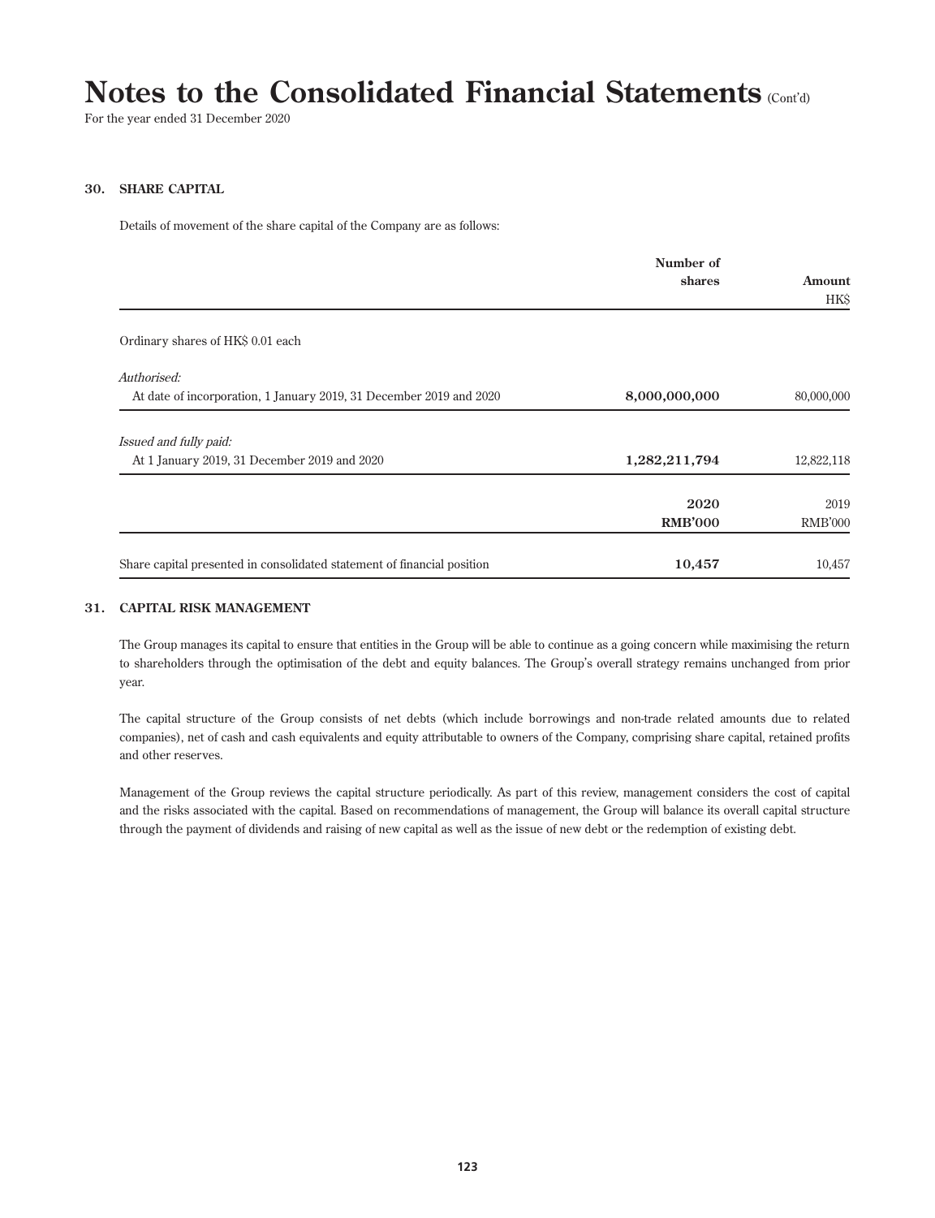# Notes to the Consolidated Financial Statements (Cont'd)

For the year ended 31 December 2020

## 30. SHARE CAPITAL

Details of movement of the share capital of the Company are as follows:

| | Number of shares | Amount HK$ |
|---|---|---|
| Ordinary shares of HK$ 0.01 each | | |
| *Authorised:* | | |
| At date of incorporation, 1 January 2019, 31 December 2019 and 2020 | **8,000,000,000** | 80,000,000 |
| *Issued and fully paid:* | | |
| At 1 January 2019, 31 December 2019 and 2020 | **1,282,211,794** | 12,822,118 |

| | 2020 RMB'000 | 2019 RMB'000 |
|---|---|---|
| Share capital presented in consolidated statement of financial position | **10,457** | 10,457 |

## 31. CAPITAL RISK MANAGEMENT

The Group manages its capital to ensure that entities in the Group will be able to continue as a going concern while maximising the return to shareholders through the optimisation of the debt and equity balances. The Group's overall strategy remains unchanged from prior year.

The capital structure of the Group consists of net debts (which include borrowings and non-trade related amounts due to related companies), net of cash and cash equivalents and equity attributable to owners of the Company, comprising share capital, retained profits and other reserves.

Management of the Group reviews the capital structure periodically. As part of this review, management considers the cost of capital and the risks associated with the capital. Based on recommendations of management, the Group will balance its overall capital structure through the payment of dividends and raising of new capital as well as the issue of new debt or the redemption of existing debt.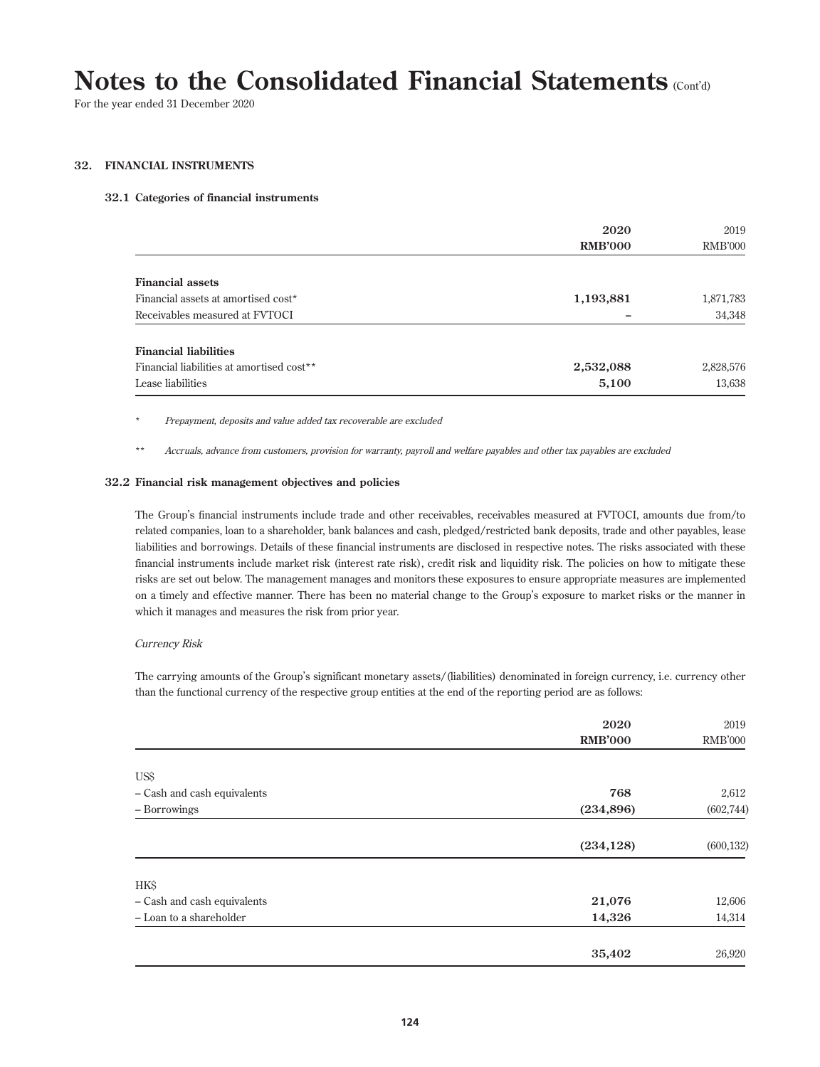# Notes to the Consolidated Financial Statements (Cont'd)

For the year ended 31 December 2020

## 32. FINANCIAL INSTRUMENTS

### 32.1 Categories of financial instruments

| | 2020<br>RMB'000 | 2019<br>RMB'000 |
|---|---|---|
| **Financial assets** | | |
| Financial assets at amortised cost* | **1,193,881** | 1,871,783 |
| Receivables measured at FVTOCI | **–** | 34,348 |
| **Financial liabilities** | | |
| Financial liabilities at amortised cost** | **2,532,088** | 2,828,576 |
| Lease liabilities | **5,100** | 13,638 |

\* *Prepayment, deposits and value added tax recoverable are excluded*

\*\* *Accruals, advance from customers, provision for warranty, payroll and welfare payables and other tax payables are excluded*

### 32.2 Financial risk management objectives and policies

The Group's financial instruments include trade and other receivables, receivables measured at FVTOCI, amounts due from/to related companies, loan to a shareholder, bank balances and cash, pledged/restricted bank deposits, trade and other payables, lease liabilities and borrowings. Details of these financial instruments are disclosed in respective notes. The risks associated with these financial instruments include market risk (interest rate risk), credit risk and liquidity risk. The policies on how to mitigate these risks are set out below. The management manages and monitors these exposures to ensure appropriate measures are implemented on a timely and effective manner. There has been no material change to the Group's exposure to market risks or the manner in which it manages and measures the risk from prior year.

*Currency Risk*

The carrying amounts of the Group's significant monetary assets/(liabilities) denominated in foreign currency, i.e. currency other than the functional currency of the respective group entities at the end of the reporting period are as follows:

| | 2020<br>RMB'000 | 2019<br>RMB'000 |
|---|---|---|
| US$ | | |
| – Cash and cash equivalents | **768** | 2,612 |
| – Borrowings | **(234,896)** | (602,744) |
| | **(234,128)** | (600,132) |
| HK$ | | |
| – Cash and cash equivalents | **21,076** | 12,606 |
| – Loan to a shareholder | **14,326** | 14,314 |
| | **35,402** | 26,920 |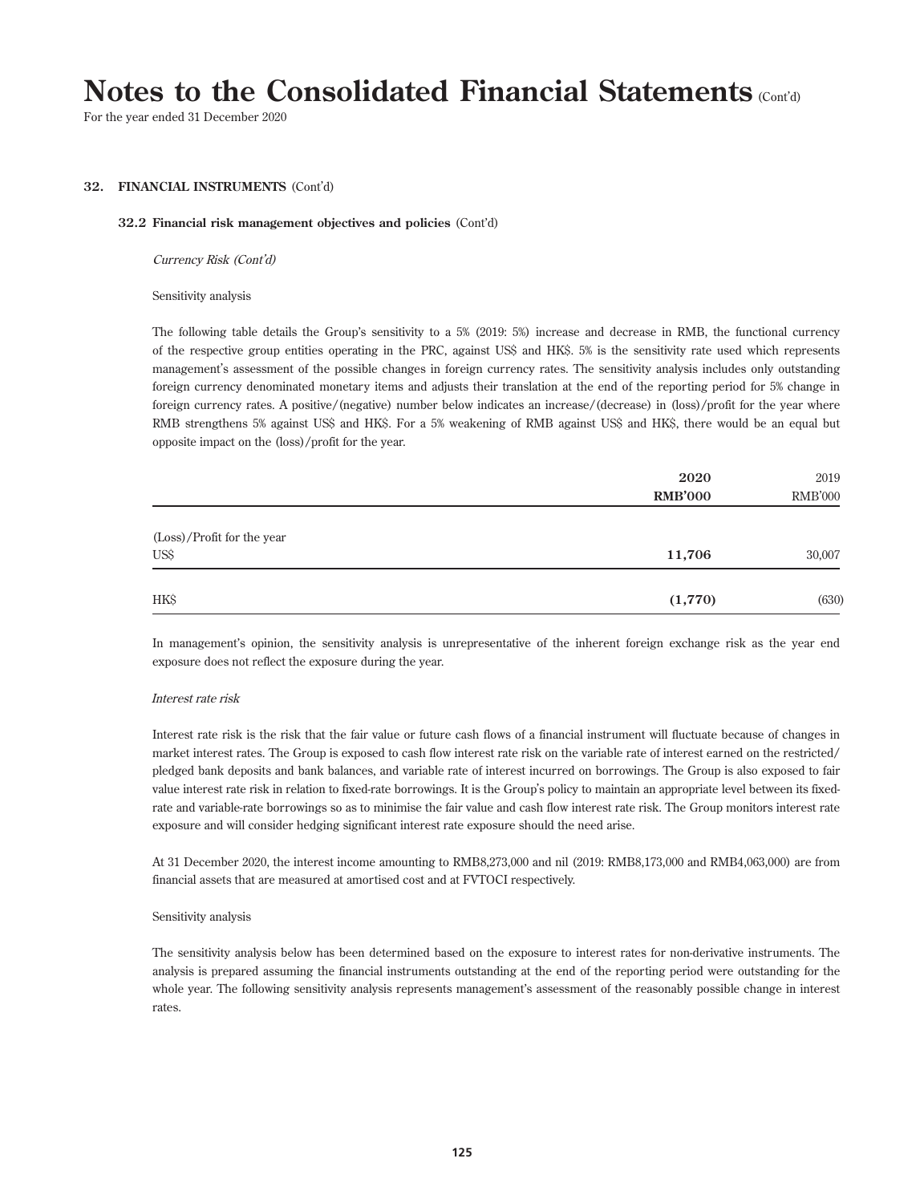# Notes to the Consolidated Financial Statements (Cont'd)

For the year ended 31 December 2020

## 32. FINANCIAL INSTRUMENTS (Cont'd)

### 32.2 Financial risk management objectives and policies (Cont'd)

*Currency Risk (Cont'd)*

Sensitivity analysis

The following table details the Group's sensitivity to a 5% (2019: 5%) increase and decrease in RMB, the functional currency of the respective group entities operating in the PRC, against US$ and HK$. 5% is the sensitivity rate used which represents management's assessment of the possible changes in foreign currency rates. The sensitivity analysis includes only outstanding foreign currency denominated monetary items and adjusts their translation at the end of the reporting period for 5% change in foreign currency rates. A positive/(negative) number below indicates an increase/(decrease) in (loss)/profit for the year where RMB strengthens 5% against US$ and HK$. For a 5% weakening of RMB against US$ and HK$, there would be an equal but opposite impact on the (loss)/profit for the year.

| | **2020** | 2019 |
|---|---|---|
| | **RMB'000** | RMB'000 |
| (Loss)/Profit for the year | | |
| US$ | **11,706** | 30,007 |
| HK$ | **(1,770)** | (630) |

In management's opinion, the sensitivity analysis is unrepresentative of the inherent foreign exchange risk as the year end exposure does not reflect the exposure during the year.

*Interest rate risk*

Interest rate risk is the risk that the fair value or future cash flows of a financial instrument will fluctuate because of changes in market interest rates. The Group is exposed to cash flow interest rate risk on the variable rate of interest earned on the restricted/pledged bank deposits and bank balances, and variable rate of interest incurred on borrowings. The Group is also exposed to fair value interest rate risk in relation to fixed-rate borrowings. It is the Group's policy to maintain an appropriate level between its fixed-rate and variable-rate borrowings so as to minimise the fair value and cash flow interest rate risk. The Group monitors interest rate exposure and will consider hedging significant interest rate exposure should the need arise.

At 31 December 2020, the interest income amounting to RMB8,273,000 and nil (2019: RMB8,173,000 and RMB4,063,000) are from financial assets that are measured at amortised cost and at FVTOCI respectively.

Sensitivity analysis

The sensitivity analysis below has been determined based on the exposure to interest rates for non-derivative instruments. The analysis is prepared assuming the financial instruments outstanding at the end of the reporting period were outstanding for the whole year. The following sensitivity analysis represents management's assessment of the reasonably possible change in interest rates.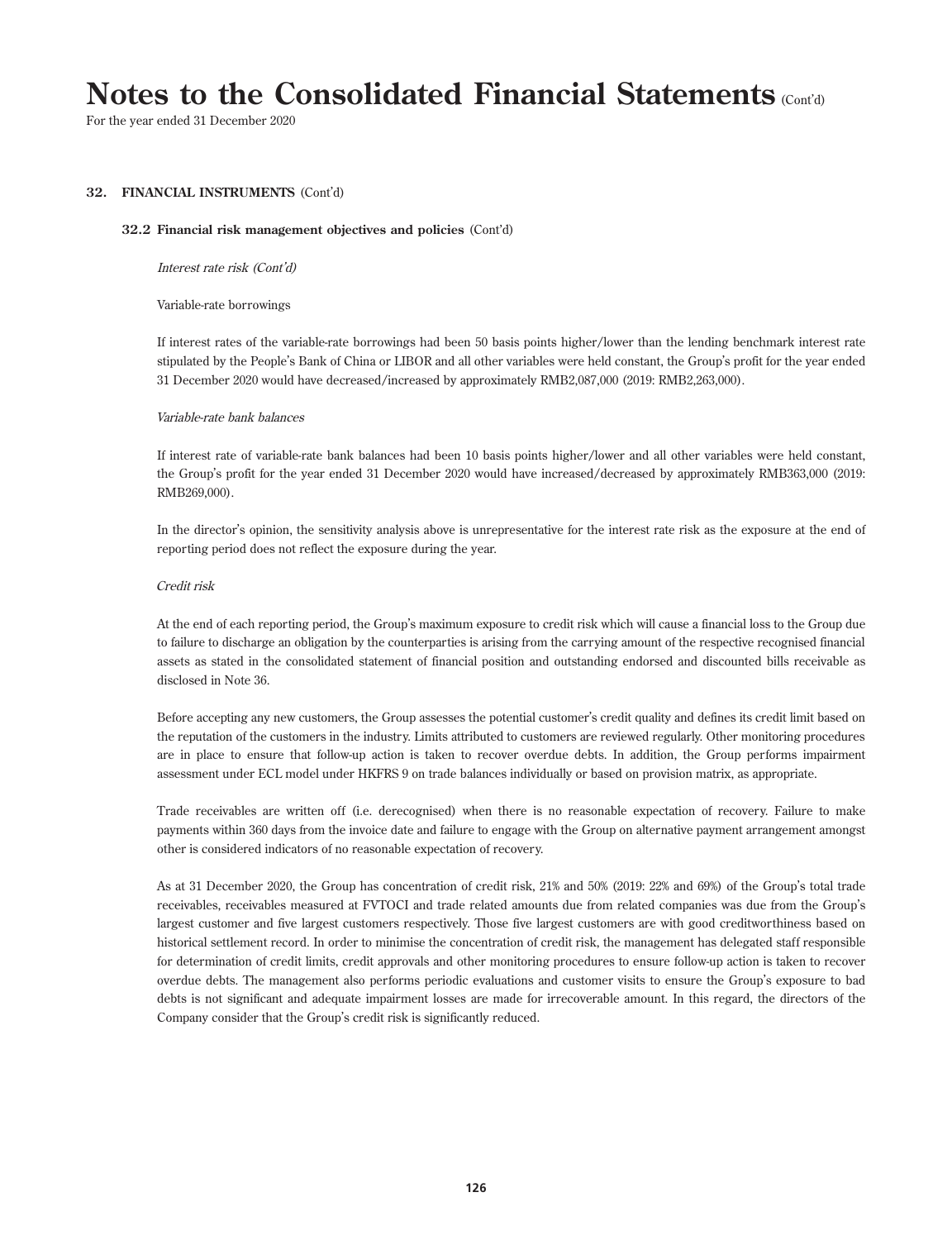# Notes to the Consolidated Financial Statements (Cont'd)

For the year ended 31 December 2020

## 32. FINANCIAL INSTRUMENTS (Cont'd)

### 32.2 Financial risk management objectives and policies (Cont'd)

*Interest rate risk (Cont'd)*

Variable-rate borrowings

If interest rates of the variable-rate borrowings had been 50 basis points higher/lower than the lending benchmark interest rate stipulated by the People's Bank of China or LIBOR and all other variables were held constant, the Group's profit for the year ended 31 December 2020 would have decreased/increased by approximately RMB2,087,000 (2019: RMB2,263,000).

*Variable-rate bank balances*

If interest rate of variable-rate bank balances had been 10 basis points higher/lower and all other variables were held constant, the Group's profit for the year ended 31 December 2020 would have increased/decreased by approximately RMB363,000 (2019: RMB269,000).

In the director's opinion, the sensitivity analysis above is unrepresentative for the interest rate risk as the exposure at the end of reporting period does not reflect the exposure during the year.

*Credit risk*

At the end of each reporting period, the Group's maximum exposure to credit risk which will cause a financial loss to the Group due to failure to discharge an obligation by the counterparties is arising from the carrying amount of the respective recognised financial assets as stated in the consolidated statement of financial position and outstanding endorsed and discounted bills receivable as disclosed in Note 36.

Before accepting any new customers, the Group assesses the potential customer's credit quality and defines its credit limit based on the reputation of the customers in the industry. Limits attributed to customers are reviewed regularly. Other monitoring procedures are in place to ensure that follow-up action is taken to recover overdue debts. In addition, the Group performs impairment assessment under ECL model under HKFRS 9 on trade balances individually or based on provision matrix, as appropriate.

Trade receivables are written off (i.e. derecognised) when there is no reasonable expectation of recovery. Failure to make payments within 360 days from the invoice date and failure to engage with the Group on alternative payment arrangement amongst other is considered indicators of no reasonable expectation of recovery.

As at 31 December 2020, the Group has concentration of credit risk, 21% and 50% (2019: 22% and 69%) of the Group's total trade receivables, receivables measured at FVTOCI and trade related amounts due from related companies was due from the Group's largest customer and five largest customers respectively. Those five largest customers are with good creditworthiness based on historical settlement record. In order to minimise the concentration of credit risk, the management has delegated staff responsible for determination of credit limits, credit approvals and other monitoring procedures to ensure follow-up action is taken to recover overdue debts. The management also performs periodic evaluations and customer visits to ensure the Group's exposure to bad debts is not significant and adequate impairment losses are made for irrecoverable amount. In this regard, the directors of the Company consider that the Group's credit risk is significantly reduced.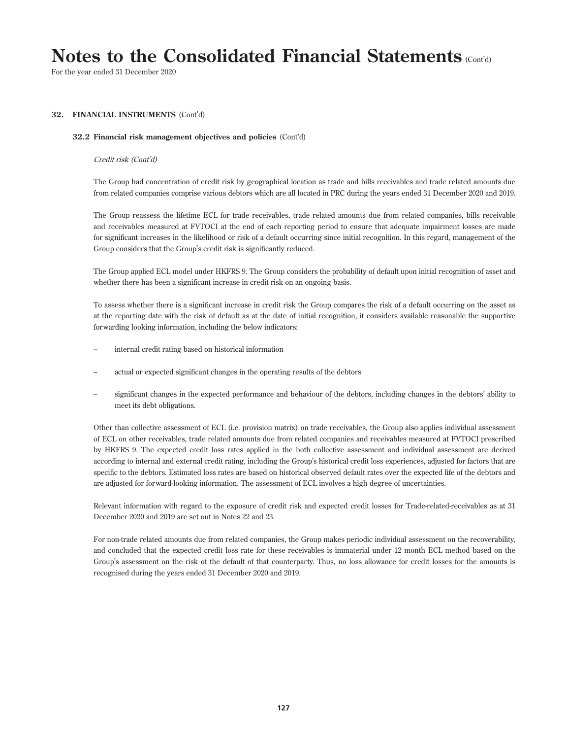## 32. FINANCIAL INSTRUMENTS (Cont'd)

### 32.2 Financial risk management objectives and policies (Cont'd)

*Credit risk (Cont'd)*

The Group had concentration of credit risk by geographical location as trade and bills receivables and trade related amounts due from related companies comprise various debtors which are all located in PRC during the years ended 31 December 2020 and 2019.

The Group reassess the lifetime ECL for trade receivables, trade related amounts due from related companies, bills receivable and receivables measured at FVTOCI at the end of each reporting period to ensure that adequate impairment losses are made for significant increases in the likelihood or risk of a default occurring since initial recognition. In this regard, management of the Group considers that the Group's credit risk is significantly reduced.

The Group applied ECL model under HKFRS 9. The Group considers the probability of default upon initial recognition of asset and whether there has been a significant increase in credit risk on an ongoing basis.

To assess whether there is a significant increase in credit risk the Group compares the risk of a default occurring on the asset as at the reporting date with the risk of default as at the date of initial recognition, it considers available reasonable the supportive forwarding looking information, including the below indicators:

- internal credit rating based on historical information
- actual or expected significant changes in the operating results of the debtors
- significant changes in the expected performance and behaviour of the debtors, including changes in the debtors' ability to meet its debt obligations.

Other than collective assessment of ECL (i.e. provision matrix) on trade receivables, the Group also applies individual assessment of ECL on other receivables, trade related amounts due from related companies and receivables measured at FVTOCI prescribed by HKFRS 9. The expected credit loss rates applied in the both collective assessment and individual assessment are derived according to internal and external credit rating, including the Group's historical credit loss experiences, adjusted for factors that are specific to the debtors. Estimated loss rates are based on historical observed default rates over the expected life of the debtors and are adjusted for forward-looking information. The assessment of ECL involves a high degree of uncertainties.

Relevant information with regard to the exposure of credit risk and expected credit losses for Trade-related-receivables as at 31 December 2020 and 2019 are set out in Notes 22 and 23.

For non-trade related amounts due from related companies, the Group makes periodic individual assessment on the recoverability, and concluded that the expected credit loss rate for these receivables is immaterial under 12 month ECL method based on the Group's assessment on the risk of the default of that counterparty. Thus, no loss allowance for credit losses for the amounts is recognised during the years ended 31 December 2020 and 2019.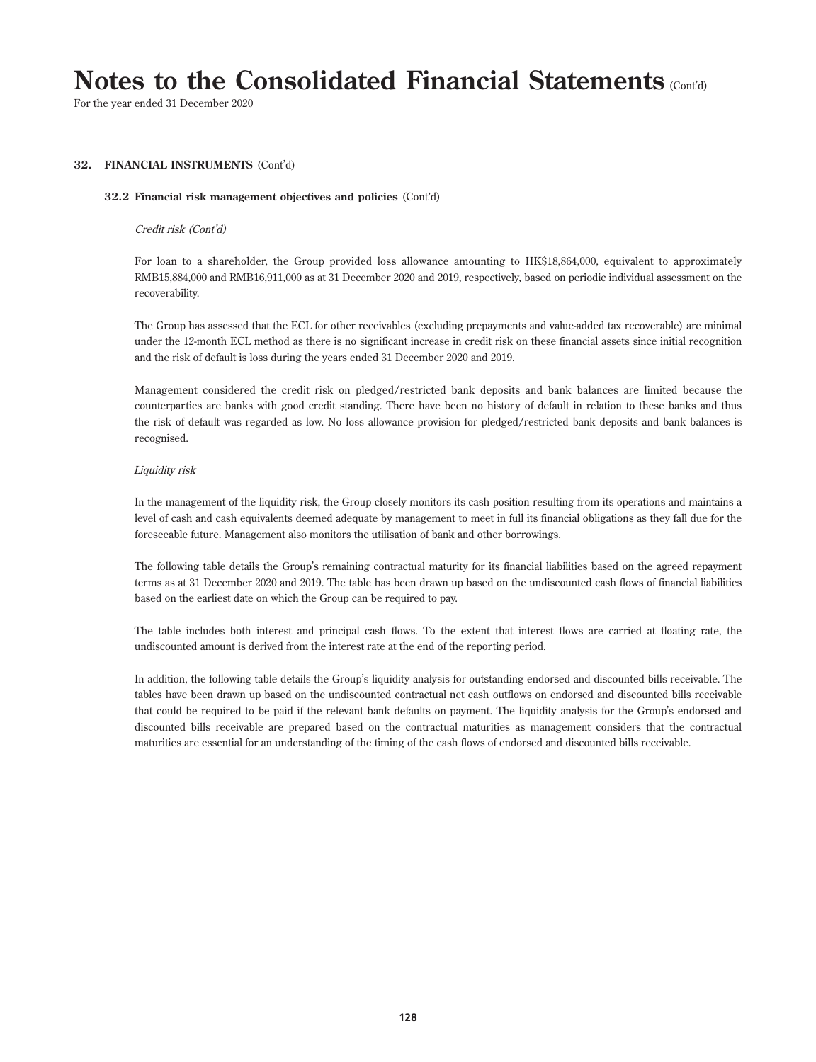# Notes to the Consolidated Financial Statements (Cont'd)

For the year ended 31 December 2020

## 32. FINANCIAL INSTRUMENTS (Cont'd)

### 32.2 Financial risk management objectives and policies (Cont'd)

*Credit risk (Cont'd)*

For loan to a shareholder, the Group provided loss allowance amounting to HK$18,864,000, equivalent to approximately RMB15,884,000 and RMB16,911,000 as at 31 December 2020 and 2019, respectively, based on periodic individual assessment on the recoverability.

The Group has assessed that the ECL for other receivables (excluding prepayments and value-added tax recoverable) are minimal under the 12-month ECL method as there is no significant increase in credit risk on these financial assets since initial recognition and the risk of default is loss during the years ended 31 December 2020 and 2019.

Management considered the credit risk on pledged/restricted bank deposits and bank balances are limited because the counterparties are banks with good credit standing. There have been no history of default in relation to these banks and thus the risk of default was regarded as low. No loss allowance provision for pledged/restricted bank deposits and bank balances is recognised.

*Liquidity risk*

In the management of the liquidity risk, the Group closely monitors its cash position resulting from its operations and maintains a level of cash and cash equivalents deemed adequate by management to meet in full its financial obligations as they fall due for the foreseeable future. Management also monitors the utilisation of bank and other borrowings.

The following table details the Group's remaining contractual maturity for its financial liabilities based on the agreed repayment terms as at 31 December 2020 and 2019. The table has been drawn up based on the undiscounted cash flows of financial liabilities based on the earliest date on which the Group can be required to pay.

The table includes both interest and principal cash flows. To the extent that interest flows are carried at floating rate, the undiscounted amount is derived from the interest rate at the end of the reporting period.

In addition, the following table details the Group's liquidity analysis for outstanding endorsed and discounted bills receivable. The tables have been drawn up based on the undiscounted contractual net cash outflows on endorsed and discounted bills receivable that could be required to be paid if the relevant bank defaults on payment. The liquidity analysis for the Group's endorsed and discounted bills receivable are prepared based on the contractual maturities as management considers that the contractual maturities are essential for an understanding of the timing of the cash flows of endorsed and discounted bills receivable.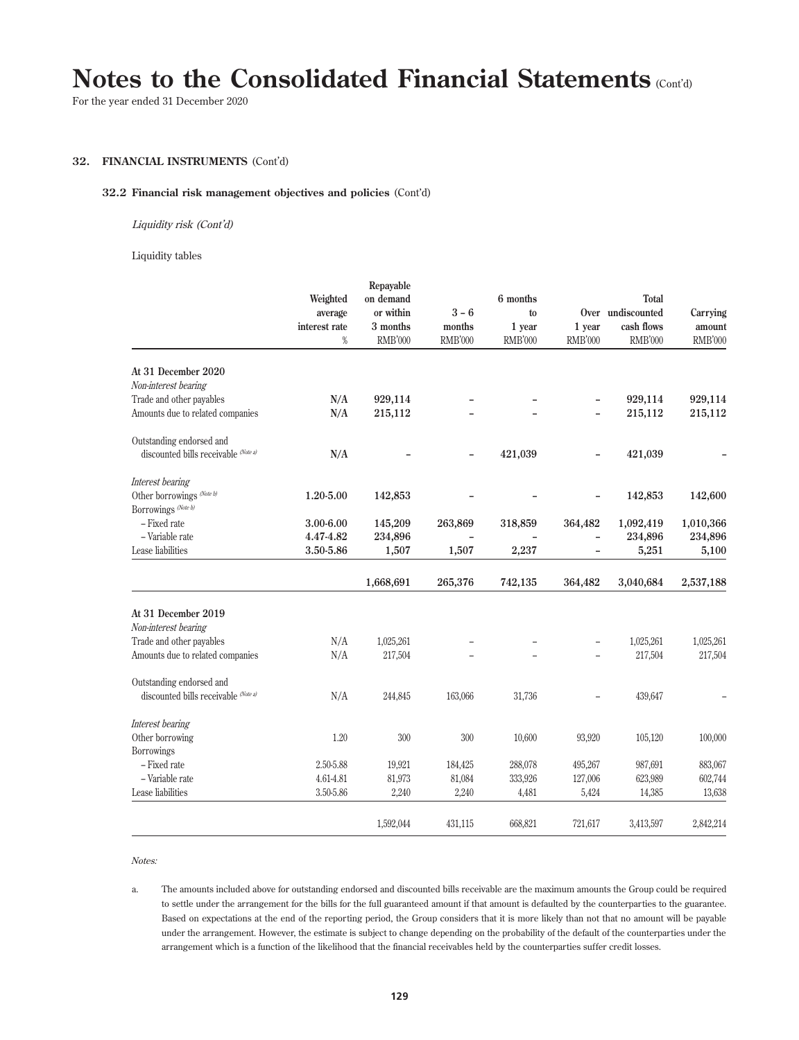# Notes to the Consolidated Financial Statements (Cont'd)

For the year ended 31 December 2020

## 32. FINANCIAL INSTRUMENTS (Cont'd)

### 32.2 Financial risk management objectives and policies (Cont'd)

*Liquidity risk (Cont'd)*

Liquidity tables

| | Weighted average interest rate % | Repayable on demand or within 3 months RMB'000 | 3 – 6 months RMB'000 | 6 months to 1 year RMB'000 | Over 1 year RMB'000 | Total undiscounted cash flows RMB'000 | Carrying amount RMB'000 |
|---|---|---|---|---|---|---|---|
| **At 31 December 2020** | | | | | | | |
| *Non-interest bearing* | | | | | | | |
| Trade and other payables | **N/A** | **929,114** | **–** | **–** | **–** | **929,114** | **929,114** |
| Amounts due to related companies | **N/A** | **215,112** | **–** | **–** | **–** | **215,112** | **215,112** |
| Outstanding endorsed and discounted bills receivable (Note a) | **N/A** | **–** | **–** | **421,039** | **–** | **421,039** | **–** |
| *Interest bearing* | | | | | | | |
| Other borrowings (Note b) | **1.20-5.00** | **142,853** | **–** | **–** | **–** | **142,853** | **142,600** |
| Borrowings (Note b) | | | | | | | |
| – Fixed rate | **3.00-6.00** | **145,209** | **263,869** | **318,859** | **364,482** | **1,092,419** | **1,010,366** |
| – Variable rate | **4.47-4.82** | **234,896** | **–** | **–** | **–** | **234,896** | **234,896** |
| Lease liabilities | **3.50-5.86** | **1,507** | **1,507** | **2,237** | **–** | **5,251** | **5,100** |
| | | **1,668,691** | **265,376** | **742,135** | **364,482** | **3,040,684** | **2,537,188** |
| **At 31 December 2019** | | | | | | | |
| *Non-interest bearing* | | | | | | | |
| Trade and other payables | N/A | 1,025,261 | – | – | – | 1,025,261 | 1,025,261 |
| Amounts due to related companies | N/A | 217,504 | – | – | – | 217,504 | 217,504 |
| Outstanding endorsed and discounted bills receivable (Note a) | N/A | 244,845 | 163,066 | 31,736 | – | 439,647 | – |
| *Interest bearing* | | | | | | | |
| Other borrowing | 1.20 | 300 | 300 | 10,600 | 93,920 | 105,120 | 100,000 |
| Borrowings | | | | | | | |
| – Fixed rate | 2.50-5.88 | 19,921 | 184,425 | 288,078 | 495,267 | 987,691 | 883,067 |
| – Variable rate | 4.61-4.81 | 81,973 | 81,084 | 333,926 | 127,006 | 623,989 | 602,744 |
| Lease liabilities | 3.50-5.86 | 2,240 | 2,240 | 4,481 | 5,424 | 14,385 | 13,638 |
| | | 1,592,044 | 431,115 | 668,821 | 721,617 | 3,413,597 | 2,842,214 |

*Notes:*

a. The amounts included above for outstanding endorsed and discounted bills receivable are the maximum amounts the Group could be required to settle under the arrangement for the bills for the full guaranteed amount if that amount is defaulted by the counterparties to the guarantee. Based on expectations at the end of the reporting period, the Group considers that it is more likely than not that no amount will be payable under the arrangement. However, the estimate is subject to change depending on the probability of the default of the counterparties under the arrangement which is a function of the likelihood that the financial receivables held by the counterparties suffer credit losses.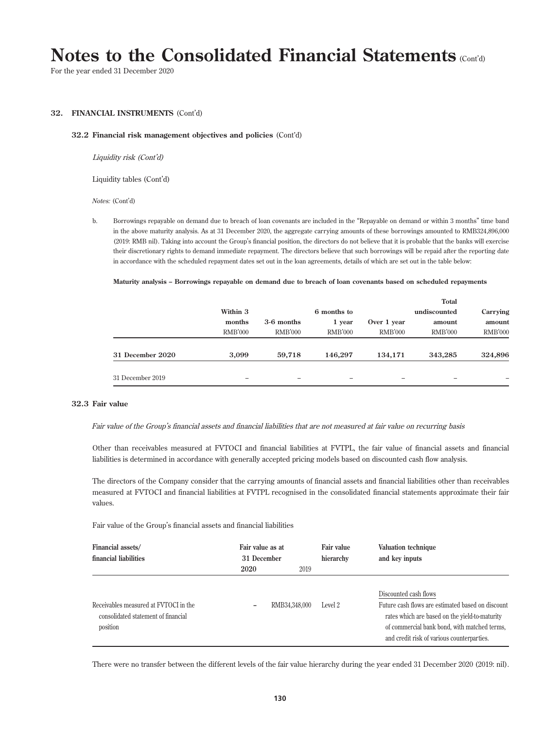# Notes to the Consolidated Financial Statements (Cont'd)

For the year ended 31 December 2020

## 32. FINANCIAL INSTRUMENTS (Cont'd)

### 32.2 Financial risk management objectives and policies (Cont'd)

*Liquidity risk (Cont'd)*

Liquidity tables (Cont'd)

*Notes:* (Cont'd)

b. Borrowings repayable on demand due to breach of loan covenants are included in the "Repayable on demand or within 3 months" time band in the above maturity analysis. As at 31 December 2020, the aggregate carrying amounts of these borrowings amounted to RMB324,896,000 (2019: RMB nil). Taking into account the Group's financial position, the directors do not believe that it is probable that the banks will exercise their discretionary rights to demand immediate repayment. The directors believe that such borrowings will be repaid after the reporting date in accordance with the scheduled repayment dates set out in the loan agreements, details of which are set out in the table below:

**Maturity analysis – Borrowings repayable on demand due to breach of loan covenants based on scheduled repayments**

| | Within 3 months RMB'000 | 3-6 months RMB'000 | 6 months to 1 year RMB'000 | Over 1 year RMB'000 | Total undiscounted amount RMB'000 | Carrying amount RMB'000 |
|---|---|---|---|---|---|---|
| **31 December 2020** | **3,099** | **59,718** | **146,297** | **134,171** | **343,285** | **324,896** |
| 31 December 2019 | – | – | – | – | – | – |

### 32.3 Fair value

*Fair value of the Group's financial assets and financial liabilities that are not measured at fair value on recurring basis*

Other than receivables measured at FVTOCI and financial liabilities at FVTPL, the fair value of financial assets and financial liabilities is determined in accordance with generally accepted pricing models based on discounted cash flow analysis.

The directors of the Company consider that the carrying amounts of financial assets and financial liabilities other than receivables measured at FVTOCI and financial liabilities at FVTPL recognised in the consolidated financial statements approximate their fair values.

Fair value of the Group's financial assets and financial liabilities

| Financial assets/ financial liabilities | Fair value as at 31 December 2020 | 2019 | Fair value hierarchy | Valuation technique and key inputs |
|---|---|---|---|---|
| Receivables measured at FVTOCI in the consolidated statement of financial position | – | RMB34,348,000 | Level 2 | Discounted cash flows<br>Future cash flows are estimated based on discount rates which are based on the yield-to-maturity of commercial bank bond, with matched terms, and credit risk of various counterparties. |

There were no transfer between the different levels of the fair value hierarchy during the year ended 31 December 2020 (2019: nil).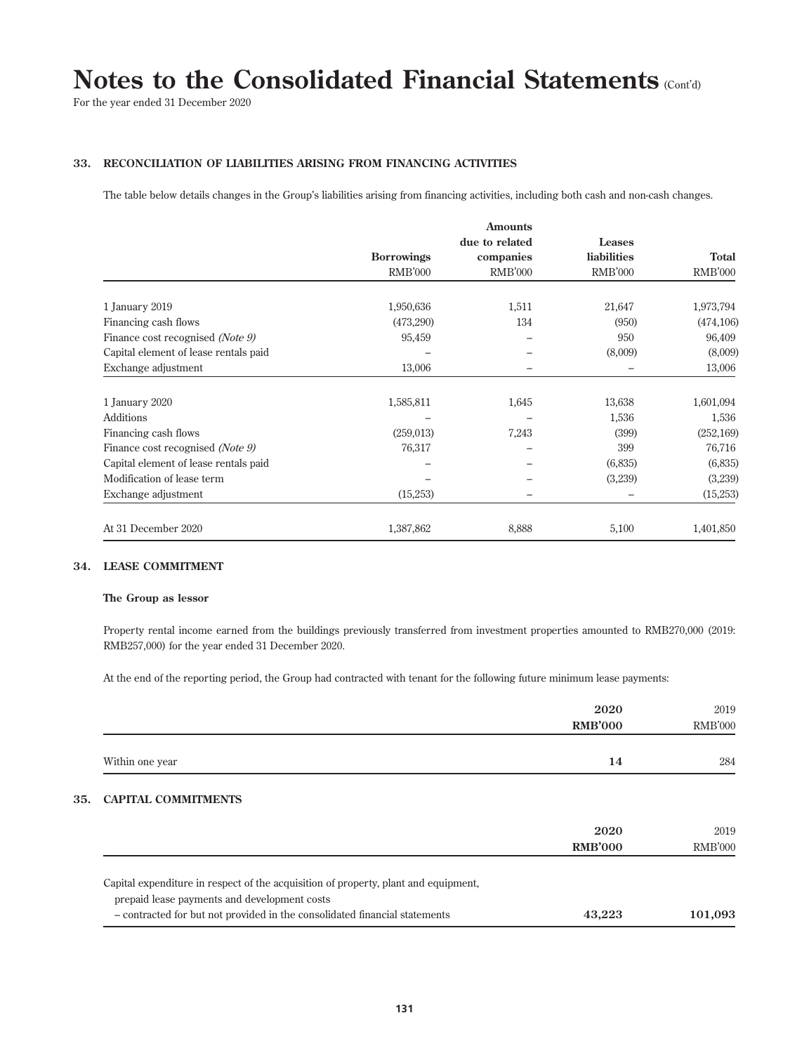# Notes to the Consolidated Financial Statements (Cont'd)

For the year ended 31 December 2020

## 33. RECONCILIATION OF LIABILITIES ARISING FROM FINANCING ACTIVITIES

The table below details changes in the Group's liabilities arising from financing activities, including both cash and non-cash changes.

| | Borrowings RMB'000 | Amounts due to related companies RMB'000 | Leases liabilities RMB'000 | Total RMB'000 |
|---|---|---|---|---|
| 1 January 2019 | 1,950,636 | 1,511 | 21,647 | 1,973,794 |
| Financing cash flows | (473,290) | 134 | (950) | (474,106) |
| Finance cost recognised *(Note 9)* | 95,459 | – | 950 | 96,409 |
| Capital element of lease rentals paid | – | – | (8,009) | (8,009) |
| Exchange adjustment | 13,006 | – | – | 13,006 |
| 1 January 2020 | 1,585,811 | 1,645 | 13,638 | 1,601,094 |
| Additions | – | – | 1,536 | 1,536 |
| Financing cash flows | (259,013) | 7,243 | (399) | (252,169) |
| Finance cost recognised *(Note 9)* | 76,317 | – | 399 | 76,716 |
| Capital element of lease rentals paid | – | – | (6,835) | (6,835) |
| Modification of lease term | – | – | (3,239) | (3,239) |
| Exchange adjustment | (15,253) | – | – | (15,253) |
| At 31 December 2020 | 1,387,862 | 8,888 | 5,100 | 1,401,850 |

## 34. LEASE COMMITMENT

**The Group as lessor**

Property rental income earned from the buildings previously transferred from investment properties amounted to RMB270,000 (2019: RMB257,000) for the year ended 31 December 2020.

At the end of the reporting period, the Group had contracted with tenant for the following future minimum lease payments:

| | **2020 RMB'000** | 2019 RMB'000 |
|---|---|---|
| Within one year | **14** | 284 |

## 35. CAPITAL COMMITMENTS

| | **2020 RMB'000** | 2019 RMB'000 |
|---|---|---|
| Capital expenditure in respect of the acquisition of property, plant and equipment, prepaid lease payments and development costs – contracted for but not provided in the consolidated financial statements | **43,223** | **101,093** |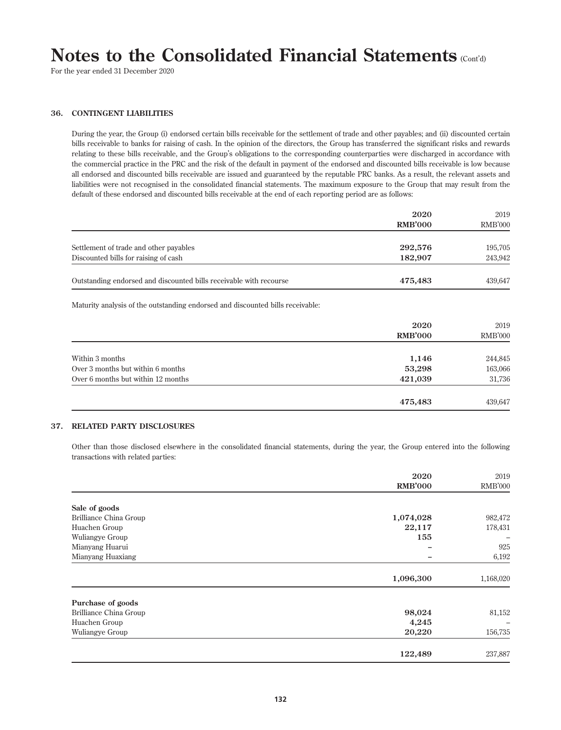# Notes to the Consolidated Financial Statements (Cont'd)

For the year ended 31 December 2020

## 36. CONTINGENT LIABILITIES

During the year, the Group (i) endorsed certain bills receivable for the settlement of trade and other payables; and (ii) discounted certain bills receivable to banks for raising of cash. In the opinion of the directors, the Group has transferred the significant risks and rewards relating to these bills receivable, and the Group's obligations to the corresponding counterparties were discharged in accordance with the commercial practice in the PRC and the risk of the default in payment of the endorsed and discounted bills receivable is low because all endorsed and discounted bills receivable are issued and guaranteed by the reputable PRC banks. As a result, the relevant assets and liabilities were not recognised in the consolidated financial statements. The maximum exposure to the Group that may result from the default of these endorsed and discounted bills receivable at the end of each reporting period are as follows:

| | **2020** | 2019 |
|---|---|---|
| | **RMB'000** | RMB'000 |
| Settlement of trade and other payables | **292,576** | 195,705 |
| Discounted bills for raising of cash | **182,907** | 243,942 |
| Outstanding endorsed and discounted bills receivable with recourse | **475,483** | 439,647 |

Maturity analysis of the outstanding endorsed and discounted bills receivable:

| | **2020** | 2019 |
|---|---|---|
| | **RMB'000** | RMB'000 |
| Within 3 months | **1,146** | 244,845 |
| Over 3 months but within 6 months | **53,298** | 163,066 |
| Over 6 months but within 12 months | **421,039** | 31,736 |
| | **475,483** | 439,647 |

## 37. RELATED PARTY DISCLOSURES

Other than those disclosed elsewhere in the consolidated financial statements, during the year, the Group entered into the following transactions with related parties:

| | **2020** | 2019 |
|---|---|---|
| | **RMB'000** | RMB'000 |
| **Sale of goods** | | |
| Brilliance China Group | **1,074,028** | 982,472 |
| Huachen Group | **22,117** | 178,431 |
| Wuliangye Group | **155** | – |
| Mianyang Huarui | **–** | 925 |
| Mianyang Huaxiang | **–** | 6,192 |
| | **1,096,300** | 1,168,020 |
| **Purchase of goods** | | |
| Brilliance China Group | **98,024** | 81,152 |
| Huachen Group | **4,245** | – |
| Wuliangye Group | **20,220** | 156,735 |
| | **122,489** | 237,887 |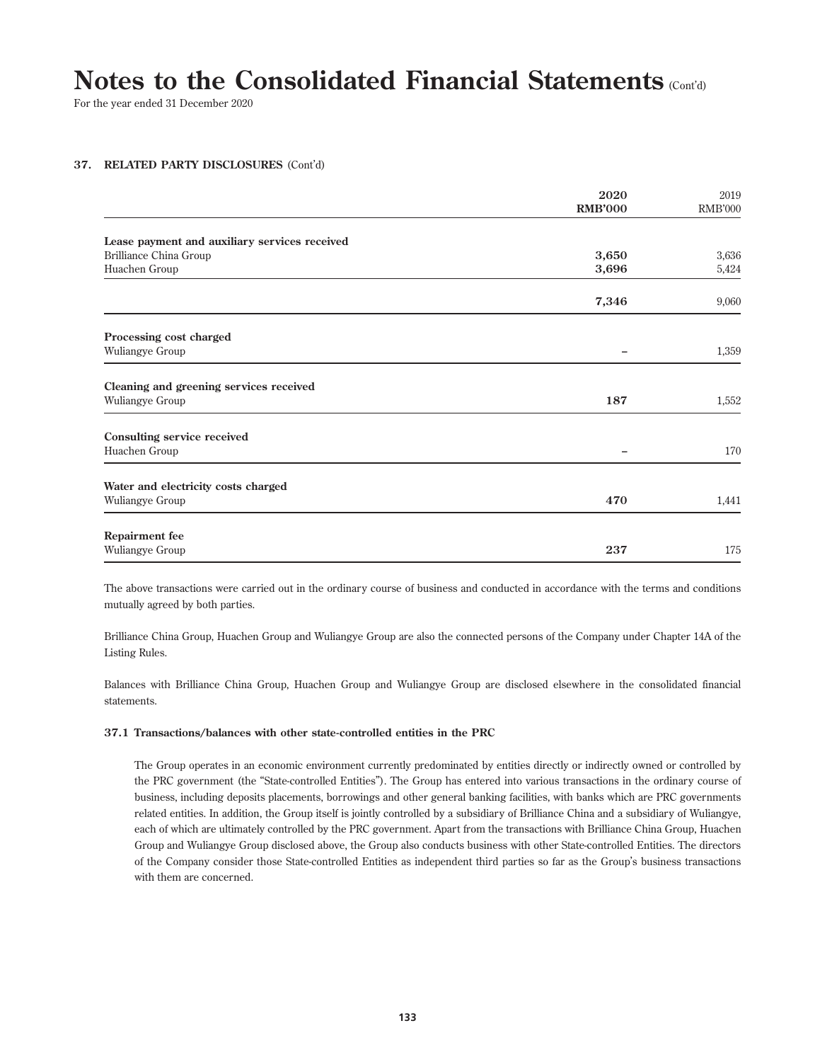## 37. RELATED PARTY DISCLOSURES (Cont'd)

| | 2020 RMB'000 | 2019 RMB'000 |
|---|---|---|
| **Lease payment and auxiliary services received** | | |
| Brilliance China Group | **3,650** | 3,636 |
| Huachen Group | **3,696** | 5,424 |
| | **7,346** | 9,060 |
| **Processing cost charged** | | |
| Wuliangye Group | – | 1,359 |
| **Cleaning and greening services received** | | |
| Wuliangye Group | **187** | 1,552 |
| **Consulting service received** | | |
| Huachen Group | – | 170 |
| **Water and electricity costs charged** | | |
| Wuliangye Group | **470** | 1,441 |
| **Repairment fee** | | |
| Wuliangye Group | **237** | 175 |

The above transactions were carried out in the ordinary course of business and conducted in accordance with the terms and conditions mutually agreed by both parties.

Brilliance China Group, Huachen Group and Wuliangye Group are also the connected persons of the Company under Chapter 14A of the Listing Rules.

Balances with Brilliance China Group, Huachen Group and Wuliangye Group are disclosed elsewhere in the consolidated financial statements.

### 37.1 Transactions/balances with other state-controlled entities in the PRC

The Group operates in an economic environment currently predominated by entities directly or indirectly owned or controlled by the PRC government (the "State-controlled Entities"). The Group has entered into various transactions in the ordinary course of business, including deposits placements, borrowings and other general banking facilities, with banks which are PRC governments related entities. In addition, the Group itself is jointly controlled by a subsidiary of Brilliance China and a subsidiary of Wuliangye, each of which are ultimately controlled by the PRC government. Apart from the transactions with Brilliance China Group, Huachen Group and Wuliangye Group disclosed above, the Group also conducts business with other State-controlled Entities. The directors of the Company consider those State-controlled Entities as independent third parties so far as the Group's business transactions with them are concerned.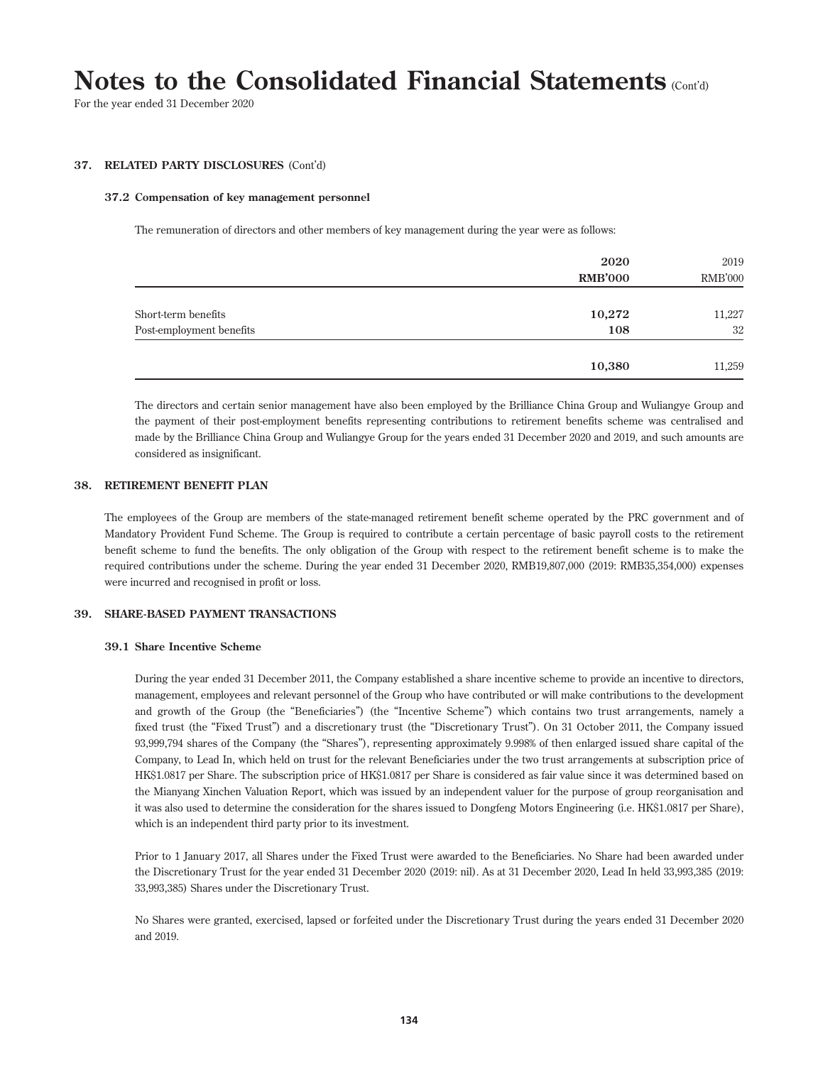# Notes to the Consolidated Financial Statements (Cont'd)

For the year ended 31 December 2020

## 37. RELATED PARTY DISCLOSURES (Cont'd)

### 37.2 Compensation of key management personnel

The remuneration of directors and other members of key management during the year were as follows:

| | 2020<br>RMB'000 | 2019<br>RMB'000 |
|---|---|---|
| Short-term benefits | **10,272** | 11,227 |
| Post-employment benefits | **108** | 32 |
| | **10,380** | 11,259 |

The directors and certain senior management have also been employed by the Brilliance China Group and Wuliangye Group and the payment of their post-employment benefits representing contributions to retirement benefits scheme was centralised and made by the Brilliance China Group and Wuliangye Group for the years ended 31 December 2020 and 2019, and such amounts are considered as insignificant.

## 38. RETIREMENT BENEFIT PLAN

The employees of the Group are members of the state-managed retirement benefit scheme operated by the PRC government and of Mandatory Provident Fund Scheme. The Group is required to contribute a certain percentage of basic payroll costs to the retirement benefit scheme to fund the benefits. The only obligation of the Group with respect to the retirement benefit scheme is to make the required contributions under the scheme. During the year ended 31 December 2020, RMB19,807,000 (2019: RMB35,354,000) expenses were incurred and recognised in profit or loss.

## 39. SHARE-BASED PAYMENT TRANSACTIONS

### 39.1 Share Incentive Scheme

During the year ended 31 December 2011, the Company established a share incentive scheme to provide an incentive to directors, management, employees and relevant personnel of the Group who have contributed or will make contributions to the development and growth of the Group (the "Beneficiaries") (the "Incentive Scheme") which contains two trust arrangements, namely a fixed trust (the "Fixed Trust") and a discretionary trust (the "Discretionary Trust"). On 31 October 2011, the Company issued 93,999,794 shares of the Company (the "Shares"), representing approximately 9.998% of then enlarged issued share capital of the Company, to Lead In, which held on trust for the relevant Beneficiaries under the two trust arrangements at subscription price of HK$1.0817 per Share. The subscription price of HK$1.0817 per Share is considered as fair value since it was determined based on the Mianyang Xinchen Valuation Report, which was issued by an independent valuer for the purpose of group reorganisation and it was also used to determine the consideration for the shares issued to Dongfeng Motors Engineering (i.e. HK$1.0817 per Share), which is an independent third party prior to its investment.

Prior to 1 January 2017, all Shares under the Fixed Trust were awarded to the Beneficiaries. No Share had been awarded under the Discretionary Trust for the year ended 31 December 2020 (2019: nil). As at 31 December 2020, Lead In held 33,993,385 (2019: 33,993,385) Shares under the Discretionary Trust.

No Shares were granted, exercised, lapsed or forfeited under the Discretionary Trust during the years ended 31 December 2020 and 2019.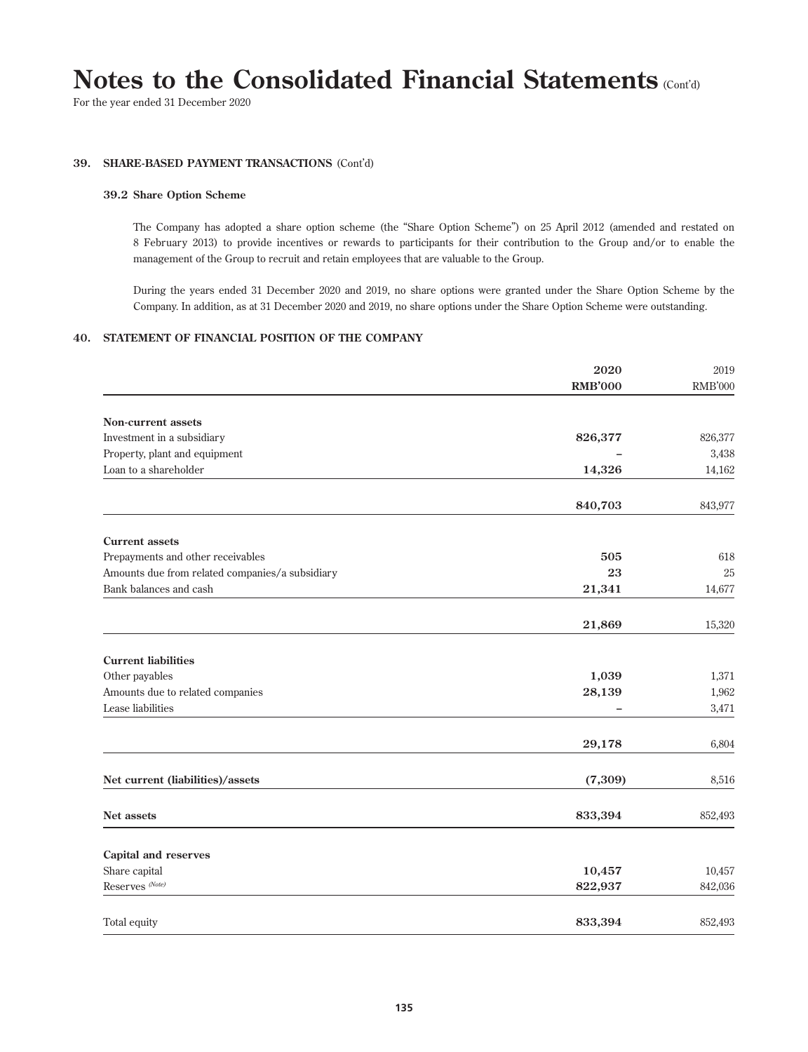# Notes to the Consolidated Financial Statements (Cont'd)

For the year ended 31 December 2020

## 39. SHARE-BASED PAYMENT TRANSACTIONS (Cont'd)

### 39.2 Share Option Scheme

The Company has adopted a share option scheme (the "Share Option Scheme") on 25 April 2012 (amended and restated on 8 February 2013) to provide incentives or rewards to participants for their contribution to the Group and/or to enable the management of the Group to recruit and retain employees that are valuable to the Group.

During the years ended 31 December 2020 and 2019, no share options were granted under the Share Option Scheme by the Company. In addition, as at 31 December 2020 and 2019, no share options under the Share Option Scheme were outstanding.

## 40. STATEMENT OF FINANCIAL POSITION OF THE COMPANY

| | **2020** **RMB'000** | 2019 RMB'000 |
|---|---|---|
| **Non-current assets** | | |
| Investment in a subsidiary | **826,377** | 826,377 |
| Property, plant and equipment | **–** | 3,438 |
| Loan to a shareholder | **14,326** | 14,162 |
| | **840,703** | 843,977 |
| **Current assets** | | |
| Prepayments and other receivables | **505** | 618 |
| Amounts due from related companies/a subsidiary | **23** | 25 |
| Bank balances and cash | **21,341** | 14,677 |
| | **21,869** | 15,320 |
| **Current liabilities** | | |
| Other payables | **1,039** | 1,371 |
| Amounts due to related companies | **28,139** | 1,962 |
| Lease liabilities | **–** | 3,471 |
| | **29,178** | 6,804 |
| **Net current (liabilities)/assets** | **(7,309)** | 8,516 |
| **Net assets** | **833,394** | 852,493 |
| **Capital and reserves** | | |
| Share capital | **10,457** | 10,457 |
| Reserves *(Note)* | **822,937** | 842,036 |
| Total equity | **833,394** | 852,493 |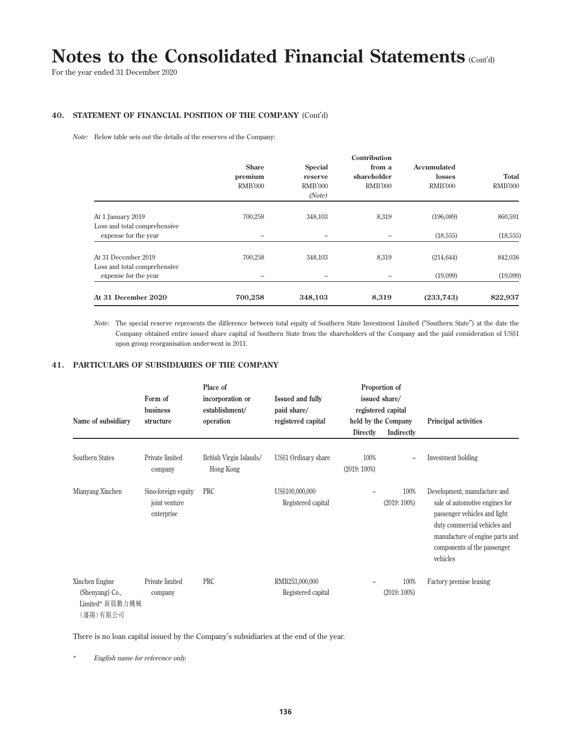# Notes to the Consolidated Financial Statements (Cont'd)

For the year ended 31 December 2020

## 40. STATEMENT OF FINANCIAL POSITION OF THE COMPANY (Cont'd)

*Note:* Below table sets out the details of the reserves of the Company:

| | Share premium RMB'000 | Special reserve RMB'000 *(Note)* | Contribution from a shareholder RMB'000 | Accumulated losses RMB'000 | Total RMB'000 |
|---|---|---|---|---|---|
| At 1 January 2019 | 700,258 | 348,103 | 8,319 | (196,089) | 860,591 |
| Loss and total comprehensive expense for the year | – | – | – | (18,555) | (18,555) |
| At 31 December 2019 | 700,258 | 348,103 | 8,319 | (214,644) | 842,036 |
| Loss and total comprehensive expense for the year | – | – | – | (19,099) | (19,099) |
| **At 31 December 2020** | **700,258** | **348,103** | **8,319** | **(233,743)** | **822,937** |

*Note:* The special reserve represents the difference between total equity of Southern State Investment Limited ("Southern State") at the date the Company obtained entire issued share capital of Southern State from the shareholders of the Company and the paid consideration of US$1 upon group reorganisation underwent in 2011.

## 41. PARTICULARS OF SUBSIDIARIES OF THE COMPANY

| Name of subsidiary | Form of business structure | Place of incorporation or establishment/ operation | Issued and fully paid share/ registered capital | Proportion of issued share/ registered capital held by the Company | | Principal activities |
|---|---|---|---|---|---|---|
| | | | | Directly | Indirectly | |
| Southern States | Private limited company | British Virgin Islands/ Hong Kong | US$1 Ordinary share | 100% (2019: 100%) | – | Investment holding |
| Mianyang Xinchen | Sino-foreign equity joint venture enterprise | PRC | US$100,000,000 Registered capital | – | 100% (2019: 100%) | Development, manufacture and sale of automotive engines for passenger vehicles and light duty commercial vehicles and manufacture of engine parts and components of the passenger vehicles |
| Xinchen Engine (Shenyang) Co., Limited* 新晨動力機械（瀋陽）有限公司 | Private limited company | PRC | RMB253,000,000 Registered capital | – | 100% (2019: 100%) | Factory premise leasing |

There is no loan capital issued by the Company's subsidiaries at the end of the year.

\* *English name for reference only.*